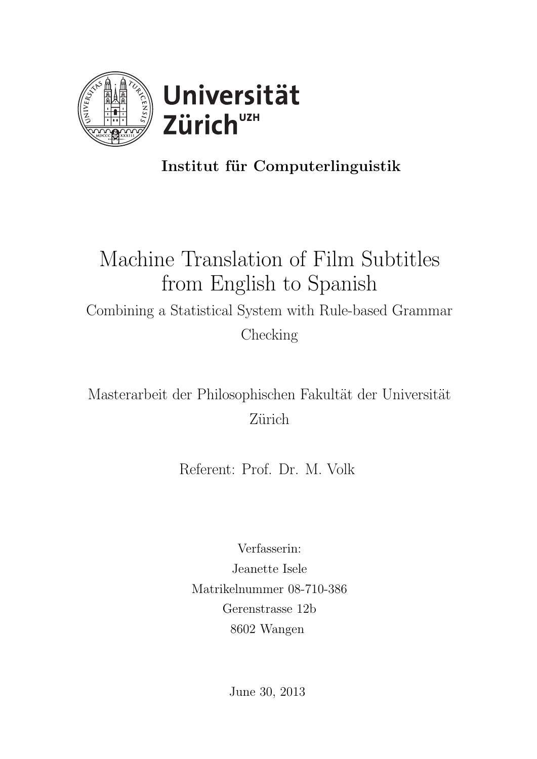Universität Zürich[UZH]

**Institut für Computerlinguistik**

# Machine Translation of Film Subtitles from English to Spanish

Combining a Statistical System with Rule-based Grammar Checking

Masterarbeit der Philosophischen Fakultät der Universität Zürich

Referent: Prof. Dr. M. Volk

Verfasserin:
Jeanette Isele
Matrikelnummer 08-710-386
Gerenstrasse 12b
8602 Wangen

June 30, 2013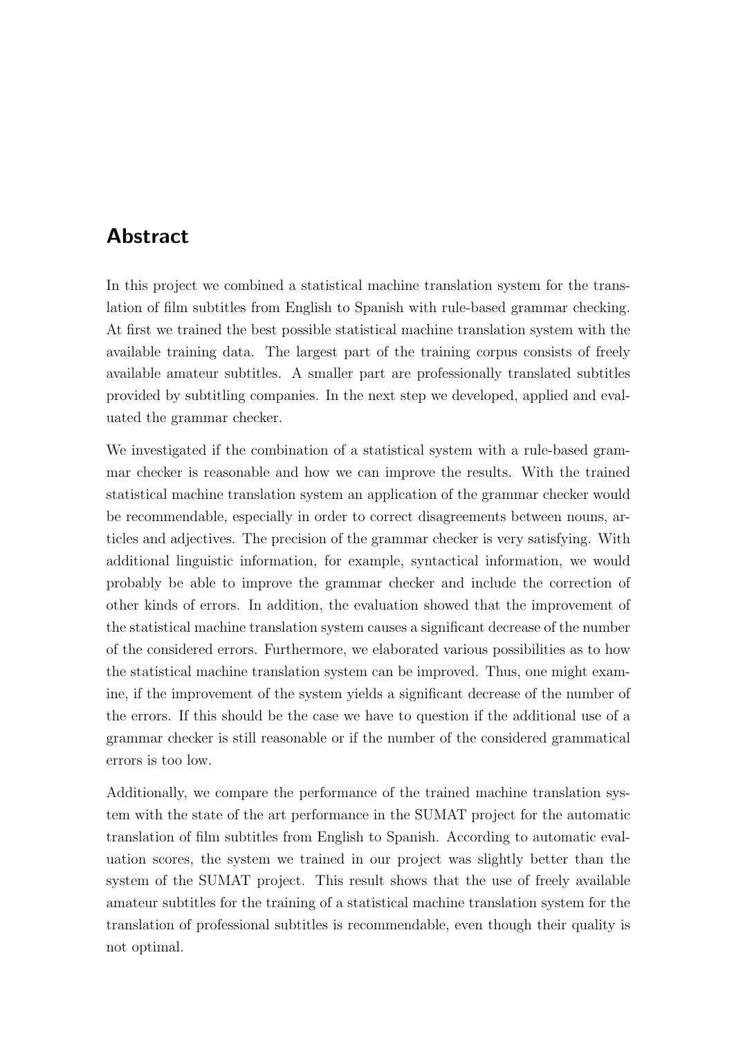## Abstract

In this project we combined a statistical machine translation system for the translation of film subtitles from English to Spanish with rule-based grammar checking. At first we trained the best possible statistical machine translation system with the available training data. The largest part of the training corpus consists of freely available amateur subtitles. A smaller part are professionally translated subtitles provided by subtitling companies. In the next step we developed, applied and evaluated the grammar checker.

We investigated if the combination of a statistical system with a rule-based grammar checker is reasonable and how we can improve the results. With the trained statistical machine translation system an application of the grammar checker would be recommendable, especially in order to correct disagreements between nouns, articles and adjectives. The precision of the grammar checker is very satisfying. With additional linguistic information, for example, syntactical information, we would probably be able to improve the grammar checker and include the correction of other kinds of errors. In addition, the evaluation showed that the improvement of the statistical machine translation system causes a significant decrease of the number of the considered errors. Furthermore, we elaborated various possibilities as to how the statistical machine translation system can be improved. Thus, one might examine, if the improvement of the system yields a significant decrease of the number of the errors. If this should be the case we have to question if the additional use of a grammar checker is still reasonable or if the number of the considered grammatical errors is too low.

Additionally, we compare the performance of the trained machine translation system with the state of the art performance in the SUMAT project for the automatic translation of film subtitles from English to Spanish. According to automatic evaluation scores, the system we trained in our project was slightly better than the system of the SUMAT project. This result shows that the use of freely available amateur subtitles for the training of a statistical machine translation system for the translation of professional subtitles is recommendable, even though their quality is not optimal.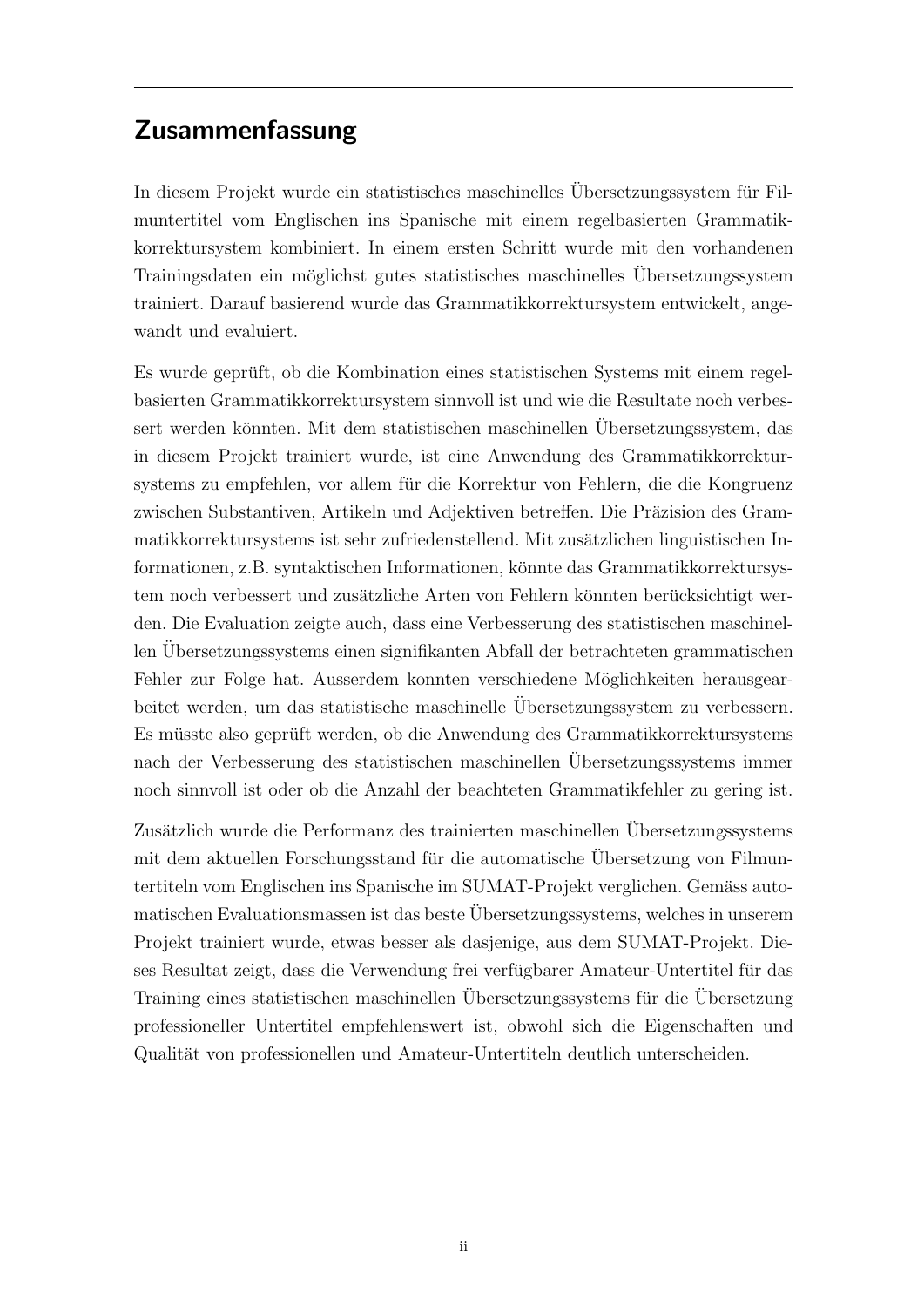## Zusammenfassung

In diesem Projekt wurde ein statistisches maschinelles Übersetzungssystem für Filmuntertitel vom Englischen ins Spanische mit einem regelbasierten Grammatikkorrektursystem kombiniert. In einem ersten Schritt wurde mit den vorhandenen Trainingsdaten ein möglichst gutes statistisches maschinelles Übersetzungssystem trainiert. Darauf basierend wurde das Grammatikkorrektursystem entwickelt, angewandt und evaluiert.

Es wurde geprüft, ob die Kombination eines statistischen Systems mit einem regelbasierten Grammatikkorrektursystem sinnvoll ist und wie die Resultate noch verbessert werden könnten. Mit dem statistischen maschinellen Übersetzungssystem, das in diesem Projekt trainiert wurde, ist eine Anwendung des Grammatikkorrektursystems zu empfehlen, vor allem für die Korrektur von Fehlern, die die Kongruenz zwischen Substantiven, Artikeln und Adjektiven betreffen. Die Präzision des Grammatikkorrektursystems ist sehr zufriedenstellend. Mit zusätzlichen linguistischen Informationen, z.B. syntaktischen Informationen, könnte das Grammatikkorrektursystem noch verbessert und zusätzliche Arten von Fehlern könnten berücksichtigt werden. Die Evaluation zeigte auch, dass eine Verbesserung des statistischen maschinellen Übersetzungssystems einen signifikanten Abfall der betrachteten grammatischen Fehler zur Folge hat. Ausserdem konnten verschiedene Möglichkeiten herausgearbeitet werden, um das statistische maschinelle Übersetzungssystem zu verbessern. Es müsste also geprüft werden, ob die Anwendung des Grammatikkorrektursystems nach der Verbesserung des statistischen maschinellen Übersetzungssystems immer noch sinnvoll ist oder ob die Anzahl der beachteten Grammatikfehler zu gering ist.

Zusätzlich wurde die Performanz des trainierten maschinellen Übersetzungssystems mit dem aktuellen Forschungsstand für die automatische Übersetzung von Filmuntertiteln vom Englischen ins Spanische im SUMAT-Projekt verglichen. Gemäss automatischen Evaluationsmassen ist das beste Übersetzungssystems, welches in unserem Projekt trainiert wurde, etwas besser als dasjenige, aus dem SUMAT-Projekt. Dieses Resultat zeigt, dass die Verwendung frei verfügbarer Amateur-Untertitel für das Training eines statistischen maschinellen Übersetzungssystems für die Übersetzung professioneller Untertitel empfehlenswert ist, obwohl sich die Eigenschaften und Qualität von professionellen und Amateur-Untertiteln deutlich unterscheiden.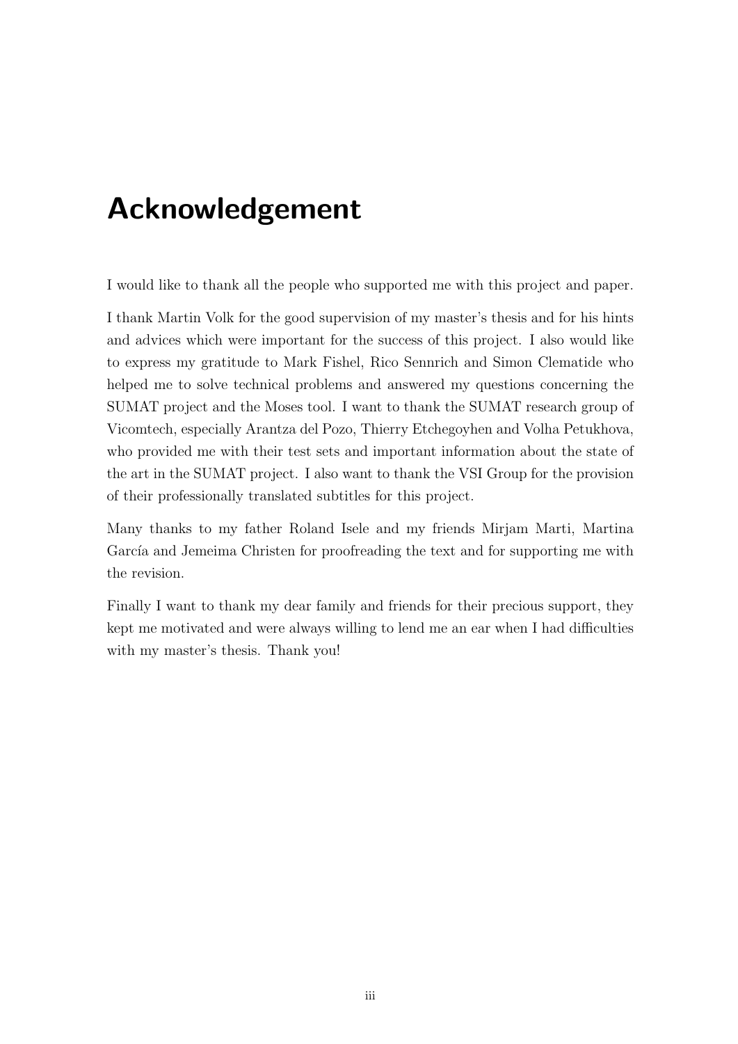# Acknowledgement

I would like to thank all the people who supported me with this project and paper.

I thank Martin Volk for the good supervision of my master's thesis and for his hints and advices which were important for the success of this project. I also would like to express my gratitude to Mark Fishel, Rico Sennrich and Simon Clematide who helped me to solve technical problems and answered my questions concerning the SUMAT project and the Moses tool. I want to thank the SUMAT research group of Vicomtech, especially Arantza del Pozo, Thierry Etchegoyhen and Volha Petukhova, who provided me with their test sets and important information about the state of the art in the SUMAT project. I also want to thank the VSI Group for the provision of their professionally translated subtitles for this project.

Many thanks to my father Roland Isele and my friends Mirjam Marti, Martina García and Jemeima Christen for proofreading the text and for supporting me with the revision.

Finally I want to thank my dear family and friends for their precious support, they kept me motivated and were always willing to lend me an ear when I had difficulties with my master's thesis. Thank you!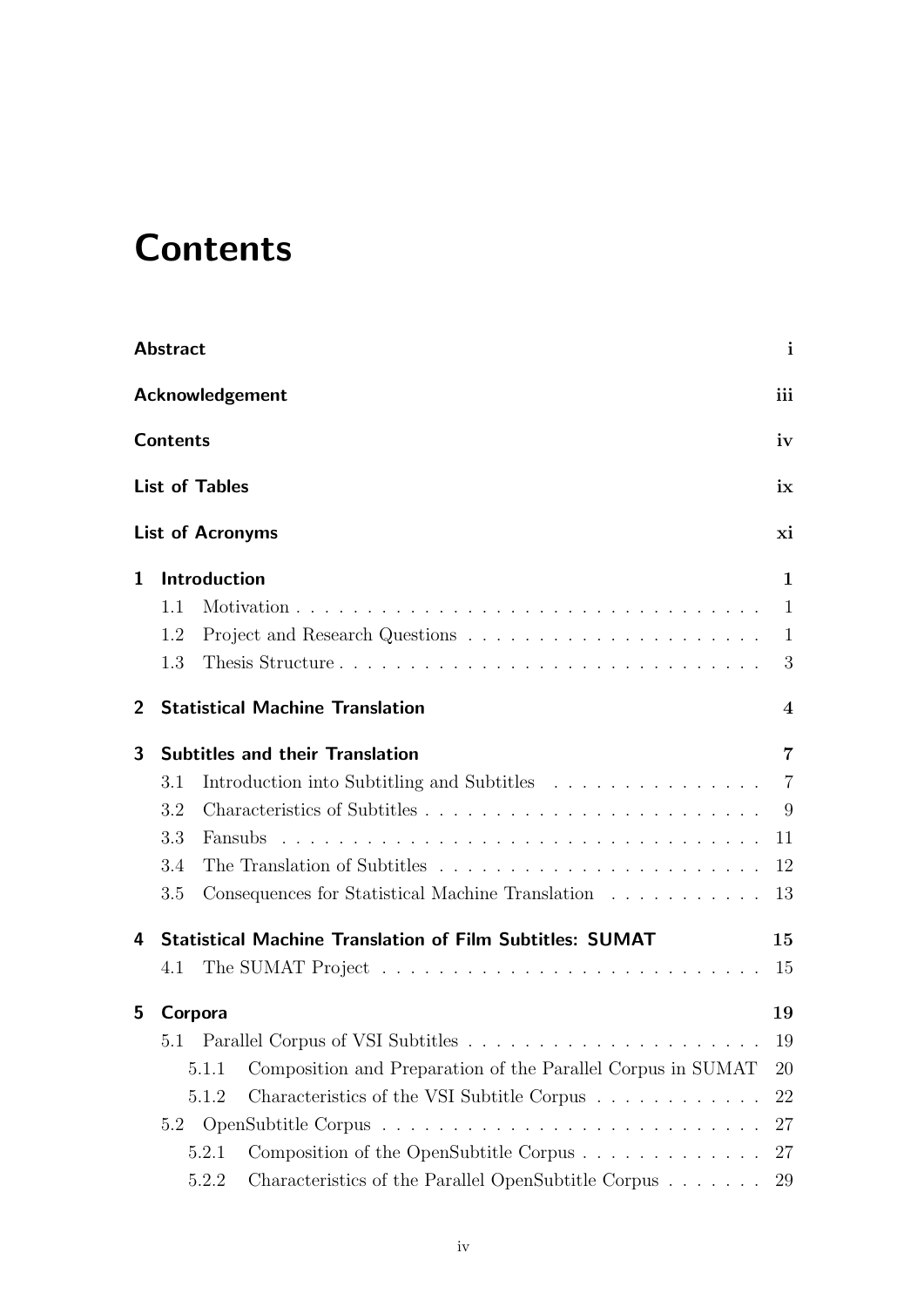# Contents

**Abstract** i

**Acknowledgement** iii

**Contents** iv

**List of Tables** ix

**List of Acronyms** xi

**1 Introduction** 1

- 1.1 Motivation . . . . . . . . . . . . . . . . . . . . . . . . . . . . . . . . . . 1
- 1.2 Project and Research Questions . . . . . . . . . . . . . . . . . . . . . 1
- 1.3 Thesis Structure . . . . . . . . . . . . . . . . . . . . . . . . . . . . . . 3

**2 Statistical Machine Translation** 4

**3 Subtitles and their Translation** 7

- 3.1 Introduction into Subtitling and Subtitles . . . . . . . . . . . . . . . 7
- 3.2 Characteristics of Subtitles . . . . . . . . . . . . . . . . . . . . . . . . 9
- 3.3 Fansubs . . . . . . . . . . . . . . . . . . . . . . . . . . . . . . . . . . . 11
- 3.4 The Translation of Subtitles . . . . . . . . . . . . . . . . . . . . . . . 12
- 3.5 Consequences for Statistical Machine Translation . . . . . . . . . . . 13

**4 Statistical Machine Translation of Film Subtitles: SUMAT** 15

- 4.1 The SUMAT Project . . . . . . . . . . . . . . . . . . . . . . . . . . . 15

**5 Corpora** 19

- 5.1 Parallel Corpus of VSI Subtitles . . . . . . . . . . . . . . . . . . . . . 19
  - 5.1.1 Composition and Preparation of the Parallel Corpus in SUMAT 20
  - 5.1.2 Characteristics of the VSI Subtitle Corpus . . . . . . . . . . . . 22
- 5.2 OpenSubtitle Corpus . . . . . . . . . . . . . . . . . . . . . . . . . . . 27
  - 5.2.1 Composition of the OpenSubtitle Corpus . . . . . . . . . . . . . 27
  - 5.2.2 Characteristics of the Parallel OpenSubtitle Corpus . . . . . . . 29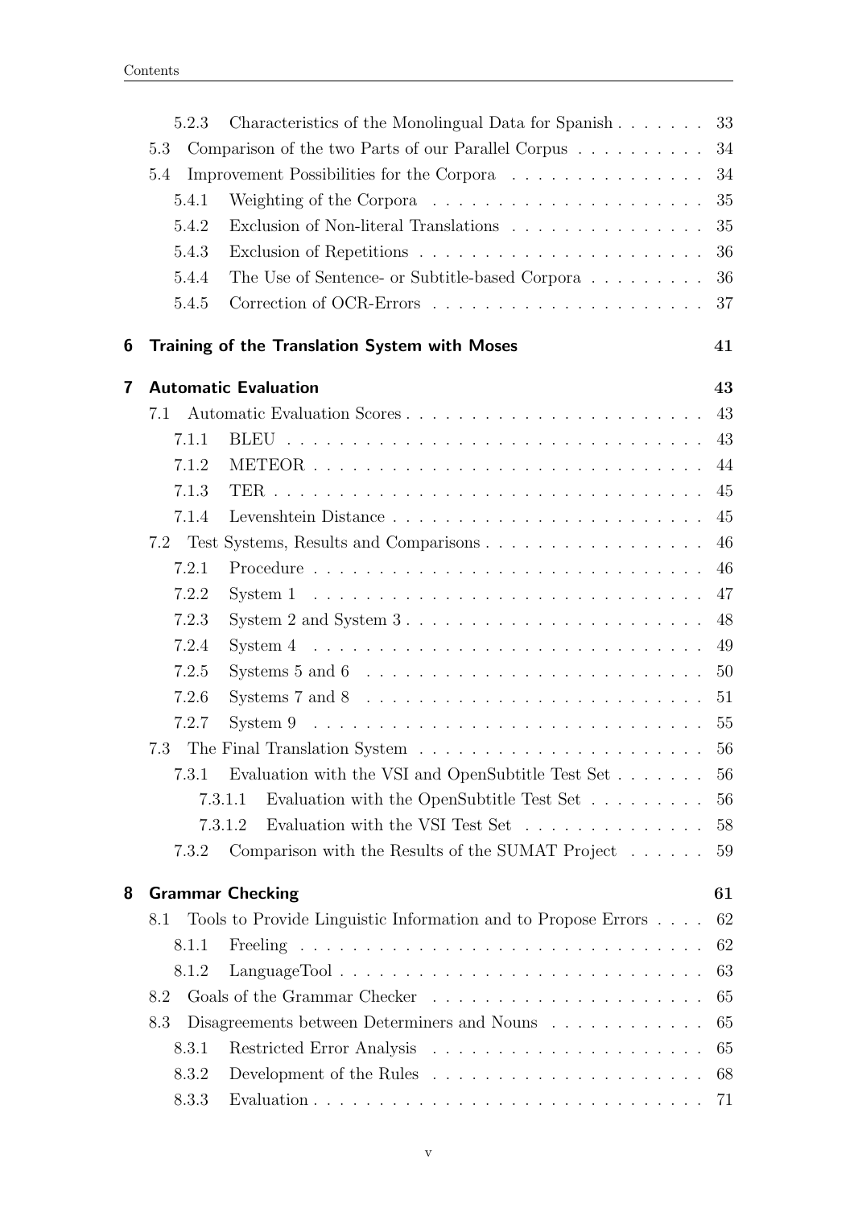- 5.2.3 Characteristics of the Monolingual Data for Spanish . . . . . . . 33
- 5.3 Comparison of the two Parts of our Parallel Corpus . . . . . . . . . . 34
- 5.4 Improvement Possibilities for the Corpora . . . . . . . . . . . . . . . 34
  - 5.4.1 Weighting of the Corpora . . . . . . . . . . . . . . . . . . . . . 35
  - 5.4.2 Exclusion of Non-literal Translations . . . . . . . . . . . . . . . 35
  - 5.4.3 Exclusion of Repetitions . . . . . . . . . . . . . . . . . . . . . . 36
  - 5.4.4 The Use of Sentence- or Subtitle-based Corpora . . . . . . . . . 36
  - 5.4.5 Correction of OCR-Errors . . . . . . . . . . . . . . . . . . . . . 37

**6 Training of the Translation System with Moses** **41**

**7 Automatic Evaluation** **43**

- 7.1 Automatic Evaluation Scores . . . . . . . . . . . . . . . . . . . . . . . 43
  - 7.1.1 BLEU . . . . . . . . . . . . . . . . . . . . . . . . . . . . . . . . 43
  - 7.1.2 METEOR . . . . . . . . . . . . . . . . . . . . . . . . . . . . . . 44
  - 7.1.3 TER . . . . . . . . . . . . . . . . . . . . . . . . . . . . . . . . . 45
  - 7.1.4 Levenshtein Distance . . . . . . . . . . . . . . . . . . . . . . . . 45
- 7.2 Test Systems, Results and Comparisons . . . . . . . . . . . . . . . . . 46
  - 7.2.1 Procedure . . . . . . . . . . . . . . . . . . . . . . . . . . . . . . 46
  - 7.2.2 System 1 . . . . . . . . . . . . . . . . . . . . . . . . . . . . . . 47
  - 7.2.3 System 2 and System 3 . . . . . . . . . . . . . . . . . . . . . . . 48
  - 7.2.4 System 4 . . . . . . . . . . . . . . . . . . . . . . . . . . . . . . 49
  - 7.2.5 Systems 5 and 6 . . . . . . . . . . . . . . . . . . . . . . . . . . 50
  - 7.2.6 Systems 7 and 8 . . . . . . . . . . . . . . . . . . . . . . . . . . 51
  - 7.2.7 System 9 . . . . . . . . . . . . . . . . . . . . . . . . . . . . . . 55
- 7.3 The Final Translation System . . . . . . . . . . . . . . . . . . . . . . 56
  - 7.3.1 Evaluation with the VSI and OpenSubtitle Test Set . . . . . . . 56
    - 7.3.1.1 Evaluation with the OpenSubtitle Test Set . . . . . . . . . 56
    - 7.3.1.2 Evaluation with the VSI Test Set . . . . . . . . . . . . . . 58
  - 7.3.2 Comparison with the Results of the SUMAT Project . . . . . . 59

**8 Grammar Checking** **61**

- 8.1 Tools to Provide Linguistic Information and to Propose Errors . . . . 62
  - 8.1.1 Freeling . . . . . . . . . . . . . . . . . . . . . . . . . . . . . . . 62
  - 8.1.2 LanguageTool . . . . . . . . . . . . . . . . . . . . . . . . . . . . 63
- 8.2 Goals of the Grammar Checker . . . . . . . . . . . . . . . . . . . . . 65
- 8.3 Disagreements between Determiners and Nouns . . . . . . . . . . . . 65
  - 8.3.1 Restricted Error Analysis . . . . . . . . . . . . . . . . . . . . . 65
  - 8.3.2 Development of the Rules . . . . . . . . . . . . . . . . . . . . . 68
  - 8.3.3 Evaluation . . . . . . . . . . . . . . . . . . . . . . . . . . . . . . 71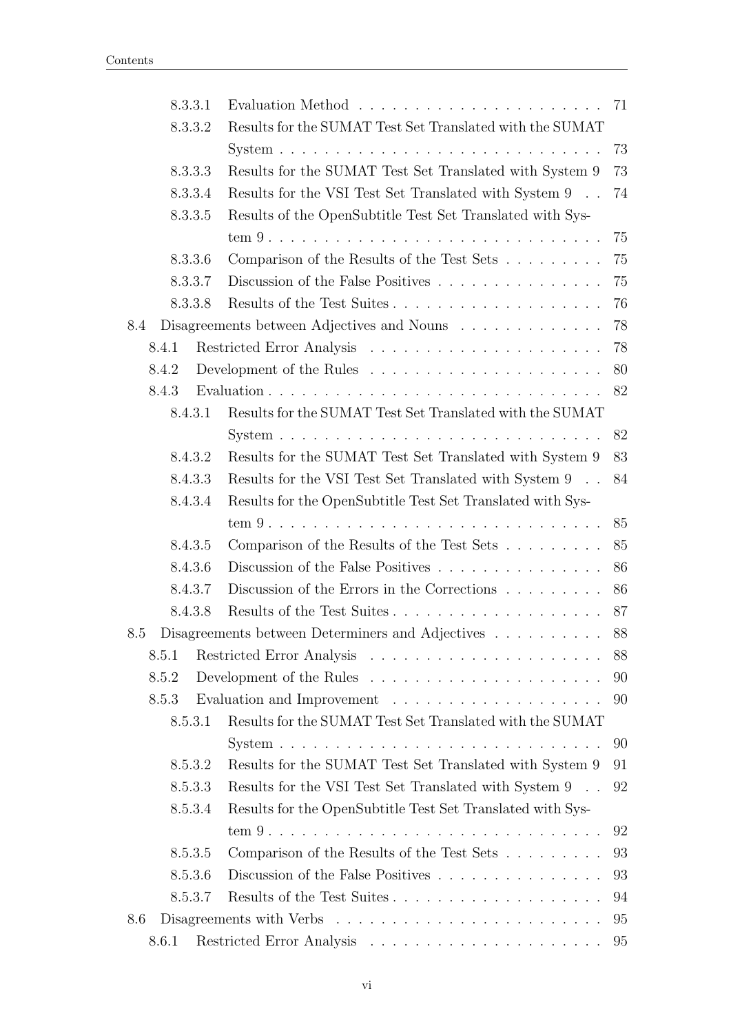- 8.3.3.1 Evaluation Method . . . . . 71
- 8.3.3.2 Results for the SUMAT Test Set Translated with the SUMAT System . . . . . 73
- 8.3.3.3 Results for the SUMAT Test Set Translated with System 9 73
- 8.3.3.4 Results for the VSI Test Set Translated with System 9 . . 74
- 8.3.3.5 Results of the OpenSubtitle Test Set Translated with System 9 . . . . . 75
- 8.3.3.6 Comparison of the Results of the Test Sets . . . . . 75
- 8.3.3.7 Discussion of the False Positives . . . . . 75
- 8.3.3.8 Results of the Test Suites . . . . . 76

8.4 Disagreements between Adjectives and Nouns . . . . . 78

- 8.4.1 Restricted Error Analysis . . . . . 78
- 8.4.2 Development of the Rules . . . . . 80
- 8.4.3 Evaluation . . . . . 82
  - 8.4.3.1 Results for the SUMAT Test Set Translated with the SUMAT System . . . . . 82
  - 8.4.3.2 Results for the SUMAT Test Set Translated with System 9 83
  - 8.4.3.3 Results for the VSI Test Set Translated with System 9 . . 84
  - 8.4.3.4 Results for the OpenSubtitle Test Set Translated with System 9 . . . . . 85
  - 8.4.3.5 Comparison of the Results of the Test Sets . . . . . 85
  - 8.4.3.6 Discussion of the False Positives . . . . . 86
  - 8.4.3.7 Discussion of the Errors in the Corrections . . . . . 86
  - 8.4.3.8 Results of the Test Suites . . . . . 87

8.5 Disagreements between Determiners and Adjectives . . . . . 88

- 8.5.1 Restricted Error Analysis . . . . . 88
- 8.5.2 Development of the Rules . . . . . 90
- 8.5.3 Evaluation and Improvement . . . . . 90
  - 8.5.3.1 Results for the SUMAT Test Set Translated with the SUMAT System . . . . . 90
  - 8.5.3.2 Results for the SUMAT Test Set Translated with System 9 91
  - 8.5.3.3 Results for the VSI Test Set Translated with System 9 . . 92
  - 8.5.3.4 Results for the OpenSubtitle Test Set Translated with System 9 . . . . . 92
  - 8.5.3.5 Comparison of the Results of the Test Sets . . . . . 93
  - 8.5.3.6 Discussion of the False Positives . . . . . 93
  - 8.5.3.7 Results of the Test Suites . . . . . 94

8.6 Disagreements with Verbs . . . . . 95

- 8.6.1 Restricted Error Analysis . . . . . 95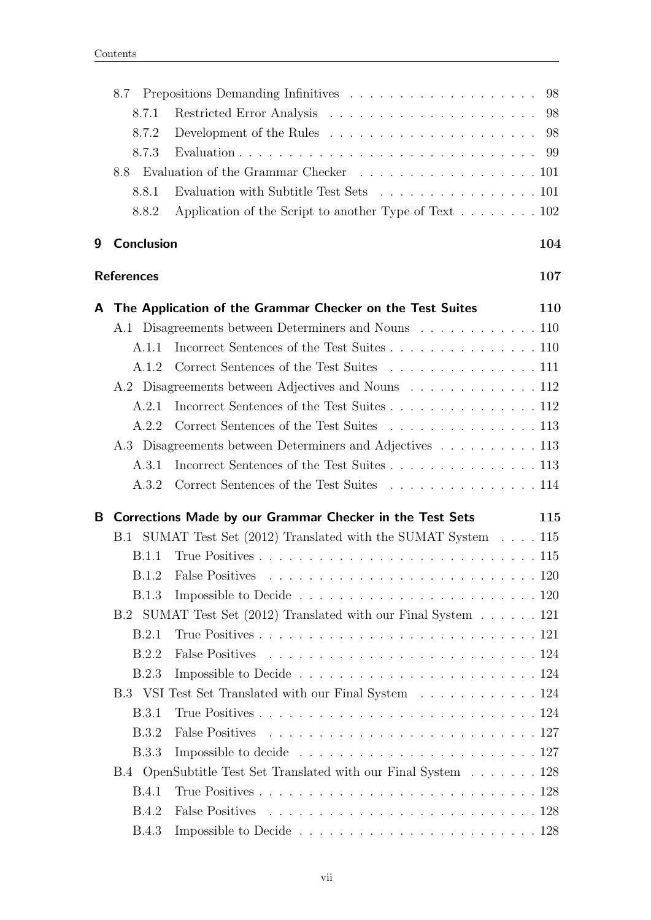- 8.7 Prepositions Demanding Infinitives . . . . . . . . . . . . . . . . . . 98
  - 8.7.1 Restricted Error Analysis . . . . . . . . . . . . . . . . . . . . . 98
  - 8.7.2 Development of the Rules . . . . . . . . . . . . . . . . . . . . . 98
  - 8.7.3 Evaluation . . . . . . . . . . . . . . . . . . . . . . . . . . . . . 99
- 8.8 Evaluation of the Grammar Checker . . . . . . . . . . . . . . . . . 101
  - 8.8.1 Evaluation with Subtitle Test Sets . . . . . . . . . . . . . . . . 101
  - 8.8.2 Application of the Script to another Type of Text . . . . . . . . 102

**9 Conclusion** **104**

**References** **107**

**A The Application of the Grammar Checker on the Test Suites** **110**

- A.1 Disagreements between Determiners and Nouns . . . . . . . . . . . . 110
  - A.1.1 Incorrect Sentences of the Test Suites . . . . . . . . . . . . . . . 110
  - A.1.2 Correct Sentences of the Test Suites . . . . . . . . . . . . . . . 111
- A.2 Disagreements between Adjectives and Nouns . . . . . . . . . . . . . 112
  - A.2.1 Incorrect Sentences of the Test Suites . . . . . . . . . . . . . . . 112
  - A.2.2 Correct Sentences of the Test Suites . . . . . . . . . . . . . . . 113
- A.3 Disagreements between Determiners and Adjectives . . . . . . . . . . 113
  - A.3.1 Incorrect Sentences of the Test Suites . . . . . . . . . . . . . . . 113
  - A.3.2 Correct Sentences of the Test Suites . . . . . . . . . . . . . . . 114

**B Corrections Made by our Grammar Checker in the Test Sets** **115**

- B.1 SUMAT Test Set (2012) Translated with the SUMAT System . . . . 115
  - B.1.1 True Positives . . . . . . . . . . . . . . . . . . . . . . . . . . . 115
  - B.1.2 False Positives . . . . . . . . . . . . . . . . . . . . . . . . . . . 120
  - B.1.3 Impossible to Decide . . . . . . . . . . . . . . . . . . . . . . . . 120
- B.2 SUMAT Test Set (2012) Translated with our Final System . . . . . . 121
  - B.2.1 True Positives . . . . . . . . . . . . . . . . . . . . . . . . . . . 121
  - B.2.2 False Positives . . . . . . . . . . . . . . . . . . . . . . . . . . . 124
  - B.2.3 Impossible to Decide . . . . . . . . . . . . . . . . . . . . . . . . 124
- B.3 VSI Test Set Translated with our Final System . . . . . . . . . . . . 124
  - B.3.1 True Positives . . . . . . . . . . . . . . . . . . . . . . . . . . . 124
  - B.3.2 False Positives . . . . . . . . . . . . . . . . . . . . . . . . . . . 127
  - B.3.3 Impossible to decide . . . . . . . . . . . . . . . . . . . . . . . . 127
- B.4 OpenSubtitle Test Set Translated with our Final System . . . . . . . 128
  - B.4.1 True Positives . . . . . . . . . . . . . . . . . . . . . . . . . . . 128
  - B.4.2 False Positives . . . . . . . . . . . . . . . . . . . . . . . . . . . 128
  - B.4.3 Impossible to Decide . . . . . . . . . . . . . . . . . . . . . . . . 128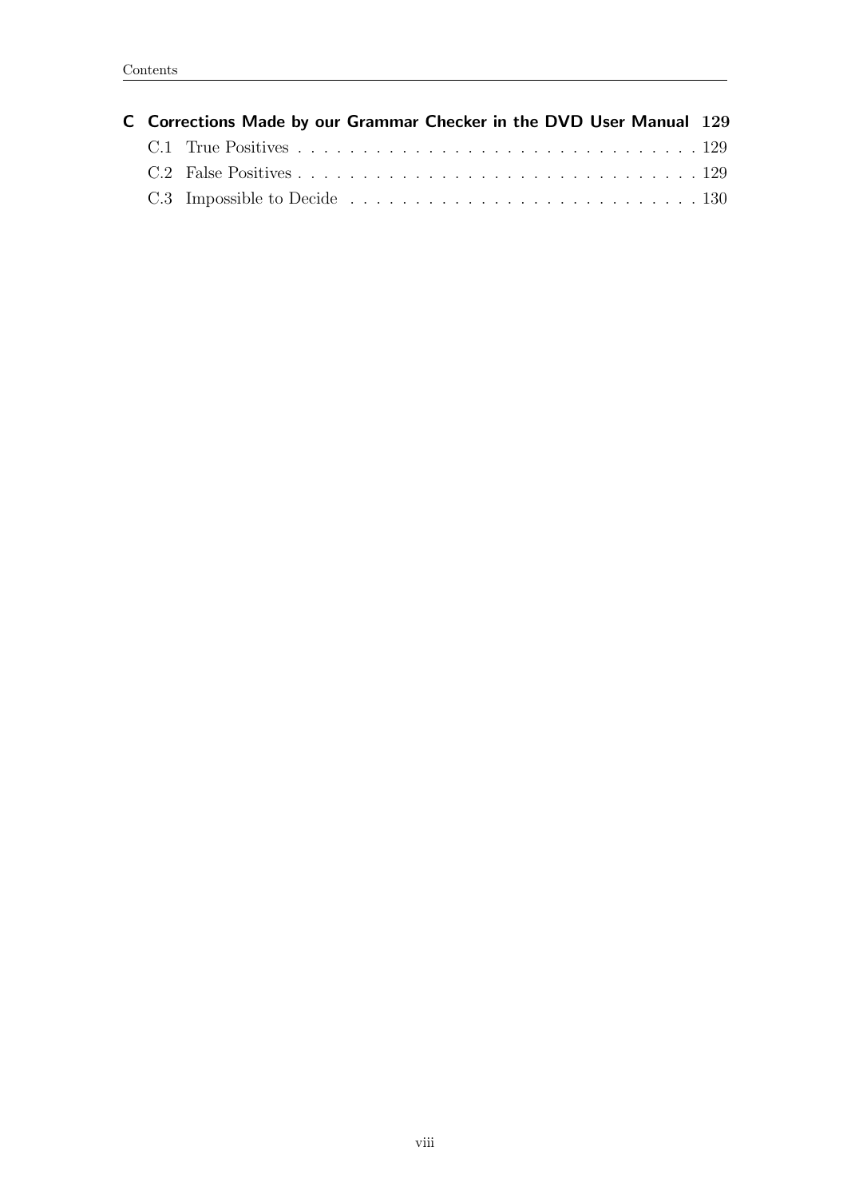**C Corrections Made by our Grammar Checker in the DVD User Manual 129**

C.1 True Positives . . . . . . . . . . . . . . . . . . . . . . . . . . . . . . . . 129

C.2 False Positives . . . . . . . . . . . . . . . . . . . . . . . . . . . . . . . . 129

C.3 Impossible to Decide . . . . . . . . . . . . . . . . . . . . . . . . . . . . 130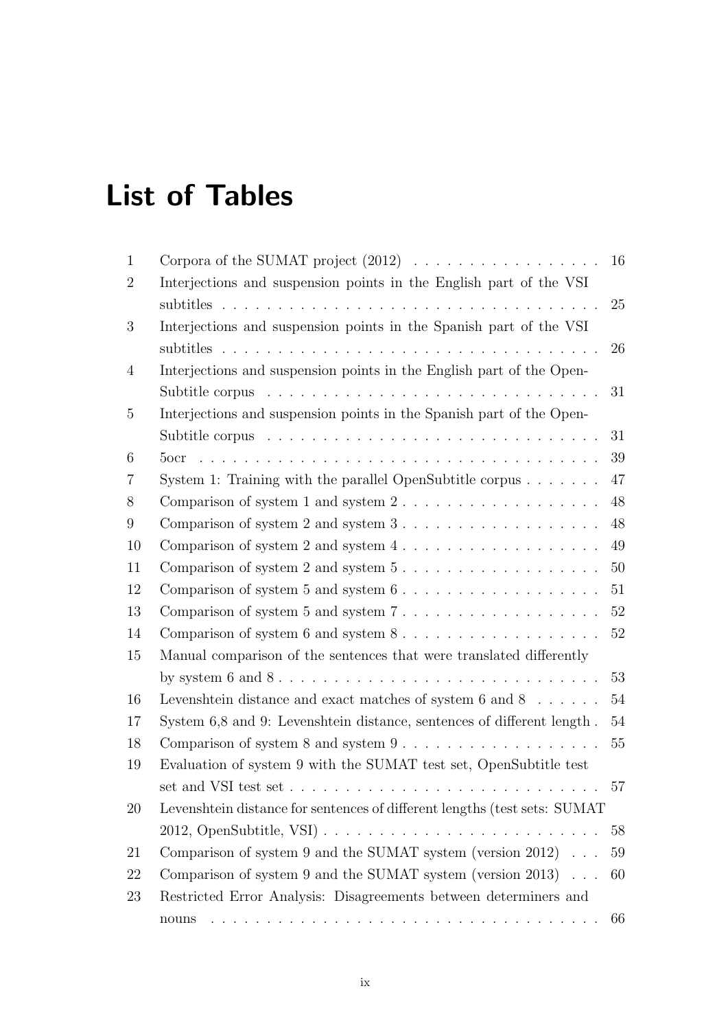# List of Tables

| | | |
|---|---|---|
| 1 | Corpora of the SUMAT project (2012) | 16 |
| 2 | Interjections and suspension points in the English part of the VSI subtitles | 25 |
| 3 | Interjections and suspension points in the Spanish part of the VSI subtitles | 26 |
| 4 | Interjections and suspension points in the English part of the OpenSubtitle corpus | 31 |
| 5 | Interjections and suspension points in the Spanish part of the OpenSubtitle corpus | 31 |
| 6 | 5ocr | 39 |
| 7 | System 1: Training with the parallel OpenSubtitle corpus | 47 |
| 8 | Comparison of system 1 and system 2 | 48 |
| 9 | Comparison of system 2 and system 3 | 48 |
| 10 | Comparison of system 2 and system 4 | 49 |
| 11 | Comparison of system 2 and system 5 | 50 |
| 12 | Comparison of system 5 and system 6 | 51 |
| 13 | Comparison of system 5 and system 7 | 52 |
| 14 | Comparison of system 6 and system 8 | 52 |
| 15 | Manual comparison of the sentences that were translated differently by system 6 and 8 | 53 |
| 16 | Levenshtein distance and exact matches of system 6 and 8 | 54 |
| 17 | System 6,8 and 9: Levenshtein distance, sentences of different length . | 54 |
| 18 | Comparison of system 8 and system 9 | 55 |
| 19 | Evaluation of system 9 with the SUMAT test set, OpenSubtitle test set and VSI test set | 57 |
| 20 | Levenshtein distance for sentences of different lengths (test sets: SUMAT 2012, OpenSubtitle, VSI) | 58 |
| 21 | Comparison of system 9 and the SUMAT system (version 2012) | 59 |
| 22 | Comparison of system 9 and the SUMAT system (version 2013) | 60 |
| 23 | Restricted Error Analysis: Disagreements between determiners and nouns | 66 |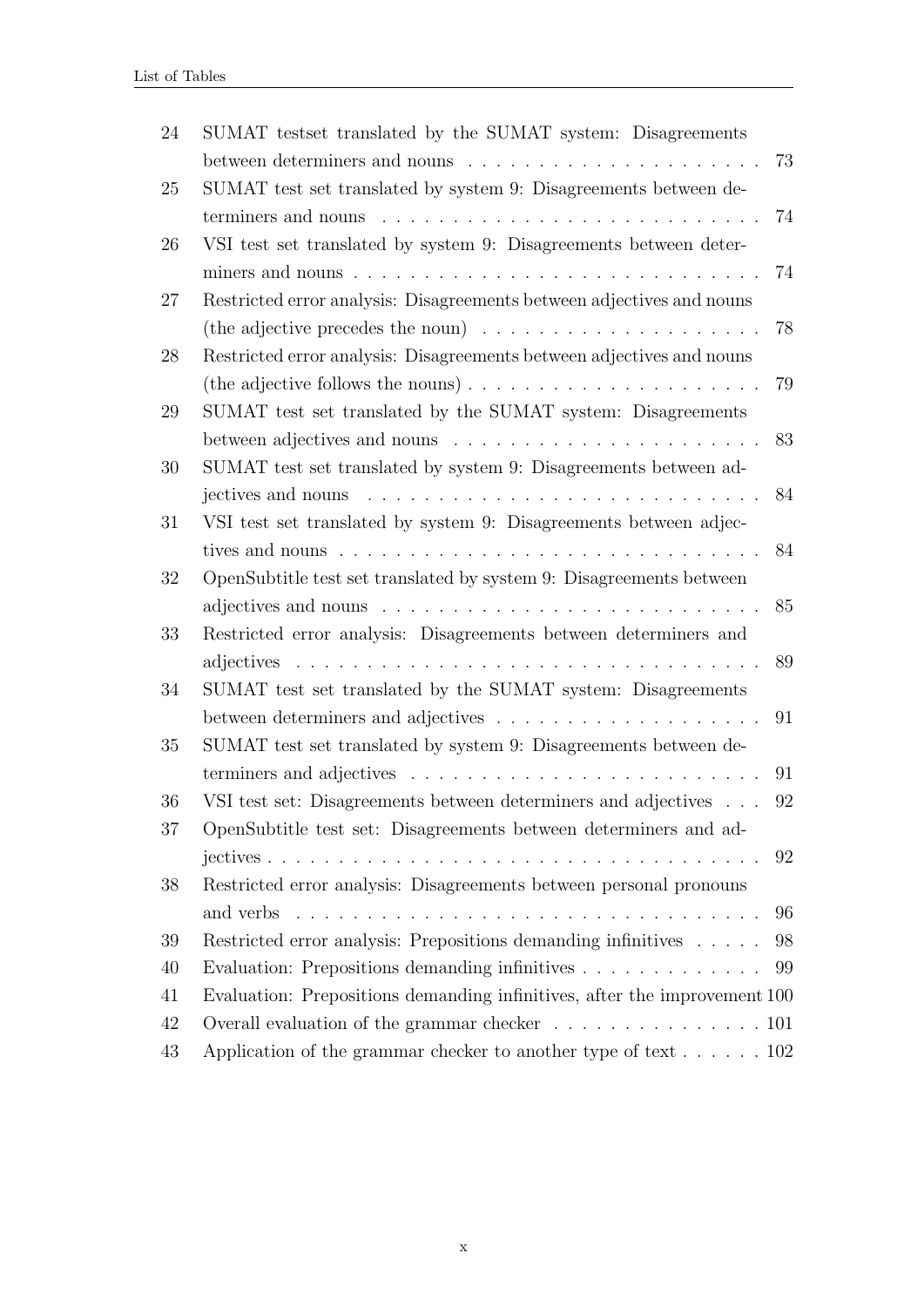| | | |
|---|---|---|
| 24 | SUMAT testset translated by the SUMAT system: Disagreements between determiners and nouns | 73 |
| 25 | SUMAT test set translated by system 9: Disagreements between determiners and nouns | 74 |
| 26 | VSI test set translated by system 9: Disagreements between determiners and nouns | 74 |
| 27 | Restricted error analysis: Disagreements between adjectives and nouns (the adjective precedes the noun) | 78 |
| 28 | Restricted error analysis: Disagreements between adjectives and nouns (the adjective follows the nouns) | 79 |
| 29 | SUMAT test set translated by the SUMAT system: Disagreements between adjectives and nouns | 83 |
| 30 | SUMAT test set translated by system 9: Disagreements between adjectives and nouns | 84 |
| 31 | VSI test set translated by system 9: Disagreements between adjectives and nouns | 84 |
| 32 | OpenSubtitle test set translated by system 9: Disagreements between adjectives and nouns | 85 |
| 33 | Restricted error analysis: Disagreements between determiners and adjectives | 89 |
| 34 | SUMAT test set translated by the SUMAT system: Disagreements between determiners and adjectives | 91 |
| 35 | SUMAT test set translated by system 9: Disagreements between determiners and adjectives | 91 |
| 36 | VSI test set: Disagreements between determiners and adjectives | 92 |
| 37 | OpenSubtitle test set: Disagreements between determiners and adjectives | 92 |
| 38 | Restricted error analysis: Disagreements between personal pronouns and verbs | 96 |
| 39 | Restricted error analysis: Prepositions demanding infinitives | 98 |
| 40 | Evaluation: Prepositions demanding infinitives | 99 |
| 41 | Evaluation: Prepositions demanding infinitives, after the improvement | 100 |
| 42 | Overall evaluation of the grammar checker | 101 |
| 43 | Application of the grammar checker to another type of text | 102 |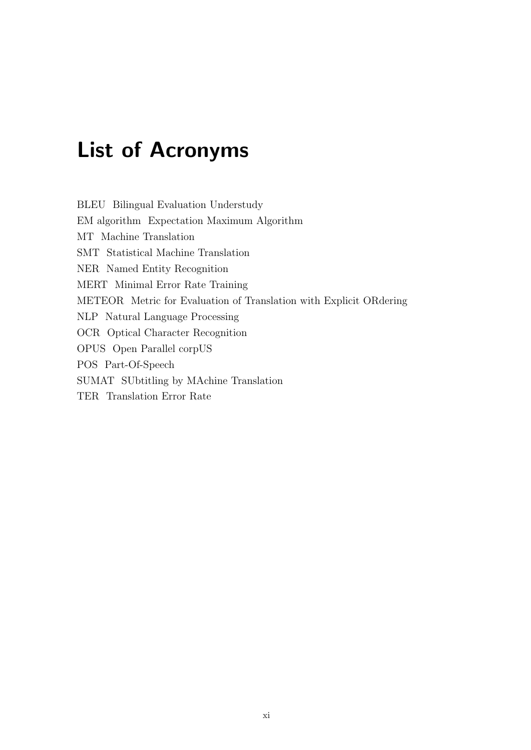# List of Acronyms

BLEU Bilingual Evaluation Understudy

EM algorithm Expectation Maximum Algorithm

MT Machine Translation

SMT Statistical Machine Translation

NER Named Entity Recognition

MERT Minimal Error Rate Training

METEOR Metric for Evaluation of Translation with Explicit ORdering

NLP Natural Language Processing

OCR Optical Character Recognition

OPUS Open Parallel corpUS

POS Part-Of-Speech

SUMAT SUbtitling by MAchine Translation

TER Translation Error Rate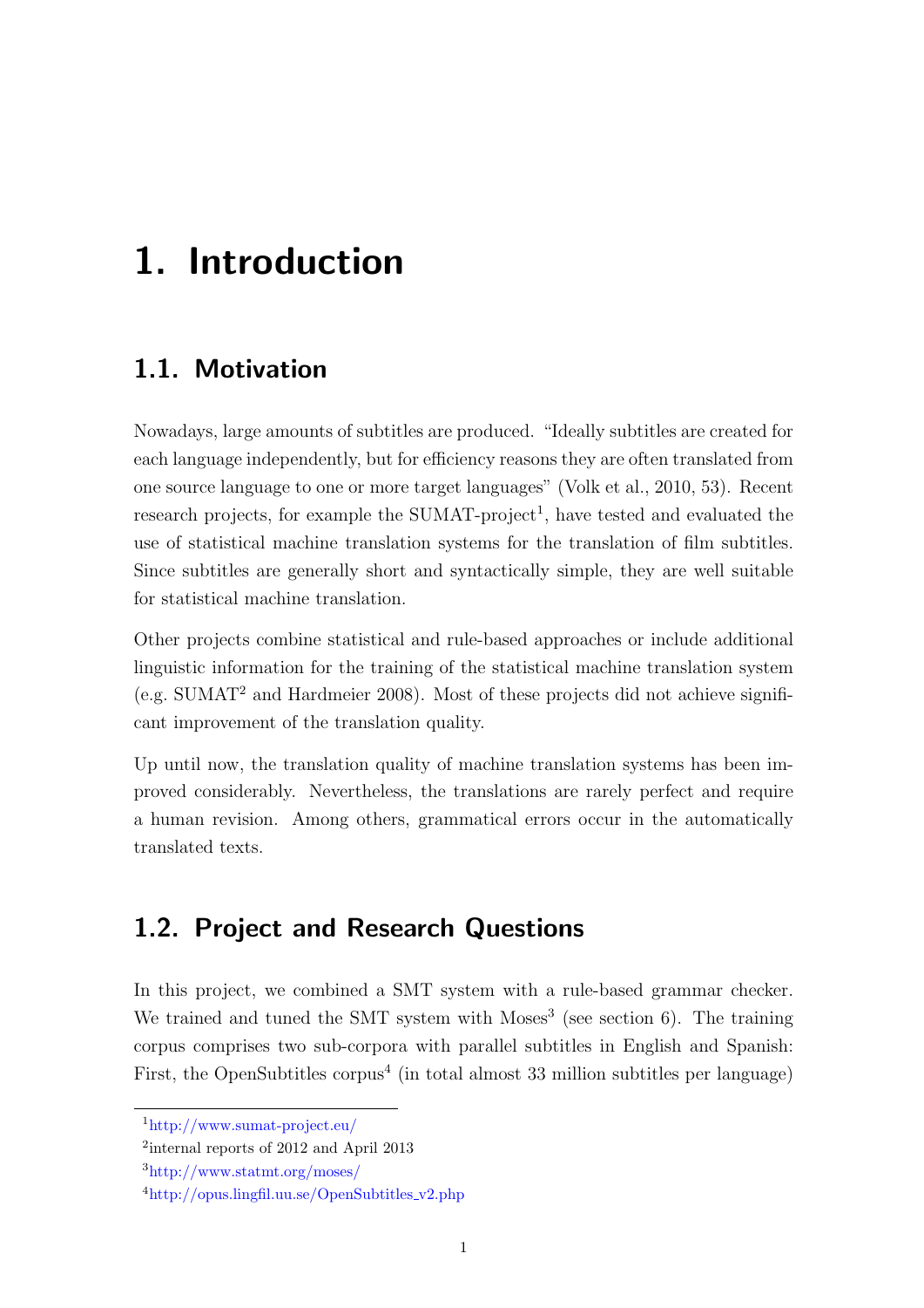# 1. Introduction

## 1.1. Motivation

Nowadays, large amounts of subtitles are produced. "Ideally subtitles are created for each language independently, but for efficiency reasons they are often translated from one source language to one or more target languages" (Volk et al., 2010, 53). Recent research projects, for example the SUMAT-project[1], have tested and evaluated the use of statistical machine translation systems for the translation of film subtitles. Since subtitles are generally short and syntactically simple, they are well suitable for statistical machine translation.

Other projects combine statistical and rule-based approaches or include additional linguistic information for the training of the statistical machine translation system (e.g. SUMAT[2] and Hardmeier 2008). Most of these projects did not achieve significant improvement of the translation quality.

Up until now, the translation quality of machine translation systems has been improved considerably. Nevertheless, the translations are rarely perfect and require a human revision. Among others, grammatical errors occur in the automatically translated texts.

## 1.2. Project and Research Questions

In this project, we combined a SMT system with a rule-based grammar checker. We trained and tuned the SMT system with Moses[3] (see section 6). The training corpus comprises two sub-corpora with parallel subtitles in English and Spanish: First, the OpenSubtitles corpus[4] (in total almost 33 million subtitles per language)

---

[1] http://www.sumat-project.eu/

[2] internal reports of 2012 and April 2013

[3] http://www.statmt.org/moses/

[4] http://opus.lingfil.uu.se/OpenSubtitles_v2.php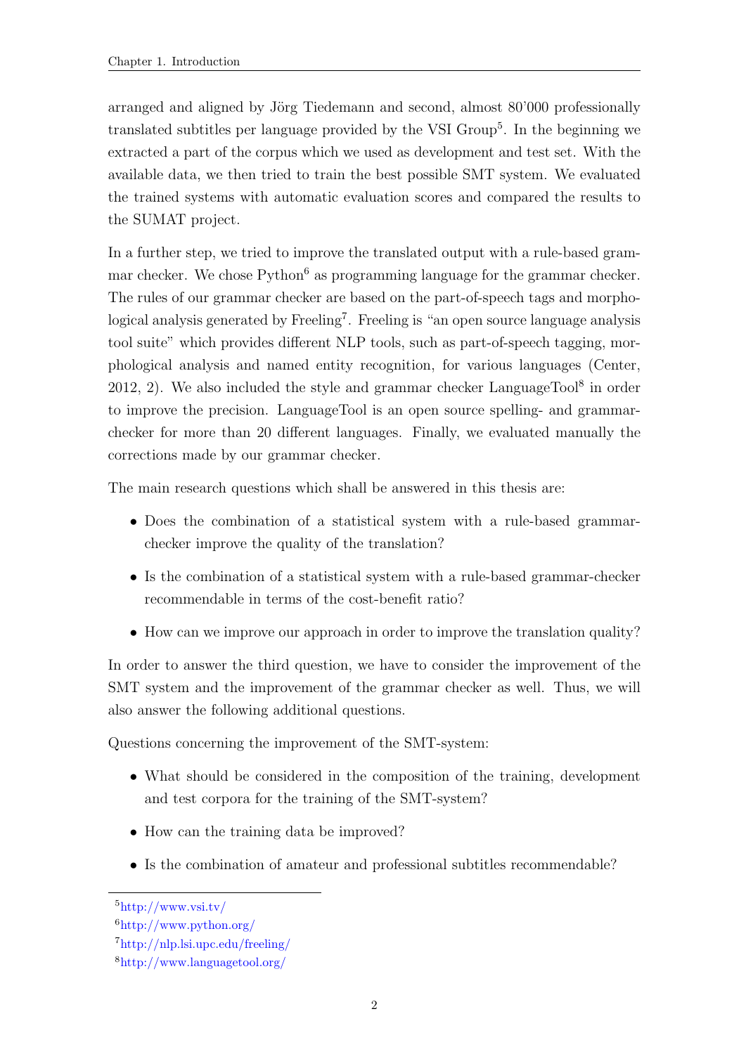arranged and aligned by Jörg Tiedemann and second, almost 80'000 professionally translated subtitles per language provided by the VSI Group[5]. In the beginning we extracted a part of the corpus which we used as development and test set. With the available data, we then tried to train the best possible SMT system. We evaluated the trained systems with automatic evaluation scores and compared the results to the SUMAT project.

In a further step, we tried to improve the translated output with a rule-based grammar checker. We chose Python[6] as programming language for the grammar checker. The rules of our grammar checker are based on the part-of-speech tags and morphological analysis generated by Freeling[7]. Freeling is "an open source language analysis tool suite" which provides different NLP tools, such as part-of-speech tagging, morphological analysis and named entity recognition, for various languages (Center, 2012, 2). We also included the style and grammar checker LanguageTool[8] in order to improve the precision. LanguageTool is an open source spelling- and grammar-checker for more than 20 different languages. Finally, we evaluated manually the corrections made by our grammar checker.

The main research questions which shall be answered in this thesis are:

- Does the combination of a statistical system with a rule-based grammar-checker improve the quality of the translation?
- Is the combination of a statistical system with a rule-based grammar-checker recommendable in terms of the cost-benefit ratio?
- How can we improve our approach in order to improve the translation quality?

In order to answer the third question, we have to consider the improvement of the SMT system and the improvement of the grammar checker as well. Thus, we will also answer the following additional questions.

Questions concerning the improvement of the SMT-system:

- What should be considered in the composition of the training, development and test corpora for the training of the SMT-system?
- How can the training data be improved?
- Is the combination of amateur and professional subtitles recommendable?

[5] http://www.vsi.tv/

[6] http://www.python.org/

[7] http://nlp.lsi.upc.edu/freeling/

[8] http://www.languagetool.org/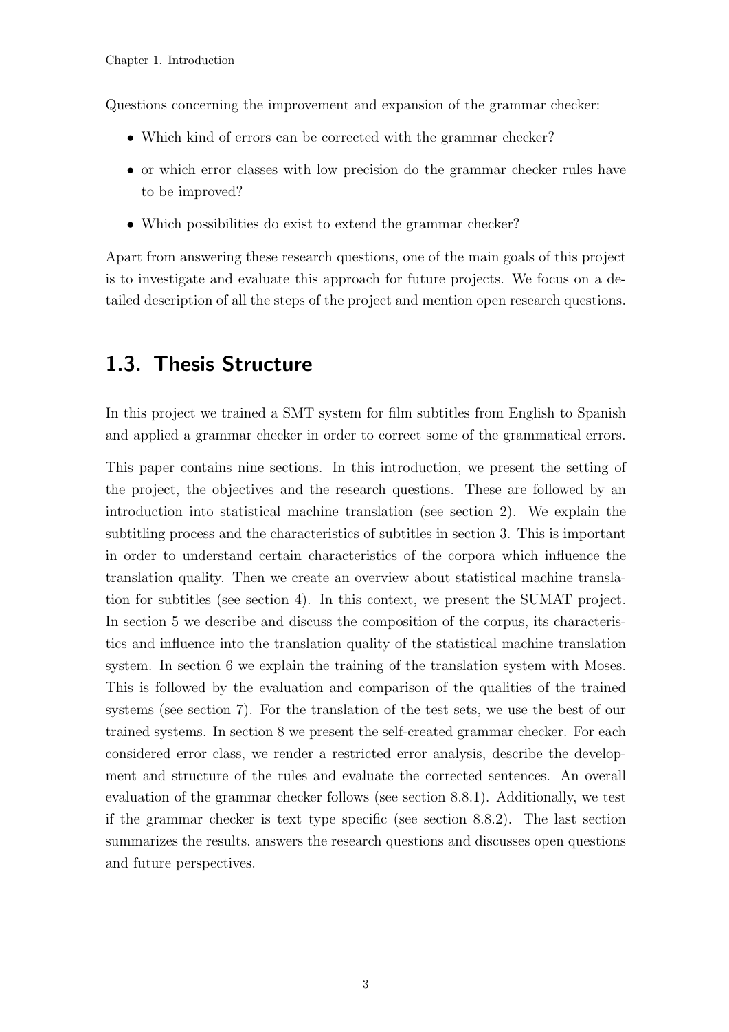Questions concerning the improvement and expansion of the grammar checker:

- Which kind of errors can be corrected with the grammar checker?
- or which error classes with low precision do the grammar checker rules have to be improved?
- Which possibilities do exist to extend the grammar checker?

Apart from answering these research questions, one of the main goals of this project is to investigate and evaluate this approach for future projects. We focus on a detailed description of all the steps of the project and mention open research questions.

## 1.3. Thesis Structure

In this project we trained a SMT system for film subtitles from English to Spanish and applied a grammar checker in order to correct some of the grammatical errors.

This paper contains nine sections. In this introduction, we present the setting of the project, the objectives and the research questions. These are followed by an introduction into statistical machine translation (see section 2). We explain the subtitling process and the characteristics of subtitles in section 3. This is important in order to understand certain characteristics of the corpora which influence the translation quality. Then we create an overview about statistical machine translation for subtitles (see section 4). In this context, we present the SUMAT project. In section 5 we describe and discuss the composition of the corpus, its characteristics and influence into the translation quality of the statistical machine translation system. In section 6 we explain the training of the translation system with Moses. This is followed by the evaluation and comparison of the qualities of the trained systems (see section 7). For the translation of the test sets, we use the best of our trained systems. In section 8 we present the self-created grammar checker. For each considered error class, we render a restricted error analysis, describe the development and structure of the rules and evaluate the corrected sentences. An overall evaluation of the grammar checker follows (see section 8.8.1). Additionally, we test if the grammar checker is text type specific (see section 8.8.2). The last section summarizes the results, answers the research questions and discusses open questions and future perspectives.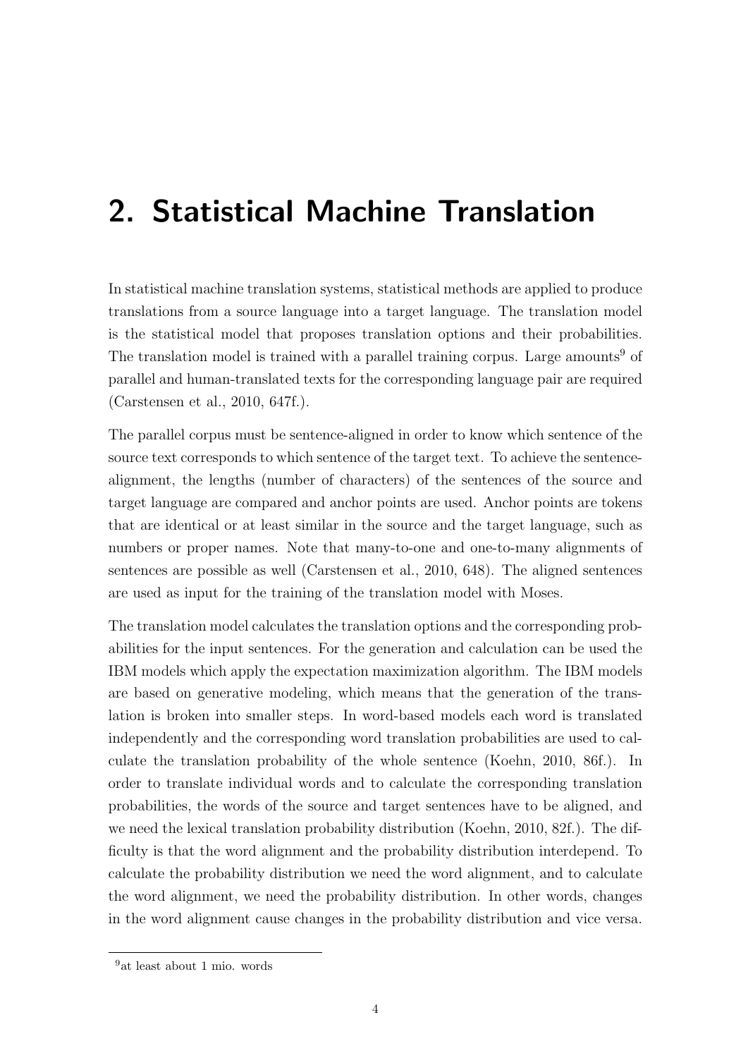# 2. Statistical Machine Translation

In statistical machine translation systems, statistical methods are applied to produce translations from a source language into a target language. The translation model is the statistical model that proposes translation options and their probabilities. The translation model is trained with a parallel training corpus. Large amounts[9] of parallel and human-translated texts for the corresponding language pair are required (Carstensen et al., 2010, 647f.).

The parallel corpus must be sentence-aligned in order to know which sentence of the source text corresponds to which sentence of the target text. To achieve the sentence-alignment, the lengths (number of characters) of the sentences of the source and target language are compared and anchor points are used. Anchor points are tokens that are identical or at least similar in the source and the target language, such as numbers or proper names. Note that many-to-one and one-to-many alignments of sentences are possible as well (Carstensen et al., 2010, 648). The aligned sentences are used as input for the training of the translation model with Moses.

The translation model calculates the translation options and the corresponding probabilities for the input sentences. For the generation and calculation can be used the IBM models which apply the expectation maximization algorithm. The IBM models are based on generative modeling, which means that the generation of the translation is broken into smaller steps. In word-based models each word is translated independently and the corresponding word translation probabilities are used to calculate the translation probability of the whole sentence (Koehn, 2010, 86f.). In order to translate individual words and to calculate the corresponding translation probabilities, the words of the source and target sentences have to be aligned, and we need the lexical translation probability distribution (Koehn, 2010, 82f.). The difficulty is that the word alignment and the probability distribution interdepend. To calculate the probability distribution we need the word alignment, and to calculate the word alignment, we need the probability distribution. In other words, changes in the word alignment cause changes in the probability distribution and vice versa.

[9] at least about 1 mio. words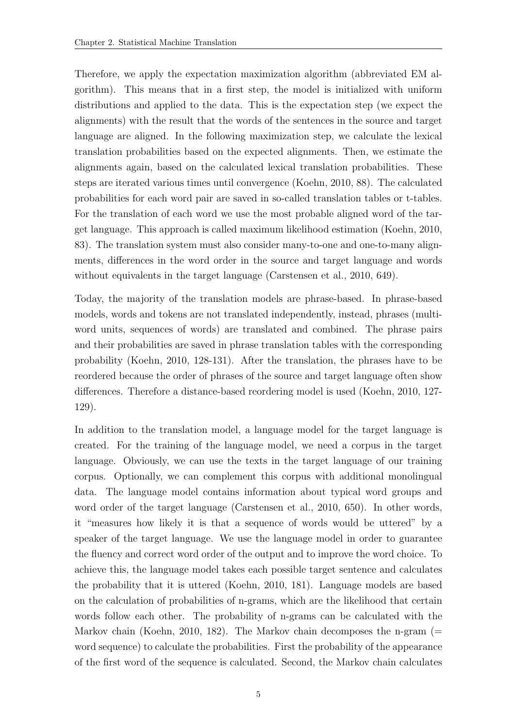Therefore, we apply the expectation maximization algorithm (abbreviated EM algorithm). This means that in a first step, the model is initialized with uniform distributions and applied to the data. This is the expectation step (we expect the alignments) with the result that the words of the sentences in the source and target language are aligned. In the following maximization step, we calculate the lexical translation probabilities based on the expected alignments. Then, we estimate the alignments again, based on the calculated lexical translation probabilities. These steps are iterated various times until convergence (Koehn, 2010, 88). The calculated probabilities for each word pair are saved in so-called translation tables or t-tables. For the translation of each word we use the most probable aligned word of the target language. This approach is called maximum likelihood estimation (Koehn, 2010, 83). The translation system must also consider many-to-one and one-to-many alignments, differences in the word order in the source and target language and words without equivalents in the target language (Carstensen et al., 2010, 649).

Today, the majority of the translation models are phrase-based. In phrase-based models, words and tokens are not translated independently, instead, phrases (multiword units, sequences of words) are translated and combined. The phrase pairs and their probabilities are saved in phrase translation tables with the corresponding probability (Koehn, 2010, 128-131). After the translation, the phrases have to be reordered because the order of phrases of the source and target language often show differences. Therefore a distance-based reordering model is used (Koehn, 2010, 127-129).

In addition to the translation model, a language model for the target language is created. For the training of the language model, we need a corpus in the target language. Obviously, we can use the texts in the target language of our training corpus. Optionally, we can complement this corpus with additional monolingual data. The language model contains information about typical word groups and word order of the target language (Carstensen et al., 2010, 650). In other words, it "measures how likely it is that a sequence of words would be uttered" by a speaker of the target language. We use the language model in order to guarantee the fluency and correct word order of the output and to improve the word choice. To achieve this, the language model takes each possible target sentence and calculates the probability that it is uttered (Koehn, 2010, 181). Language models are based on the calculation of probabilities of n-grams, which are the likelihood that certain words follow each other. The probability of n-grams can be calculated with the Markov chain (Koehn, 2010, 182). The Markov chain decomposes the n-gram (= word sequence) to calculate the probabilities. First the probability of the appearance of the first word of the sequence is calculated. Second, the Markov chain calculates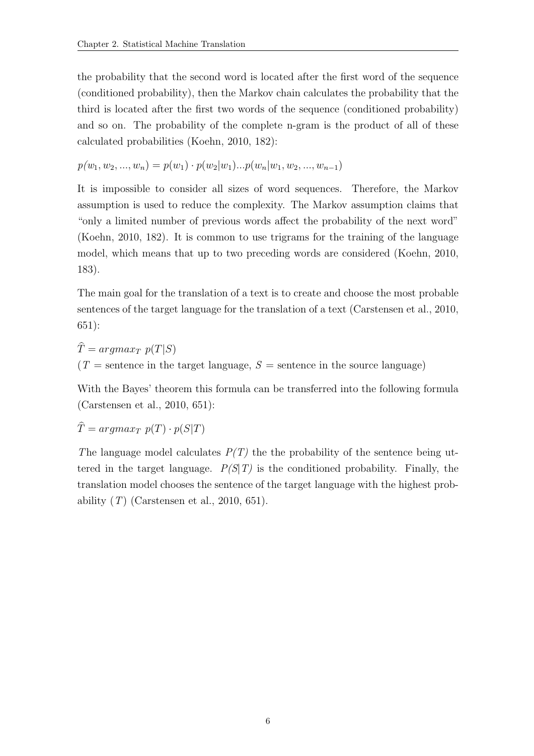the probability that the second word is located after the first word of the sequence (conditioned probability), then the Markov chain calculates the probability that the third is located after the first two words of the sequence (conditioned probability) and so on. The probability of the complete n-gram is the product of all of these calculated probabilities (Koehn, 2010, 182):

$$p(w_1, w_2, ..., w_n) = p(w_1) \cdot p(w_2|w_1)...p(w_n|w_1, w_2, ..., w_{n-1})$$

It is impossible to consider all sizes of word sequences. Therefore, the Markov assumption is used to reduce the complexity. The Markov assumption claims that "only a limited number of previous words affect the probability of the next word" (Koehn, 2010, 182). It is common to use trigrams for the training of the language model, which means that up to two preceding words are considered (Koehn, 2010, 183).

The main goal for the translation of a text is to create and choose the most probable sentences of the target language for the translation of a text (Carstensen et al., 2010, 651):

$$\widehat{T} = argmax_T \ p(T|S)$$

($T$ = sentence in the target language, $S$ = sentence in the source language)

With the Bayes' theorem this formula can be transferred into the following formula (Carstensen et al., 2010, 651):

$$\widehat{T} = argmax_T \ p(T) \cdot p(S|T)$$

*T*he language model calculates *P(T)* the the probability of the sentence being uttered in the target language. *P(S|T)* is the conditioned probability. Finally, the translation model chooses the sentence of the target language with the highest probability ($T$) (Carstensen et al., 2010, 651).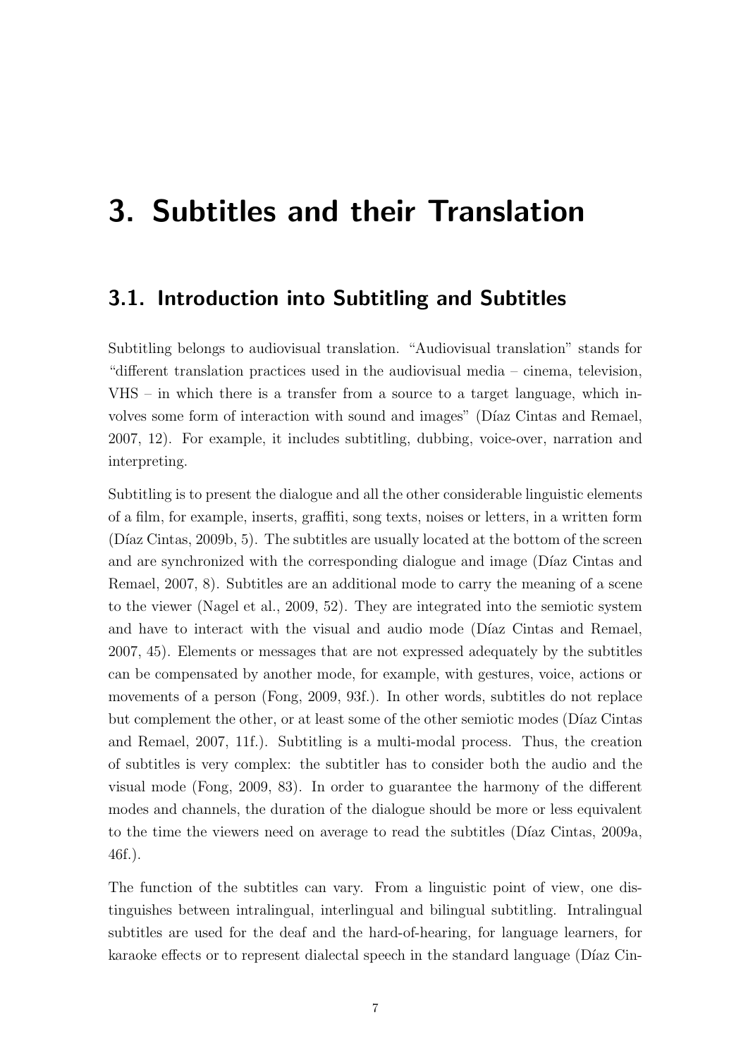# 3. Subtitles and their Translation

## 3.1. Introduction into Subtitling and Subtitles

Subtitling belongs to audiovisual translation. “Audiovisual translation” stands for “different translation practices used in the audiovisual media – cinema, television, VHS – in which there is a transfer from a source to a target language, which involves some form of interaction with sound and images” (Díaz Cintas and Remael, 2007, 12). For example, it includes subtitling, dubbing, voice-over, narration and interpreting.

Subtitling is to present the dialogue and all the other considerable linguistic elements of a film, for example, inserts, graffiti, song texts, noises or letters, in a written form (Díaz Cintas, 2009b, 5). The subtitles are usually located at the bottom of the screen and are synchronized with the corresponding dialogue and image (Díaz Cintas and Remael, 2007, 8). Subtitles are an additional mode to carry the meaning of a scene to the viewer (Nagel et al., 2009, 52). They are integrated into the semiotic system and have to interact with the visual and audio mode (Díaz Cintas and Remael, 2007, 45). Elements or messages that are not expressed adequately by the subtitles can be compensated by another mode, for example, with gestures, voice, actions or movements of a person (Fong, 2009, 93f.). In other words, subtitles do not replace but complement the other, or at least some of the other semiotic modes (Díaz Cintas and Remael, 2007, 11f.). Subtitling is a multi-modal process. Thus, the creation of subtitles is very complex: the subtitler has to consider both the audio and the visual mode (Fong, 2009, 83). In order to guarantee the harmony of the different modes and channels, the duration of the dialogue should be more or less equivalent to the time the viewers need on average to read the subtitles (Díaz Cintas, 2009a, 46f.).

The function of the subtitles can vary. From a linguistic point of view, one distinguishes between intralingual, interlingual and bilingual subtitling. Intralingual subtitles are used for the deaf and the hard-of-hearing, for language learners, for karaoke effects or to represent dialectal speech in the standard language (Díaz Cin-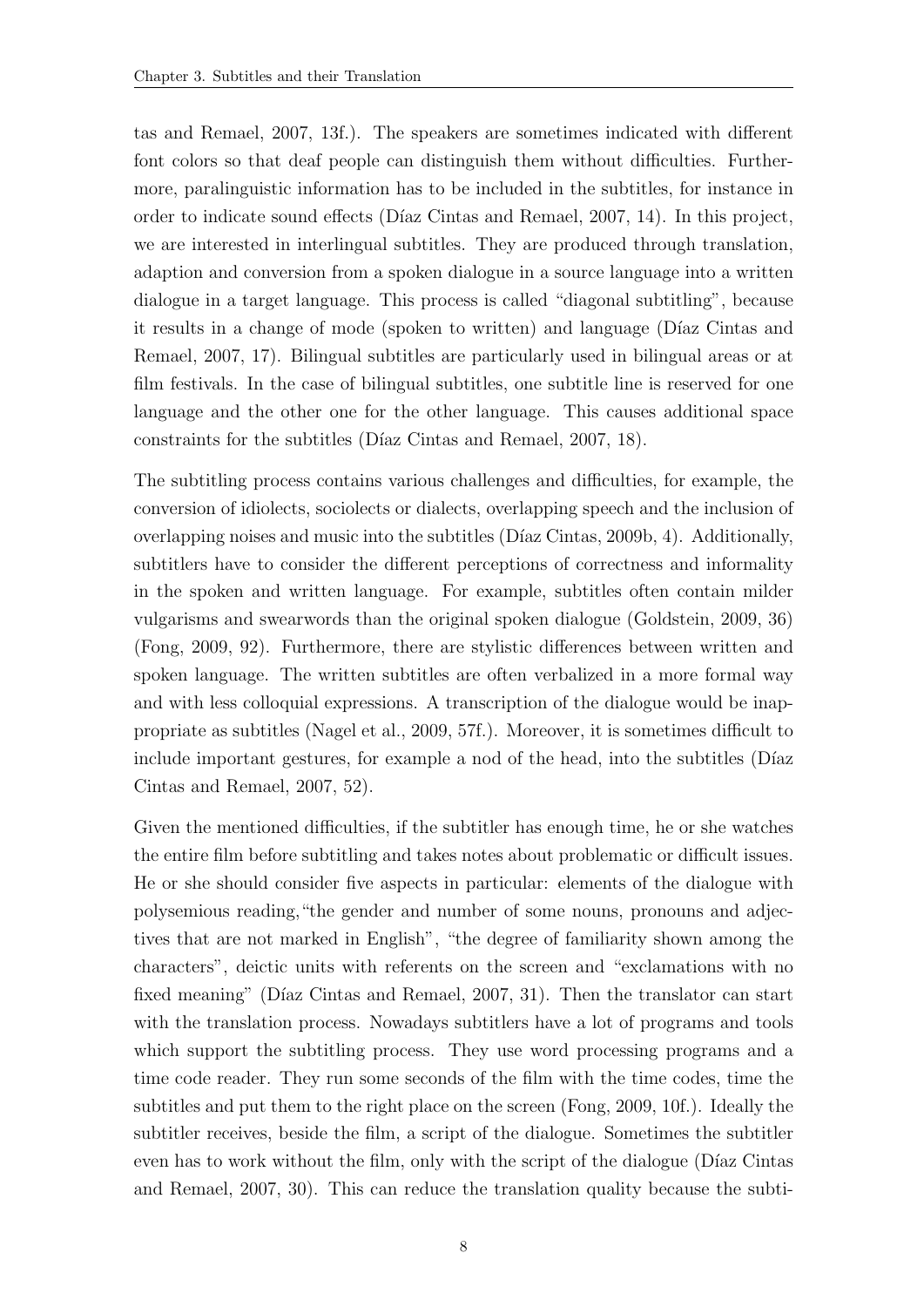tas and Remael, 2007, 13f.). The speakers are sometimes indicated with different font colors so that deaf people can distinguish them without difficulties. Furthermore, paralinguistic information has to be included in the subtitles, for instance in order to indicate sound effects (Díaz Cintas and Remael, 2007, 14). In this project, we are interested in interlingual subtitles. They are produced through translation, adaption and conversion from a spoken dialogue in a source language into a written dialogue in a target language. This process is called "diagonal subtitling", because it results in a change of mode (spoken to written) and language (Díaz Cintas and Remael, 2007, 17). Bilingual subtitles are particularly used in bilingual areas or at film festivals. In the case of bilingual subtitles, one subtitle line is reserved for one language and the other one for the other language. This causes additional space constraints for the subtitles (Díaz Cintas and Remael, 2007, 18).

The subtitling process contains various challenges and difficulties, for example, the conversion of idiolects, sociolects or dialects, overlapping speech and the inclusion of overlapping noises and music into the subtitles (Díaz Cintas, 2009b, 4). Additionally, subtitlers have to consider the different perceptions of correctness and informality in the spoken and written language. For example, subtitles often contain milder vulgarisms and swearwords than the original spoken dialogue (Goldstein, 2009, 36) (Fong, 2009, 92). Furthermore, there are stylistic differences between written and spoken language. The written subtitles are often verbalized in a more formal way and with less colloquial expressions. A transcription of the dialogue would be inappropriate as subtitles (Nagel et al., 2009, 57f.). Moreover, it is sometimes difficult to include important gestures, for example a nod of the head, into the subtitles (Díaz Cintas and Remael, 2007, 52).

Given the mentioned difficulties, if the subtitler has enough time, he or she watches the entire film before subtitling and takes notes about problematic or difficult issues. He or she should consider five aspects in particular: elements of the dialogue with polysemious reading, "the gender and number of some nouns, pronouns and adjectives that are not marked in English", "the degree of familiarity shown among the characters", deictic units with referents on the screen and "exclamations with no fixed meaning" (Díaz Cintas and Remael, 2007, 31). Then the translator can start with the translation process. Nowadays subtitlers have a lot of programs and tools which support the subtitling process. They use word processing programs and a time code reader. They run some seconds of the film with the time codes, time the subtitles and put them to the right place on the screen (Fong, 2009, 10f.). Ideally the subtitler receives, beside the film, a script of the dialogue. Sometimes the subtitler even has to work without the film, only with the script of the dialogue (Díaz Cintas and Remael, 2007, 30). This can reduce the translation quality because the subti-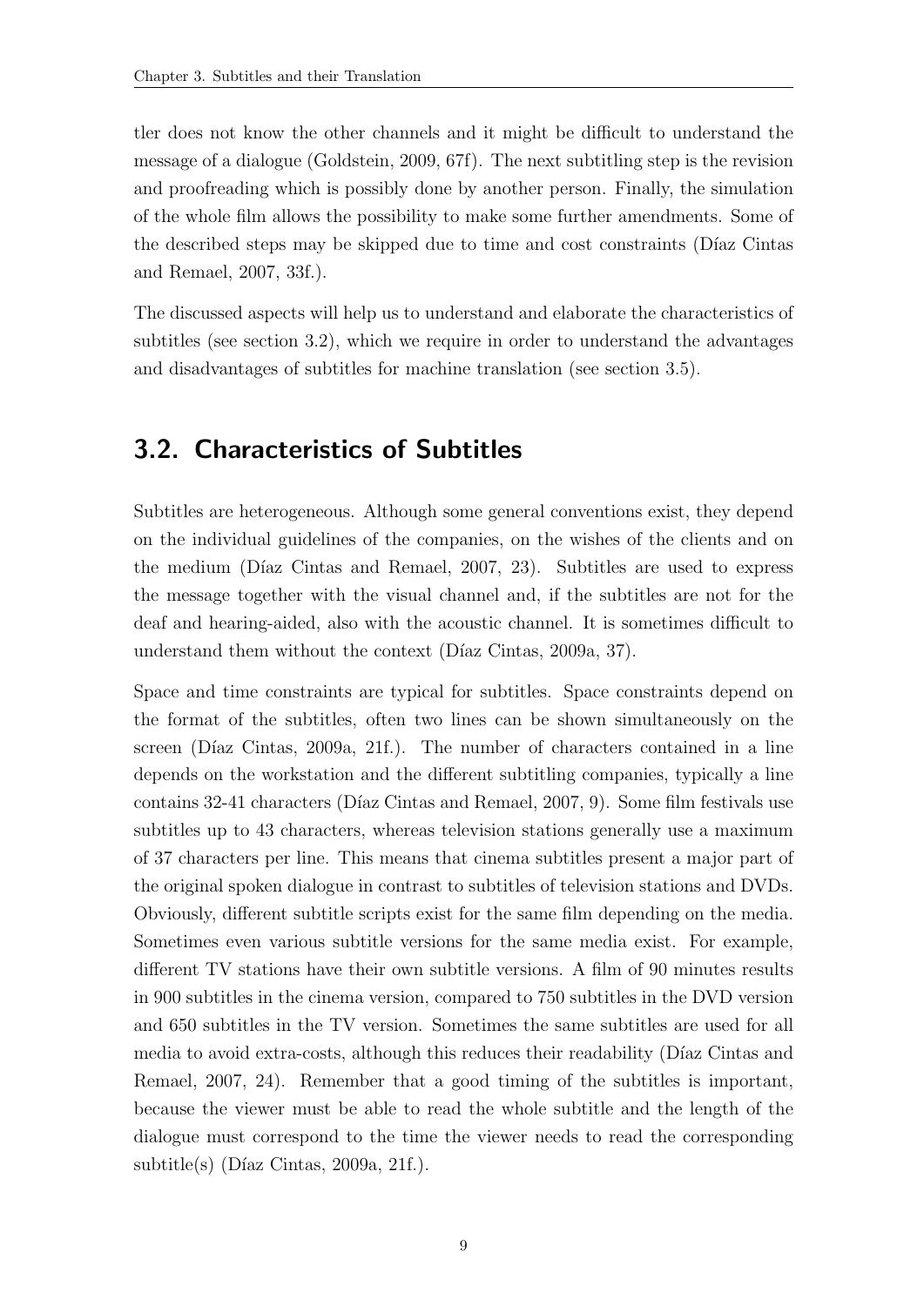tler does not know the other channels and it might be difficult to understand the message of a dialogue (Goldstein, 2009, 67f). The next subtitling step is the revision and proofreading which is possibly done by another person. Finally, the simulation of the whole film allows the possibility to make some further amendments. Some of the described steps may be skipped due to time and cost constraints (Díaz Cintas and Remael, 2007, 33f.).

The discussed aspects will help us to understand and elaborate the characteristics of subtitles (see section 3.2), which we require in order to understand the advantages and disadvantages of subtitles for machine translation (see section 3.5).

## 3.2. Characteristics of Subtitles

Subtitles are heterogeneous. Although some general conventions exist, they depend on the individual guidelines of the companies, on the wishes of the clients and on the medium (Díaz Cintas and Remael, 2007, 23). Subtitles are used to express the message together with the visual channel and, if the subtitles are not for the deaf and hearing-aided, also with the acoustic channel. It is sometimes difficult to understand them without the context (Díaz Cintas, 2009a, 37).

Space and time constraints are typical for subtitles. Space constraints depend on the format of the subtitles, often two lines can be shown simultaneously on the screen (Díaz Cintas, 2009a, 21f.). The number of characters contained in a line depends on the workstation and the different subtitling companies, typically a line contains 32-41 characters (Díaz Cintas and Remael, 2007, 9). Some film festivals use subtitles up to 43 characters, whereas television stations generally use a maximum of 37 characters per line. This means that cinema subtitles present a major part of the original spoken dialogue in contrast to subtitles of television stations and DVDs. Obviously, different subtitle scripts exist for the same film depending on the media. Sometimes even various subtitle versions for the same media exist. For example, different TV stations have their own subtitle versions. A film of 90 minutes results in 900 subtitles in the cinema version, compared to 750 subtitles in the DVD version and 650 subtitles in the TV version. Sometimes the same subtitles are used for all media to avoid extra-costs, although this reduces their readability (Díaz Cintas and Remael, 2007, 24). Remember that a good timing of the subtitles is important, because the viewer must be able to read the whole subtitle and the length of the dialogue must correspond to the time the viewer needs to read the corresponding subtitle(s) (Díaz Cintas, 2009a, 21f.).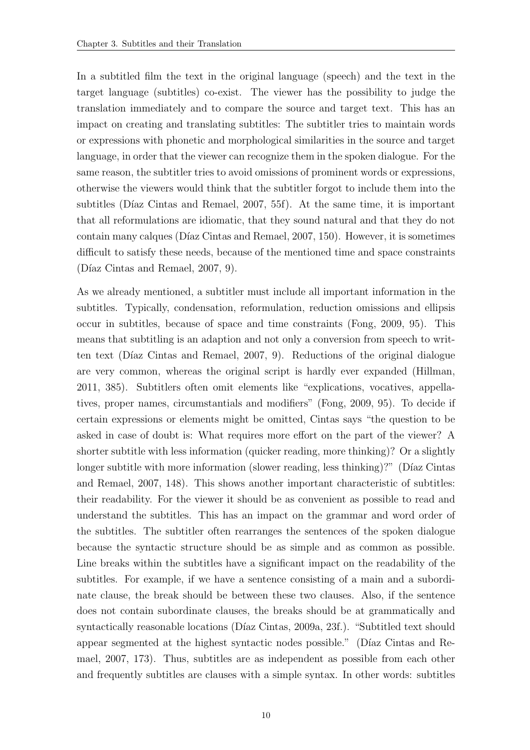In a subtitled film the text in the original language (speech) and the text in the target language (subtitles) co-exist. The viewer has the possibility to judge the translation immediately and to compare the source and target text. This has an impact on creating and translating subtitles: The subtitler tries to maintain words or expressions with phonetic and morphological similarities in the source and target language, in order that the viewer can recognize them in the spoken dialogue. For the same reason, the subtitler tries to avoid omissions of prominent words or expressions, otherwise the viewers would think that the subtitler forgot to include them into the subtitles (Díaz Cintas and Remael, 2007, 55f). At the same time, it is important that all reformulations are idiomatic, that they sound natural and that they do not contain many calques (Díaz Cintas and Remael, 2007, 150). However, it is sometimes difficult to satisfy these needs, because of the mentioned time and space constraints (Díaz Cintas and Remael, 2007, 9).

As we already mentioned, a subtitler must include all important information in the subtitles. Typically, condensation, reformulation, reduction omissions and ellipsis occur in subtitles, because of space and time constraints (Fong, 2009, 95). This means that subtitling is an adaption and not only a conversion from speech to written text (Díaz Cintas and Remael, 2007, 9). Reductions of the original dialogue are very common, whereas the original script is hardly ever expanded (Hillman, 2011, 385). Subtitlers often omit elements like "explications, vocatives, appellatives, proper names, circumstantials and modifiers" (Fong, 2009, 95). To decide if certain expressions or elements might be omitted, Cintas says "the question to be asked in case of doubt is: What requires more effort on the part of the viewer? A shorter subtitle with less information (quicker reading, more thinking)? Or a slightly longer subtitle with more information (slower reading, less thinking)?" (Díaz Cintas and Remael, 2007, 148). This shows another important characteristic of subtitles: their readability. For the viewer it should be as convenient as possible to read and understand the subtitles. This has an impact on the grammar and word order of the subtitles. The subtitler often rearranges the sentences of the spoken dialogue because the syntactic structure should be as simple and as common as possible. Line breaks within the subtitles have a significant impact on the readability of the subtitles. For example, if we have a sentence consisting of a main and a subordinate clause, the break should be between these two clauses. Also, if the sentence does not contain subordinate clauses, the breaks should be at grammatically and syntactically reasonable locations (Díaz Cintas, 2009a, 23f.). "Subtitled text should appear segmented at the highest syntactic nodes possible." (Díaz Cintas and Remael, 2007, 173). Thus, subtitles are as independent as possible from each other and frequently subtitles are clauses with a simple syntax. In other words: subtitles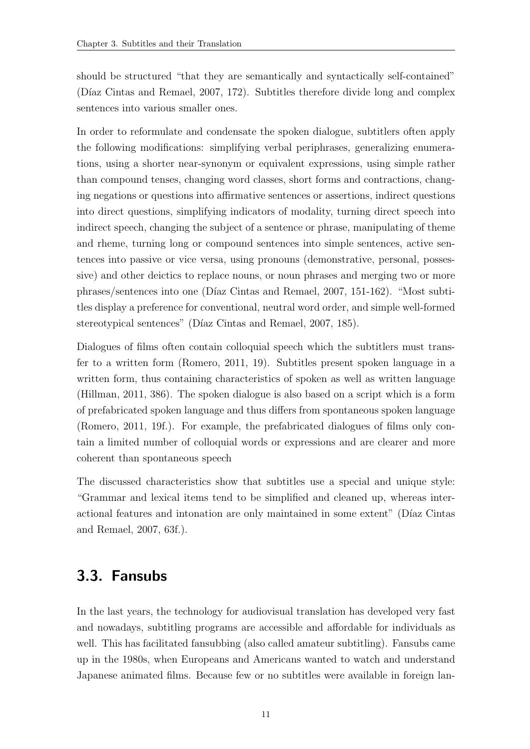should be structured "that they are semantically and syntactically self-contained" (Díaz Cintas and Remael, 2007, 172). Subtitles therefore divide long and complex sentences into various smaller ones.

In order to reformulate and condensate the spoken dialogue, subtitlers often apply the following modifications: simplifying verbal periphrases, generalizing enumerations, using a shorter near-synonym or equivalent expressions, using simple rather than compound tenses, changing word classes, short forms and contractions, changing negations or questions into affirmative sentences or assertions, indirect questions into direct questions, simplifying indicators of modality, turning direct speech into indirect speech, changing the subject of a sentence or phrase, manipulating of theme and rheme, turning long or compound sentences into simple sentences, active sentences into passive or vice versa, using pronouns (demonstrative, personal, possessive) and other deictics to replace nouns, or noun phrases and merging two or more phrases/sentences into one (Díaz Cintas and Remael, 2007, 151-162). "Most subtitles display a preference for conventional, neutral word order, and simple well-formed stereotypical sentences" (Díaz Cintas and Remael, 2007, 185).

Dialogues of films often contain colloquial speech which the subtitlers must transfer to a written form (Romero, 2011, 19). Subtitles present spoken language in a written form, thus containing characteristics of spoken as well as written language (Hillman, 2011, 386). The spoken dialogue is also based on a script which is a form of prefabricated spoken language and thus differs from spontaneous spoken language (Romero, 2011, 19f.). For example, the prefabricated dialogues of films only contain a limited number of colloquial words or expressions and are clearer and more coherent than spontaneous speech

The discussed characteristics show that subtitles use a special and unique style: "Grammar and lexical items tend to be simplified and cleaned up, whereas interactional features and intonation are only maintained in some extent" (Díaz Cintas and Remael, 2007, 63f.).

## 3.3. Fansubs

In the last years, the technology for audiovisual translation has developed very fast and nowadays, subtitling programs are accessible and affordable for individuals as well. This has facilitated fansubbing (also called amateur subtitling). Fansubs came up in the 1980s, when Europeans and Americans wanted to watch and understand Japanese animated films. Because few or no subtitles were available in foreign lan-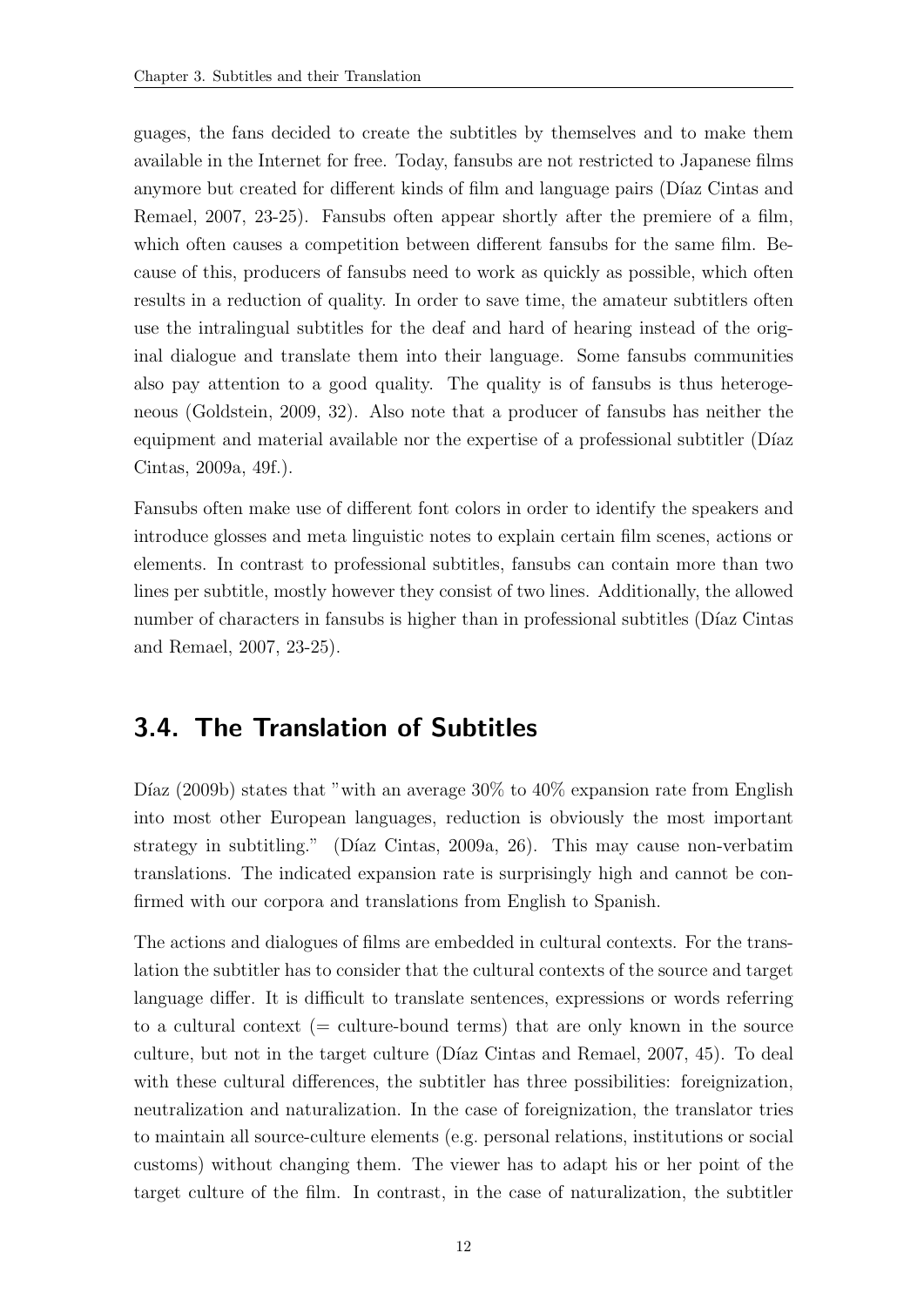guages, the fans decided to create the subtitles by themselves and to make them available in the Internet for free. Today, fansubs are not restricted to Japanese films anymore but created for different kinds of film and language pairs (Díaz Cintas and Remael, 2007, 23-25). Fansubs often appear shortly after the premiere of a film, which often causes a competition between different fansubs for the same film. Because of this, producers of fansubs need to work as quickly as possible, which often results in a reduction of quality. In order to save time, the amateur subtitlers often use the intralingual subtitles for the deaf and hard of hearing instead of the original dialogue and translate them into their language. Some fansubs communities also pay attention to a good quality. The quality is of fansubs is thus heterogeneous (Goldstein, 2009, 32). Also note that a producer of fansubs has neither the equipment and material available nor the expertise of a professional subtitler (Díaz Cintas, 2009a, 49f.).

Fansubs often make use of different font colors in order to identify the speakers and introduce glosses and meta linguistic notes to explain certain film scenes, actions or elements. In contrast to professional subtitles, fansubs can contain more than two lines per subtitle, mostly however they consist of two lines. Additionally, the allowed number of characters in fansubs is higher than in professional subtitles (Díaz Cintas and Remael, 2007, 23-25).

## 3.4. The Translation of Subtitles

Díaz (2009b) states that "with an average 30% to 40% expansion rate from English into most other European languages, reduction is obviously the most important strategy in subtitling." (Díaz Cintas, 2009a, 26). This may cause non-verbatim translations. The indicated expansion rate is surprisingly high and cannot be confirmed with our corpora and translations from English to Spanish.

The actions and dialogues of films are embedded in cultural contexts. For the translation the subtitler has to consider that the cultural contexts of the source and target language differ. It is difficult to translate sentences, expressions or words referring to a cultural context (= culture-bound terms) that are only known in the source culture, but not in the target culture (Díaz Cintas and Remael, 2007, 45). To deal with these cultural differences, the subtitler has three possibilities: foreignization, neutralization and naturalization. In the case of foreignization, the translator tries to maintain all source-culture elements (e.g. personal relations, institutions or social customs) without changing them. The viewer has to adapt his or her point of the target culture of the film. In contrast, in the case of naturalization, the subtitler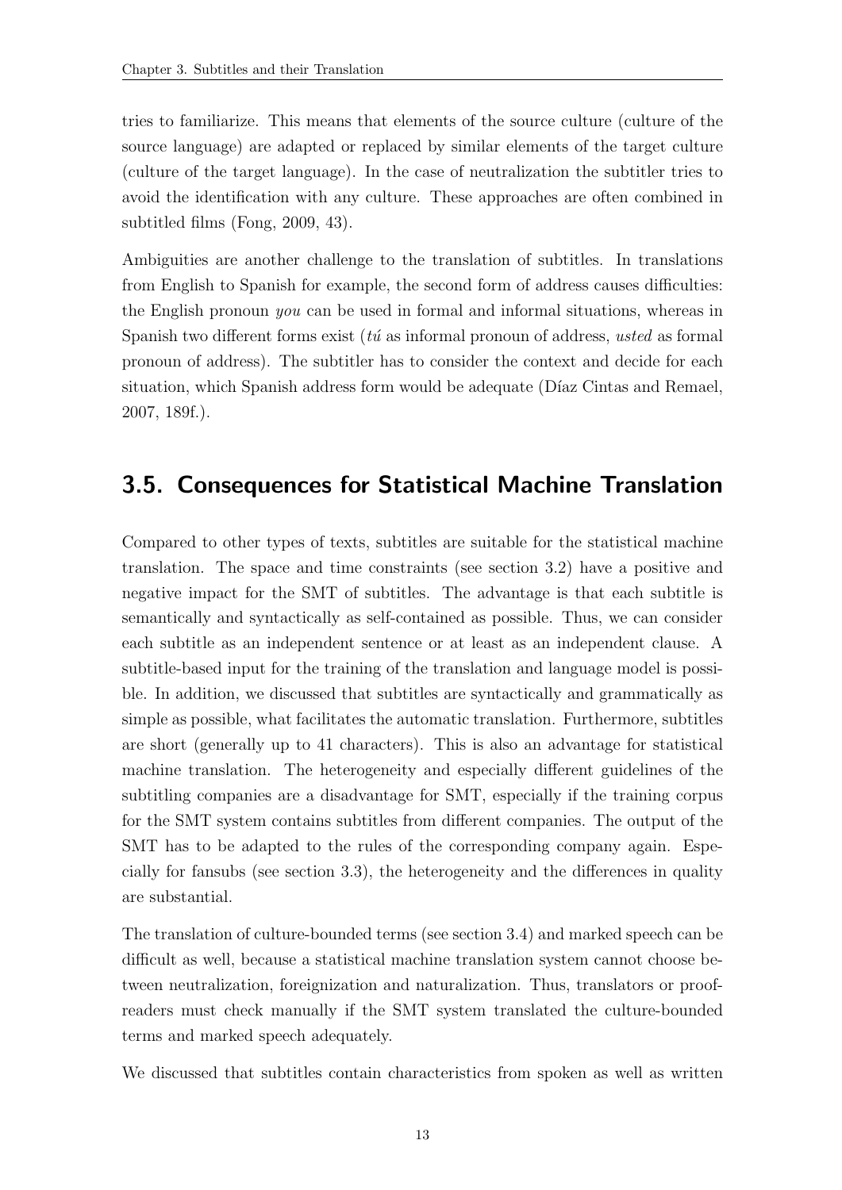tries to familiarize. This means that elements of the source culture (culture of the source language) are adapted or replaced by similar elements of the target culture (culture of the target language). In the case of neutralization the subtitler tries to avoid the identification with any culture. These approaches are often combined in subtitled films (Fong, 2009, 43).

Ambiguities are another challenge to the translation of subtitles. In translations from English to Spanish for example, the second form of address causes difficulties: the English pronoun *you* can be used in formal and informal situations, whereas in Spanish two different forms exist (*tú* as informal pronoun of address, *usted* as formal pronoun of address). The subtitler has to consider the context and decide for each situation, which Spanish address form would be adequate (Díaz Cintas and Remael, 2007, 189f.).

## 3.5. Consequences for Statistical Machine Translation

Compared to other types of texts, subtitles are suitable for the statistical machine translation. The space and time constraints (see section 3.2) have a positive and negative impact for the SMT of subtitles. The advantage is that each subtitle is semantically and syntactically as self-contained as possible. Thus, we can consider each subtitle as an independent sentence or at least as an independent clause. A subtitle-based input for the training of the translation and language model is possible. In addition, we discussed that subtitles are syntactically and grammatically as simple as possible, what facilitates the automatic translation. Furthermore, subtitles are short (generally up to 41 characters). This is also an advantage for statistical machine translation. The heterogeneity and especially different guidelines of the subtitling companies are a disadvantage for SMT, especially if the training corpus for the SMT system contains subtitles from different companies. The output of the SMT has to be adapted to the rules of the corresponding company again. Especially for fansubs (see section 3.3), the heterogeneity and the differences in quality are substantial.

The translation of culture-bounded terms (see section 3.4) and marked speech can be difficult as well, because a statistical machine translation system cannot choose between neutralization, foreignization and naturalization. Thus, translators or proofreaders must check manually if the SMT system translated the culture-bounded terms and marked speech adequately.

We discussed that subtitles contain characteristics from spoken as well as written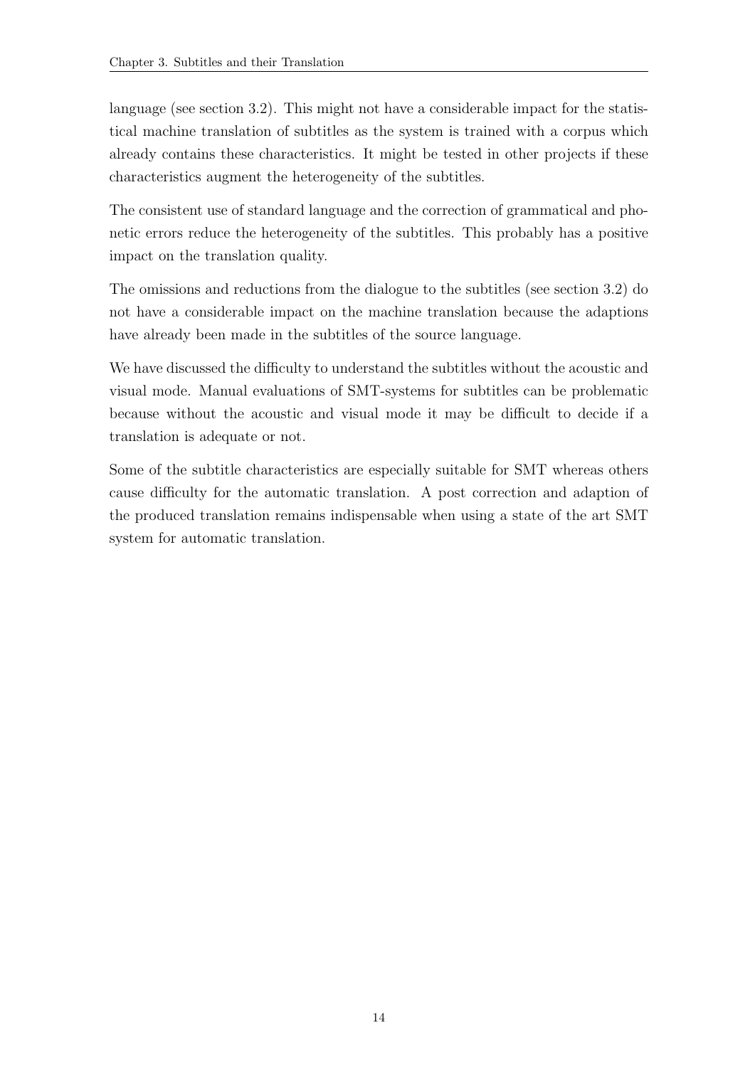language (see section 3.2). This might not have a considerable impact for the statistical machine translation of subtitles as the system is trained with a corpus which already contains these characteristics. It might be tested in other projects if these characteristics augment the heterogeneity of the subtitles.

The consistent use of standard language and the correction of grammatical and phonetic errors reduce the heterogeneity of the subtitles. This probably has a positive impact on the translation quality.

The omissions and reductions from the dialogue to the subtitles (see section 3.2) do not have a considerable impact on the machine translation because the adaptions have already been made in the subtitles of the source language.

We have discussed the difficulty to understand the subtitles without the acoustic and visual mode. Manual evaluations of SMT-systems for subtitles can be problematic because without the acoustic and visual mode it may be difficult to decide if a translation is adequate or not.

Some of the subtitle characteristics are especially suitable for SMT whereas others cause difficulty for the automatic translation. A post correction and adaption of the produced translation remains indispensable when using a state of the art SMT system for automatic translation.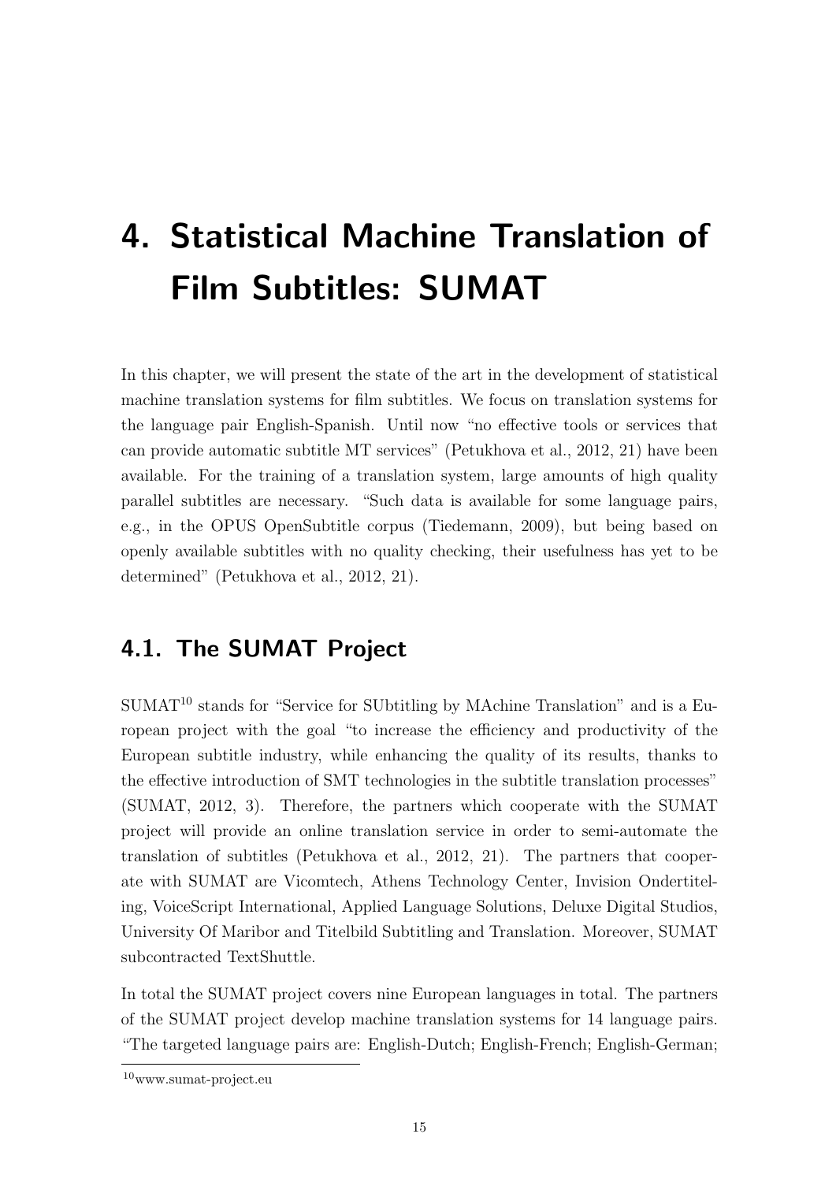# 4. Statistical Machine Translation of Film Subtitles: SUMAT

In this chapter, we will present the state of the art in the development of statistical machine translation systems for film subtitles. We focus on translation systems for the language pair English-Spanish. Until now "no effective tools or services that can provide automatic subtitle MT services" (Petukhova et al., 2012, 21) have been available. For the training of a translation system, large amounts of high quality parallel subtitles are necessary. "Such data is available for some language pairs, e.g., in the OPUS OpenSubtitle corpus (Tiedemann, 2009), but being based on openly available subtitles with no quality checking, their usefulness has yet to be determined" (Petukhova et al., 2012, 21).

## 4.1. The SUMAT Project

SUMAT[10] stands for "Service for SUbtitling by MAchine Translation" and is a European project with the goal "to increase the efficiency and productivity of the European subtitle industry, while enhancing the quality of its results, thanks to the effective introduction of SMT technologies in the subtitle translation processes" (SUMAT, 2012, 3). Therefore, the partners which cooperate with the SUMAT project will provide an online translation service in order to semi-automate the translation of subtitles (Petukhova et al., 2012, 21). The partners that cooperate with SUMAT are Vicomtech, Athens Technology Center, Invision Ondertiteling, VoiceScript International, Applied Language Solutions, Deluxe Digital Studios, University Of Maribor and Titelbild Subtitling and Translation. Moreover, SUMAT subcontracted TextShuttle.

In total the SUMAT project covers nine European languages in total. The partners of the SUMAT project develop machine translation systems for 14 language pairs. "The targeted language pairs are: English-Dutch; English-French; English-German;

[10] www.sumat-project.eu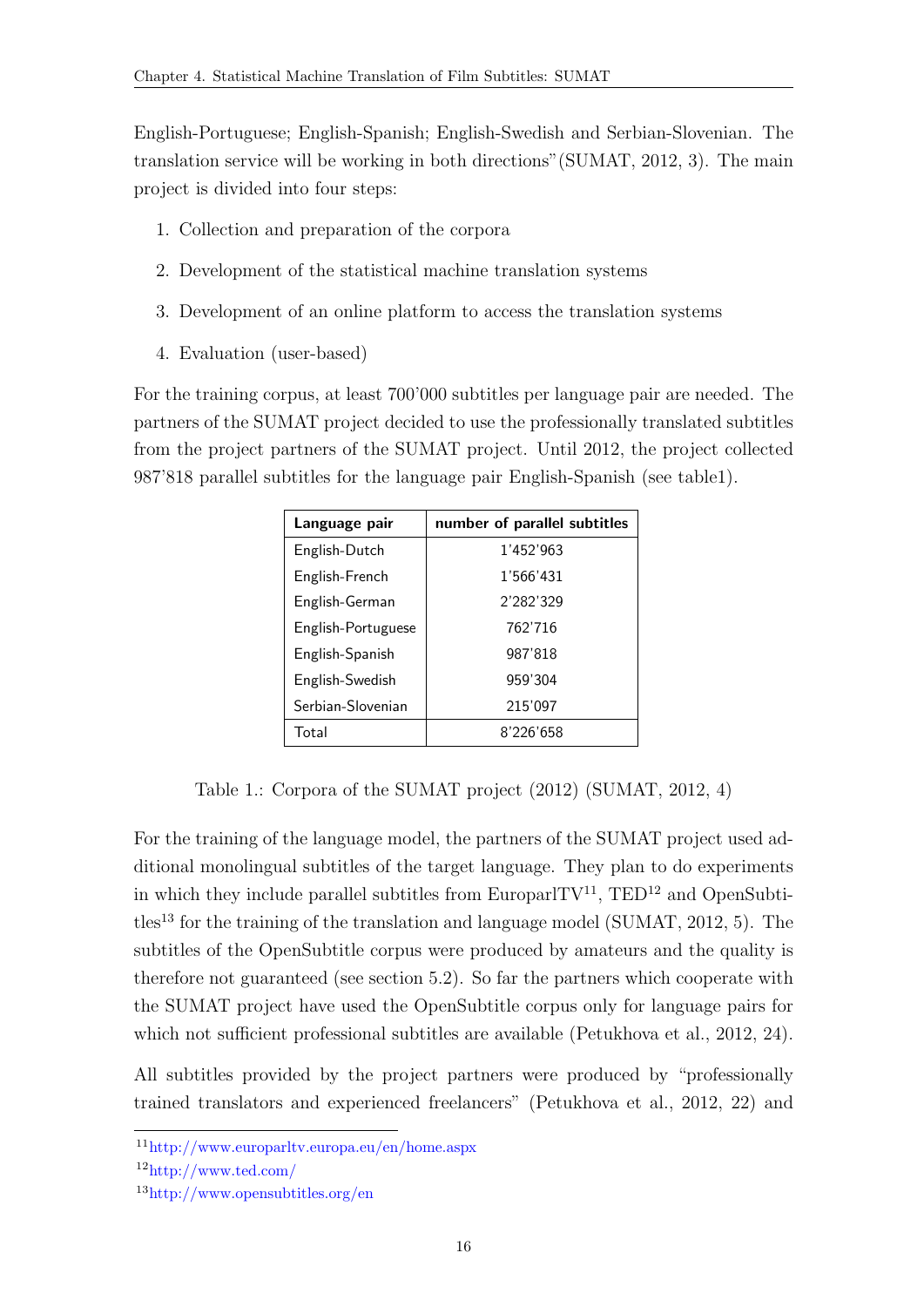English-Portuguese; English-Spanish; English-Swedish and Serbian-Slovenian. The translation service will be working in both directions"(SUMAT, 2012, 3). The main project is divided into four steps:

1. Collection and preparation of the corpora
2. Development of the statistical machine translation systems
3. Development of an online platform to access the translation systems
4. Evaluation (user-based)

For the training corpus, at least 700'000 subtitles per language pair are needed. The partners of the SUMAT project decided to use the professionally translated subtitles from the project partners of the SUMAT project. Until 2012, the project collected 987'818 parallel subtitles for the language pair English-Spanish (see table1).

| Language pair | number of parallel subtitles |
|---|---|
| English-Dutch | 1'452'963 |
| English-French | 1'566'431 |
| English-German | 2'282'329 |
| English-Portuguese | 762'716 |
| English-Spanish | 987'818 |
| English-Swedish | 959'304 |
| Serbian-Slovenian | 215'097 |
| Total | 8'226'658 |

Table 1.: Corpora of the SUMAT project (2012) (SUMAT, 2012, 4)

For the training of the language model, the partners of the SUMAT project used additional monolingual subtitles of the target language. They plan to do experiments in which they include parallel subtitles from EuroparlTV[11], TED[12] and OpenSubtitles[13] for the training of the translation and language model (SUMAT, 2012, 5). The subtitles of the OpenSubtitle corpus were produced by amateurs and the quality is therefore not guaranteed (see section 5.2). So far the partners which cooperate with the SUMAT project have used the OpenSubtitle corpus only for language pairs for which not sufficient professional subtitles are available (Petukhova et al., 2012, 24).

All subtitles provided by the project partners were produced by "professionally trained translators and experienced freelancers" (Petukhova et al., 2012, 22) and

[11] http://www.europarltv.europa.eu/en/home.aspx

[12] http://www.ted.com/

[13] http://www.opensubtitles.org/en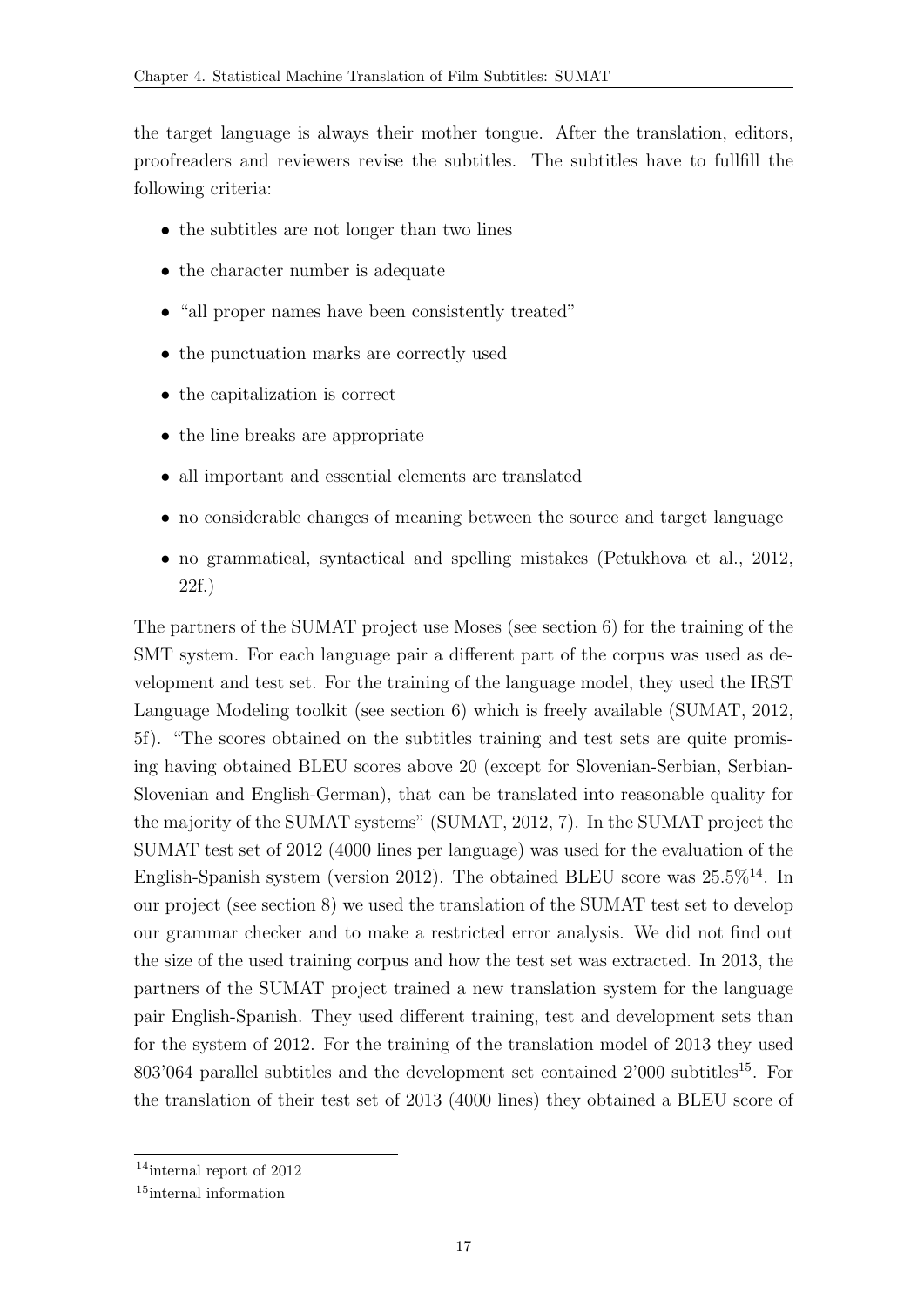the target language is always their mother tongue. After the translation, editors, proofreaders and reviewers revise the subtitles. The subtitles have to fullfill the following criteria:

- the subtitles are not longer than two lines
- the character number is adequate
- "all proper names have been consistently treated"
- the punctuation marks are correctly used
- the capitalization is correct
- the line breaks are appropriate
- all important and essential elements are translated
- no considerable changes of meaning between the source and target language
- no grammatical, syntactical and spelling mistakes (Petukhova et al., 2012, 22f.)

The partners of the SUMAT project use Moses (see section 6) for the training of the SMT system. For each language pair a different part of the corpus was used as development and test set. For the training of the language model, they used the IRST Language Modeling toolkit (see section 6) which is freely available (SUMAT, 2012, 5f). "The scores obtained on the subtitles training and test sets are quite promising having obtained BLEU scores above 20 (except for Slovenian-Serbian, Serbian-Slovenian and English-German), that can be translated into reasonable quality for the majority of the SUMAT systems" (SUMAT, 2012, 7). In the SUMAT project the SUMAT test set of 2012 (4000 lines per language) was used for the evaluation of the English-Spanish system (version 2012). The obtained BLEU score was 25.5%[14]. In our project (see section 8) we used the translation of the SUMAT test set to develop our grammar checker and to make a restricted error analysis. We did not find out the size of the used training corpus and how the test set was extracted. In 2013, the partners of the SUMAT project trained a new translation system for the language pair English-Spanish. They used different training, test and development sets than for the system of 2012. For the training of the translation model of 2013 they used 803'064 parallel subtitles and the development set contained 2'000 subtitles[15]. For the translation of their test set of 2013 (4000 lines) they obtained a BLEU score of

[14] internal report of 2012

[15] internal information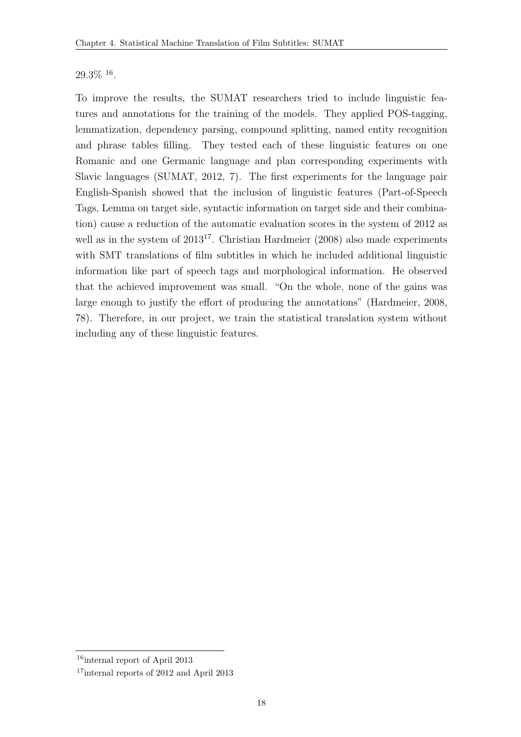29.3% [16].

To improve the results, the SUMAT researchers tried to include linguistic features and annotations for the training of the models. They applied POS-tagging, lemmatization, dependency parsing, compound splitting, named entity recognition and phrase tables filling. They tested each of these linguistic features on one Romanic and one Germanic language and plan corresponding experiments with Slavic languages (SUMAT, 2012, 7). The first experiments for the language pair English-Spanish showed that the inclusion of linguistic features (Part-of-Speech Tags, Lemma on target side, syntactic information on target side and their combination) cause a reduction of the automatic evaluation scores in the system of 2012 as well as in the system of 2013[17]. Christian Hardmeier (2008) also made experiments with SMT translations of film subtitles in which he included additional linguistic information like part of speech tags and morphological information. He observed that the achieved improvement was small. "On the whole, none of the gains was large enough to justify the effort of producing the annotations" (Hardmeier, 2008, 78). Therefore, in our project, we train the statistical translation system without including any of these linguistic features.

---

[16] internal report of April 2013

[17] internal reports of 2012 and April 2013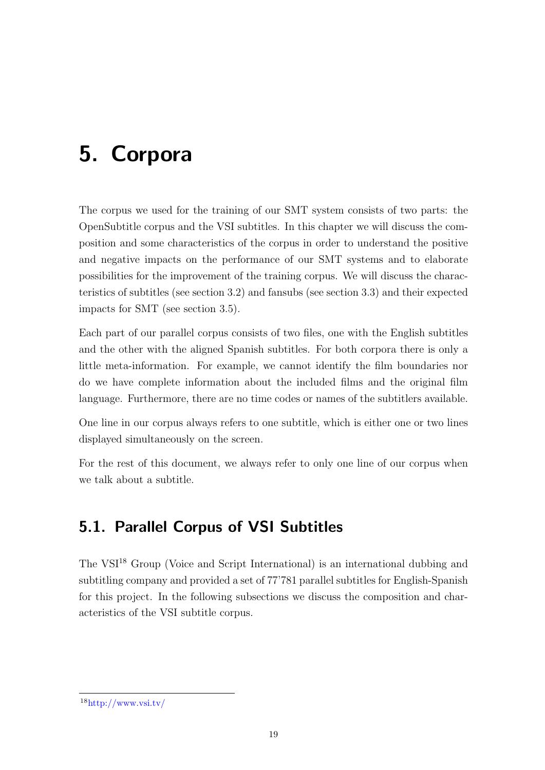# 5. Corpora

The corpus we used for the training of our SMT system consists of two parts: the OpenSubtitle corpus and the VSI subtitles. In this chapter we will discuss the composition and some characteristics of the corpus in order to understand the positive and negative impacts on the performance of our SMT systems and to elaborate possibilities for the improvement of the training corpus. We will discuss the characteristics of subtitles (see section 3.2) and fansubs (see section 3.3) and their expected impacts for SMT (see section 3.5).

Each part of our parallel corpus consists of two files, one with the English subtitles and the other with the aligned Spanish subtitles. For both corpora there is only a little meta-information. For example, we cannot identify the film boundaries nor do we have complete information about the included films and the original film language. Furthermore, there are no time codes or names of the subtitlers available.

One line in our corpus always refers to one subtitle, which is either one or two lines displayed simultaneously on the screen.

For the rest of this document, we always refer to only one line of our corpus when we talk about a subtitle.

## 5.1. Parallel Corpus of VSI Subtitles

The VSI[18] Group (Voice and Script International) is an international dubbing and subtitling company and provided a set of 77'781 parallel subtitles for English-Spanish for this project. In the following subsections we discuss the composition and characteristics of the VSI subtitle corpus.

[18] http://www.vsi.tv/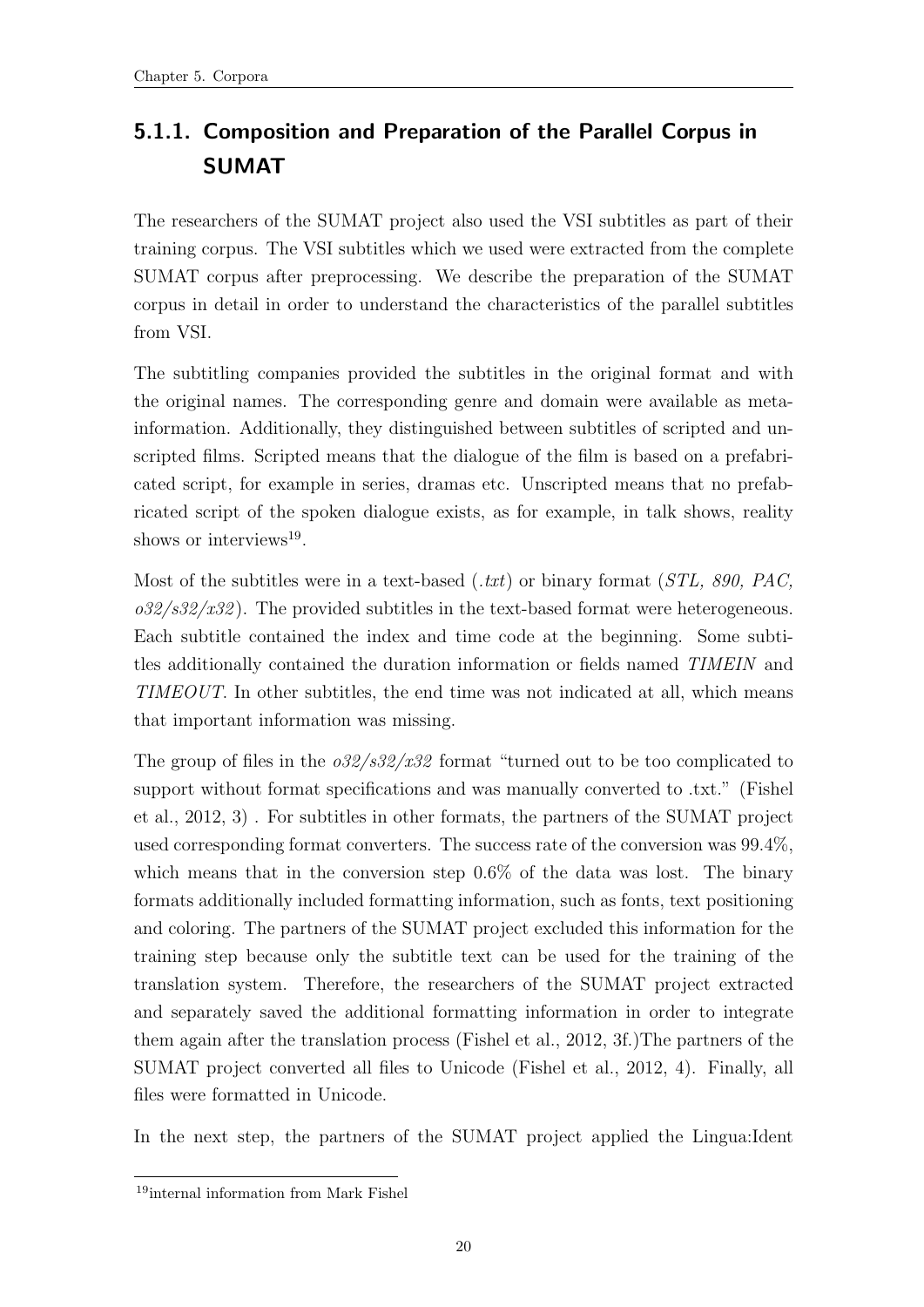### 5.1.1. Composition and Preparation of the Parallel Corpus in SUMAT

The researchers of the SUMAT project also used the VSI subtitles as part of their training corpus. The VSI subtitles which we used were extracted from the complete SUMAT corpus after preprocessing. We describe the preparation of the SUMAT corpus in detail in order to understand the characteristics of the parallel subtitles from VSI.

The subtitling companies provided the subtitles in the original format and with the original names. The corresponding genre and domain were available as meta-information. Additionally, they distinguished between subtitles of scripted and unscripted films. Scripted means that the dialogue of the film is based on a prefabricated script, for example in series, dramas etc. Unscripted means that no prefabricated script of the spoken dialogue exists, as for example, in talk shows, reality shows or interviews[19].

Most of the subtitles were in a text-based (*.txt*) or binary format (*STL, 890, PAC, o32/s32/x32*). The provided subtitles in the text-based format were heterogeneous. Each subtitle contained the index and time code at the beginning. Some subtitles additionally contained the duration information or fields named *TIMEIN* and *TIMEOUT*. In other subtitles, the end time was not indicated at all, which means that important information was missing.

The group of files in the *o32/s32/x32* format "turned out to be too complicated to support without format specifications and was manually converted to .txt." (Fishel et al., 2012, 3) . For subtitles in other formats, the partners of the SUMAT project used corresponding format converters. The success rate of the conversion was 99.4%, which means that in the conversion step 0.6% of the data was lost. The binary formats additionally included formatting information, such as fonts, text positioning and coloring. The partners of the SUMAT project excluded this information for the training step because only the subtitle text can be used for the training of the translation system. Therefore, the researchers of the SUMAT project extracted and separately saved the additional formatting information in order to integrate them again after the translation process (Fishel et al., 2012, 3f.)The partners of the SUMAT project converted all files to Unicode (Fishel et al., 2012, 4). Finally, all files were formatted in Unicode.

In the next step, the partners of the SUMAT project applied the Lingua:Ident

[19] internal information from Mark Fishel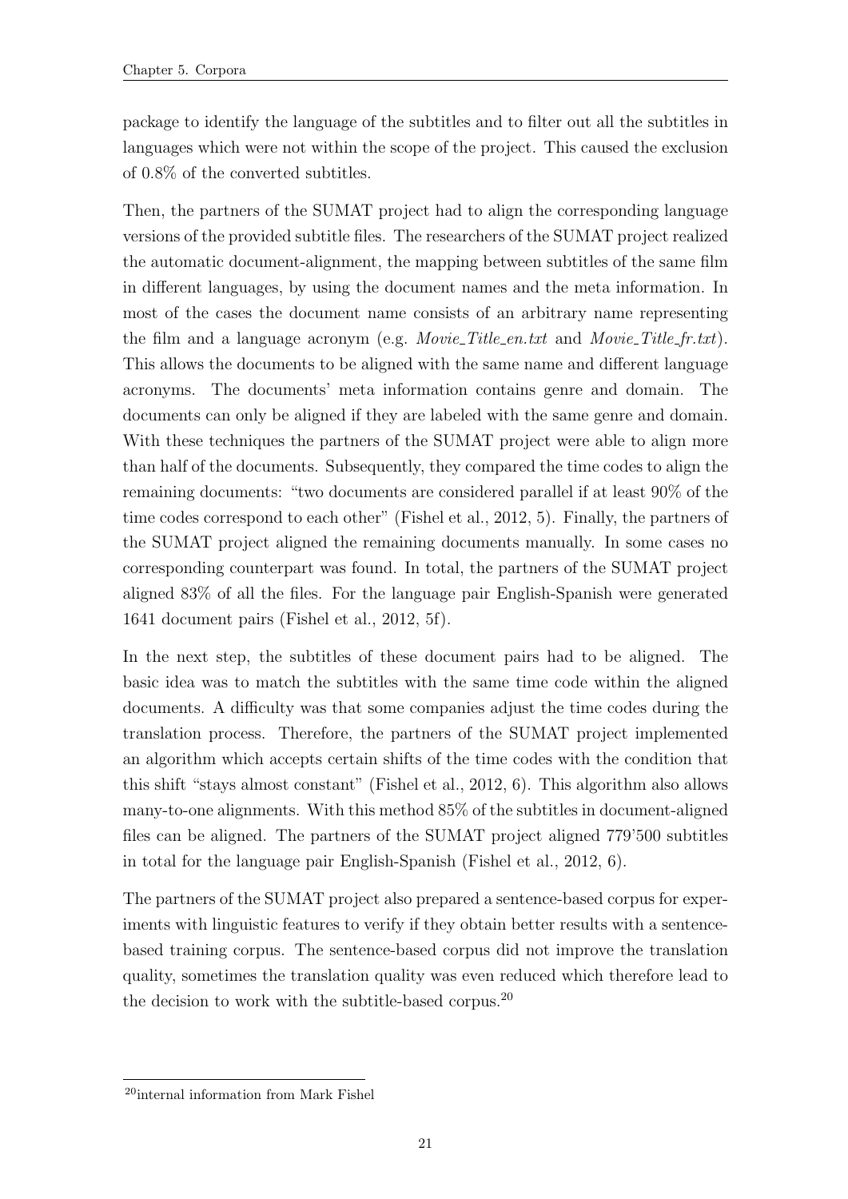package to identify the language of the subtitles and to filter out all the subtitles in languages which were not within the scope of the project. This caused the exclusion of 0.8% of the converted subtitles.

Then, the partners of the SUMAT project had to align the corresponding language versions of the provided subtitle files. The researchers of the SUMAT project realized the automatic document-alignment, the mapping between subtitles of the same film in different languages, by using the document names and the meta information. In most of the cases the document name consists of an arbitrary name representing the film and a language acronym (e.g. *Movie_Title_en.txt* and *Movie_Title_fr.txt*). This allows the documents to be aligned with the same name and different language acronyms. The documents' meta information contains genre and domain. The documents can only be aligned if they are labeled with the same genre and domain. With these techniques the partners of the SUMAT project were able to align more than half of the documents. Subsequently, they compared the time codes to align the remaining documents: "two documents are considered parallel if at least 90% of the time codes correspond to each other" (Fishel et al., 2012, 5). Finally, the partners of the SUMAT project aligned the remaining documents manually. In some cases no corresponding counterpart was found. In total, the partners of the SUMAT project aligned 83% of all the files. For the language pair English-Spanish were generated 1641 document pairs (Fishel et al., 2012, 5f).

In the next step, the subtitles of these document pairs had to be aligned. The basic idea was to match the subtitles with the same time code within the aligned documents. A difficulty was that some companies adjust the time codes during the translation process. Therefore, the partners of the SUMAT project implemented an algorithm which accepts certain shifts of the time codes with the condition that this shift "stays almost constant" (Fishel et al., 2012, 6). This algorithm also allows many-to-one alignments. With this method 85% of the subtitles in document-aligned files can be aligned. The partners of the SUMAT project aligned 779'500 subtitles in total for the language pair English-Spanish (Fishel et al., 2012, 6).

The partners of the SUMAT project also prepared a sentence-based corpus for experiments with linguistic features to verify if they obtain better results with a sentence-based training corpus. The sentence-based corpus did not improve the translation quality, sometimes the translation quality was even reduced which therefore lead to the decision to work with the subtitle-based corpus.[20]

[20] internal information from Mark Fishel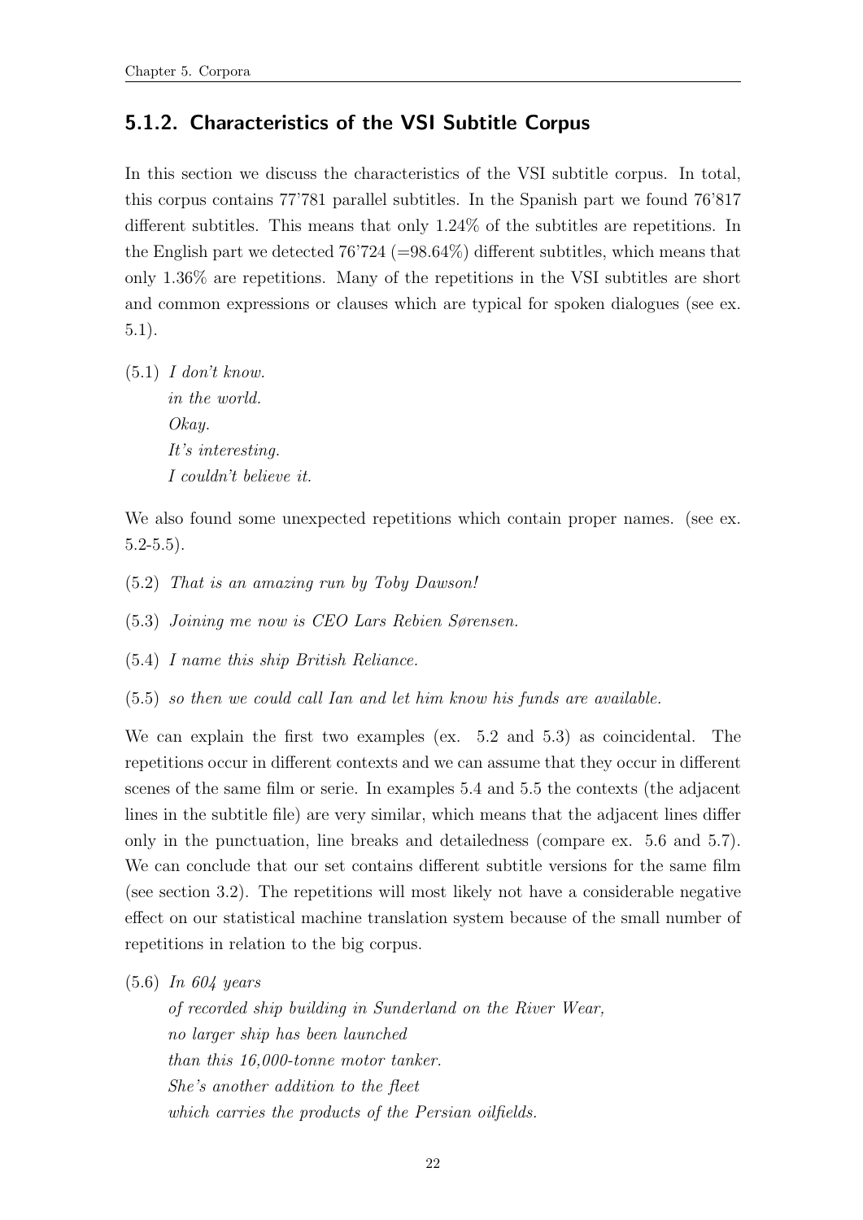### 5.1.2. Characteristics of the VSI Subtitle Corpus

In this section we discuss the characteristics of the VSI subtitle corpus. In total, this corpus contains 77'781 parallel subtitles. In the Spanish part we found 76'817 different subtitles. This means that only 1.24% of the subtitles are repetitions. In the English part we detected 76'724 (=98.64%) different subtitles, which means that only 1.36% are repetitions. Many of the repetitions in the VSI subtitles are short and common expressions or clauses which are typical for spoken dialogues (see ex. 5.1).

(5.1) *I don't know.*
*in the world.*
*Okay.*
*It's interesting.*
*I couldn't believe it.*

We also found some unexpected repetitions which contain proper names. (see ex. 5.2-5.5).

(5.2) *That is an amazing run by Toby Dawson!*

(5.3) *Joining me now is CEO Lars Rebien Sørensen.*

(5.4) *I name this ship British Reliance.*

(5.5) *so then we could call Ian and let him know his funds are available.*

We can explain the first two examples (ex. 5.2 and 5.3) as coincidental. The repetitions occur in different contexts and we can assume that they occur in different scenes of the same film or serie. In examples 5.4 and 5.5 the contexts (the adjacent lines in the subtitle file) are very similar, which means that the adjacent lines differ only in the punctuation, line breaks and detailedness (compare ex. 5.6 and 5.7). We can conclude that our set contains different subtitle versions for the same film (see section 3.2). The repetitions will most likely not have a considerable negative effect on our statistical machine translation system because of the small number of repetitions in relation to the big corpus.

(5.6) *In 604 years*
*of recorded ship building in Sunderland on the River Wear,*
*no larger ship has been launched*
*than this 16,000-tonne motor tanker.*
*She's another addition to the fleet*
*which carries the products of the Persian oilfields.*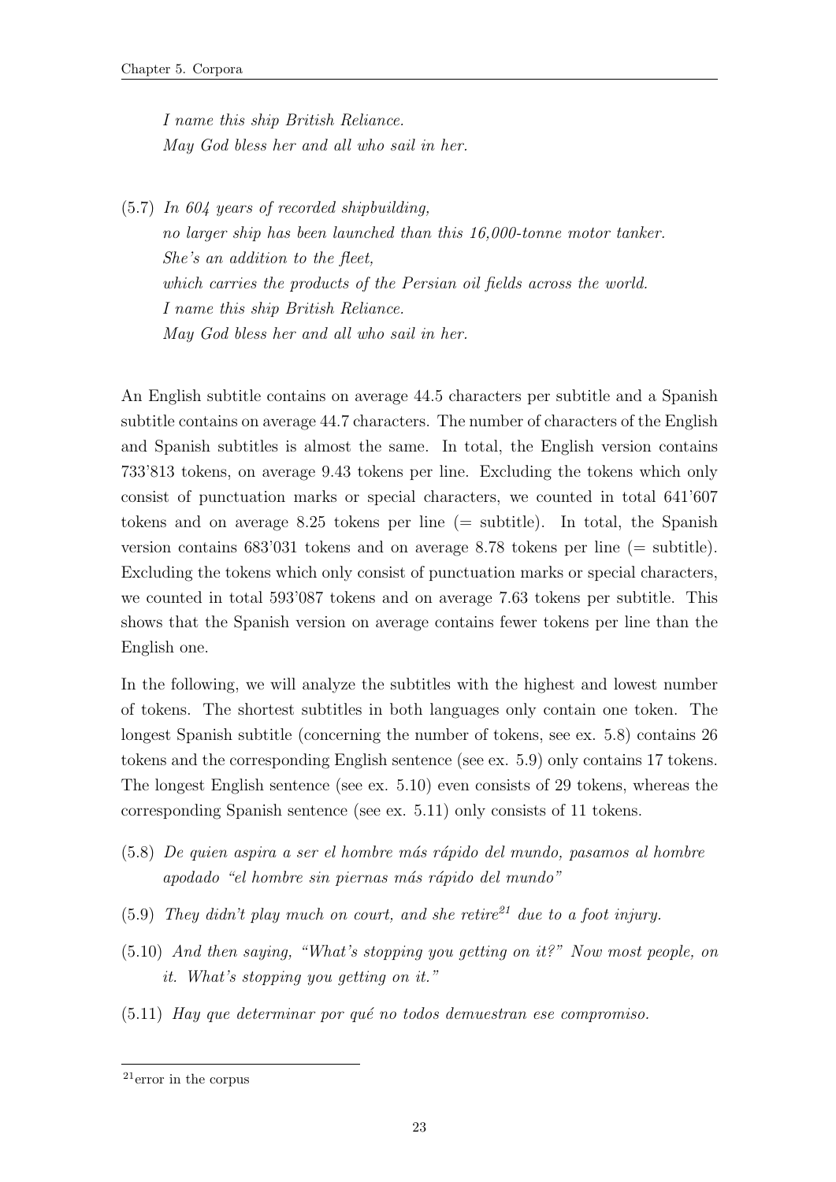*I name this ship British Reliance.*
*May God bless her and all who sail in her.*

(5.7) *In 604 years of recorded shipbuilding,*
*no larger ship has been launched than this 16,000-tonne motor tanker.*
*She's an addition to the fleet,*
*which carries the products of the Persian oil fields across the world.*
*I name this ship British Reliance.*
*May God bless her and all who sail in her.*

An English subtitle contains on average 44.5 characters per subtitle and a Spanish subtitle contains on average 44.7 characters. The number of characters of the English and Spanish subtitles is almost the same. In total, the English version contains 733'813 tokens, on average 9.43 tokens per line. Excluding the tokens which only consist of punctuation marks or special characters, we counted in total 641'607 tokens and on average 8.25 tokens per line (= subtitle). In total, the Spanish version contains 683'031 tokens and on average 8.78 tokens per line (= subtitle). Excluding the tokens which only consist of punctuation marks or special characters, we counted in total 593'087 tokens and on average 7.63 tokens per subtitle. This shows that the Spanish version on average contains fewer tokens per line than the English one.

In the following, we will analyze the subtitles with the highest and lowest number of tokens. The shortest subtitles in both languages only contain one token. The longest Spanish subtitle (concerning the number of tokens, see ex. 5.8) contains 26 tokens and the corresponding English sentence (see ex. 5.9) only contains 17 tokens. The longest English sentence (see ex. 5.10) even consists of 29 tokens, whereas the corresponding Spanish sentence (see ex. 5.11) only consists of 11 tokens.

(5.8) *De quien aspira a ser el hombre más rápido del mundo, pasamos al hombre apodado "el hombre sin piernas más rápido del mundo"*

(5.9) *They didn't play much on court, and she retire*[21] *due to a foot injury.*

(5.10) *And then saying, "What's stopping you getting on it?" Now most people, on it. What's stopping you getting on it."*

(5.11) *Hay que determinar por qué no todos demuestran ese compromiso.*

[21] error in the corpus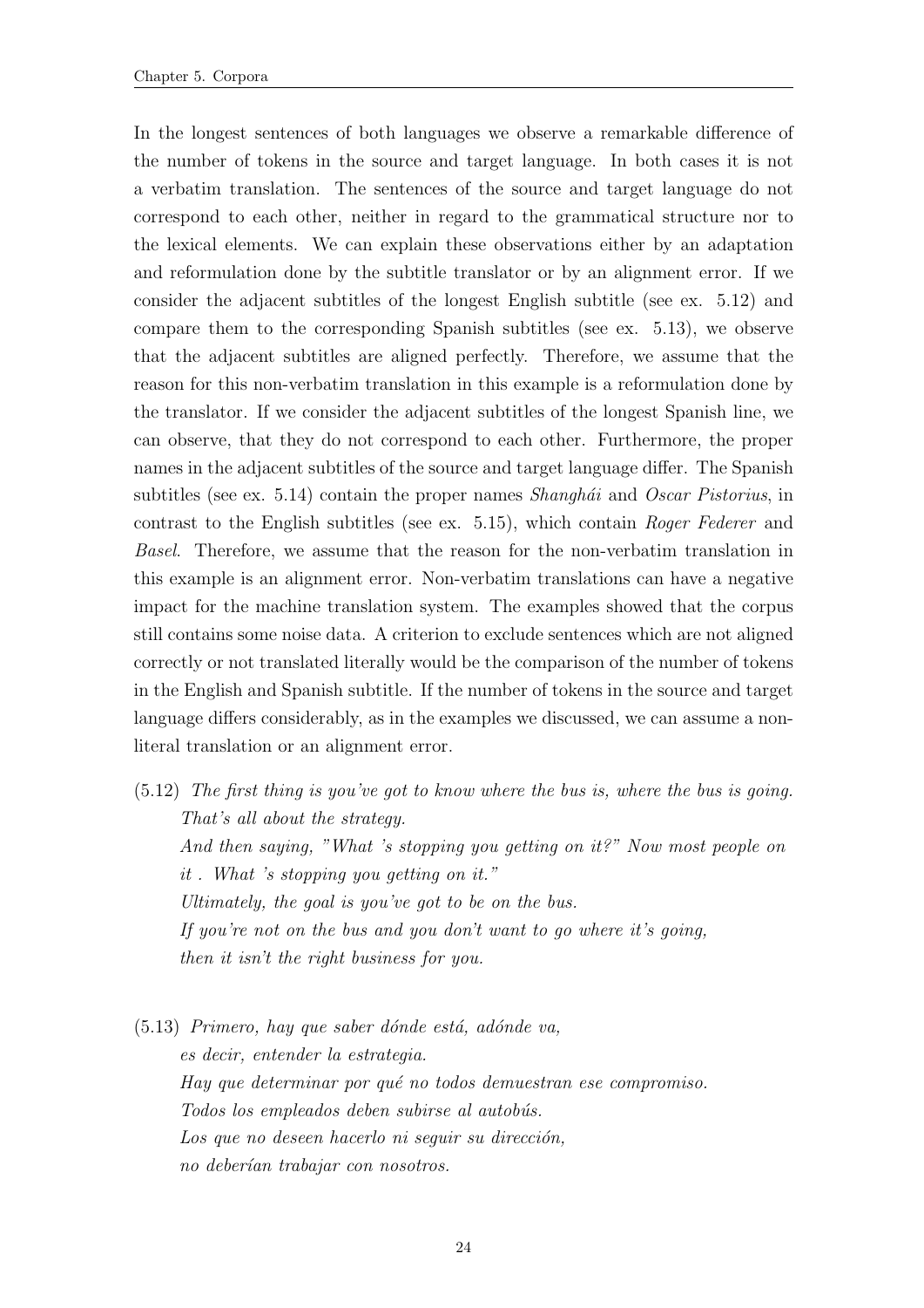In the longest sentences of both languages we observe a remarkable difference of the number of tokens in the source and target language. In both cases it is not a verbatim translation. The sentences of the source and target language do not correspond to each other, neither in regard to the grammatical structure nor to the lexical elements. We can explain these observations either by an adaptation and reformulation done by the subtitle translator or by an alignment error. If we consider the adjacent subtitles of the longest English subtitle (see ex. 5.12) and compare them to the corresponding Spanish subtitles (see ex. 5.13), we observe that the adjacent subtitles are aligned perfectly. Therefore, we assume that the reason for this non-verbatim translation in this example is a reformulation done by the translator. If we consider the adjacent subtitles of the longest Spanish line, we can observe, that they do not correspond to each other. Furthermore, the proper names in the adjacent subtitles of the source and target language differ. The Spanish subtitles (see ex. 5.14) contain the proper names *Shanghái* and *Oscar Pistorius*, in contrast to the English subtitles (see ex. 5.15), which contain *Roger Federer* and *Basel*. Therefore, we assume that the reason for the non-verbatim translation in this example is an alignment error. Non-verbatim translations can have a negative impact for the machine translation system. The examples showed that the corpus still contains some noise data. A criterion to exclude sentences which are not aligned correctly or not translated literally would be the comparison of the number of tokens in the English and Spanish subtitle. If the number of tokens in the source and target language differs considerably, as in the examples we discussed, we can assume a non-literal translation or an alignment error.

(5.12) *The first thing is you've got to know where the bus is, where the bus is going.*
*That's all about the strategy.*
*And then saying, "What 's stopping you getting on it?" Now most people on it . What 's stopping you getting on it."*
*Ultimately, the goal is you've got to be on the bus.*
*If you're not on the bus and you don't want to go where it's going,*
*then it isn't the right business for you.*

(5.13) *Primero, hay que saber dónde está, adónde va,*
*es decir, entender la estrategia.*
*Hay que determinar por qué no todos demuestran ese compromiso.*
*Todos los empleados deben subirse al autobús.*
*Los que no deseen hacerlo ni seguir su dirección,*
*no deberían trabajar con nosotros.*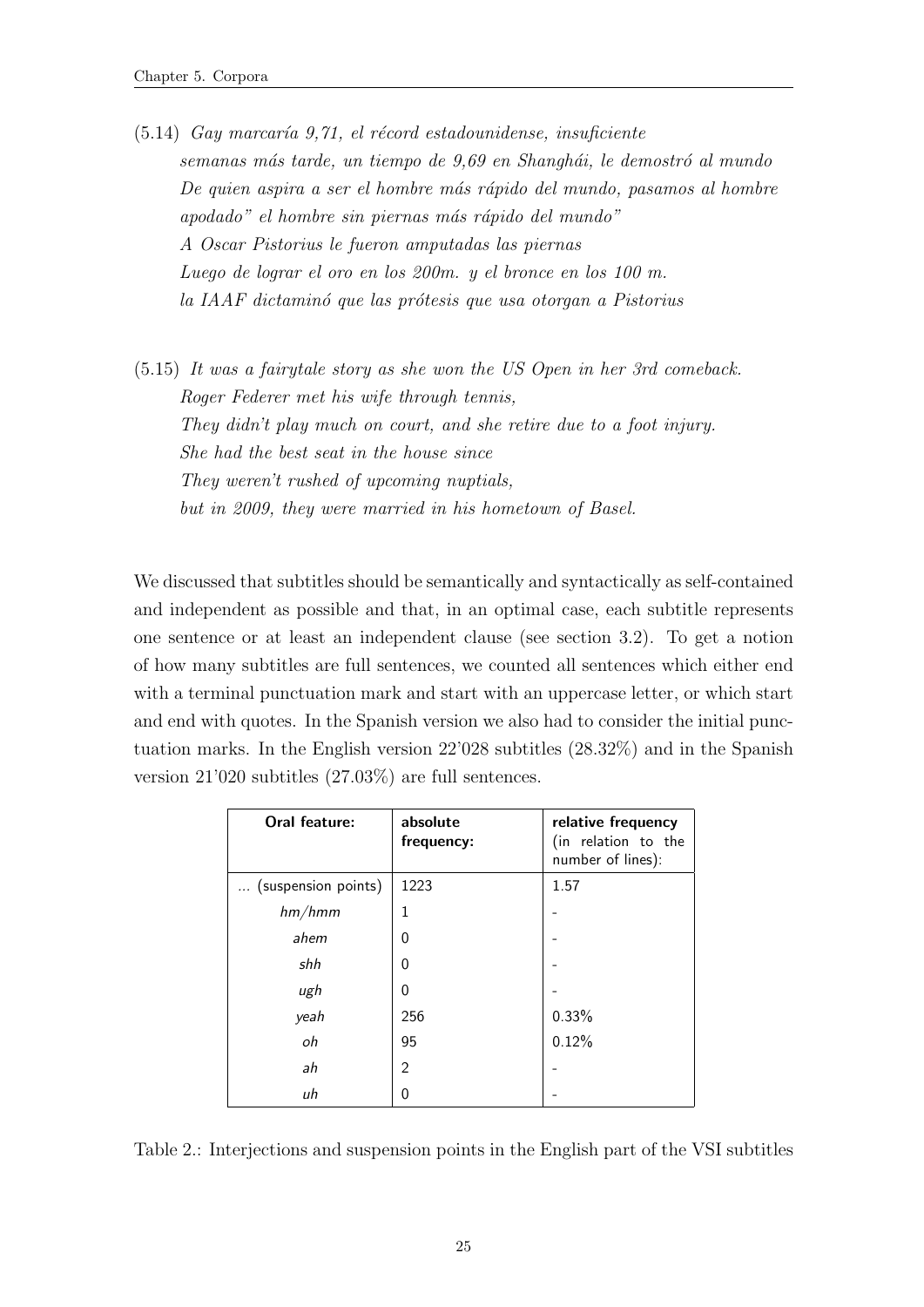(5.14) *Gay marcaría 9,71, el récord estadounidense, insuficiente*
*semanas más tarde, un tiempo de 9,69 en Shangháì, le demostró al mundo*
*De quien aspira a ser el hombre más rápido del mundo, pasamos al hombre apodado" el hombre sin piernas más rápido del mundo"*
*A Oscar Pistorius le fueron amputadas las piernas*
*Luego de lograr el oro en los 200m. y el bronce en los 100 m.*
*la IAAF dictaminó que las prótesis que usa otorgan a Pistorius*

(5.15) *It was a fairytale story as she won the US Open in her 3rd comeback.*
*Roger Federer met his wife through tennis,*
*They didn't play much on court, and she retire due to a foot injury.*
*She had the best seat in the house since*
*They weren't rushed of upcoming nuptials,*
*but in 2009, they were married in his hometown of Basel.*

We discussed that subtitles should be semantically and syntactically as self-contained and independent as possible and that, in an optimal case, each subtitle represents one sentence or at least an independent clause (see section 3.2). To get a notion of how many subtitles are full sentences, we counted all sentences which either end with a terminal punctuation mark and start with an uppercase letter, or which start and end with quotes. In the Spanish version we also had to consider the initial punctuation marks. In the English version 22'028 subtitles (28.32%) and in the Spanish version 21'020 subtitles (27.03%) are full sentences.

| Oral feature: | absolute frequency: | relative frequency (in relation to the number of lines): |
|---|---|---|
| ... (suspension points) | 1223 | 1.57 |
| *hm/hmm* | 1 | - |
| *ahem* | 0 | - |
| *shh* | 0 | - |
| *ugh* | 0 | - |
| *yeah* | 256 | 0.33% |
| *oh* | 95 | 0.12% |
| *ah* | 2 | - |
| *uh* | 0 | - |

Table 2.: Interjections and suspension points in the English part of the VSI subtitles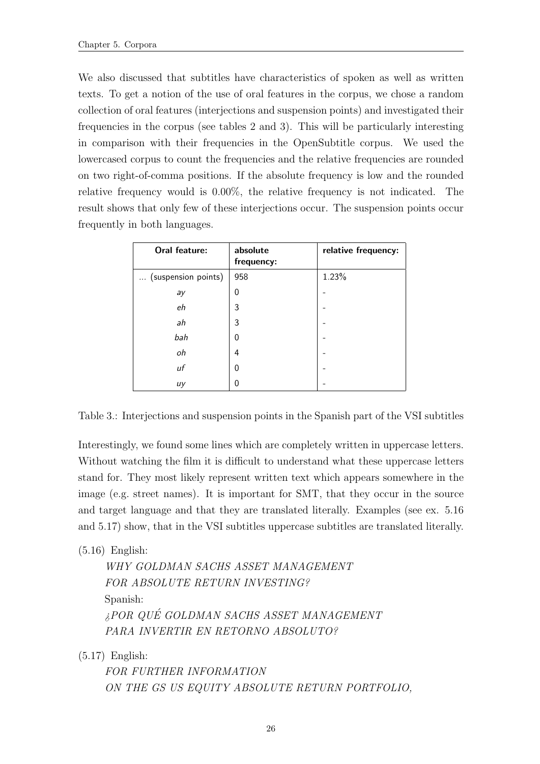We also discussed that subtitles have characteristics of spoken as well as written texts. To get a notion of the use of oral features in the corpus, we chose a random collection of oral features (interjections and suspension points) and investigated their frequencies in the corpus (see tables 2 and 3). This will be particularly interesting in comparison with their frequencies in the OpenSubtitle corpus. We used the lowercased corpus to count the frequencies and the relative frequencies are rounded on two right-of-comma positions. If the absolute frequency is low and the rounded relative frequency would is 0.00%, the relative frequency is not indicated. The result shows that only few of these interjections occur. The suspension points occur frequently in both languages.

| **Oral feature:** | **absolute frequency:** | **relative frequency:** |
|---|---|---|
| ... (suspension points) | 958 | 1.23% |
| *ay* | 0 | - |
| *eh* | 3 | - |
| *ah* | 3 | - |
| *bah* | 0 | - |
| *oh* | 4 | - |
| *uf* | 0 | - |
| *uy* | 0 | - |

Table 3.: Interjections and suspension points in the Spanish part of the VSI subtitles

Interestingly, we found some lines which are completely written in uppercase letters. Without watching the film it is difficult to understand what these uppercase letters stand for. They most likely represent written text which appears somewhere in the image (e.g. street names). It is important for SMT, that they occur in the source and target language and that they are translated literally. Examples (see ex. 5.16 and 5.17) show, that in the VSI subtitles uppercase subtitles are translated literally.

(5.16) English:
*WHY GOLDMAN SACHS ASSET MANAGEMENT*
*FOR ABSOLUTE RETURN INVESTING?*
Spanish:
*¿POR QUÉ GOLDMAN SACHS ASSET MANAGEMENT*
*PARA INVERTIR EN RETORNO ABSOLUTO?*

(5.17) English:
*FOR FURTHER INFORMATION*
*ON THE GS US EQUITY ABSOLUTE RETURN PORTFOLIO,*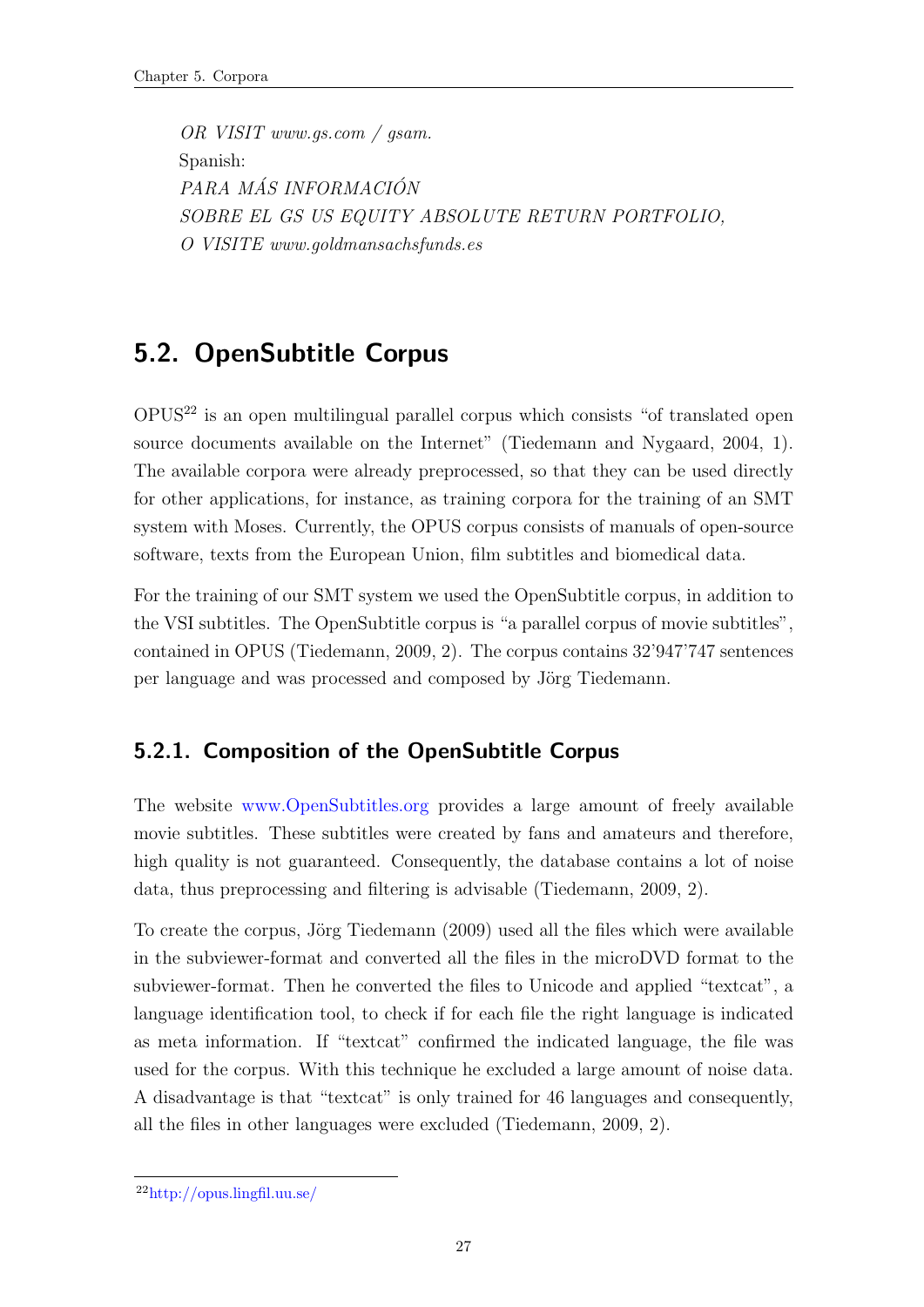*OR VISIT www.gs.com / gsam.*
Spanish:
*PARA MÁS INFORMACIÓN*
*SOBRE EL GS US EQUITY ABSOLUTE RETURN PORTFOLIO,*
*O VISITE www.goldmansachsfunds.es*

## 5.2. OpenSubtitle Corpus

OPUS[22] is an open multilingual parallel corpus which consists "of translated open source documents available on the Internet" (Tiedemann and Nygaard, 2004, 1). The available corpora were already preprocessed, so that they can be used directly for other applications, for instance, as training corpora for the training of an SMT system with Moses. Currently, the OPUS corpus consists of manuals of open-source software, texts from the European Union, film subtitles and biomedical data.

For the training of our SMT system we used the OpenSubtitle corpus, in addition to the VSI subtitles. The OpenSubtitle corpus is "a parallel corpus of movie subtitles", contained in OPUS (Tiedemann, 2009, 2). The corpus contains 32'947'747 sentences per language and was processed and composed by Jörg Tiedemann.

### 5.2.1. Composition of the OpenSubtitle Corpus

The website www.OpenSubtitles.org provides a large amount of freely available movie subtitles. These subtitles were created by fans and amateurs and therefore, high quality is not guaranteed. Consequently, the database contains a lot of noise data, thus preprocessing and filtering is advisable (Tiedemann, 2009, 2).

To create the corpus, Jörg Tiedemann (2009) used all the files which were available in the subviewer-format and converted all the files in the microDVD format to the subviewer-format. Then he converted the files to Unicode and applied "textcat", a language identification tool, to check if for each file the right language is indicated as meta information. If "textcat" confirmed the indicated language, the file was used for the corpus. With this technique he excluded a large amount of noise data. A disadvantage is that "textcat" is only trained for 46 languages and consequently, all the files in other languages were excluded (Tiedemann, 2009, 2).

[22] http://opus.lingfil.uu.se/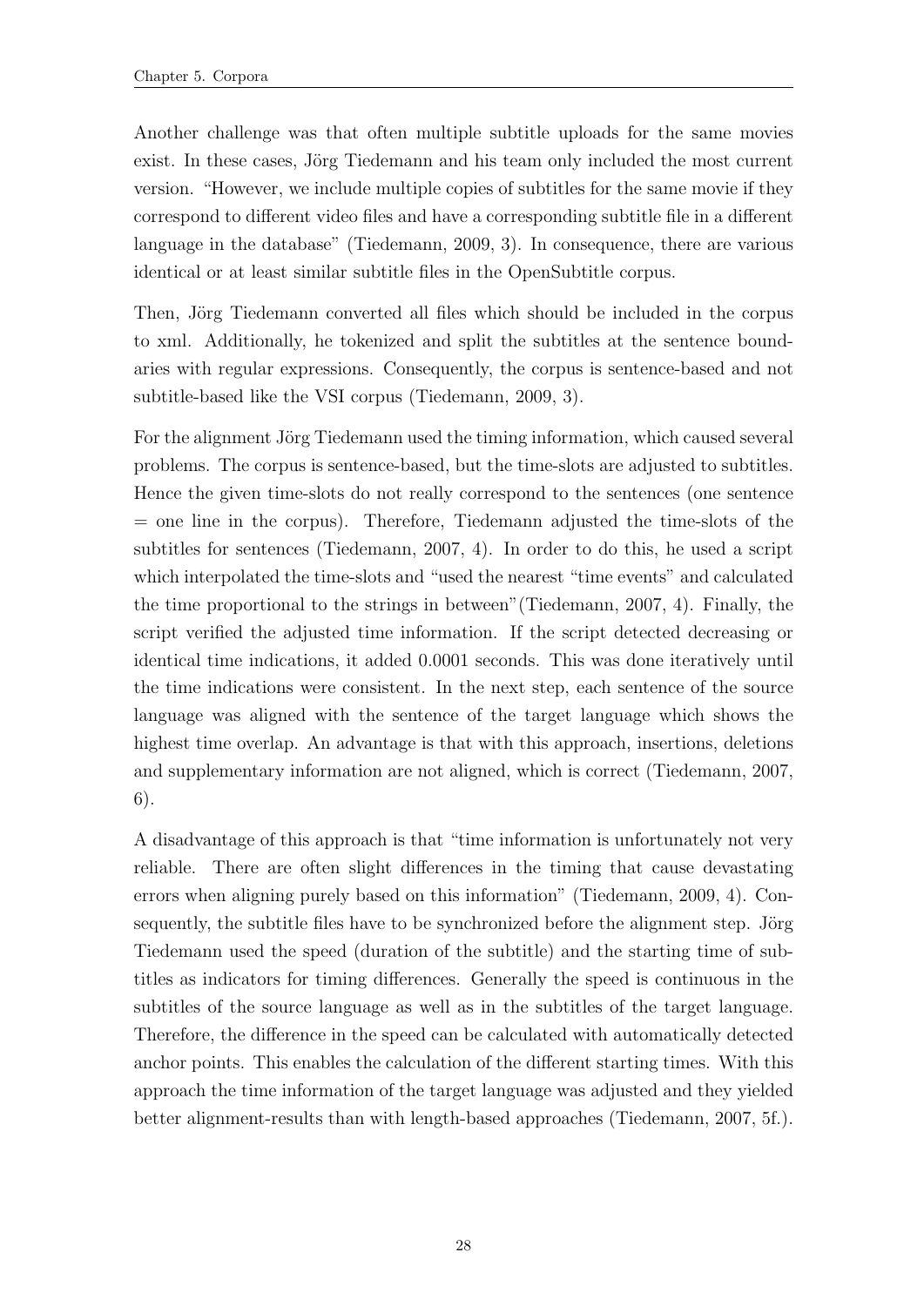Another challenge was that often multiple subtitle uploads for the same movies exist. In these cases, Jörg Tiedemann and his team only included the most current version. "However, we include multiple copies of subtitles for the same movie if they correspond to different video files and have a corresponding subtitle file in a different language in the database" (Tiedemann, 2009, 3). In consequence, there are various identical or at least similar subtitle files in the OpenSubtitle corpus.

Then, Jörg Tiedemann converted all files which should be included in the corpus to xml. Additionally, he tokenized and split the subtitles at the sentence boundaries with regular expressions. Consequently, the corpus is sentence-based and not subtitle-based like the VSI corpus (Tiedemann, 2009, 3).

For the alignment Jörg Tiedemann used the timing information, which caused several problems. The corpus is sentence-based, but the time-slots are adjusted to subtitles. Hence the given time-slots do not really correspond to the sentences (one sentence = one line in the corpus). Therefore, Tiedemann adjusted the time-slots of the subtitles for sentences (Tiedemann, 2007, 4). In order to do this, he used a script which interpolated the time-slots and "used the nearest "time events" and calculated the time proportional to the strings in between"(Tiedemann, 2007, 4). Finally, the script verified the adjusted time information. If the script detected decreasing or identical time indications, it added 0.0001 seconds. This was done iteratively until the time indications were consistent. In the next step, each sentence of the source language was aligned with the sentence of the target language which shows the highest time overlap. An advantage is that with this approach, insertions, deletions and supplementary information are not aligned, which is correct (Tiedemann, 2007, 6).

A disadvantage of this approach is that "time information is unfortunately not very reliable. There are often slight differences in the timing that cause devastating errors when aligning purely based on this information" (Tiedemann, 2009, 4). Consequently, the subtitle files have to be synchronized before the alignment step. Jörg Tiedemann used the speed (duration of the subtitle) and the starting time of subtitles as indicators for timing differences. Generally the speed is continuous in the subtitles of the source language as well as in the subtitles of the target language. Therefore, the difference in the speed can be calculated with automatically detected anchor points. This enables the calculation of the different starting times. With this approach the time information of the target language was adjusted and they yielded better alignment-results than with length-based approaches (Tiedemann, 2007, 5f.).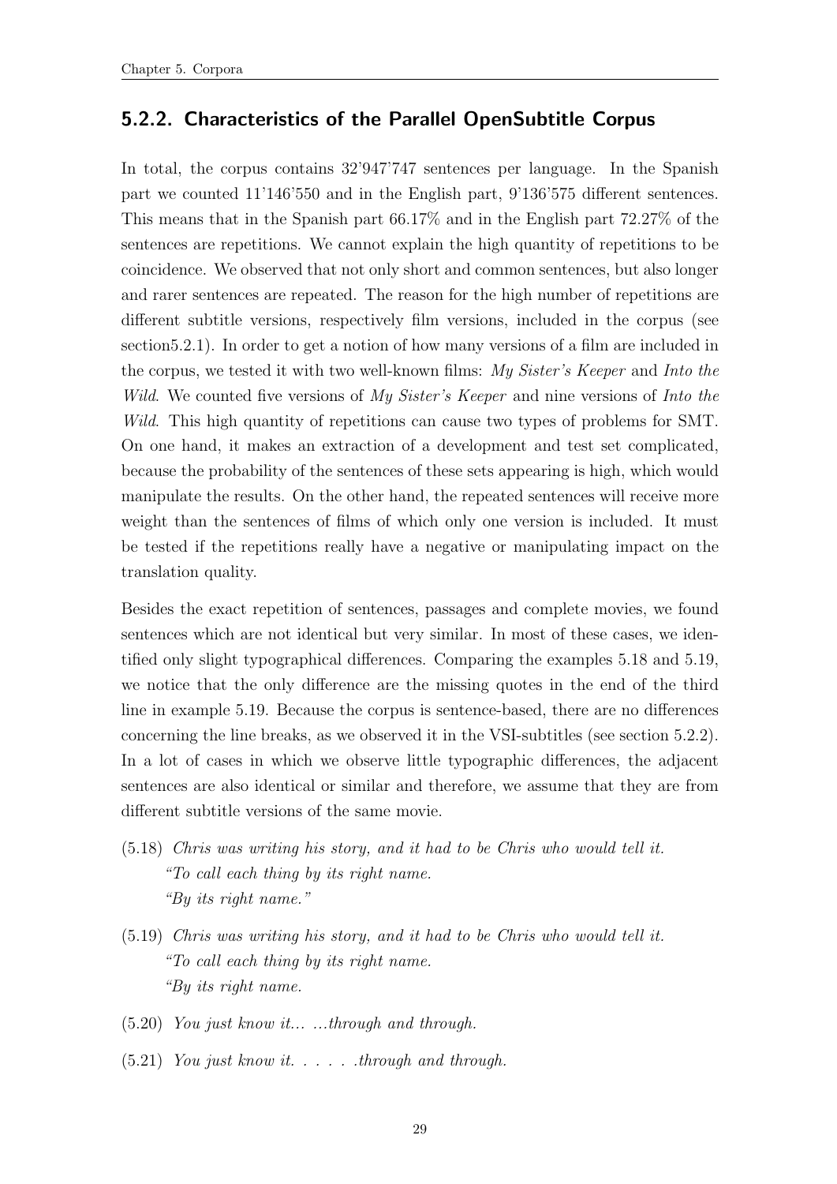### 5.2.2. Characteristics of the Parallel OpenSubtitle Corpus

In total, the corpus contains 32'947'747 sentences per language. In the Spanish part we counted 11'146'550 and in the English part, 9'136'575 different sentences. This means that in the Spanish part 66.17% and in the English part 72.27% of the sentences are repetitions. We cannot explain the high quantity of repetitions to be coincidence. We observed that not only short and common sentences, but also longer and rarer sentences are repeated. The reason for the high number of repetitions are different subtitle versions, respectively film versions, included in the corpus (see section5.2.1). In order to get a notion of how many versions of a film are included in the corpus, we tested it with two well-known films: *My Sister's Keeper* and *Into the Wild*. We counted five versions of *My Sister's Keeper* and nine versions of *Into the Wild*. This high quantity of repetitions can cause two types of problems for SMT. On one hand, it makes an extraction of a development and test set complicated, because the probability of the sentences of these sets appearing is high, which would manipulate the results. On the other hand, the repeated sentences will receive more weight than the sentences of films of which only one version is included. It must be tested if the repetitions really have a negative or manipulating impact on the translation quality.

Besides the exact repetition of sentences, passages and complete movies, we found sentences which are not identical but very similar. In most of these cases, we identified only slight typographical differences. Comparing the examples 5.18 and 5.19, we notice that the only difference are the missing quotes in the end of the third line in example 5.19. Because the corpus is sentence-based, there are no differences concerning the line breaks, as we observed it in the VSI-subtitles (see section 5.2.2). In a lot of cases in which we observe little typographic differences, the adjacent sentences are also identical or similar and therefore, we assume that they are from different subtitle versions of the same movie.

(5.18) *Chris was writing his story, and it had to be Chris who would tell it.*
*"To call each thing by its right name.*
*"By its right name."*

(5.19) *Chris was writing his story, and it had to be Chris who would tell it.*
*"To call each thing by its right name.*
*"By its right name.*

(5.20) *You just know it... ...through and through.*

(5.21) *You just know it. . . . . .through and through.*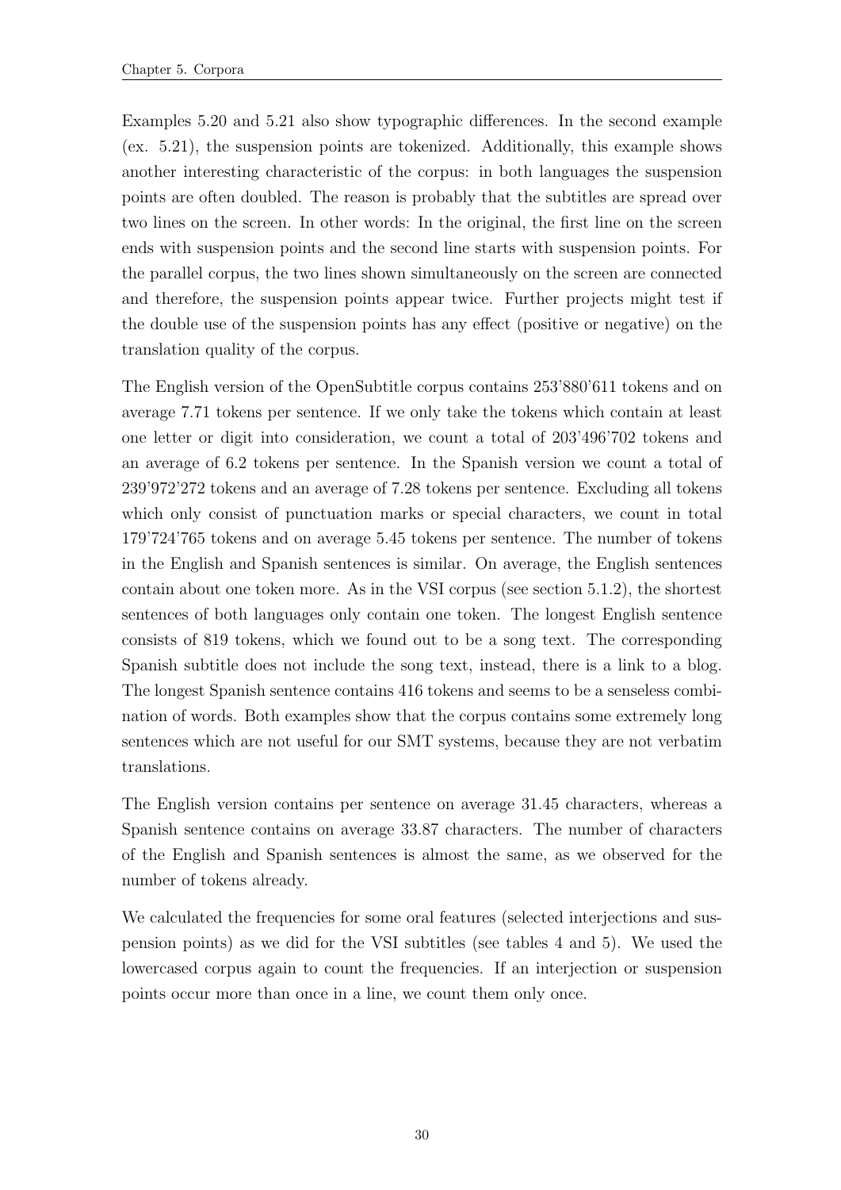Examples 5.20 and 5.21 also show typographic differences. In the second example (ex. 5.21), the suspension points are tokenized. Additionally, this example shows another interesting characteristic of the corpus: in both languages the suspension points are often doubled. The reason is probably that the subtitles are spread over two lines on the screen. In other words: In the original, the first line on the screen ends with suspension points and the second line starts with suspension points. For the parallel corpus, the two lines shown simultaneously on the screen are connected and therefore, the suspension points appear twice. Further projects might test if the double use of the suspension points has any effect (positive or negative) on the translation quality of the corpus.

The English version of the OpenSubtitle corpus contains 253'880'611 tokens and on average 7.71 tokens per sentence. If we only take the tokens which contain at least one letter or digit into consideration, we count a total of 203'496'702 tokens and an average of 6.2 tokens per sentence. In the Spanish version we count a total of 239'972'272 tokens and an average of 7.28 tokens per sentence. Excluding all tokens which only consist of punctuation marks or special characters, we count in total 179'724'765 tokens and on average 5.45 tokens per sentence. The number of tokens in the English and Spanish sentences is similar. On average, the English sentences contain about one token more. As in the VSI corpus (see section 5.1.2), the shortest sentences of both languages only contain one token. The longest English sentence consists of 819 tokens, which we found out to be a song text. The corresponding Spanish subtitle does not include the song text, instead, there is a link to a blog. The longest Spanish sentence contains 416 tokens and seems to be a senseless combination of words. Both examples show that the corpus contains some extremely long sentences which are not useful for our SMT systems, because they are not verbatim translations.

The English version contains per sentence on average 31.45 characters, whereas a Spanish sentence contains on average 33.87 characters. The number of characters of the English and Spanish sentences is almost the same, as we observed for the number of tokens already.

We calculated the frequencies for some oral features (selected interjections and suspension points) as we did for the VSI subtitles (see tables 4 and 5). We used the lowercased corpus again to count the frequencies. If an interjection or suspension points occur more than once in a line, we count them only once.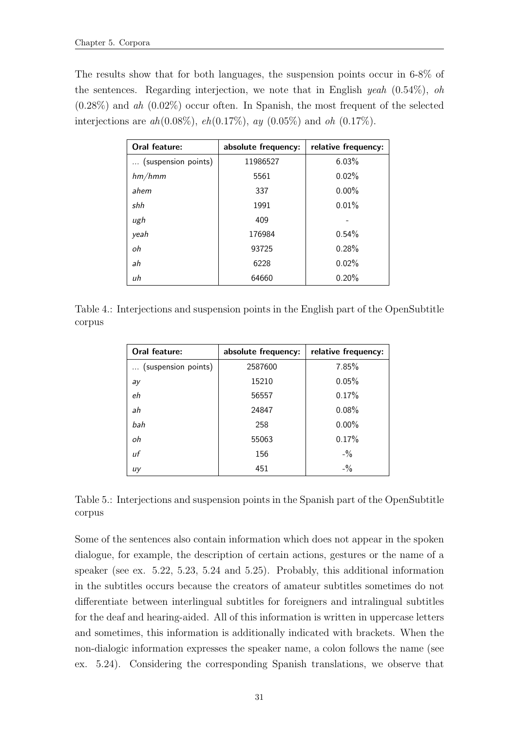The results show that for both languages, the suspension points occur in 6-8% of the sentences. Regarding interjection, we note that in English *yeah* (0.54%), *oh* (0.28%) and *ah* (0.02%) occur often. In Spanish, the most frequent of the selected interjections are *ah*(0.08%), *eh*(0.17%), *ay* (0.05%) and *oh* (0.17%).

| Oral feature: | absolute frequency: | relative frequency: |
|---|---|---|
| … (suspension points) | 11986527 | 6.03% |
| *hm/hmm* | 5561 | 0.02% |
| *ahem* | 337 | 0.00% |
| *shh* | 1991 | 0.01% |
| *ugh* | 409 | - |
| *yeah* | 176984 | 0.54% |
| *oh* | 93725 | 0.28% |
| *ah* | 6228 | 0.02% |
| *uh* | 64660 | 0.20% |

Table 4.: Interjections and suspension points in the English part of the OpenSubtitle corpus

| Oral feature: | absolute frequency: | relative frequency: |
|---|---|---|
| … (suspension points) | 2587600 | 7.85% |
| *ay* | 15210 | 0.05% |
| *eh* | 56557 | 0.17% |
| *ah* | 24847 | 0.08% |
| *bah* | 258 | 0.00% |
| *oh* | 55063 | 0.17% |
| *uf* | 156 | -% |
| *uy* | 451 | -% |

Table 5.: Interjections and suspension points in the Spanish part of the OpenSubtitle corpus

Some of the sentences also contain information which does not appear in the spoken dialogue, for example, the description of certain actions, gestures or the name of a speaker (see ex. 5.22, 5.23, 5.24 and 5.25). Probably, this additional information in the subtitles occurs because the creators of amateur subtitles sometimes do not differentiate between interlingual subtitles for foreigners and intralingual subtitles for the deaf and hearing-aided. All of this information is written in uppercase letters and sometimes, this information is additionally indicated with brackets. When the non-dialogic information expresses the speaker name, a colon follows the name (see ex. 5.24). Considering the corresponding Spanish translations, we observe that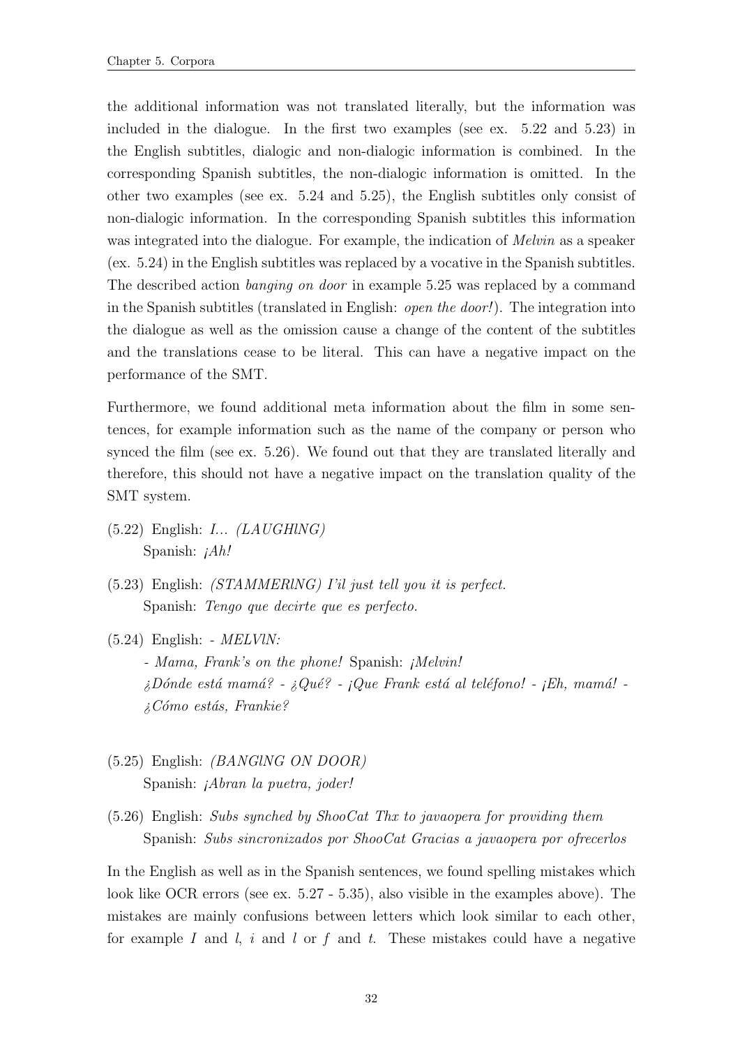the additional information was not translated literally, but the information was included in the dialogue. In the first two examples (see ex. 5.22 and 5.23) in the English subtitles, dialogic and non-dialogic information is combined. In the corresponding Spanish subtitles, the non-dialogic information is omitted. In the other two examples (see ex. 5.24 and 5.25), the English subtitles only consist of non-dialogic information. In the corresponding Spanish subtitles this information was integrated into the dialogue. For example, the indication of *Melvin* as a speaker (ex. 5.24) in the English subtitles was replaced by a vocative in the Spanish subtitles. The described action *banging on door* in example 5.25 was replaced by a command in the Spanish subtitles (translated in English: *open the door!*). The integration into the dialogue as well as the omission cause a change of the content of the subtitles and the translations cease to be literal. This can have a negative impact on the performance of the SMT.

Furthermore, we found additional meta information about the film in some sentences, for example information such as the name of the company or person who synced the film (see ex. 5.26). We found out that they are translated literally and therefore, this should not have a negative impact on the translation quality of the SMT system.

(5.22) English: *I... (LAUGHlNG)*
Spanish: *¡Ah!*

(5.23) English: *(STAMMERlNG) I'il just tell you it is perfect.*
Spanish: *Tengo que decirte que es perfecto.*

(5.24) English: *- MELVlN:*
*- Mama, Frank's on the phone!* Spanish: *¡Melvin!*
*¿Dónde está mamá? - ¿Qué? - ¡Que Frank está al teléfono! - ¡Eh, mamá! - ¿Cómo estás, Frankie?*

(5.25) English: *(BANGlNG ON DOOR)*
Spanish: *¡Abran la puetra, joder!*

(5.26) English: *Subs synched by ShooCat Thx to javaopera for providing them*
Spanish: *Subs sincronizados por ShooCat Gracias a javaopera por ofrecerlos*

In the English as well as in the Spanish sentences, we found spelling mistakes which look like OCR errors (see ex. 5.27 - 5.35), also visible in the examples above). The mistakes are mainly confusions between letters which look similar to each other, for example *I* and *l*, *i* and *l* or *f* and *t*. These mistakes could have a negative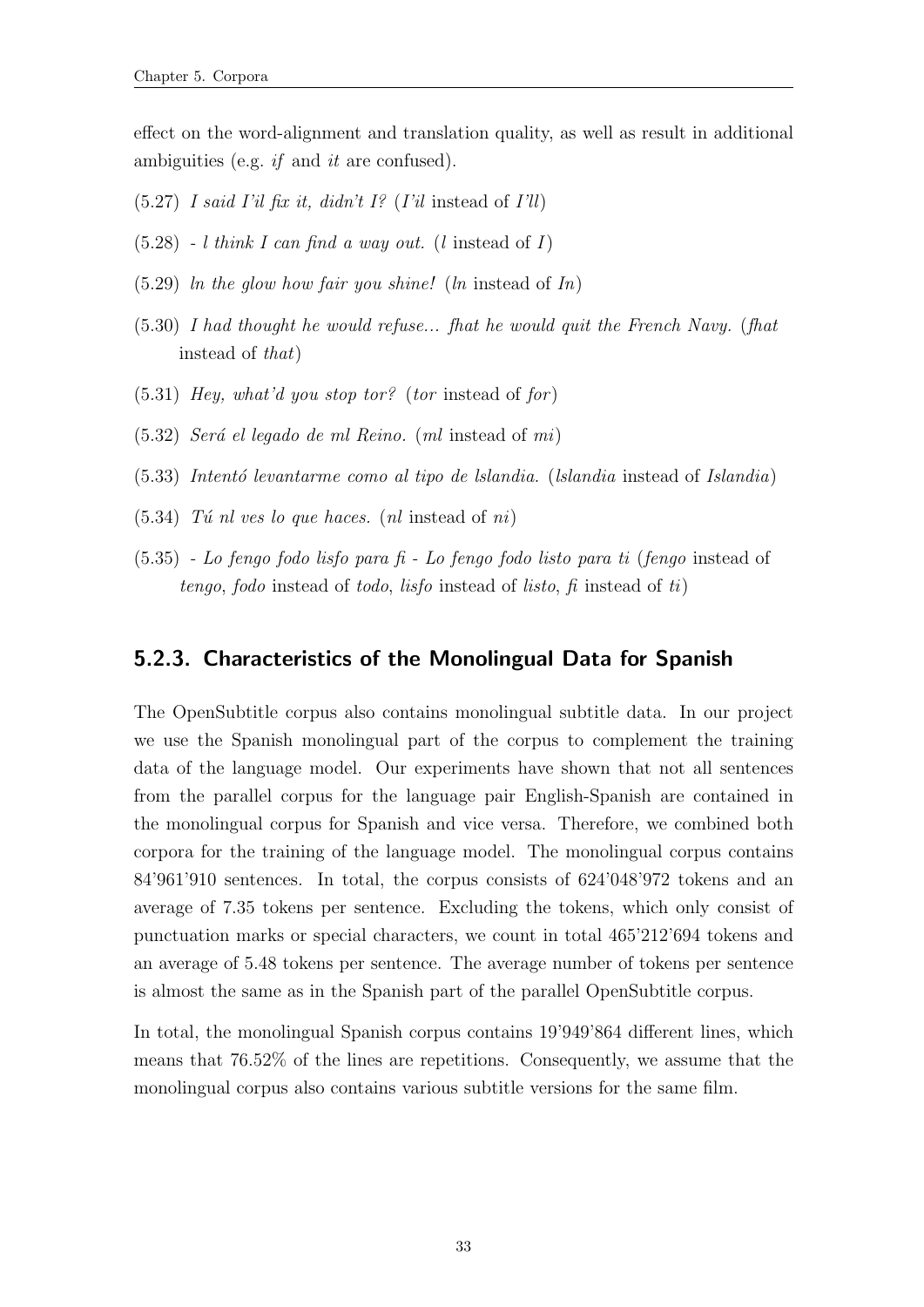effect on the word-alignment and translation quality, as well as result in additional ambiguities (e.g. *if* and *it* are confused).

(5.27) *I said I'il fix it, didn't I?* (*I'il* instead of *I'll*)

(5.28) *- l think I can find a way out.* (*l* instead of *I*)

(5.29) *ln the glow how fair you shine!* (*ln* instead of *In*)

(5.30) *I had thought he would refuse... fhat he would quit the French Navy.* (*fhat* instead of *that*)

(5.31) *Hey, what'd you stop tor?* (*tor* instead of *for*)

(5.32) *Será el legado de ml Reino.* (*ml* instead of *mi*)

(5.33) *Intentó levantarme como al tipo de lslandia.* (*lslandia* instead of *Islandia*)

(5.34) *Tú nl ves lo que haces.* (*nl* instead of *ni*)

(5.35) *- Lo fengo fodo lisfo para fi - Lo fengo fodo listo para ti* (*fengo* instead of *tengo*, *fodo* instead of *todo*, *lisfo* instead of *listo*, *fi* instead of *ti*)

### 5.2.3. Characteristics of the Monolingual Data for Spanish

The OpenSubtitle corpus also contains monolingual subtitle data. In our project we use the Spanish monolingual part of the corpus to complement the training data of the language model. Our experiments have shown that not all sentences from the parallel corpus for the language pair English-Spanish are contained in the monolingual corpus for Spanish and vice versa. Therefore, we combined both corpora for the training of the language model. The monolingual corpus contains 84'961'910 sentences. In total, the corpus consists of 624'048'972 tokens and an average of 7.35 tokens per sentence. Excluding the tokens, which only consist of punctuation marks or special characters, we count in total 465'212'694 tokens and an average of 5.48 tokens per sentence. The average number of tokens per sentence is almost the same as in the Spanish part of the parallel OpenSubtitle corpus.

In total, the monolingual Spanish corpus contains 19'949'864 different lines, which means that 76.52% of the lines are repetitions. Consequently, we assume that the monolingual corpus also contains various subtitle versions for the same film.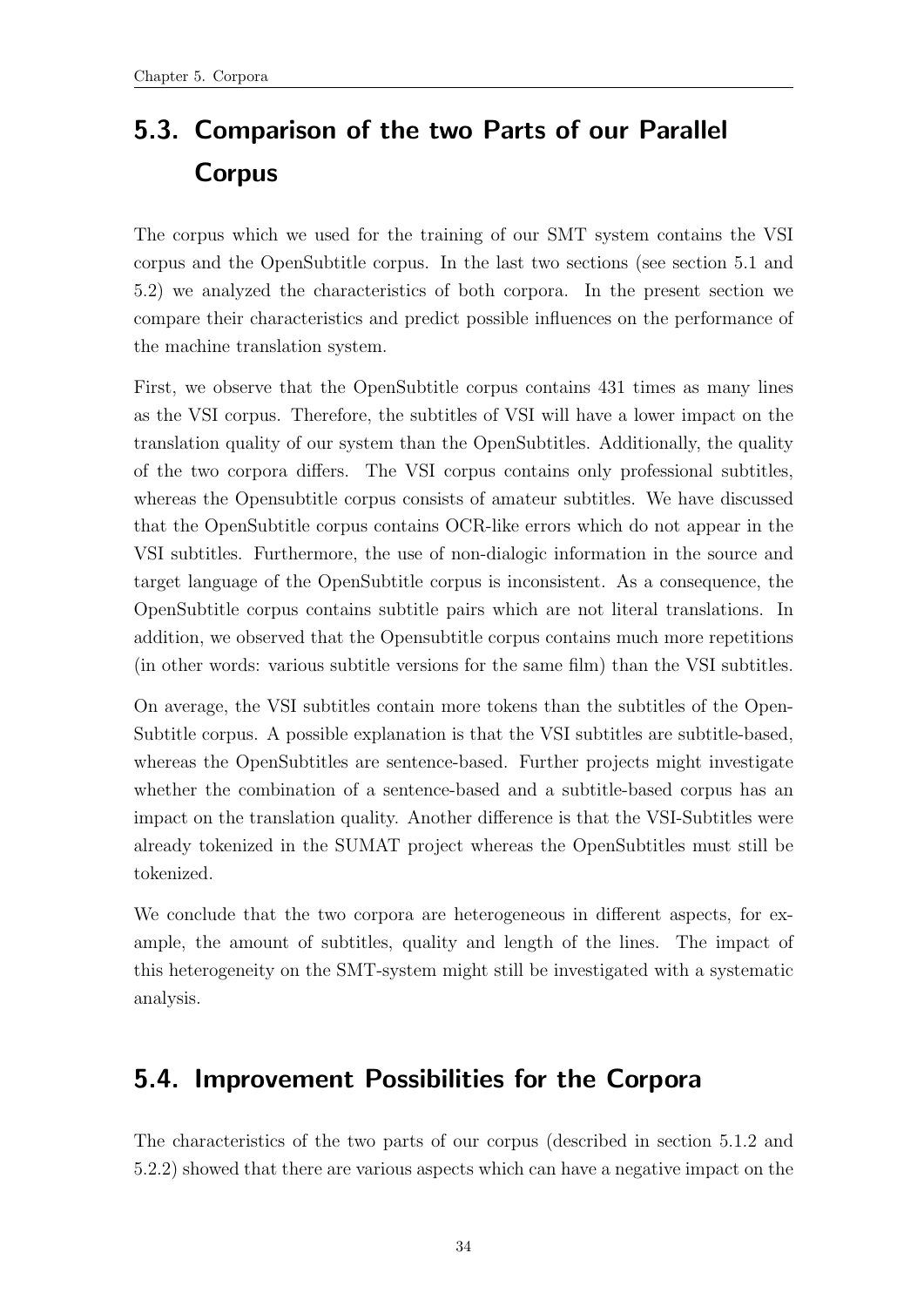## 5.3. Comparison of the two Parts of our Parallel Corpus

The corpus which we used for the training of our SMT system contains the VSI corpus and the OpenSubtitle corpus. In the last two sections (see section 5.1 and 5.2) we analyzed the characteristics of both corpora. In the present section we compare their characteristics and predict possible influences on the performance of the machine translation system.

First, we observe that the OpenSubtitle corpus contains 431 times as many lines as the VSI corpus. Therefore, the subtitles of VSI will have a lower impact on the translation quality of our system than the OpenSubtitles. Additionally, the quality of the two corpora differs. The VSI corpus contains only professional subtitles, whereas the Opensubtitle corpus consists of amateur subtitles. We have discussed that the OpenSubtitle corpus contains OCR-like errors which do not appear in the VSI subtitles. Furthermore, the use of non-dialogic information in the source and target language of the OpenSubtitle corpus is inconsistent. As a consequence, the OpenSubtitle corpus contains subtitle pairs which are not literal translations. In addition, we observed that the Opensubtitle corpus contains much more repetitions (in other words: various subtitle versions for the same film) than the VSI subtitles.

On average, the VSI subtitles contain more tokens than the subtitles of the OpenSubtitle corpus. A possible explanation is that the VSI subtitles are subtitle-based, whereas the OpenSubtitles are sentence-based. Further projects might investigate whether the combination of a sentence-based and a subtitle-based corpus has an impact on the translation quality. Another difference is that the VSI-Subtitles were already tokenized in the SUMAT project whereas the OpenSubtitles must still be tokenized.

We conclude that the two corpora are heterogeneous in different aspects, for example, the amount of subtitles, quality and length of the lines. The impact of this heterogeneity on the SMT-system might still be investigated with a systematic analysis.

## 5.4. Improvement Possibilities for the Corpora

The characteristics of the two parts of our corpus (described in section 5.1.2 and 5.2.2) showed that there are various aspects which can have a negative impact on the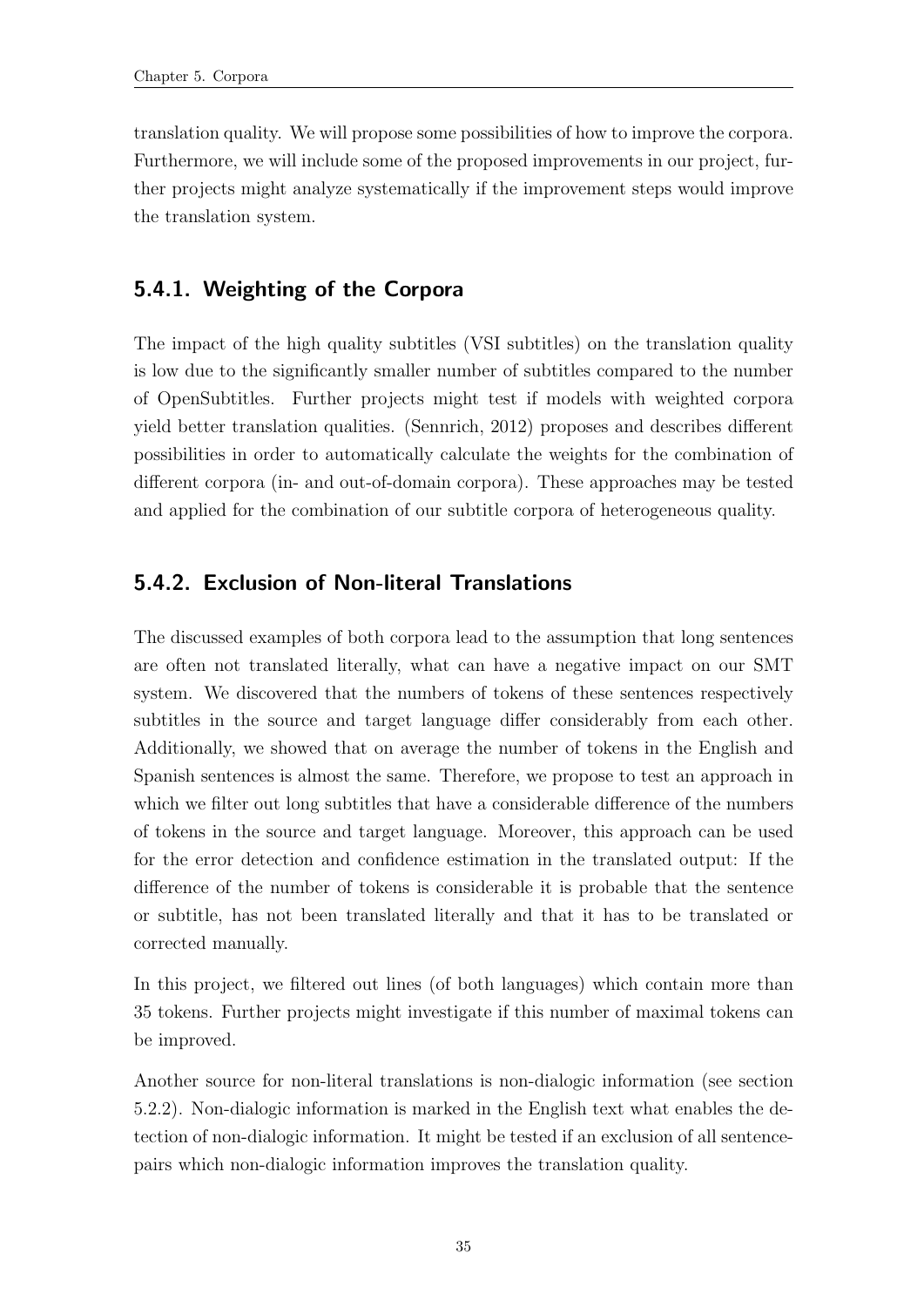translation quality. We will propose some possibilities of how to improve the corpora. Furthermore, we will include some of the proposed improvements in our project, further projects might analyze systematically if the improvement steps would improve the translation system.

### 5.4.1. Weighting of the Corpora

The impact of the high quality subtitles (VSI subtitles) on the translation quality is low due to the significantly smaller number of subtitles compared to the number of OpenSubtitles. Further projects might test if models with weighted corpora yield better translation qualities. (Sennrich, 2012) proposes and describes different possibilities in order to automatically calculate the weights for the combination of different corpora (in- and out-of-domain corpora). These approaches may be tested and applied for the combination of our subtitle corpora of heterogeneous quality.

### 5.4.2. Exclusion of Non-literal Translations

The discussed examples of both corpora lead to the assumption that long sentences are often not translated literally, what can have a negative impact on our SMT system. We discovered that the numbers of tokens of these sentences respectively subtitles in the source and target language differ considerably from each other. Additionally, we showed that on average the number of tokens in the English and Spanish sentences is almost the same. Therefore, we propose to test an approach in which we filter out long subtitles that have a considerable difference of the numbers of tokens in the source and target language. Moreover, this approach can be used for the error detection and confidence estimation in the translated output: If the difference of the number of tokens is considerable it is probable that the sentence or subtitle, has not been translated literally and that it has to be translated or corrected manually.

In this project, we filtered out lines (of both languages) which contain more than 35 tokens. Further projects might investigate if this number of maximal tokens can be improved.

Another source for non-literal translations is non-dialogic information (see section 5.2.2). Non-dialogic information is marked in the English text what enables the detection of non-dialogic information. It might be tested if an exclusion of all sentence-pairs which non-dialogic information improves the translation quality.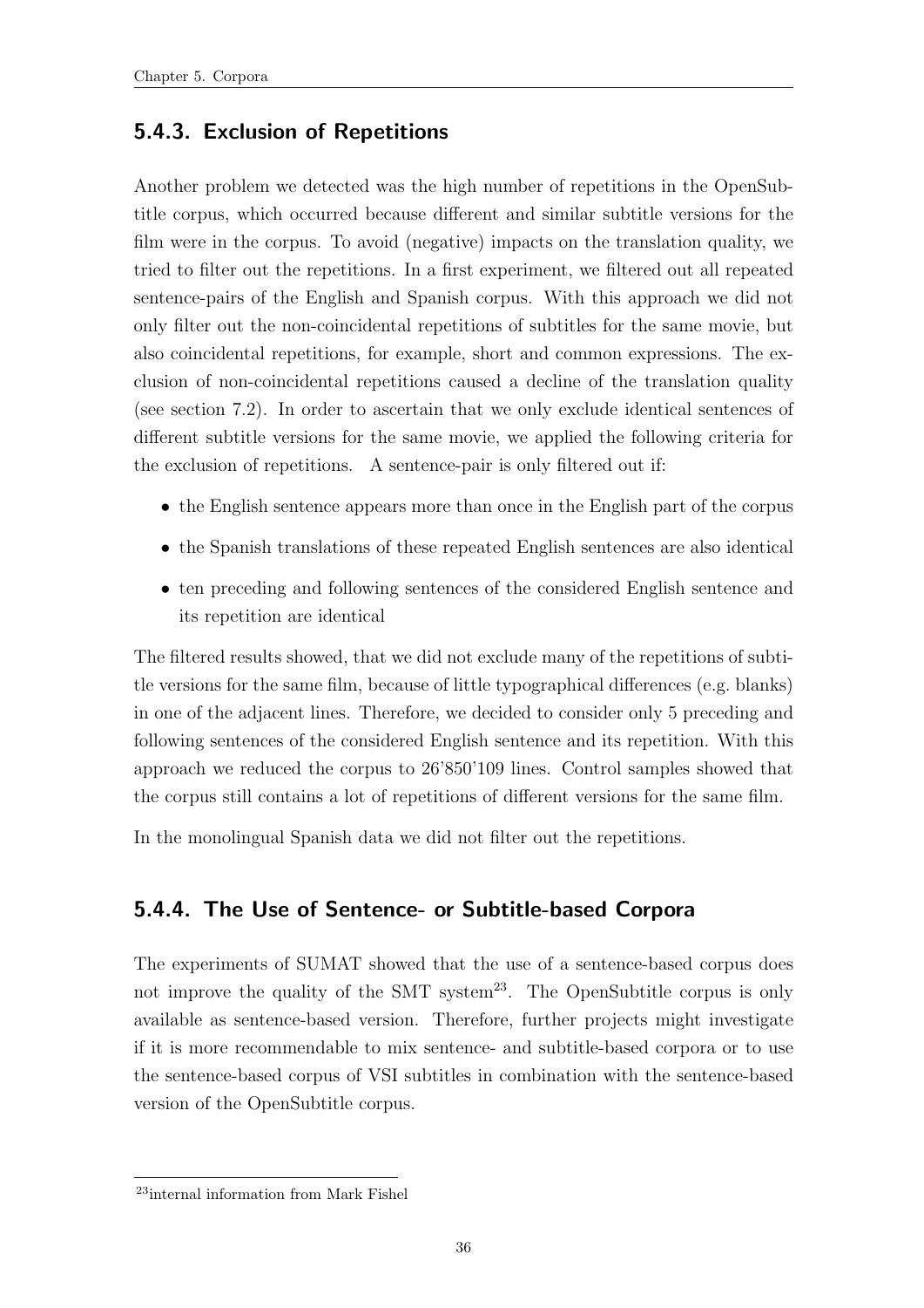### 5.4.3. Exclusion of Repetitions

Another problem we detected was the high number of repetitions in the OpenSubtitle corpus, which occurred because different and similar subtitle versions for the film were in the corpus. To avoid (negative) impacts on the translation quality, we tried to filter out the repetitions. In a first experiment, we filtered out all repeated sentence-pairs of the English and Spanish corpus. With this approach we did not only filter out the non-coincidental repetitions of subtitles for the same movie, but also coincidental repetitions, for example, short and common expressions. The exclusion of non-coincidental repetitions caused a decline of the translation quality (see section 7.2). In order to ascertain that we only exclude identical sentences of different subtitle versions for the same movie, we applied the following criteria for the exclusion of repetitions. A sentence-pair is only filtered out if:

- the English sentence appears more than once in the English part of the corpus
- the Spanish translations of these repeated English sentences are also identical
- ten preceding and following sentences of the considered English sentence and its repetition are identical

The filtered results showed, that we did not exclude many of the repetitions of subtitle versions for the same film, because of little typographical differences (e.g. blanks) in one of the adjacent lines. Therefore, we decided to consider only 5 preceding and following sentences of the considered English sentence and its repetition. With this approach we reduced the corpus to 26'850'109 lines. Control samples showed that the corpus still contains a lot of repetitions of different versions for the same film.

In the monolingual Spanish data we did not filter out the repetitions.

### 5.4.4. The Use of Sentence- or Subtitle-based Corpora

The experiments of SUMAT showed that the use of a sentence-based corpus does not improve the quality of the SMT system[23]. The OpenSubtitle corpus is only available as sentence-based version. Therefore, further projects might investigate if it is more recommendable to mix sentence- and subtitle-based corpora or to use the sentence-based corpus of VSI subtitles in combination with the sentence-based version of the OpenSubtitle corpus.

[23] internal information from Mark Fishel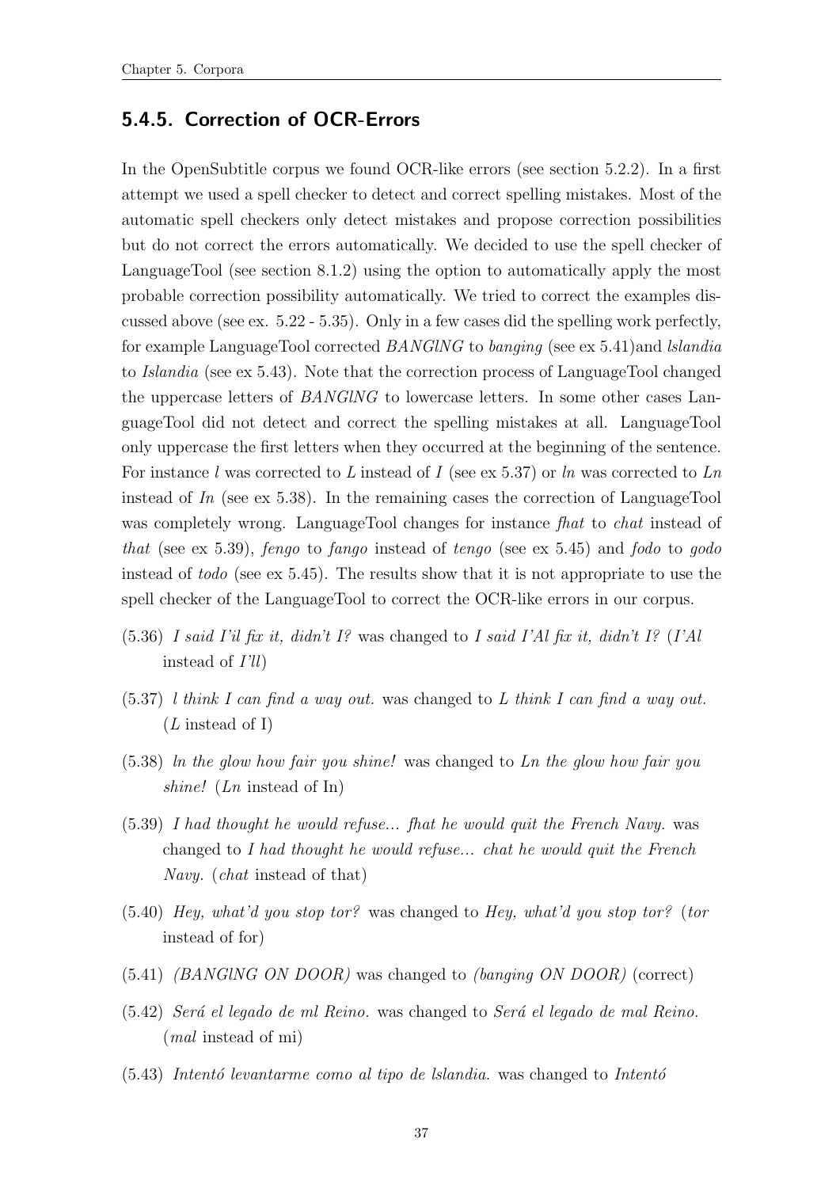### 5.4.5. Correction of OCR-Errors

In the OpenSubtitle corpus we found OCR-like errors (see section 5.2.2). In a first attempt we used a spell checker to detect and correct spelling mistakes. Most of the automatic spell checkers only detect mistakes and propose correction possibilities but do not correct the errors automatically. We decided to use the spell checker of LanguageTool (see section 8.1.2) using the option to automatically apply the most probable correction possibility automatically. We tried to correct the examples discussed above (see ex. 5.22 - 5.35). Only in a few cases did the spelling work perfectly, for example LanguageTool corrected *BANGlNG* to *banging* (see ex 5.41)and *lslandia* to *Islandia* (see ex 5.43). Note that the correction process of LanguageTool changed the uppercase letters of *BANGlNG* to lowercase letters. In some other cases LanguageTool did not detect and correct the spelling mistakes at all. LanguageTool only uppercase the first letters when they occurred at the beginning of the sentence. For instance *l* was corrected to *L* instead of *I* (see ex 5.37) or *ln* was corrected to *Ln* instead of *In* (see ex 5.38). In the remaining cases the correction of LanguageTool was completely wrong. LanguageTool changes for instance *fhat* to *chat* instead of *that* (see ex 5.39), *fengo* to *fango* instead of *tengo* (see ex 5.45) and *fodo* to *godo* instead of *todo* (see ex 5.45). The results show that it is not appropriate to use the spell checker of the LanguageTool to correct the OCR-like errors in our corpus.

(5.36) *I said I'il fix it, didn't I?* was changed to *I said I'Al fix it, didn't I?* (*I'Al* instead of *I'll*)

(5.37) *l think I can find a way out.* was changed to *L think I can find a way out.* (*L* instead of I)

(5.38) *ln the glow how fair you shine!* was changed to *Ln the glow how fair you shine!* (*Ln* instead of In)

(5.39) *I had thought he would refuse... fhat he would quit the French Navy.* was changed to *I had thought he would refuse... chat he would quit the French Navy.* (*chat* instead of that)

(5.40) *Hey, what'd you stop tor?* was changed to *Hey, what'd you stop tor?* (*tor* instead of for)

(5.41) *(BANGlNG ON DOOR)* was changed to *(banging ON DOOR)* (correct)

(5.42) *Será el legado de ml Reino.* was changed to *Será el legado de mal Reino.* (*mal* instead of mi)

(5.43) *Intentó levantarme como al tipo de lslandia.* was changed to *Intentó*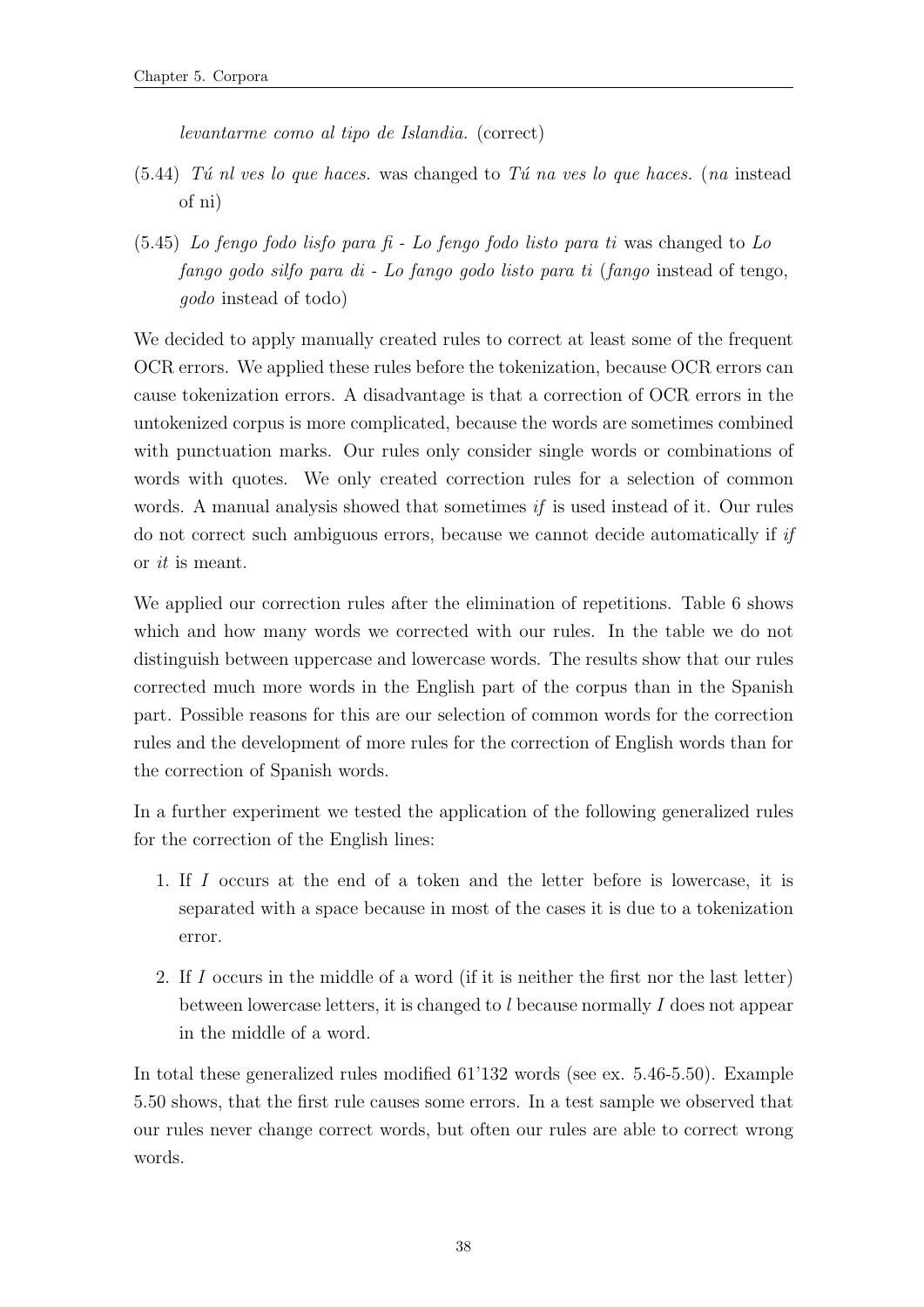*levantarme como al tipo de Islandia.* (correct)

(5.44) *Tú nl ves lo que haces.* was changed to *Tú na ves lo que haces.* (*na* instead of ni)

(5.45) *Lo fengo fodo lisfo para fi - Lo fengo fodo listo para ti* was changed to *Lo fango godo silfo para di - Lo fango godo listo para ti* (*fango* instead of tengo, *godo* instead of todo)

We decided to apply manually created rules to correct at least some of the frequent OCR errors. We applied these rules before the tokenization, because OCR errors can cause tokenization errors. A disadvantage is that a correction of OCR errors in the untokenized corpus is more complicated, because the words are sometimes combined with punctuation marks. Our rules only consider single words or combinations of words with quotes. We only created correction rules for a selection of common words. A manual analysis showed that sometimes *if* is used instead of it. Our rules do not correct such ambiguous errors, because we cannot decide automatically if *if* or *it* is meant.

We applied our correction rules after the elimination of repetitions. Table 6 shows which and how many words we corrected with our rules. In the table we do not distinguish between uppercase and lowercase words. The results show that our rules corrected much more words in the English part of the corpus than in the Spanish part. Possible reasons for this are our selection of common words for the correction rules and the development of more rules for the correction of English words than for the correction of Spanish words.

In a further experiment we tested the application of the following generalized rules for the correction of the English lines:

1. If *I* occurs at the end of a token and the letter before is lowercase, it is separated with a space because in most of the cases it is due to a tokenization error.
2. If *I* occurs in the middle of a word (if it is neither the first nor the last letter) between lowercase letters, it is changed to *l* because normally *I* does not appear in the middle of a word.

In total these generalized rules modified 61'132 words (see ex. 5.46-5.50). Example 5.50 shows, that the first rule causes some errors. In a test sample we observed that our rules never change correct words, but often our rules are able to correct wrong words.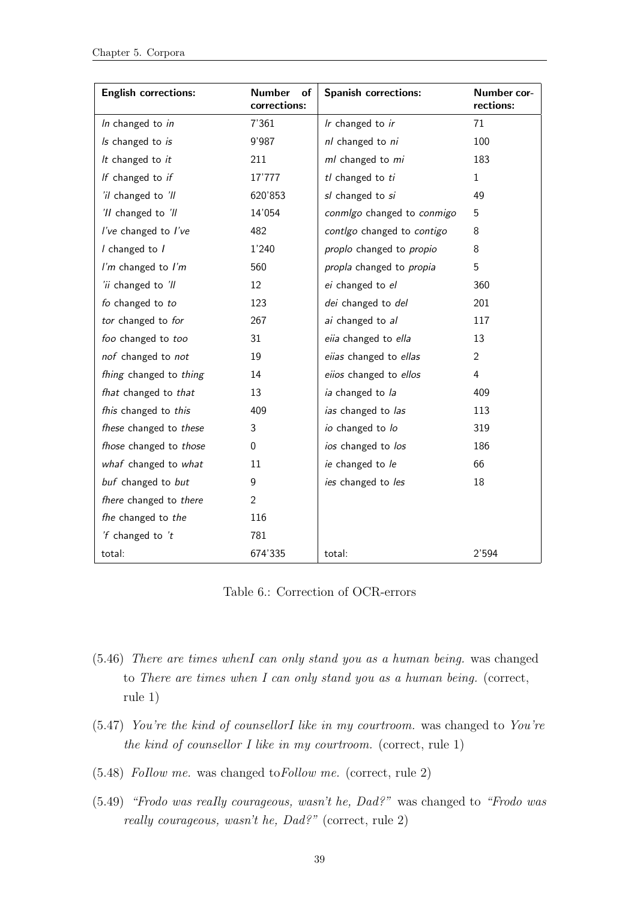| **English corrections:** | **Number of corrections:** | **Spanish corrections:** | **Number corrections:** |
|---|---|---|---|
| *In* changed to *in* | 7'361 | *Ir* changed to *ir* | 71 |
| *Is* changed to *is* | 9'987 | *nI* changed to *ni* | 100 |
| *It* changed to *it* | 211 | *mI* changed to *mi* | 183 |
| *If* changed to *if* | 17'777 | *tI* changed to *ti* | 1 |
| *'il* changed to *'ll* | 620'853 | *sI* changed to *si* | 49 |
| *'Il* changed to *'ll* | 14'054 | *conmIgo* changed to *conmigo* | 5 |
| *l've* changed to *I've* | 482 | *contIgo* changed to *contigo* | 8 |
| *l* changed to *I* | 1'240 | *propIo* changed to *propio* | 8 |
| *l'm* changed to *I'm* | 560 | *propIa* changed to *propia* | 5 |
| *'ii* changed to *'ll* | 12 | *ei* changed to *el* | 360 |
| *fo* changed to *to* | 123 | *dei* changed to *del* | 201 |
| *tor* changed to *for* | 267 | *ai* changed to *al* | 117 |
| *foo* changed to *too* | 31 | *eiia* changed to *ella* | 13 |
| *nof* changed to *not* | 19 | *eiias* changed to *ellas* | 2 |
| *fhing* changed to *thing* | 14 | *eiios* changed to *ellos* | 4 |
| *fhat* changed to *that* | 13 | *ia* changed to *la* | 409 |
| *fhis* changed to *this* | 409 | *ias* changed to *las* | 113 |
| *fhese* changed to *these* | 3 | *io* changed to *lo* | 319 |
| *fhose* changed to *those* | 0 | *ios* changed to *los* | 186 |
| *whaf* changed to *what* | 11 | *ie* changed to *le* | 66 |
| *buf* changed to *but* | 9 | *ies* changed to *les* | 18 |
| *fhere* changed to *there* | 2 | | |
| *fhe* changed to *the* | 116 | | |
| *'f* changed to *'t* | 781 | | |
| total: | 674'335 | total: | 2'594 |

Table 6.: Correction of OCR-errors

(5.46) *There are times whenI can only stand you as a human being.* was changed to *There are times when I can only stand you as a human being.* (correct, rule 1)

(5.47) *You're the kind of counsellorI like in my courtroom.* was changed to *You're the kind of counsellor I like in my courtroom.* (correct, rule 1)

(5.48) *FoIlow me.* was changed to*Follow me.* (correct, rule 2)

(5.49) *"Frodo was reaIly courageous, wasn't he, Dad?"* was changed to *"Frodo was really courageous, wasn't he, Dad?"* (correct, rule 2)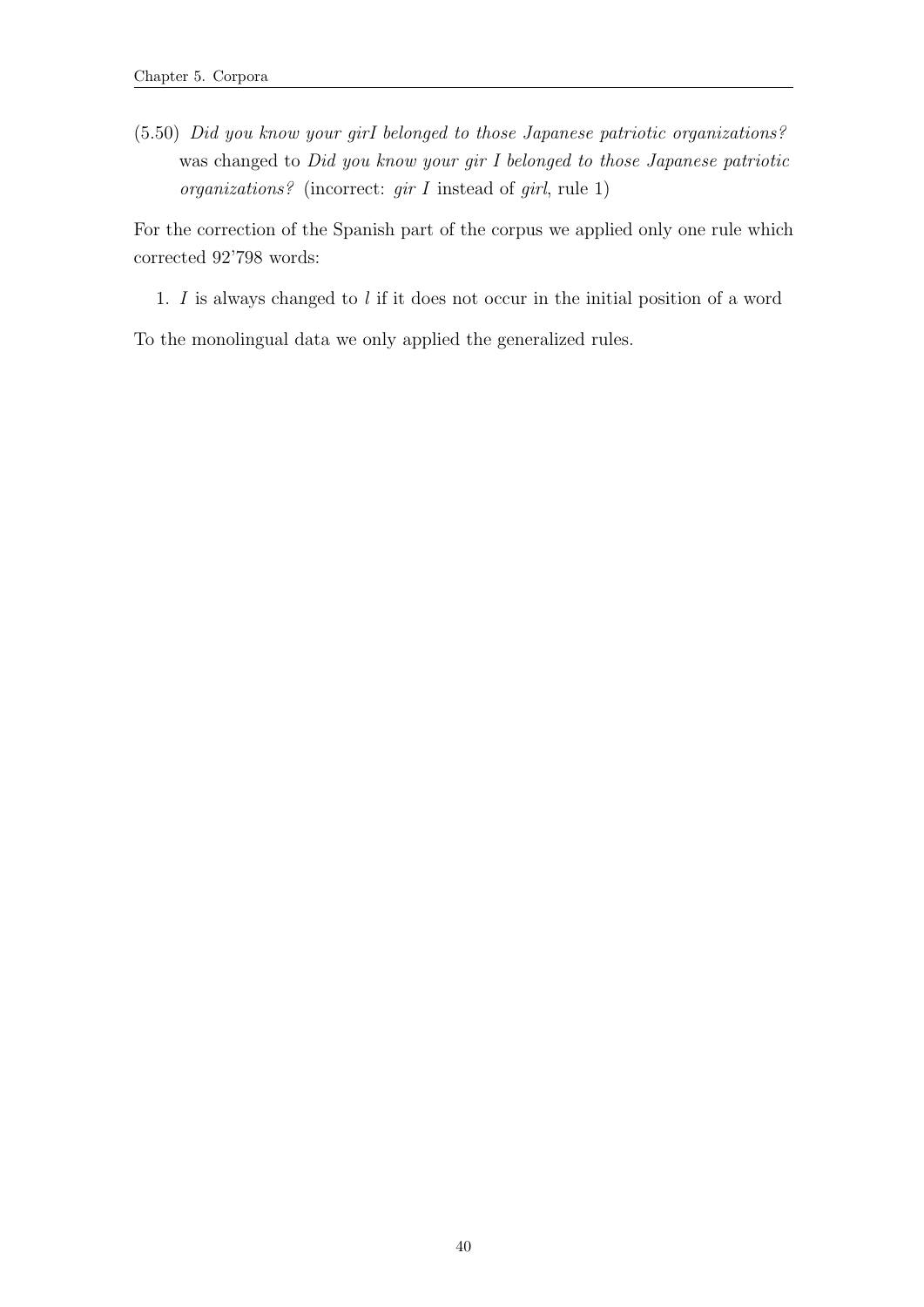(5.50) *Did you know your girI belonged to those Japanese patriotic organizations?* was changed to *Did you know your gir I belonged to those Japanese patriotic organizations?* (incorrect: *gir I* instead of *girl*, rule 1)

For the correction of the Spanish part of the corpus we applied only one rule which corrected 92'798 words:

1. *I* is always changed to *l* if it does not occur in the initial position of a word

To the monolingual data we only applied the generalized rules.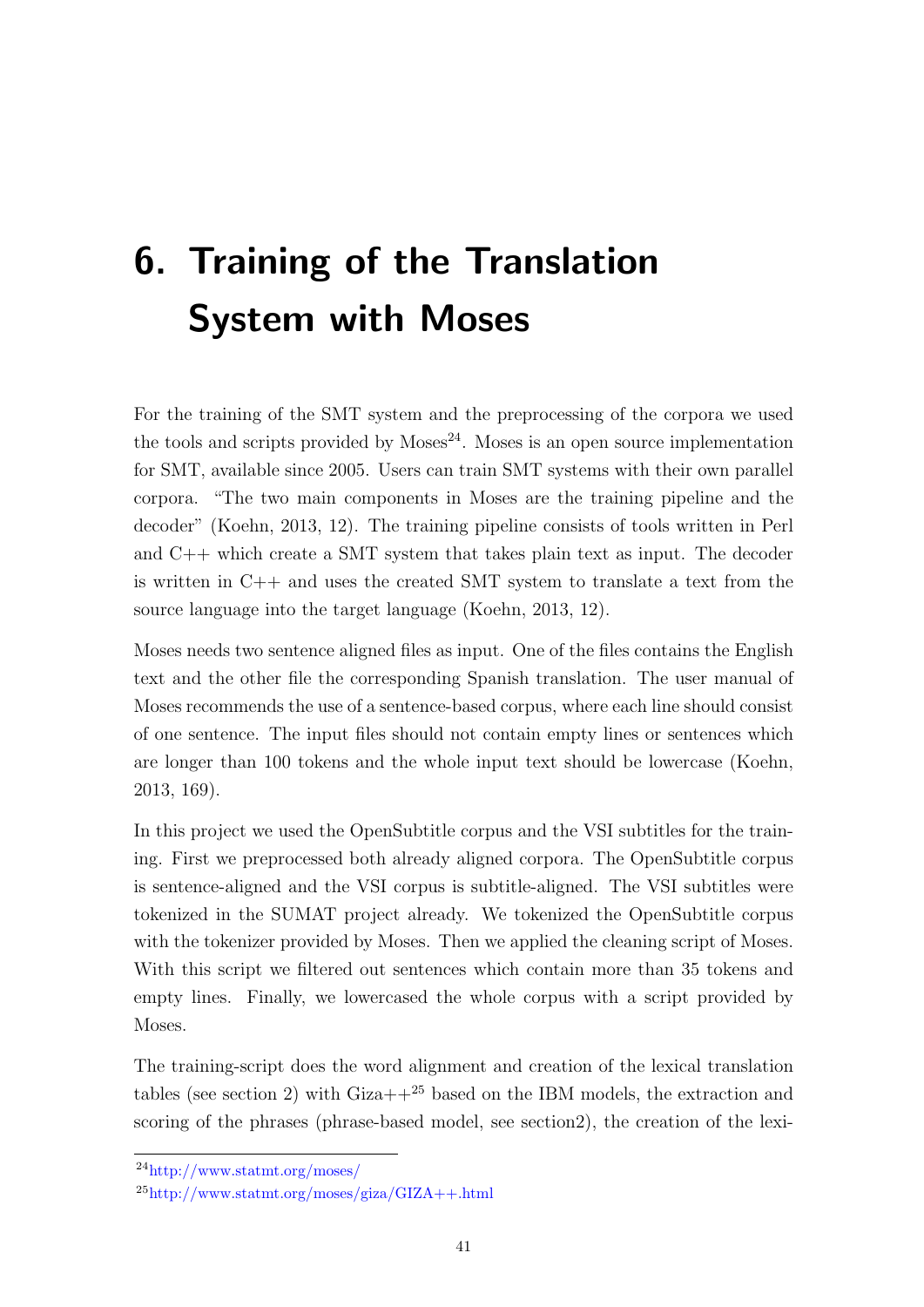# 6. Training of the Translation System with Moses

For the training of the SMT system and the preprocessing of the corpora we used the tools and scripts provided by Moses[24]. Moses is an open source implementation for SMT, available since 2005. Users can train SMT systems with their own parallel corpora. "The two main components in Moses are the training pipeline and the decoder" (Koehn, 2013, 12). The training pipeline consists of tools written in Perl and C++ which create a SMT system that takes plain text as input. The decoder is written in C++ and uses the created SMT system to translate a text from the source language into the target language (Koehn, 2013, 12).

Moses needs two sentence aligned files as input. One of the files contains the English text and the other file the corresponding Spanish translation. The user manual of Moses recommends the use of a sentence-based corpus, where each line should consist of one sentence. The input files should not contain empty lines or sentences which are longer than 100 tokens and the whole input text should be lowercase (Koehn, 2013, 169).

In this project we used the OpenSubtitle corpus and the VSI subtitles for the training. First we preprocessed both already aligned corpora. The OpenSubtitle corpus is sentence-aligned and the VSI corpus is subtitle-aligned. The VSI subtitles were tokenized in the SUMAT project already. We tokenized the OpenSubtitle corpus with the tokenizer provided by Moses. Then we applied the cleaning script of Moses. With this script we filtered out sentences which contain more than 35 tokens and empty lines. Finally, we lowercased the whole corpus with a script provided by Moses.

The training-script does the word alignment and creation of the lexical translation tables (see section 2) with Giza++[25] based on the IBM models, the extraction and scoring of the phrases (phrase-based model, see section2), the creation of the lexi-

---

[24] http://www.statmt.org/moses/

[25] http://www.statmt.org/moses/giza/GIZA++.html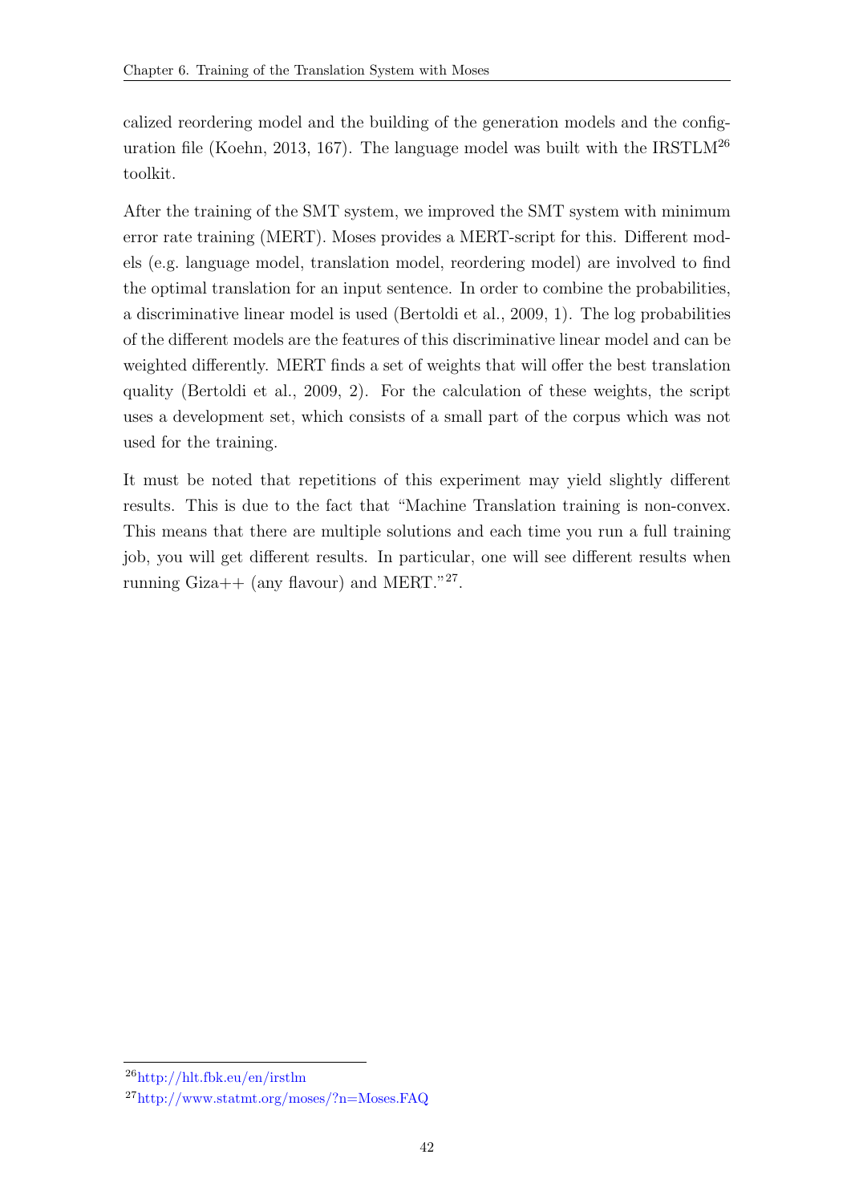calized reordering model and the building of the generation models and the configuration file (Koehn, 2013, 167). The language model was built with the IRSTLM[26] toolkit.

After the training of the SMT system, we improved the SMT system with minimum error rate training (MERT). Moses provides a MERT-script for this. Different models (e.g. language model, translation model, reordering model) are involved to find the optimal translation for an input sentence. In order to combine the probabilities, a discriminative linear model is used (Bertoldi et al., 2009, 1). The log probabilities of the different models are the features of this discriminative linear model and can be weighted differently. MERT finds a set of weights that will offer the best translation quality (Bertoldi et al., 2009, 2). For the calculation of these weights, the script uses a development set, which consists of a small part of the corpus which was not used for the training.

It must be noted that repetitions of this experiment may yield slightly different results. This is due to the fact that "Machine Translation training is non-convex. This means that there are multiple solutions and each time you run a full training job, you will get different results. In particular, one will see different results when running Giza++ (any flavour) and MERT."[27].

---

[26] http://hlt.fbk.eu/en/irstlm

[27] http://www.statmt.org/moses/?n=Moses.FAQ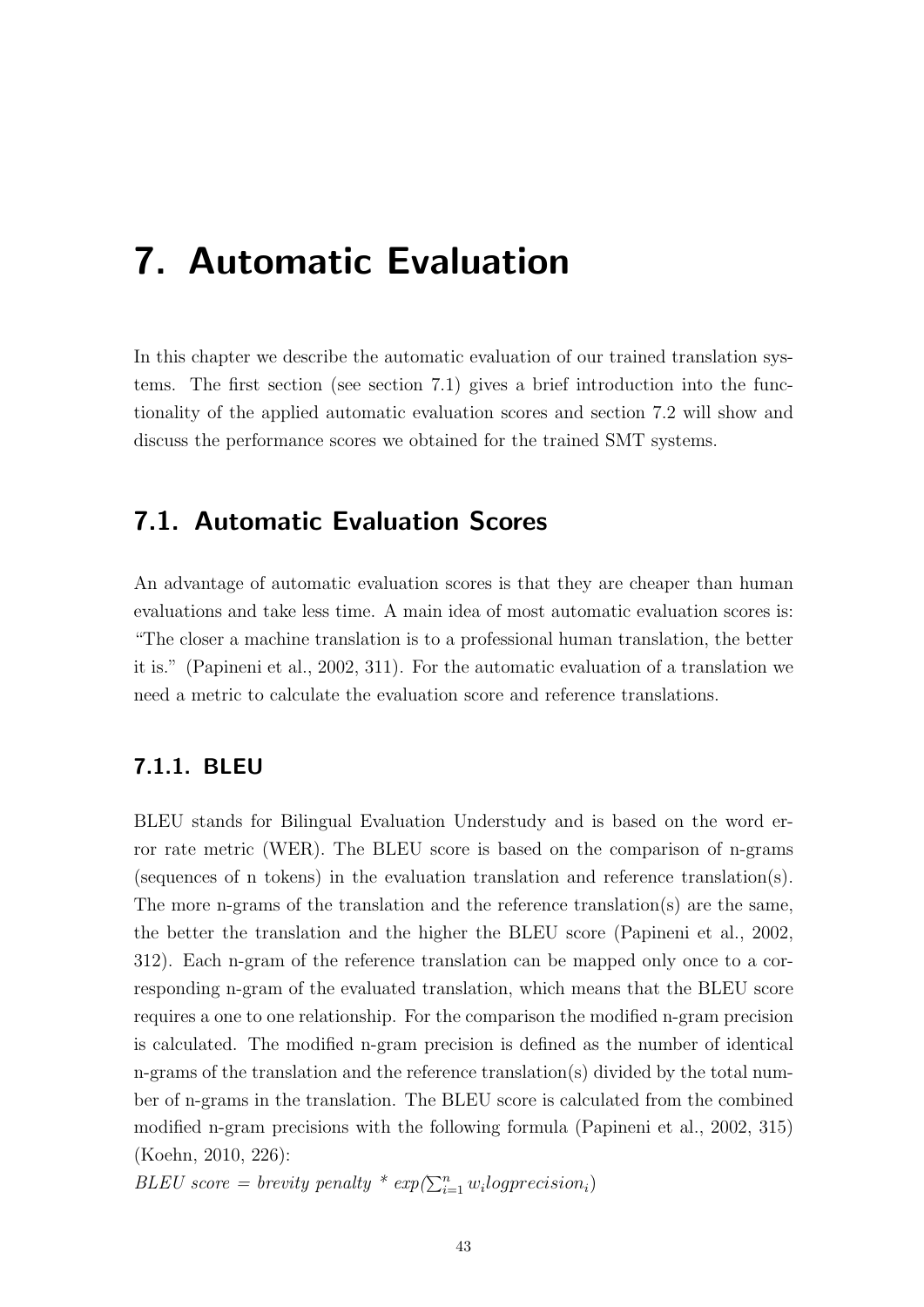# 7. Automatic Evaluation

In this chapter we describe the automatic evaluation of our trained translation systems. The first section (see section 7.1) gives a brief introduction into the functionality of the applied automatic evaluation scores and section 7.2 will show and discuss the performance scores we obtained for the trained SMT systems.

## 7.1. Automatic Evaluation Scores

An advantage of automatic evaluation scores is that they are cheaper than human evaluations and take less time. A main idea of most automatic evaluation scores is: "The closer a machine translation is to a professional human translation, the better it is." (Papineni et al., 2002, 311). For the automatic evaluation of a translation we need a metric to calculate the evaluation score and reference translations.

### 7.1.1. BLEU

BLEU stands for Bilingual Evaluation Understudy and is based on the word error rate metric (WER). The BLEU score is based on the comparison of n-grams (sequences of n tokens) in the evaluation translation and reference translation(s). The more n-grams of the translation and the reference translation(s) are the same, the better the translation and the higher the BLEU score (Papineni et al., 2002, 312). Each n-gram of the reference translation can be mapped only once to a corresponding n-gram of the evaluated translation, which means that the BLEU score requires a one to one relationship. For the comparison the modified n-gram precision is calculated. The modified n-gram precision is defined as the number of identical n-grams of the translation and the reference translation(s) divided by the total number of n-grams in the translation. The BLEU score is calculated from the combined modified n-gram precisions with the following formula (Papineni et al., 2002, 315) (Koehn, 2010, 226):

$BLEU\ score = brevity\ penalty * exp(\sum_{i=1}^{n} w_i log precision_i)$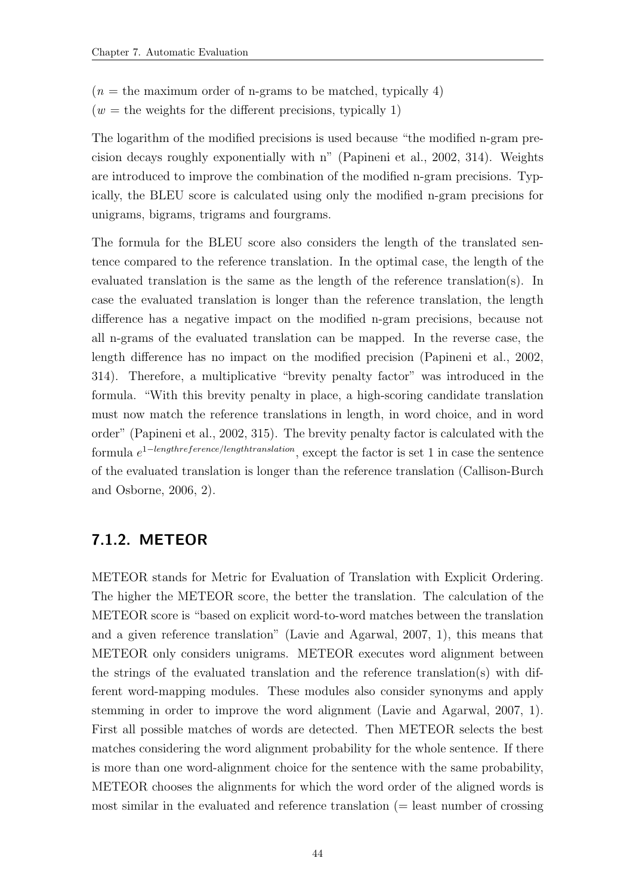($n$ = the maximum order of n-grams to be matched, typically 4)
($w$ = the weights for the different precisions, typically 1)

The logarithm of the modified precisions is used because "the modified n-gram precision decays roughly exponentially with n" (Papineni et al., 2002, 314). Weights are introduced to improve the combination of the modified n-gram precisions. Typically, the BLEU score is calculated using only the modified n-gram precisions for unigrams, bigrams, trigrams and fourgrams.

The formula for the BLEU score also considers the length of the translated sentence compared to the reference translation. In the optimal case, the length of the evaluated translation is the same as the length of the reference translation(s). In case the evaluated translation is longer than the reference translation, the length difference has a negative impact on the modified n-gram precisions, because not all n-grams of the evaluated translation can be mapped. In the reverse case, the length difference has no impact on the modified precision (Papineni et al., 2002, 314). Therefore, a multiplicative "brevity penalty factor" was introduced in the formula. "With this brevity penalty in place, a high-scoring candidate translation must now match the reference translations in length, in word choice, and in word order" (Papineni et al., 2002, 315). The brevity penalty factor is calculated with the formula $e^{1-lengthreference/lengthtranslation}$, except the factor is set 1 in case the sentence of the evaluated translation is longer than the reference translation (Callison-Burch and Osborne, 2006, 2).

### 7.1.2. METEOR

METEOR stands for Metric for Evaluation of Translation with Explicit Ordering. The higher the METEOR score, the better the translation. The calculation of the METEOR score is "based on explicit word-to-word matches between the translation and a given reference translation" (Lavie and Agarwal, 2007, 1), this means that METEOR only considers unigrams. METEOR executes word alignment between the strings of the evaluated translation and the reference translation(s) with different word-mapping modules. These modules also consider synonyms and apply stemming in order to improve the word alignment (Lavie and Agarwal, 2007, 1). First all possible matches of words are detected. Then METEOR selects the best matches considering the word alignment probability for the whole sentence. If there is more than one word-alignment choice for the sentence with the same probability, METEOR chooses the alignments for which the word order of the aligned words is most similar in the evaluated and reference translation (= least number of crossing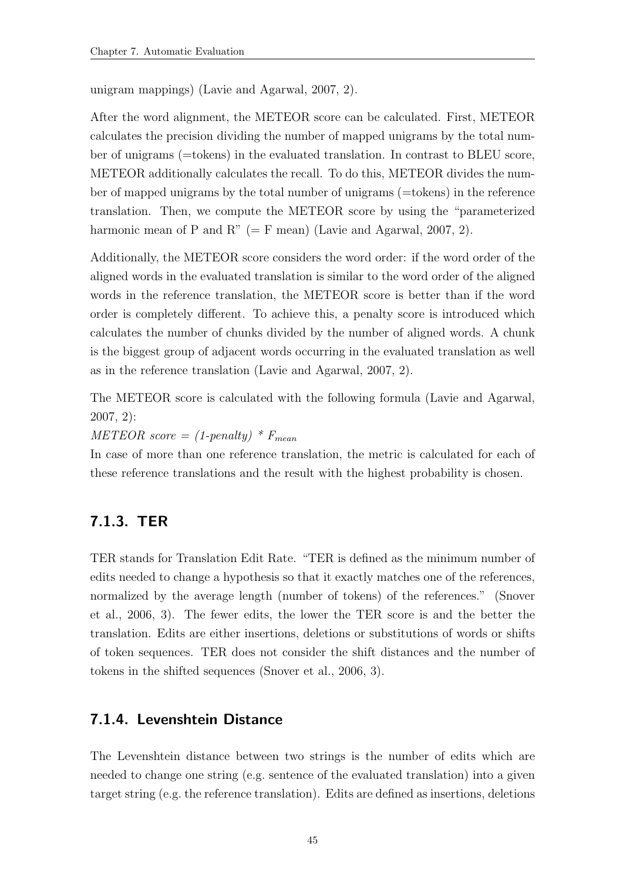unigram mappings) (Lavie and Agarwal, 2007, 2).

After the word alignment, the METEOR score can be calculated. First, METEOR calculates the precision dividing the number of mapped unigrams by the total number of unigrams (=tokens) in the evaluated translation. In contrast to BLEU score, METEOR additionally calculates the recall. To do this, METEOR divides the number of mapped unigrams by the total number of unigrams (=tokens) in the reference translation. Then, we compute the METEOR score by using the "parameterized harmonic mean of P and R" (= F mean) (Lavie and Agarwal, 2007, 2).

Additionally, the METEOR score considers the word order: if the word order of the aligned words in the evaluated translation is similar to the word order of the aligned words in the reference translation, the METEOR score is better than if the word order is completely different. To achieve this, a penalty score is introduced which calculates the number of chunks divided by the number of aligned words. A chunk is the biggest group of adjacent words occurring in the evaluated translation as well as in the reference translation (Lavie and Agarwal, 2007, 2).

The METEOR score is calculated with the following formula (Lavie and Agarwal, 2007, 2):

*METEOR score = (1-penalty) ** $F_{mean}$

In case of more than one reference translation, the metric is calculated for each of these reference translations and the result with the highest probability is chosen.

### 7.1.3. TER

TER stands for Translation Edit Rate. "TER is defined as the minimum number of edits needed to change a hypothesis so that it exactly matches one of the references, normalized by the average length (number of tokens) of the references." (Snover et al., 2006, 3). The fewer edits, the lower the TER score is and the better the translation. Edits are either insertions, deletions or substitutions of words or shifts of token sequences. TER does not consider the shift distances and the number of tokens in the shifted sequences (Snover et al., 2006, 3).

### 7.1.4. Levenshtein Distance

The Levenshtein distance between two strings is the number of edits which are needed to change one string (e.g. sentence of the evaluated translation) into a given target string (e.g. the reference translation). Edits are defined as insertions, deletions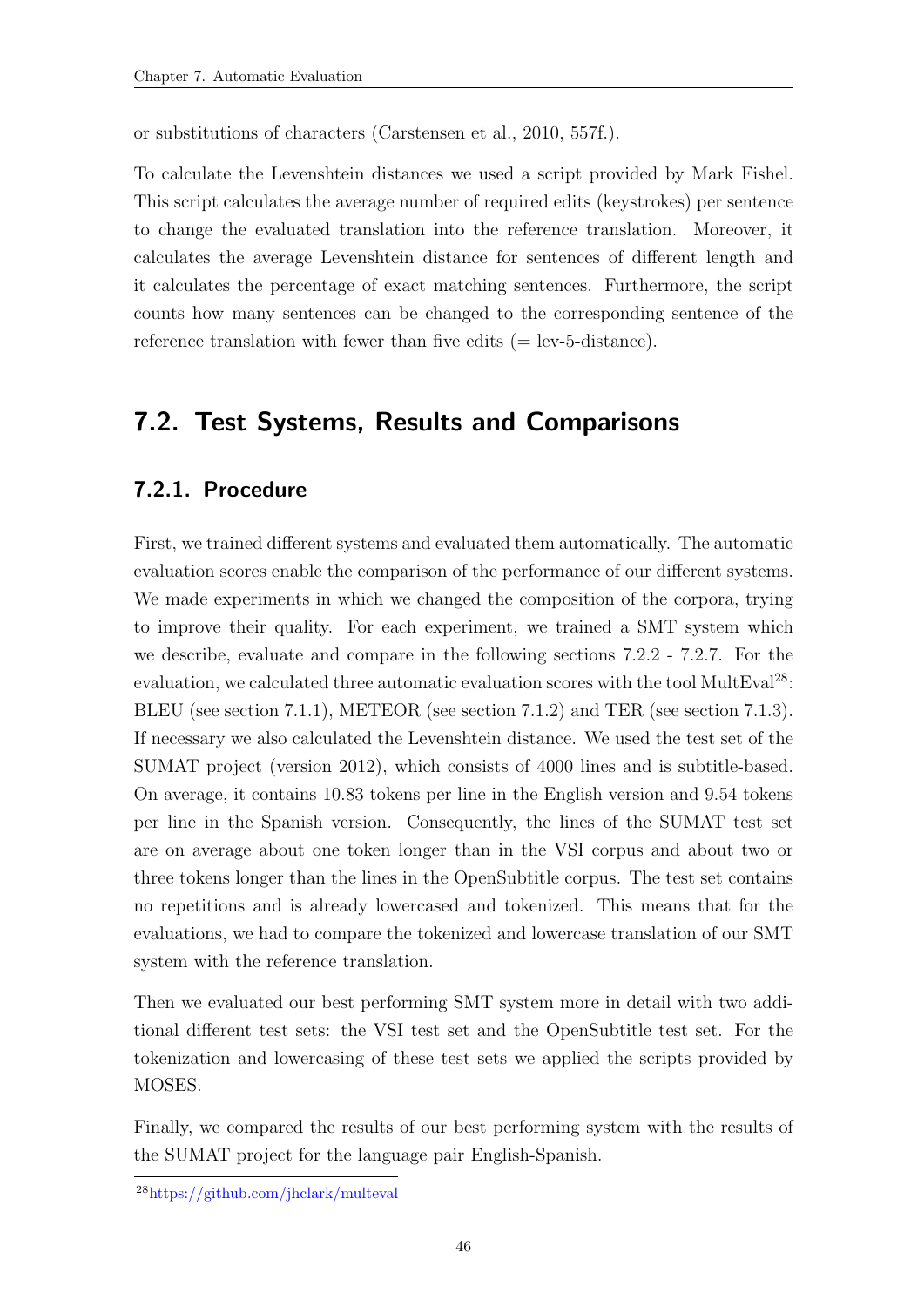or substitutions of characters (Carstensen et al., 2010, 557f.).

To calculate the Levenshtein distances we used a script provided by Mark Fishel. This script calculates the average number of required edits (keystrokes) per sentence to change the evaluated translation into the reference translation. Moreover, it calculates the average Levenshtein distance for sentences of different length and it calculates the percentage of exact matching sentences. Furthermore, the script counts how many sentences can be changed to the corresponding sentence of the reference translation with fewer than five edits (= lev-5-distance).

## 7.2. Test Systems, Results and Comparisons

### 7.2.1. Procedure

First, we trained different systems and evaluated them automatically. The automatic evaluation scores enable the comparison of the performance of our different systems. We made experiments in which we changed the composition of the corpora, trying to improve their quality. For each experiment, we trained a SMT system which we describe, evaluate and compare in the following sections 7.2.2 - 7.2.7. For the evaluation, we calculated three automatic evaluation scores with the tool MultEval[28]: BLEU (see section 7.1.1), METEOR (see section 7.1.2) and TER (see section 7.1.3). If necessary we also calculated the Levenshtein distance. We used the test set of the SUMAT project (version 2012), which consists of 4000 lines and is subtitle-based. On average, it contains 10.83 tokens per line in the English version and 9.54 tokens per line in the Spanish version. Consequently, the lines of the SUMAT test set are on average about one token longer than in the VSI corpus and about two or three tokens longer than the lines in the OpenSubtitle corpus. The test set contains no repetitions and is already lowercased and tokenized. This means that for the evaluations, we had to compare the tokenized and lowercase translation of our SMT system with the reference translation.

Then we evaluated our best performing SMT system more in detail with two additional different test sets: the VSI test set and the OpenSubtitle test set. For the tokenization and lowercasing of these test sets we applied the scripts provided by MOSES.

Finally, we compared the results of our best performing system with the results of the SUMAT project for the language pair English-Spanish.

[28] https://github.com/jhclark/multeval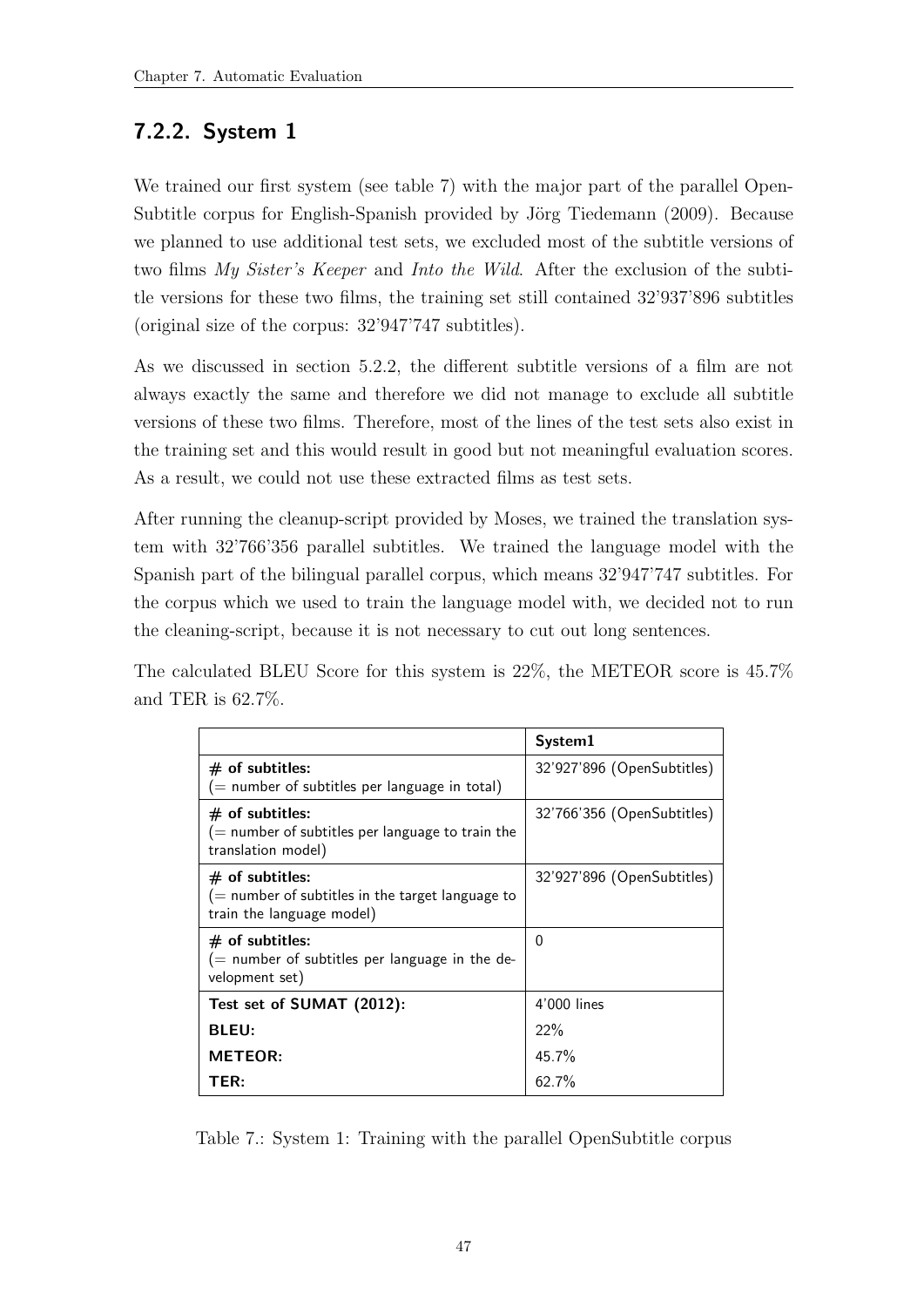### 7.2.2. System 1

We trained our first system (see table 7) with the major part of the parallel OpenSubtitle corpus for English-Spanish provided by Jörg Tiedemann (2009). Because we planned to use additional test sets, we excluded most of the subtitle versions of two films *My Sister's Keeper* and *Into the Wild*. After the exclusion of the subtitle versions for these two films, the training set still contained 32'937'896 subtitles (original size of the corpus: 32'947'747 subtitles).

As we discussed in section 5.2.2, the different subtitle versions of a film are not always exactly the same and therefore we did not manage to exclude all subtitle versions of these two films. Therefore, most of the lines of the test sets also exist in the training set and this would result in good but not meaningful evaluation scores. As a result, we could not use these extracted films as test sets.

After running the cleanup-script provided by Moses, we trained the translation system with 32'766'356 parallel subtitles. We trained the language model with the Spanish part of the bilingual parallel corpus, which means 32'947'747 subtitles. For the corpus which we used to train the language model with, we decided not to run the cleaning-script, because it is not necessary to cut out long sentences.

The calculated BLEU Score for this system is 22%, the METEOR score is 45.7% and TER is 62.7%.

| | **System1** |
|---|---|
| **# of subtitles:** (= number of subtitles per language in total) | 32'927'896 (OpenSubtitles) |
| **# of subtitles:** (= number of subtitles per language to train the translation model) | 32'766'356 (OpenSubtitles) |
| **# of subtitles:** (= number of subtitles in the target language to train the language model) | 32'927'896 (OpenSubtitles) |
| **# of subtitles:** (= number of subtitles per language in the development set) | 0 |
| **Test set of SUMAT (2012):** | 4'000 lines |
| **BLEU:** | 22% |
| **METEOR:** | 45.7% |
| **TER:** | 62.7% |

Table 7.: System 1: Training with the parallel OpenSubtitle corpus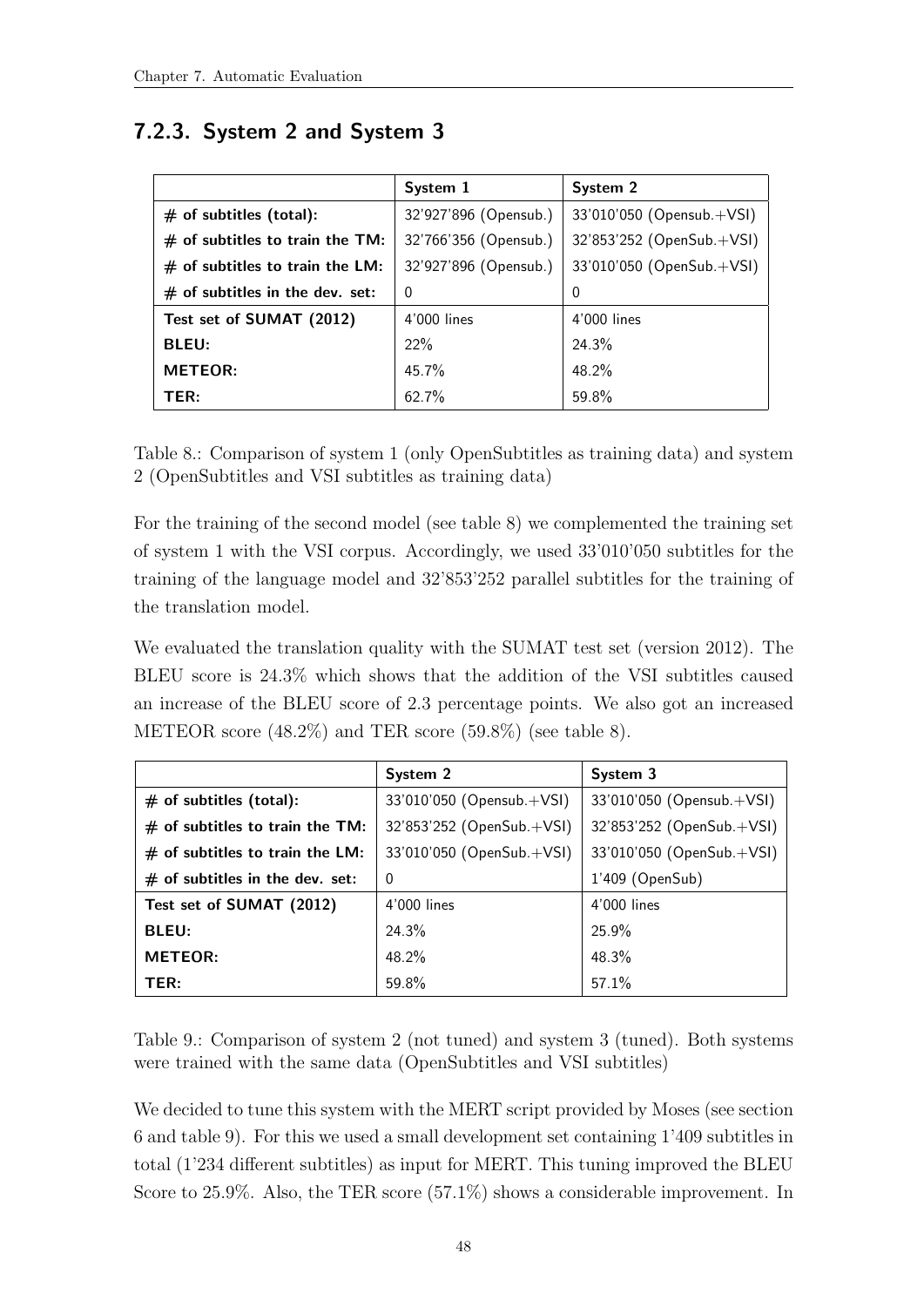### 7.2.3. System 2 and System 3

| | System 1 | System 2 |
|---|---|---|
| **# of subtitles (total):** | 32'927'896 (Opensub.) | 33'010'050 (Opensub.+VSI) |
| **# of subtitles to train the TM:** | 32'766'356 (Opensub.) | 32'853'252 (OpenSub.+VSI) |
| **# of subtitles to train the LM:** | 32'927'896 (Opensub.) | 33'010'050 (OpenSub.+VSI) |
| **# of subtitles in the dev. set:** | 0 | 0 |
| **Test set of SUMAT (2012)** | 4'000 lines | 4'000 lines |
| **BLEU:** | 22% | 24.3% |
| **METEOR:** | 45.7% | 48.2% |
| **TER:** | 62.7% | 59.8% |

Table 8.: Comparison of system 1 (only OpenSubtitles as training data) and system 2 (OpenSubtitles and VSI subtitles as training data)

For the training of the second model (see table 8) we complemented the training set of system 1 with the VSI corpus. Accordingly, we used 33'010'050 subtitles for the training of the language model and 32'853'252 parallel subtitles for the training of the translation model.

We evaluated the translation quality with the SUMAT test set (version 2012). The BLEU score is 24.3% which shows that the addition of the VSI subtitles caused an increase of the BLEU score of 2.3 percentage points. We also got an increased METEOR score (48.2%) and TER score (59.8%) (see table 8).

| | System 2 | System 3 |
|---|---|---|
| **# of subtitles (total):** | 33'010'050 (Opensub.+VSI) | 33'010'050 (Opensub.+VSI) |
| **# of subtitles to train the TM:** | 32'853'252 (OpenSub.+VSI) | 32'853'252 (OpenSub.+VSI) |
| **# of subtitles to train the LM:** | 33'010'050 (OpenSub.+VSI) | 33'010'050 (OpenSub.+VSI) |
| **# of subtitles in the dev. set:** | 0 | 1'409 (OpenSub) |
| **Test set of SUMAT (2012)** | 4'000 lines | 4'000 lines |
| **BLEU:** | 24.3% | 25.9% |
| **METEOR:** | 48.2% | 48.3% |
| **TER:** | 59.8% | 57.1% |

Table 9.: Comparison of system 2 (not tuned) and system 3 (tuned). Both systems were trained with the same data (OpenSubtitles and VSI subtitles)

We decided to tune this system with the MERT script provided by Moses (see section 6 and table 9). For this we used a small development set containing 1'409 subtitles in total (1'234 different subtitles) as input for MERT. This tuning improved the BLEU Score to 25.9%. Also, the TER score (57.1%) shows a considerable improvement. In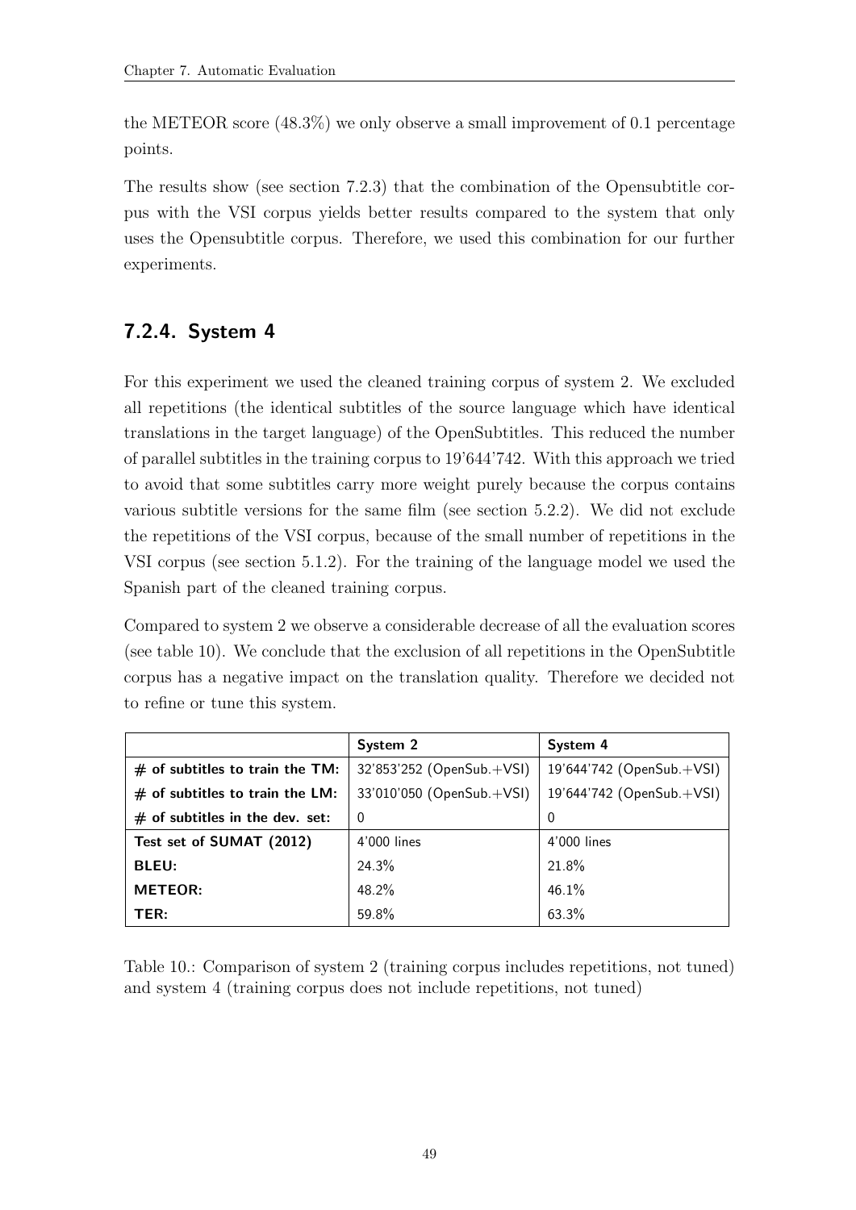the METEOR score (48.3%) we only observe a small improvement of 0.1 percentage points.

The results show (see section 7.2.3) that the combination of the Opensubtitle corpus with the VSI corpus yields better results compared to the system that only uses the Opensubtitle corpus. Therefore, we used this combination for our further experiments.

### 7.2.4. System 4

For this experiment we used the cleaned training corpus of system 2. We excluded all repetitions (the identical subtitles of the source language which have identical translations in the target language) of the OpenSubtitles. This reduced the number of parallel subtitles in the training corpus to 19'644'742. With this approach we tried to avoid that some subtitles carry more weight purely because the corpus contains various subtitle versions for the same film (see section 5.2.2). We did not exclude the repetitions of the VSI corpus, because of the small number of repetitions in the VSI corpus (see section 5.1.2). For the training of the language model we used the Spanish part of the cleaned training corpus.

Compared to system 2 we observe a considerable decrease of all the evaluation scores (see table 10). We conclude that the exclusion of all repetitions in the OpenSubtitle corpus has a negative impact on the translation quality. Therefore we decided not to refine or tune this system.

| | **System 2** | **System 4** |
|---|---|---|
| **# of subtitles to train the TM:** | 32'853'252 (OpenSub.+VSI) | 19'644'742 (OpenSub.+VSI) |
| **# of subtitles to train the LM:** | 33'010'050 (OpenSub.+VSI) | 19'644'742 (OpenSub.+VSI) |
| **# of subtitles in the dev. set:** | 0 | 0 |
| **Test set of SUMAT (2012)** | 4'000 lines | 4'000 lines |
| **BLEU:** | 24.3% | 21.8% |
| **METEOR:** | 48.2% | 46.1% |
| **TER:** | 59.8% | 63.3% |

Table 10.: Comparison of system 2 (training corpus includes repetitions, not tuned) and system 4 (training corpus does not include repetitions, not tuned)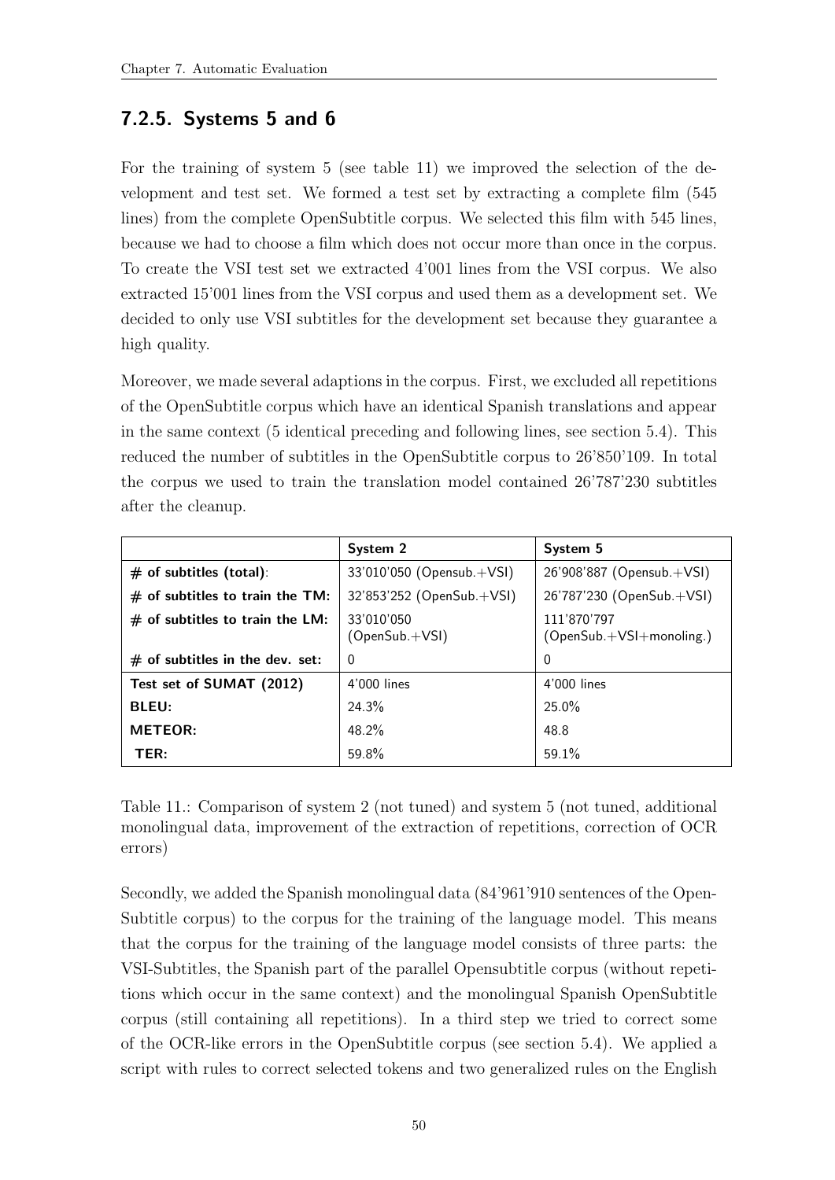### 7.2.5. Systems 5 and 6

For the training of system 5 (see table 11) we improved the selection of the development and test set. We formed a test set by extracting a complete film (545 lines) from the complete OpenSubtitle corpus. We selected this film with 545 lines, because we had to choose a film which does not occur more than once in the corpus. To create the VSI test set we extracted 4'001 lines from the VSI corpus. We also extracted 15'001 lines from the VSI corpus and used them as a development set. We decided to only use VSI subtitles for the development set because they guarantee a high quality.

Moreover, we made several adaptions in the corpus. First, we excluded all repetitions of the OpenSubtitle corpus which have an identical Spanish translations and appear in the same context (5 identical preceding and following lines, see section 5.4). This reduced the number of subtitles in the OpenSubtitle corpus to 26'850'109. In total the corpus we used to train the translation model contained 26'787'230 subtitles after the cleanup.

| | **System 2** | **System 5** |
|---|---|---|
| **# of subtitles (total)**: | 33'010'050 (Opensub.+VSI) | 26'908'887 (Opensub.+VSI) |
| **# of subtitles to train the TM:** | 32'853'252 (OpenSub.+VSI) | 26'787'230 (OpenSub.+VSI) |
| **# of subtitles to train the LM:** | 33'010'050 (OpenSub.+VSI) | 111'870'797 (OpenSub.+VSI+monoling.) |
| **# of subtitles in the dev. set:** | 0 | 0 |
| **Test set of SUMAT (2012)** | 4'000 lines | 4'000 lines |
| **BLEU:** | 24.3% | 25.0% |
| **METEOR:** | 48.2% | 48.8 |
| **TER:** | 59.8% | 59.1% |

Table 11.: Comparison of system 2 (not tuned) and system 5 (not tuned, additional monolingual data, improvement of the extraction of repetitions, correction of OCR errors)

Secondly, we added the Spanish monolingual data (84'961'910 sentences of the OpenSubtitle corpus) to the corpus for the training of the language model. This means that the corpus for the training of the language model consists of three parts: the VSI-Subtitles, the Spanish part of the parallel Opensubtitle corpus (without repetitions which occur in the same context) and the monolingual Spanish OpenSubtitle corpus (still containing all repetitions). In a third step we tried to correct some of the OCR-like errors in the OpenSubtitle corpus (see section 5.4). We applied a script with rules to correct selected tokens and two generalized rules on the English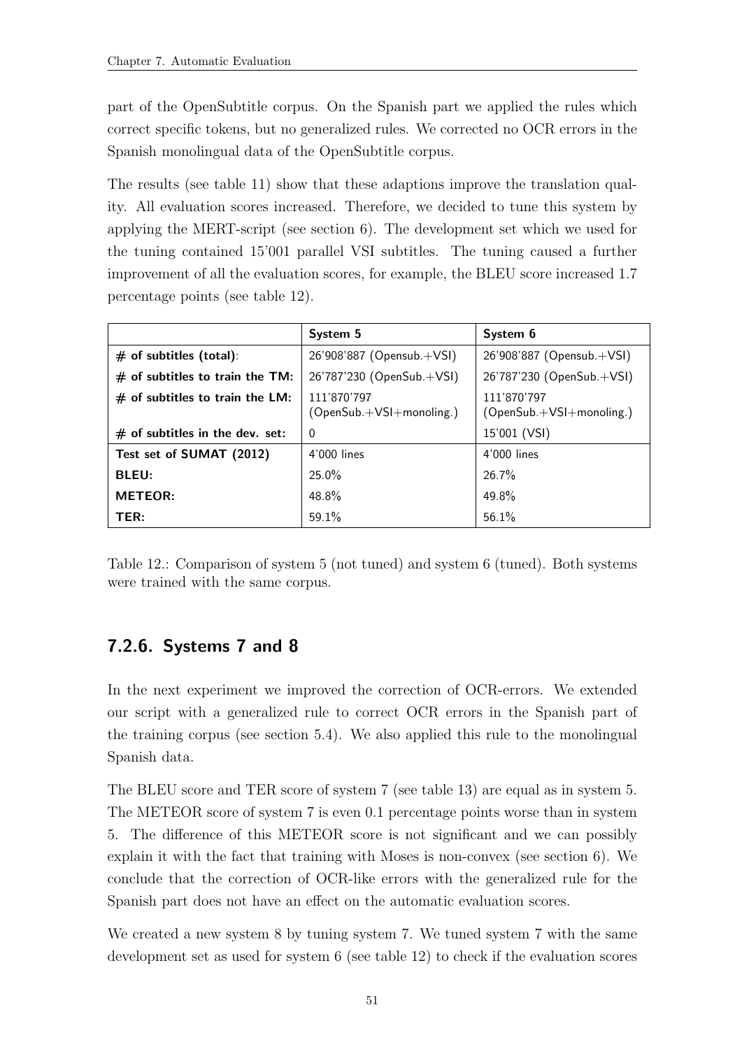part of the OpenSubtitle corpus. On the Spanish part we applied the rules which correct specific tokens, but no generalized rules. We corrected no OCR errors in the Spanish monolingual data of the OpenSubtitle corpus.

The results (see table 11) show that these adaptions improve the translation quality. All evaluation scores increased. Therefore, we decided to tune this system by applying the MERT-script (see section 6). The development set which we used for the tuning contained 15'001 parallel VSI subtitles. The tuning caused a further improvement of all the evaluation scores, for example, the BLEU score increased 1.7 percentage points (see table 12).

| | **System 5** | **System 6** |
|---|---|---|
| **# of subtitles (total)**: | 26'908'887 (Opensub.+VSI) | 26'908'887 (Opensub.+VSI) |
| **# of subtitles to train the TM:** | 26'787'230 (OpenSub.+VSI) | 26'787'230 (OpenSub.+VSI) |
| **# of subtitles to train the LM:** | 111'870'797 (OpenSub.+VSI+monoling.) | 111'870'797 (OpenSub.+VSI+monoling.) |
| **# of subtitles in the dev. set:** | 0 | 15'001 (VSI) |
| **Test set of SUMAT (2012)** | 4'000 lines | 4'000 lines |
| **BLEU:** | 25.0% | 26.7% |
| **METEOR:** | 48.8% | 49.8% |
| **TER:** | 59.1% | 56.1% |

Table 12.: Comparison of system 5 (not tuned) and system 6 (tuned). Both systems were trained with the same corpus.

### 7.2.6. Systems 7 and 8

In the next experiment we improved the correction of OCR-errors. We extended our script with a generalized rule to correct OCR errors in the Spanish part of the training corpus (see section 5.4). We also applied this rule to the monolingual Spanish data.

The BLEU score and TER score of system 7 (see table 13) are equal as in system 5. The METEOR score of system 7 is even 0.1 percentage points worse than in system 5. The difference of this METEOR score is not significant and we can possibly explain it with the fact that training with Moses is non-convex (see section 6). We conclude that the correction of OCR-like errors with the generalized rule for the Spanish part does not have an effect on the automatic evaluation scores.

We created a new system 8 by tuning system 7. We tuned system 7 with the same development set as used for system 6 (see table 12) to check if the evaluation scores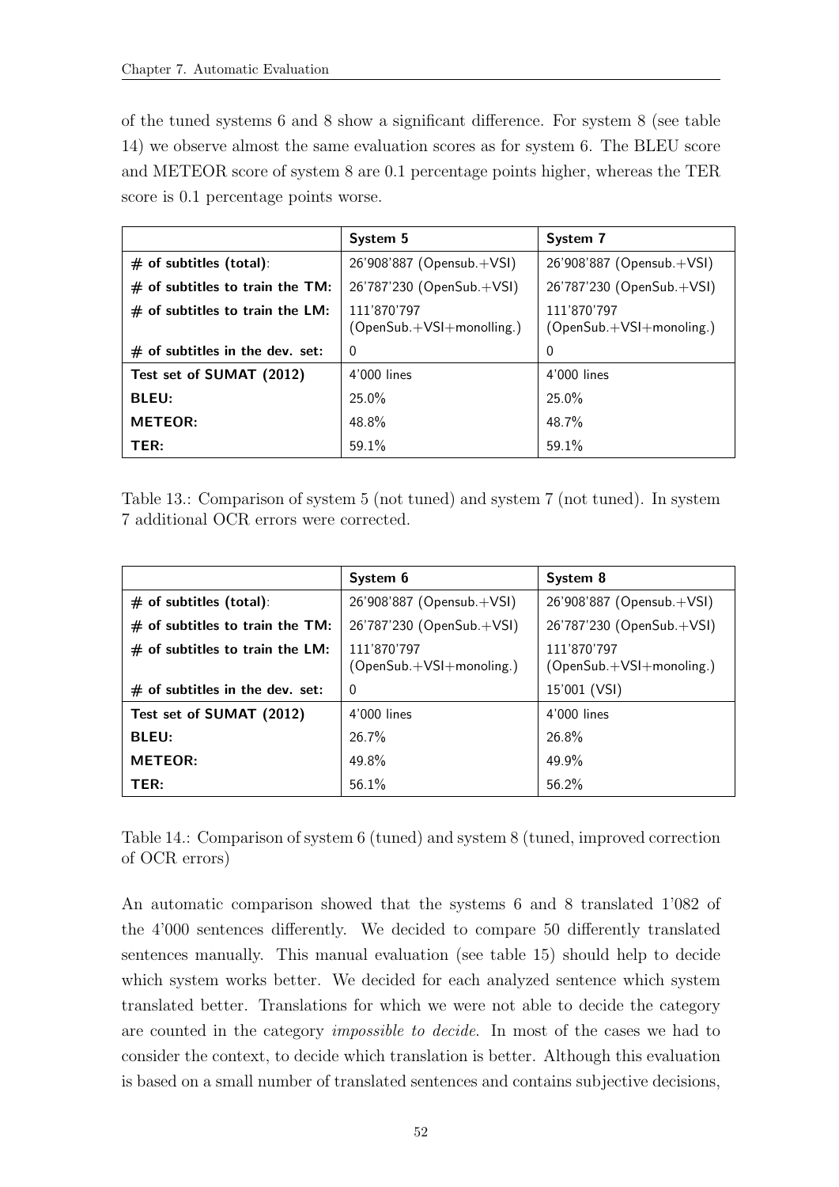of the tuned systems 6 and 8 show a significant difference. For system 8 (see table 14) we observe almost the same evaluation scores as for system 6. The BLEU score and METEOR score of system 8 are 0.1 percentage points higher, whereas the TER score is 0.1 percentage points worse.

| | **System 5** | **System 7** |
|---|---|---|
| **# of subtitles (total)**: | 26'908'887 (Opensub.+VSI) | 26'908'887 (Opensub.+VSI) |
| **# of subtitles to train the TM:** | 26'787'230 (OpenSub.+VSI) | 26'787'230 (OpenSub.+VSI) |
| **# of subtitles to train the LM:** | 111'870'797 (OpenSub.+VSI+monolling.) | 111'870'797 (OpenSub.+VSI+monoling.) |
| **# of subtitles in the dev. set:** | 0 | 0 |
| **Test set of SUMAT (2012)** | 4'000 lines | 4'000 lines |
| **BLEU:** | 25.0% | 25.0% |
| **METEOR:** | 48.8% | 48.7% |
| **TER:** | 59.1% | 59.1% |

Table 13.: Comparison of system 5 (not tuned) and system 7 (not tuned). In system 7 additional OCR errors were corrected.

| | **System 6** | **System 8** |
|---|---|---|
| **# of subtitles (total)**: | 26'908'887 (Opensub.+VSI) | 26'908'887 (Opensub.+VSI) |
| **# of subtitles to train the TM:** | 26'787'230 (OpenSub.+VSI) | 26'787'230 (OpenSub.+VSI) |
| **# of subtitles to train the LM:** | 111'870'797 (OpenSub.+VSI+monoling.) | 111'870'797 (OpenSub.+VSI+monoling.) |
| **# of subtitles in the dev. set:** | 0 | 15'001 (VSI) |
| **Test set of SUMAT (2012)** | 4'000 lines | 4'000 lines |
| **BLEU:** | 26.7% | 26.8% |
| **METEOR:** | 49.8% | 49.9% |
| **TER:** | 56.1% | 56.2% |

Table 14.: Comparison of system 6 (tuned) and system 8 (tuned, improved correction of OCR errors)

An automatic comparison showed that the systems 6 and 8 translated 1'082 of the 4'000 sentences differently. We decided to compare 50 differently translated sentences manually. This manual evaluation (see table 15) should help to decide which system works better. We decided for each analyzed sentence which system translated better. Translations for which we were not able to decide the category are counted in the category *impossible to decide*. In most of the cases we had to consider the context, to decide which translation is better. Although this evaluation is based on a small number of translated sentences and contains subjective decisions,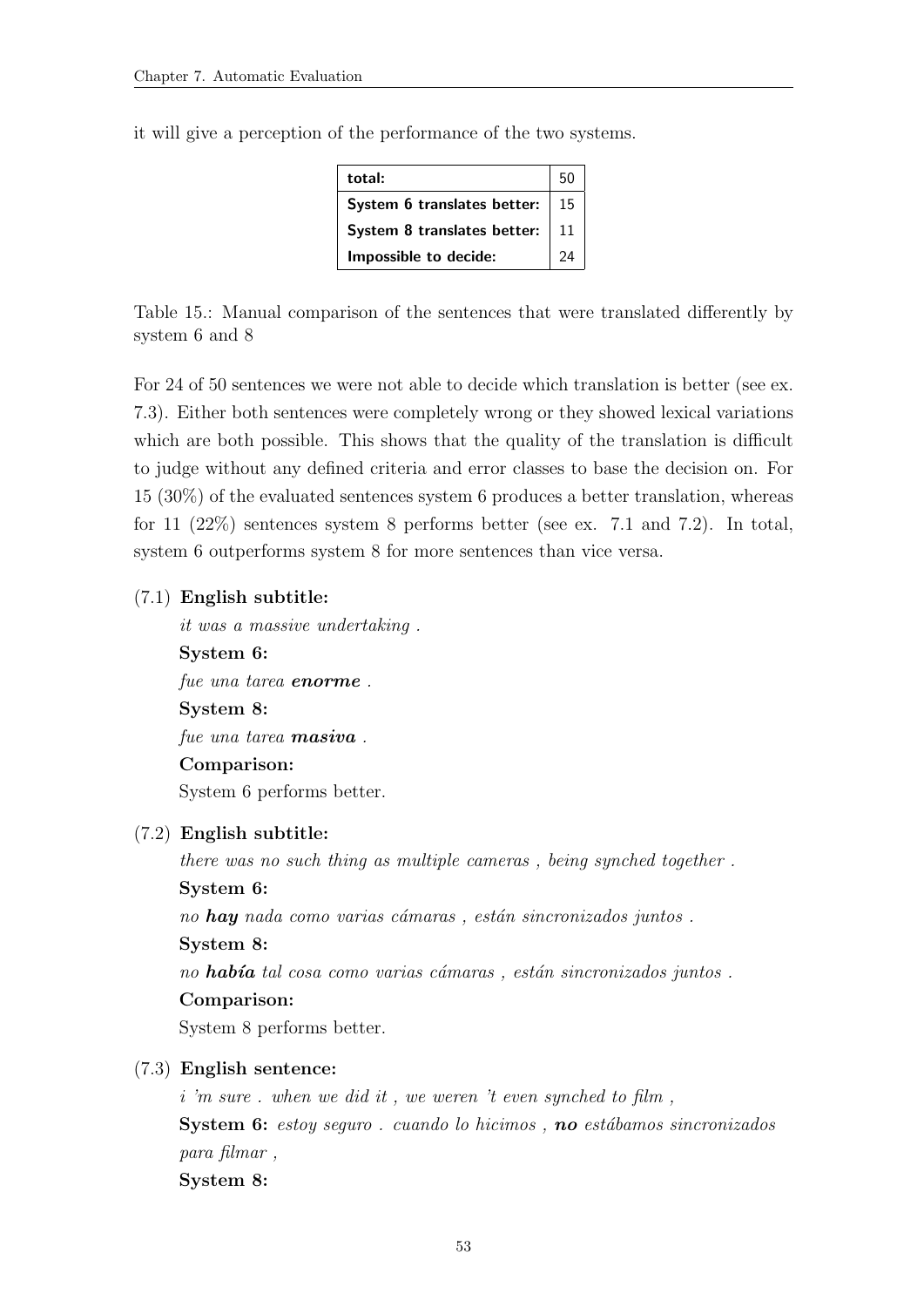it will give a perception of the performance of the two systems.

| **total:** | 50 |
|---|---|
| **System 6 translates better:** | 15 |
| **System 8 translates better:** | 11 |
| **Impossible to decide:** | 24 |

Table 15.: Manual comparison of the sentences that were translated differently by system 6 and 8

For 24 of 50 sentences we were not able to decide which translation is better (see ex. 7.3). Either both sentences were completely wrong or they showed lexical variations which are both possible. This shows that the quality of the translation is difficult to judge without any defined criteria and error classes to base the decision on. For 15 (30%) of the evaluated sentences system 6 produces a better translation, whereas for 11 (22%) sentences system 8 performs better (see ex. 7.1 and 7.2). In total, system 6 outperforms system 8 for more sentences than vice versa.

(7.1) **English subtitle:**
*it was a massive undertaking .*
**System 6:**
*fue una tarea **enorme** .*
**System 8:**
*fue una tarea **masiva** .*
**Comparison:**
System 6 performs better.

(7.2) **English subtitle:**
*there was no such thing as multiple cameras , being synched together .*
**System 6:**
*no **hay** nada como varias cámaras , están sincronizados juntos .*
**System 8:**
*no **había** tal cosa como varias cámaras , están sincronizados juntos .*
**Comparison:**
System 8 performs better.

(7.3) **English sentence:**
*i 'm sure . when we did it , we weren 't even synched to film ,*
**System 6:** *estoy seguro . cuando lo hicimos , **no** estábamos sincronizados para filmar ,*
**System 8:**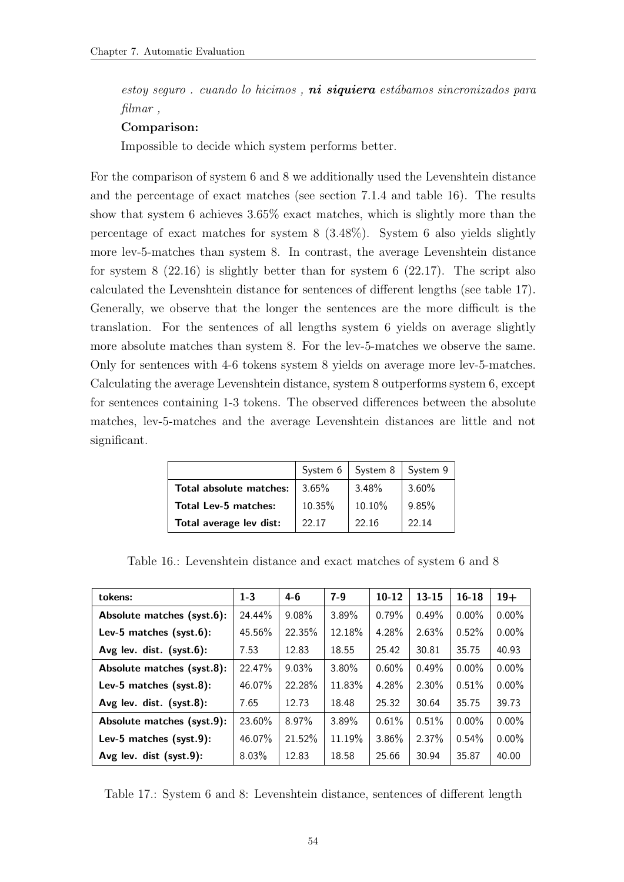*estoy seguro . cuando lo hicimos , **ni siquiera** estábamos sincronizados para filmar ,*

**Comparison:**

Impossible to decide which system performs better.

For the comparison of system 6 and 8 we additionally used the Levenshtein distance and the percentage of exact matches (see section 7.1.4 and table 16). The results show that system 6 achieves 3.65% exact matches, which is slightly more than the percentage of exact matches for system 8 (3.48%). System 6 also yields slightly more lev-5-matches than system 8. In contrast, the average Levenshtein distance for system 8 (22.16) is slightly better than for system 6 (22.17). The script also calculated the Levenshtein distance for sentences of different lengths (see table 17). Generally, we observe that the longer the sentences are the more difficult is the translation. For the sentences of all lengths system 6 yields on average slightly more absolute matches than system 8. For the lev-5-matches we observe the same. Only for sentences with 4-6 tokens system 8 yields on average more lev-5-matches. Calculating the average Levenshtein distance, system 8 outperforms system 6, except for sentences containing 1-3 tokens. The observed differences between the absolute matches, lev-5-matches and the average Levenshtein distances are little and not significant.

| | System 6 | System 8 | System 9 |
|---|---|---|---|
| **Total absolute matches:** | 3.65% | 3.48% | 3.60% |
| **Total Lev-5 matches:** | 10.35% | 10.10% | 9.85% |
| **Total average lev dist:** | 22.17 | 22.16 | 22.14 |

Table 16.: Levenshtein distance and exact matches of system 6 and 8

| **tokens:** | **1-3** | **4-6** | **7-9** | **10-12** | **13-15** | **16-18** | **19+** |
|---|---|---|---|---|---|---|---|
| **Absolute matches (syst.6):** | 24.44% | 9.08% | 3.89% | 0.79% | 0.49% | 0.00% | 0.00% |
| **Lev-5 matches (syst.6):** | 45.56% | 22.35% | 12.18% | 4.28% | 2.63% | 0.52% | 0.00% |
| **Avg lev. dist. (syst.6):** | 7.53 | 12.83 | 18.55 | 25.42 | 30.81 | 35.75 | 40.93 |
| **Absolute matches (syst.8):** | 22.47% | 9.03% | 3.80% | 0.60% | 0.49% | 0.00% | 0.00% |
| **Lev-5 matches (syst.8):** | 46.07% | 22.28% | 11.83% | 4.28% | 2.30% | 0.51% | 0.00% |
| **Avg lev. dist. (syst.8):** | 7.65 | 12.73 | 18.48 | 25.32 | 30.64 | 35.75 | 39.73 |
| **Absolute matches (syst.9):** | 23.60% | 8.97% | 3.89% | 0.61% | 0.51% | 0.00% | 0.00% |
| **Lev-5 matches (syst.9):** | 46.07% | 21.52% | 11.19% | 3.86% | 2.37% | 0.54% | 0.00% |
| **Avg lev. dist (syst.9):** | 8.03% | 12.83 | 18.58 | 25.66 | 30.94 | 35.87 | 40.00 |

Table 17.: System 6 and 8: Levenshtein distance, sentences of different length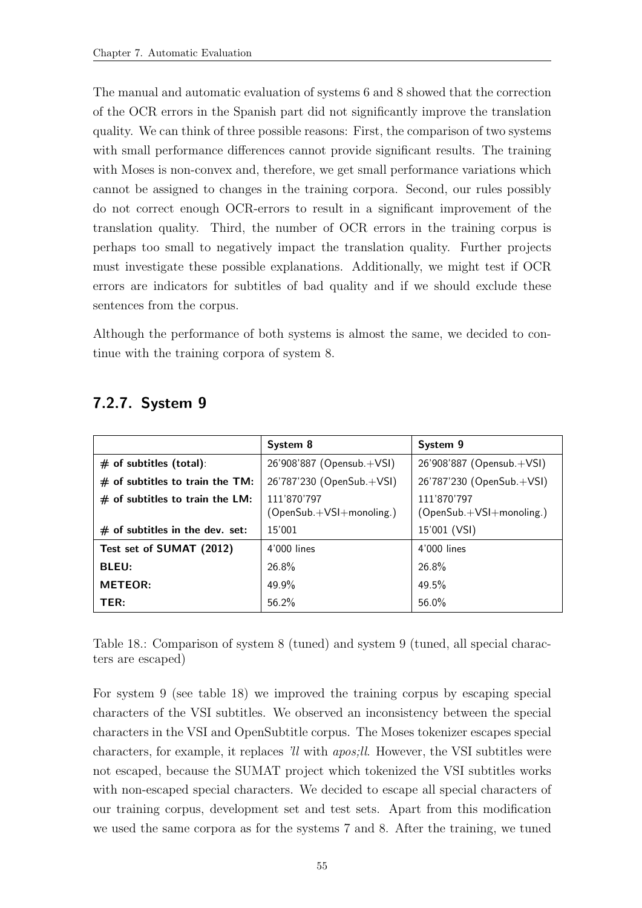The manual and automatic evaluation of systems 6 and 8 showed that the correction of the OCR errors in the Spanish part did not significantly improve the translation quality. We can think of three possible reasons: First, the comparison of two systems with small performance differences cannot provide significant results. The training with Moses is non-convex and, therefore, we get small performance variations which cannot be assigned to changes in the training corpora. Second, our rules possibly do not correct enough OCR-errors to result in a significant improvement of the translation quality. Third, the number of OCR errors in the training corpus is perhaps too small to negatively impact the translation quality. Further projects must investigate these possible explanations. Additionally, we might test if OCR errors are indicators for subtitles of bad quality and if we should exclude these sentences from the corpus.

Although the performance of both systems is almost the same, we decided to continue with the training corpora of system 8.

### 7.2.7. System 9

| | **System 8** | **System 9** |
|---|---|---|
| **# of subtitles (total)**: | 26'908'887 (Opensub.+VSI) | 26'908'887 (Opensub.+VSI) |
| **# of subtitles to train the TM:** | 26'787'230 (OpenSub.+VSI) | 26'787'230 (OpenSub.+VSI) |
| **# of subtitles to train the LM:** | 111'870'797 (OpenSub.+VSI+monoling.) | 111'870'797 (OpenSub.+VSI+monoling.) |
| **# of subtitles in the dev. set:** | 15'001 | 15'001 (VSI) |
| **Test set of SUMAT (2012)** | 4'000 lines | 4'000 lines |
| **BLEU:** | 26.8% | 26.8% |
| **METEOR:** | 49.9% | 49.5% |
| **TER:** | 56.2% | 56.0% |

Table 18.: Comparison of system 8 (tuned) and system 9 (tuned, all special characters are escaped)

For system 9 (see table 18) we improved the training corpus by escaping special characters of the VSI subtitles. We observed an inconsistency between the special characters in the VSI and OpenSubtitle corpus. The Moses tokenizer escapes special characters, for example, it replaces *'ll* with *apos;ll*. However, the VSI subtitles were not escaped, because the SUMAT project which tokenized the VSI subtitles works with non-escaped special characters. We decided to escape all special characters of our training corpus, development set and test sets. Apart from this modification we used the same corpora as for the systems 7 and 8. After the training, we tuned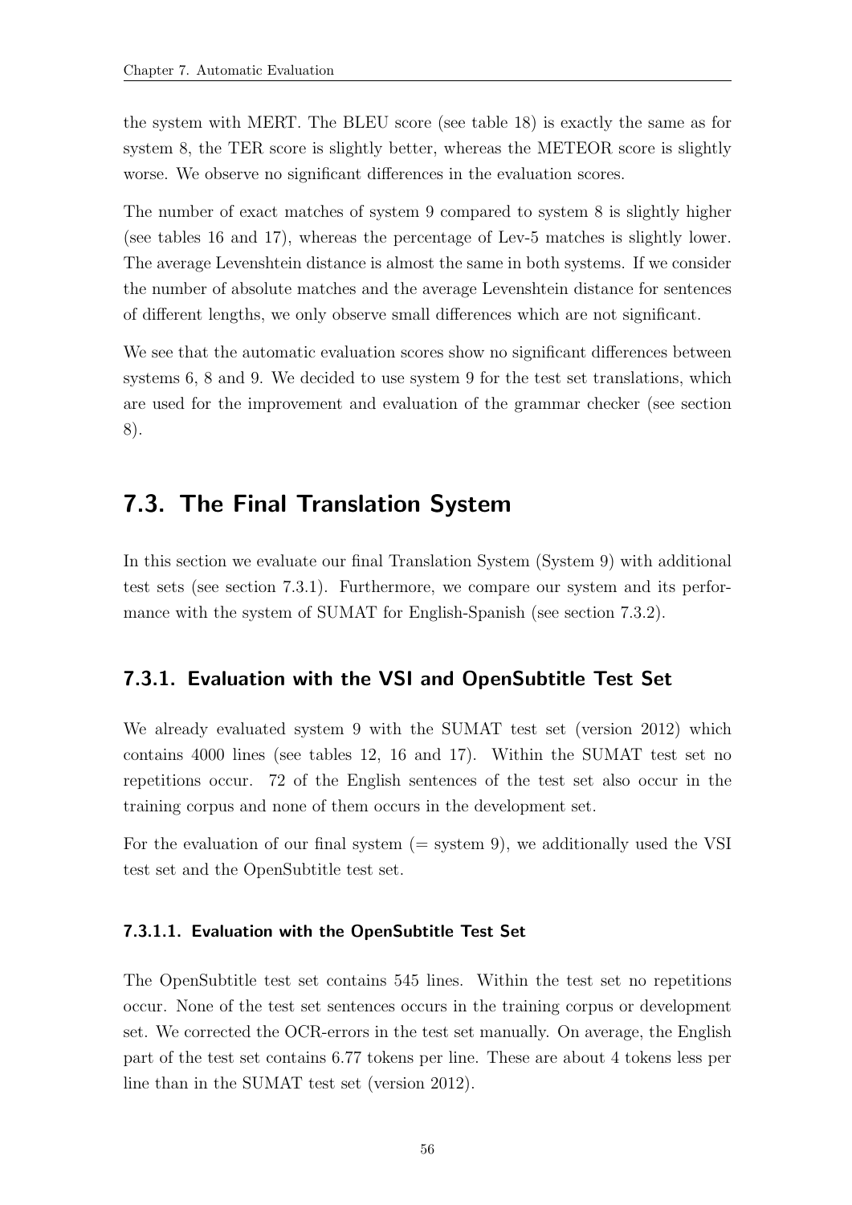the system with MERT. The BLEU score (see table 18) is exactly the same as for system 8, the TER score is slightly better, whereas the METEOR score is slightly worse. We observe no significant differences in the evaluation scores.

The number of exact matches of system 9 compared to system 8 is slightly higher (see tables 16 and 17), whereas the percentage of Lev-5 matches is slightly lower. The average Levenshtein distance is almost the same in both systems. If we consider the number of absolute matches and the average Levenshtein distance for sentences of different lengths, we only observe small differences which are not significant.

We see that the automatic evaluation scores show no significant differences between systems 6, 8 and 9. We decided to use system 9 for the test set translations, which are used for the improvement and evaluation of the grammar checker (see section 8).

## 7.3. The Final Translation System

In this section we evaluate our final Translation System (System 9) with additional test sets (see section 7.3.1). Furthermore, we compare our system and its performance with the system of SUMAT for English-Spanish (see section 7.3.2).

### 7.3.1. Evaluation with the VSI and OpenSubtitle Test Set

We already evaluated system 9 with the SUMAT test set (version 2012) which contains 4000 lines (see tables 12, 16 and 17). Within the SUMAT test set no repetitions occur. 72 of the English sentences of the test set also occur in the training corpus and none of them occurs in the development set.

For the evaluation of our final system (= system 9), we additionally used the VSI test set and the OpenSubtitle test set.

#### 7.3.1.1. Evaluation with the OpenSubtitle Test Set

The OpenSubtitle test set contains 545 lines. Within the test set no repetitions occur. None of the test set sentences occurs in the training corpus or development set. We corrected the OCR-errors in the test set manually. On average, the English part of the test set contains 6.77 tokens per line. These are about 4 tokens less per line than in the SUMAT test set (version 2012).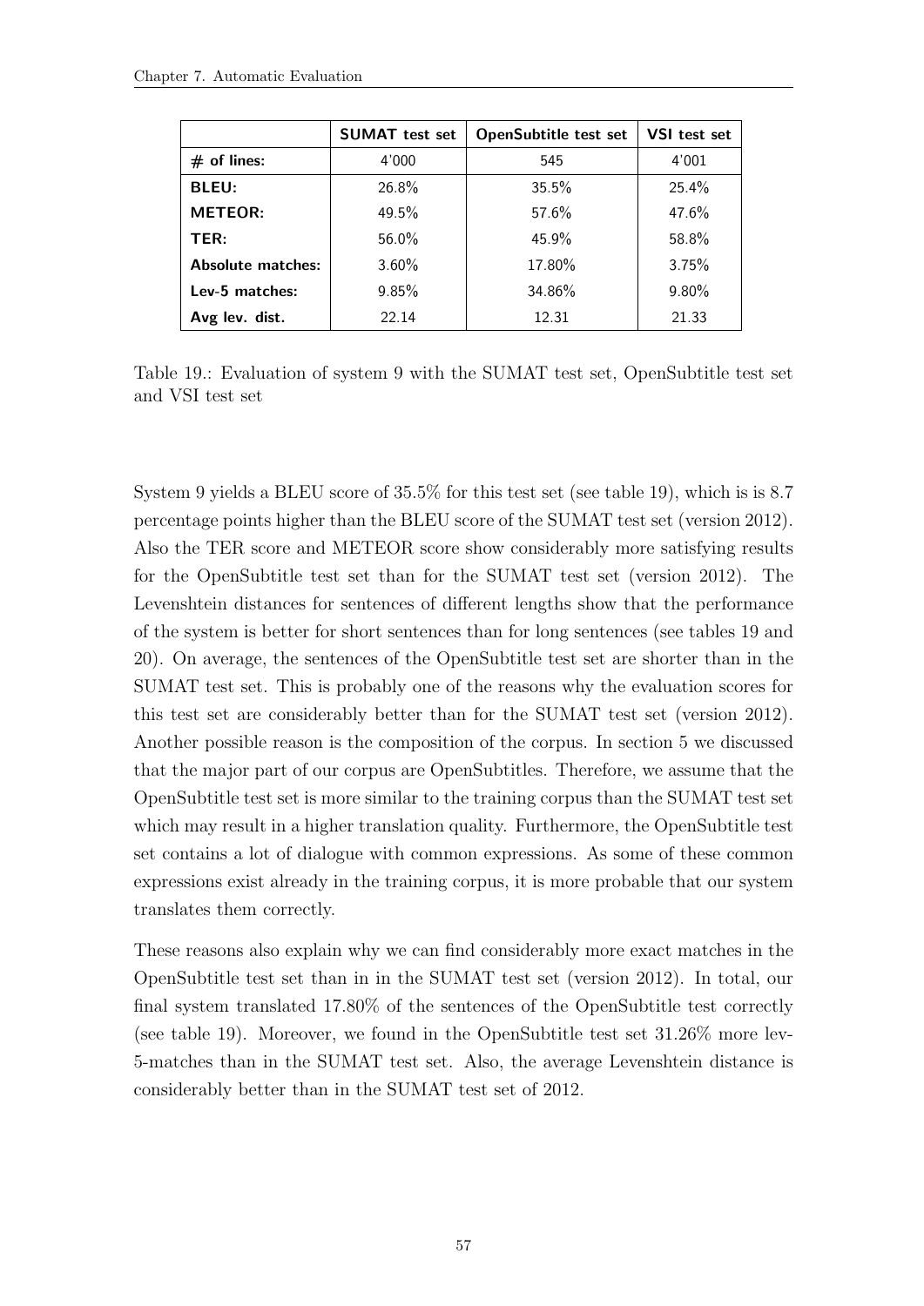| | **SUMAT test set** | **OpenSubtitle test set** | **VSI test set** |
|---|---|---|---|
| **# of lines:** | 4'000 | 545 | 4'001 |
| **BLEU:** | 26.8% | 35.5% | 25.4% |
| **METEOR:** | 49.5% | 57.6% | 47.6% |
| **TER:** | 56.0% | 45.9% | 58.8% |
| **Absolute matches:** | 3.60% | 17.80% | 3.75% |
| **Lev-5 matches:** | 9.85% | 34.86% | 9.80% |
| **Avg lev. dist.** | 22.14 | 12.31 | 21.33 |

Table 19.: Evaluation of system 9 with the SUMAT test set, OpenSubtitle test set and VSI test set

System 9 yields a BLEU score of 35.5% for this test set (see table 19), which is is 8.7 percentage points higher than the BLEU score of the SUMAT test set (version 2012). Also the TER score and METEOR score show considerably more satisfying results for the OpenSubtitle test set than for the SUMAT test set (version 2012). The Levenshtein distances for sentences of different lengths show that the performance of the system is better for short sentences than for long sentences (see tables 19 and 20). On average, the sentences of the OpenSubtitle test set are shorter than in the SUMAT test set. This is probably one of the reasons why the evaluation scores for this test set are considerably better than for the SUMAT test set (version 2012). Another possible reason is the composition of the corpus. In section 5 we discussed that the major part of our corpus are OpenSubtitles. Therefore, we assume that the OpenSubtitle test set is more similar to the training corpus than the SUMAT test set which may result in a higher translation quality. Furthermore, the OpenSubtitle test set contains a lot of dialogue with common expressions. As some of these common expressions exist already in the training corpus, it is more probable that our system translates them correctly.

These reasons also explain why we can find considerably more exact matches in the OpenSubtitle test set than in in the SUMAT test set (version 2012). In total, our final system translated 17.80% of the sentences of the OpenSubtitle test correctly (see table 19). Moreover, we found in the OpenSubtitle test set 31.26% more lev-5-matches than in the SUMAT test set. Also, the average Levenshtein distance is considerably better than in the SUMAT test set of 2012.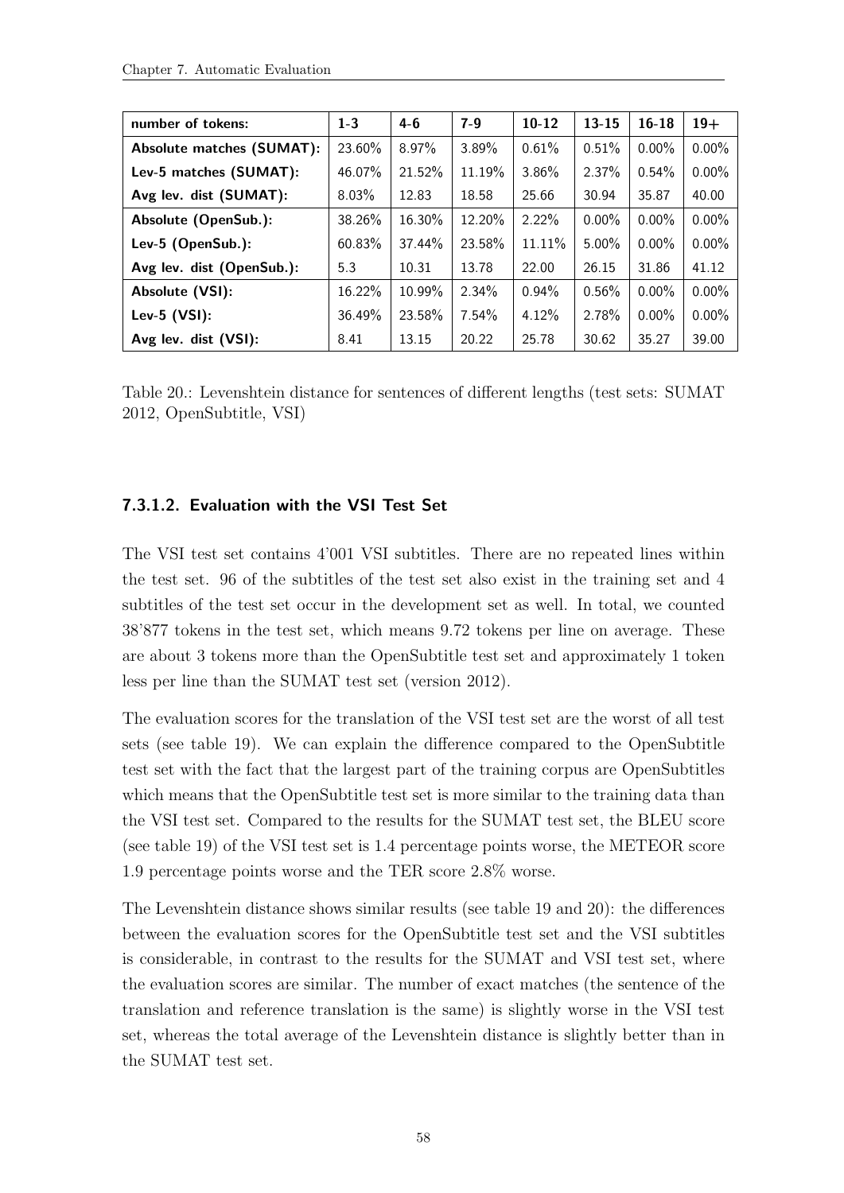| number of tokens: | 1-3 | 4-6 | 7-9 | 10-12 | 13-15 | 16-18 | 19+ |
|---|---|---|---|---|---|---|---|
| **Absolute matches (SUMAT):** | 23.60% | 8.97% | 3.89% | 0.61% | 0.51% | 0.00% | 0.00% |
| **Lev-5 matches (SUMAT):** | 46.07% | 21.52% | 11.19% | 3.86% | 2.37% | 0.54% | 0.00% |
| **Avg lev. dist (SUMAT):** | 8.03% | 12.83 | 18.58 | 25.66 | 30.94 | 35.87 | 40.00 |
| **Absolute (OpenSub.):** | 38.26% | 16.30% | 12.20% | 2.22% | 0.00% | 0.00% | 0.00% |
| **Lev-5 (OpenSub.):** | 60.83% | 37.44% | 23.58% | 11.11% | 5.00% | 0.00% | 0.00% |
| **Avg lev. dist (OpenSub.):** | 5.3 | 10.31 | 13.78 | 22.00 | 26.15 | 31.86 | 41.12 |
| **Absolute (VSI):** | 16.22% | 10.99% | 2.34% | 0.94% | 0.56% | 0.00% | 0.00% |
| **Lev-5 (VSI):** | 36.49% | 23.58% | 7.54% | 4.12% | 2.78% | 0.00% | 0.00% |
| **Avg lev. dist (VSI):** | 8.41 | 13.15 | 20.22 | 25.78 | 30.62 | 35.27 | 39.00 |

Table 20.: Levenshtein distance for sentences of different lengths (test sets: SUMAT 2012, OpenSubtitle, VSI)

#### 7.3.1.2. Evaluation with the VSI Test Set

The VSI test set contains 4'001 VSI subtitles. There are no repeated lines within the test set. 96 of the subtitles of the test set also exist in the training set and 4 subtitles of the test set occur in the development set as well. In total, we counted 38'877 tokens in the test set, which means 9.72 tokens per line on average. These are about 3 tokens more than the OpenSubtitle test set and approximately 1 token less per line than the SUMAT test set (version 2012).

The evaluation scores for the translation of the VSI test set are the worst of all test sets (see table 19). We can explain the difference compared to the OpenSubtitle test set with the fact that the largest part of the training corpus are OpenSubtitles which means that the OpenSubtitle test set is more similar to the training data than the VSI test set. Compared to the results for the SUMAT test set, the BLEU score (see table 19) of the VSI test set is 1.4 percentage points worse, the METEOR score 1.9 percentage points worse and the TER score 2.8% worse.

The Levenshtein distance shows similar results (see table 19 and 20): the differences between the evaluation scores for the OpenSubtitle test set and the VSI subtitles is considerable, in contrast to the results for the SUMAT and VSI test set, where the evaluation scores are similar. The number of exact matches (the sentence of the translation and reference translation is the same) is slightly worse in the VSI test set, whereas the total average of the Levenshtein distance is slightly better than in the SUMAT test set.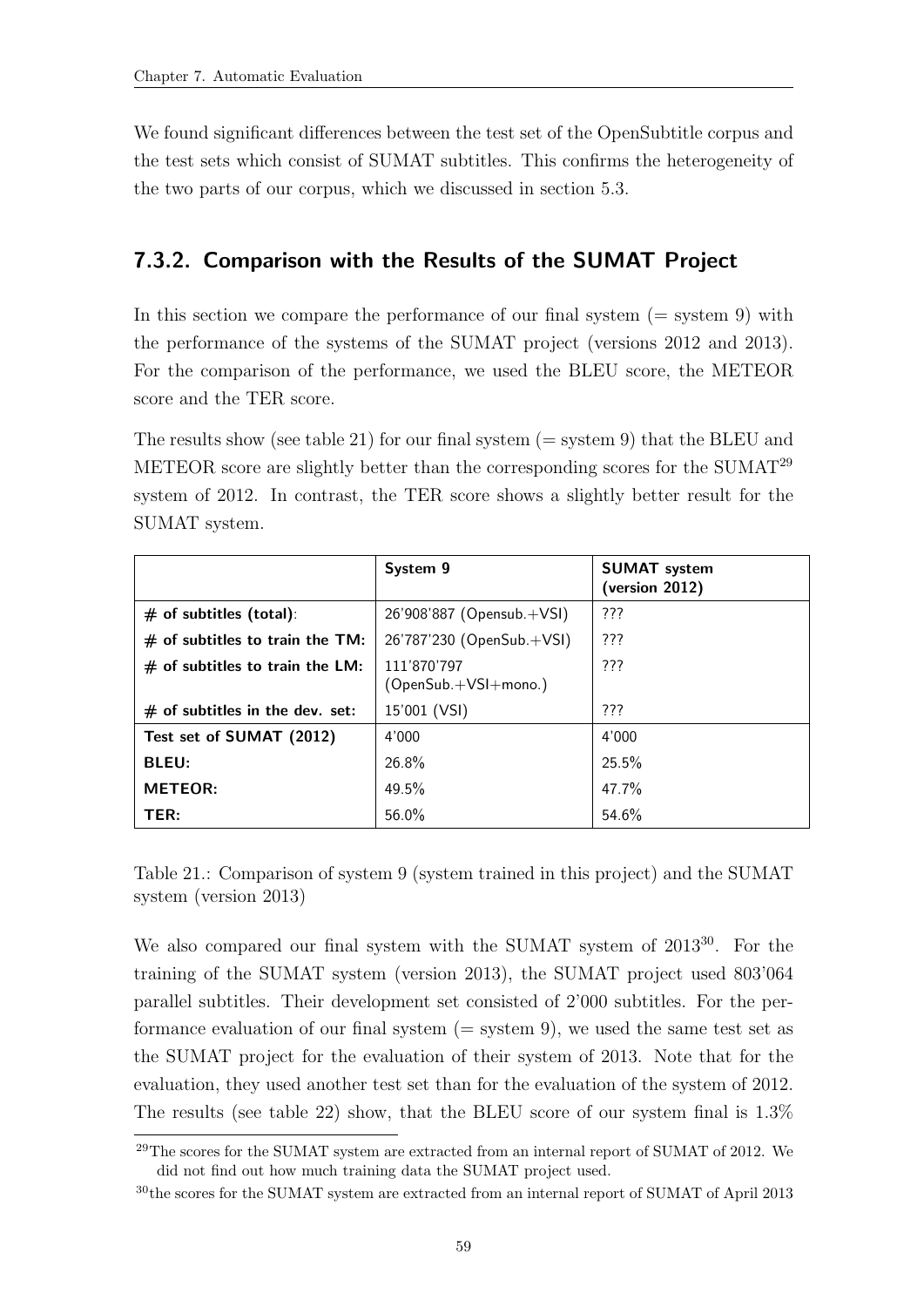We found significant differences between the test set of the OpenSubtitle corpus and the test sets which consist of SUMAT subtitles. This confirms the heterogeneity of the two parts of our corpus, which we discussed in section 5.3.

### 7.3.2. Comparison with the Results of the SUMAT Project

In this section we compare the performance of our final system (= system 9) with the performance of the systems of the SUMAT project (versions 2012 and 2013). For the comparison of the performance, we used the BLEU score, the METEOR score and the TER score.

The results show (see table 21) for our final system (= system 9) that the BLEU and METEOR score are slightly better than the corresponding scores for the SUMAT[29] system of 2012. In contrast, the TER score shows a slightly better result for the SUMAT system.

| | **System 9** | **SUMAT system (version 2012)** |
|---|---|---|
| **# of subtitles (total)**: | 26'908'887 (Opensub.+VSI) | ??? |
| **# of subtitles to train the TM:** | 26'787'230 (OpenSub.+VSI) | ??? |
| **# of subtitles to train the LM:** | 111'870'797 (OpenSub.+VSI+mono.) | ??? |
| **# of subtitles in the dev. set:** | 15'001 (VSI) | ??? |
| **Test set of SUMAT (2012)** | 4'000 | 4'000 |
| **BLEU:** | 26.8% | 25.5% |
| **METEOR:** | 49.5% | 47.7% |
| **TER:** | 56.0% | 54.6% |

Table 21.: Comparison of system 9 (system trained in this project) and the SUMAT system (version 2013)

We also compared our final system with the SUMAT system of 2013[30]. For the training of the SUMAT system (version 2013), the SUMAT project used 803'064 parallel subtitles. Their development set consisted of 2'000 subtitles. For the performance evaluation of our final system (= system 9), we used the same test set as the SUMAT project for the evaluation of their system of 2013. Note that for the evaluation, they used another test set than for the evaluation of the system of 2012. The results (see table 22) show, that the BLEU score of our system final is 1.3%

[29] The scores for the SUMAT system are extracted from an internal report of SUMAT of 2012. We did not find out how much training data the SUMAT project used.

[30] the scores for the SUMAT system are extracted from an internal report of SUMAT of April 2013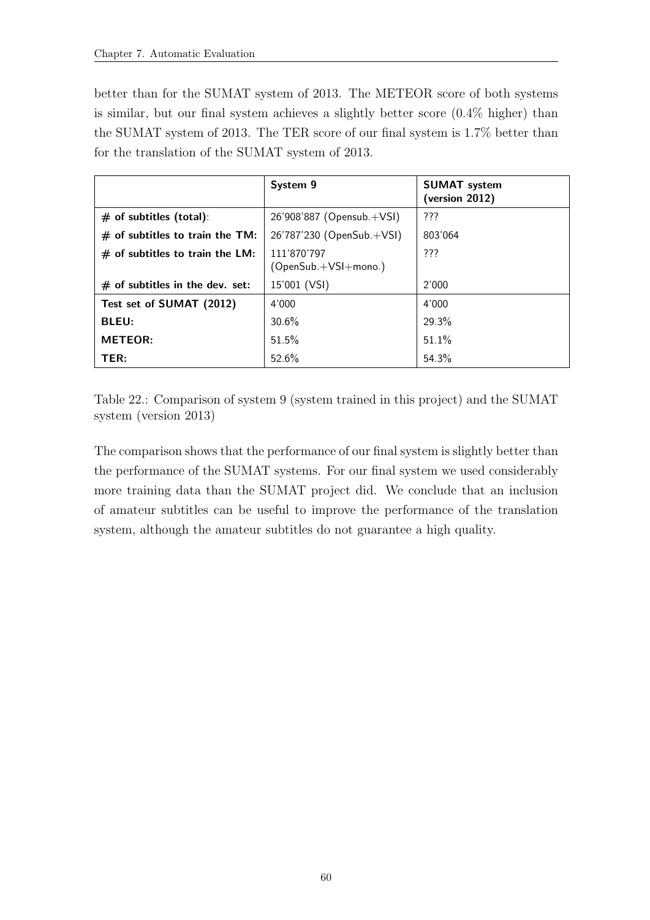better than for the SUMAT system of 2013. The METEOR score of both systems is similar, but our final system achieves a slightly better score (0.4% higher) than the SUMAT system of 2013. The TER score of our final system is 1.7% better than for the translation of the SUMAT system of 2013.

| | **System 9** | **SUMAT system (version 2012)** |
|---|---|---|
| **# of subtitles (total)**: | 26'908'887 (Opensub.+VSI) | ??? |
| **# of subtitles to train the TM:** | 26'787'230 (OpenSub.+VSI) | 803'064 |
| **# of subtitles to train the LM:** | 111'870'797 (OpenSub.+VSI+mono.) | ??? |
| **# of subtitles in the dev. set:** | 15'001 (VSI) | 2'000 |
| **Test set of SUMAT (2012)** | 4'000 | 4'000 |
| **BLEU:** | 30.6% | 29.3% |
| **METEOR:** | 51.5% | 51.1% |
| **TER:** | 52.6% | 54.3% |

Table 22.: Comparison of system 9 (system trained in this project) and the SUMAT system (version 2013)

The comparison shows that the performance of our final system is slightly better than the performance of the SUMAT systems. For our final system we used considerably more training data than the SUMAT project did. We conclude that an inclusion of amateur subtitles can be useful to improve the performance of the translation system, although the amateur subtitles do not guarantee a high quality.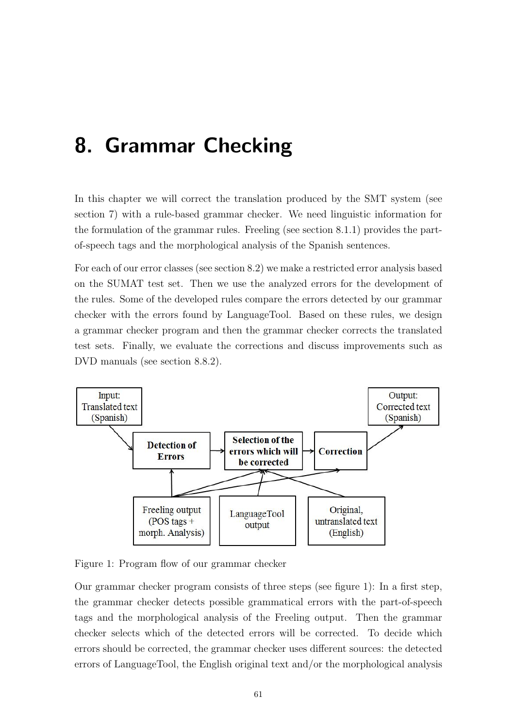# 8. Grammar Checking

In this chapter we will correct the translation produced by the SMT system (see section 7) with a rule-based grammar checker. We need linguistic information for the formulation of the grammar rules. Freeling (see section 8.1.1) provides the part-of-speech tags and the morphological analysis of the Spanish sentences.

For each of our error classes (see section 8.2) we make a restricted error analysis based on the SUMAT test set. Then we use the analyzed errors for the development of the rules. Some of the developed rules compare the errors detected by our grammar checker with the errors found by LanguageTool. Based on these rules, we design a grammar checker program and then the grammar checker corrects the translated test sets. Finally, we evaluate the corrections and discuss improvements such as DVD manuals (see section 8.8.2).

Input: Translated text (Spanish)

Detection of Errors

Selection of the errors which will be corrected

Correction

Output: Corrected text (Spanish)

Freeling output (POS tags + morph. Analysis)

LanguageTool output

Original, untranslated text (English)

Figure 1: Program flow of our grammar checker

Our grammar checker program consists of three steps (see figure 1): In a first step, the grammar checker detects possible grammatical errors with the part-of-speech tags and the morphological analysis of the Freeling output. Then the grammar checker selects which of the detected errors will be corrected. To decide which errors should be corrected, the grammar checker uses different sources: the detected errors of LanguageTool, the English original text and/or the morphological analysis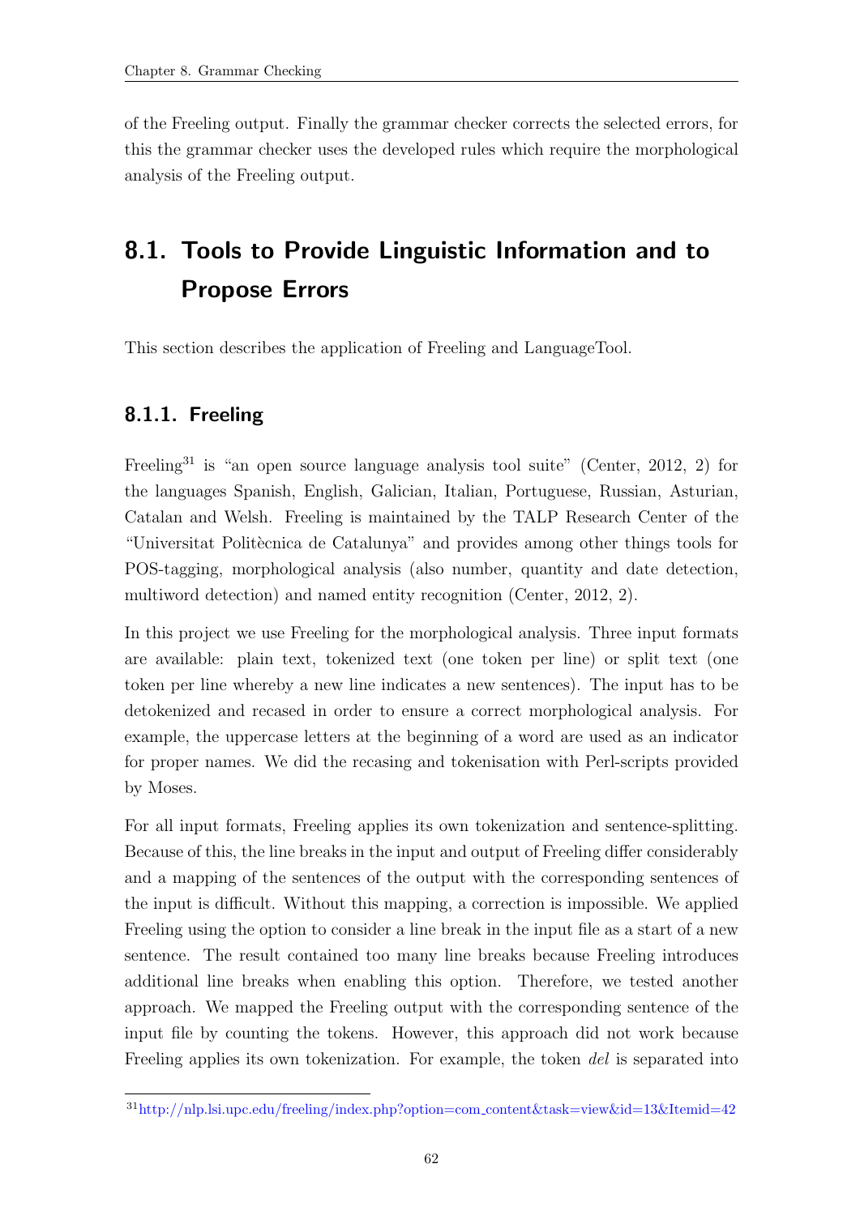of the Freeling output. Finally the grammar checker corrects the selected errors, for this the grammar checker uses the developed rules which require the morphological analysis of the Freeling output.

## 8.1. Tools to Provide Linguistic Information and to Propose Errors

This section describes the application of Freeling and LanguageTool.

### 8.1.1. Freeling

Freeling[31] is "an open source language analysis tool suite" (Center, 2012, 2) for the languages Spanish, English, Galician, Italian, Portuguese, Russian, Asturian, Catalan and Welsh. Freeling is maintained by the TALP Research Center of the "Universitat Politècnica de Catalunya" and provides among other things tools for POS-tagging, morphological analysis (also number, quantity and date detection, multiword detection) and named entity recognition (Center, 2012, 2).

In this project we use Freeling for the morphological analysis. Three input formats are available: plain text, tokenized text (one token per line) or split text (one token per line whereby a new line indicates a new sentences). The input has to be detokenized and recased in order to ensure a correct morphological analysis. For example, the uppercase letters at the beginning of a word are used as an indicator for proper names. We did the recasing and tokenisation with Perl-scripts provided by Moses.

For all input formats, Freeling applies its own tokenization and sentence-splitting. Because of this, the line breaks in the input and output of Freeling differ considerably and a mapping of the sentences of the output with the corresponding sentences of the input is difficult. Without this mapping, a correction is impossible. We applied Freeling using the option to consider a line break in the input file as a start of a new sentence. The result contained too many line breaks because Freeling introduces additional line breaks when enabling this option. Therefore, we tested another approach. We mapped the Freeling output with the corresponding sentence of the input file by counting the tokens. However, this approach did not work because Freeling applies its own tokenization. For example, the token *del* is separated into

[31] http://nlp.lsi.upc.edu/freeling/index.php?option=com_content&task=view&id=13&Itemid=42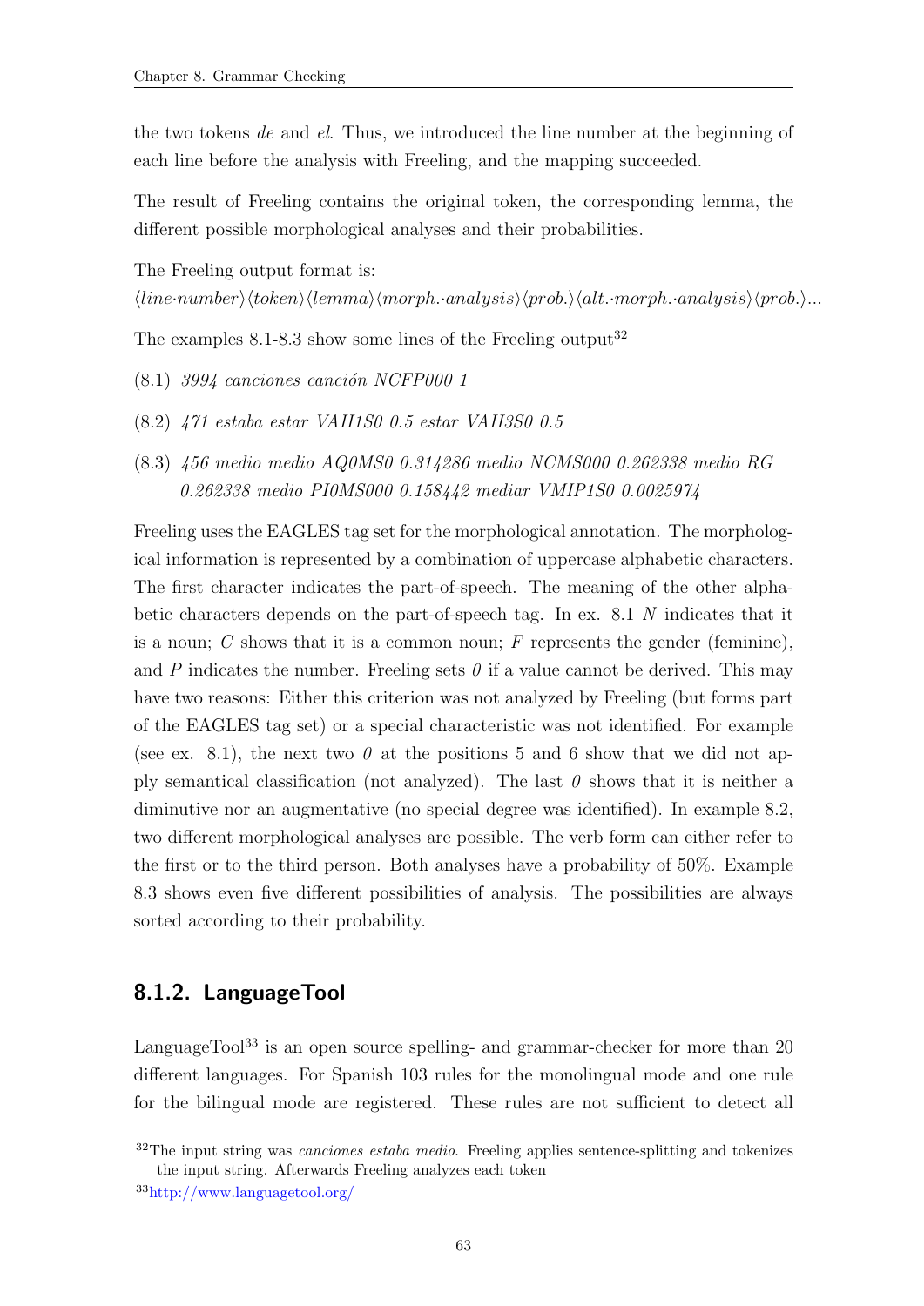the two tokens *de* and *el*. Thus, we introduced the line number at the beginning of each line before the analysis with Freeling, and the mapping succeeded.

The result of Freeling contains the original token, the corresponding lemma, the different possible morphological analyses and their probabilities.

The Freeling output format is:
⟨*line·number*⟩⟨*token*⟩⟨*lemma*⟩⟨*morph.·analysis*⟩⟨*prob.*⟩⟨*alt.·morph.·analysis*⟩⟨*prob.*⟩...

The examples 8.1-8.3 show some lines of the Freeling output[32]

(8.1) *3994 canciones canción NCFP000 1*

(8.2) *471 estaba estar VAII1S0 0.5 estar VAII3S0 0.5*

(8.3) *456 medio medio AQ0MS0 0.314286 medio NCMS000 0.262338 medio RG 0.262338 medio PI0MS000 0.158442 mediar VMIP1S0 0.0025974*

Freeling uses the EAGLES tag set for the morphological annotation. The morphological information is represented by a combination of uppercase alphabetic characters. The first character indicates the part-of-speech. The meaning of the other alphabetic characters depends on the part-of-speech tag. In ex. 8.1 *N* indicates that it is a noun; *C* shows that it is a common noun; *F* represents the gender (feminine), and *P* indicates the number. Freeling sets *0* if a value cannot be derived. This may have two reasons: Either this criterion was not analyzed by Freeling (but forms part of the EAGLES tag set) or a special characteristic was not identified. For example (see ex. 8.1), the next two *0* at the positions 5 and 6 show that we did not apply semantical classification (not analyzed). The last *0* shows that it is neither a diminutive nor an augmentative (no special degree was identified). In example 8.2, two different morphological analyses are possible. The verb form can either refer to the first or to the third person. Both analyses have a probability of 50%. Example 8.3 shows even five different possibilities of analysis. The possibilities are always sorted according to their probability.

### 8.1.2. LanguageTool

LanguageTool[33] is an open source spelling- and grammar-checker for more than 20 different languages. For Spanish 103 rules for the monolingual mode and one rule for the bilingual mode are registered. These rules are not sufficient to detect all

---

[32] The input string was *canciones estaba medio*. Freeling applies sentence-splitting and tokenizes the input string. Afterwards Freeling analyzes each token

[33] http://www.languagetool.org/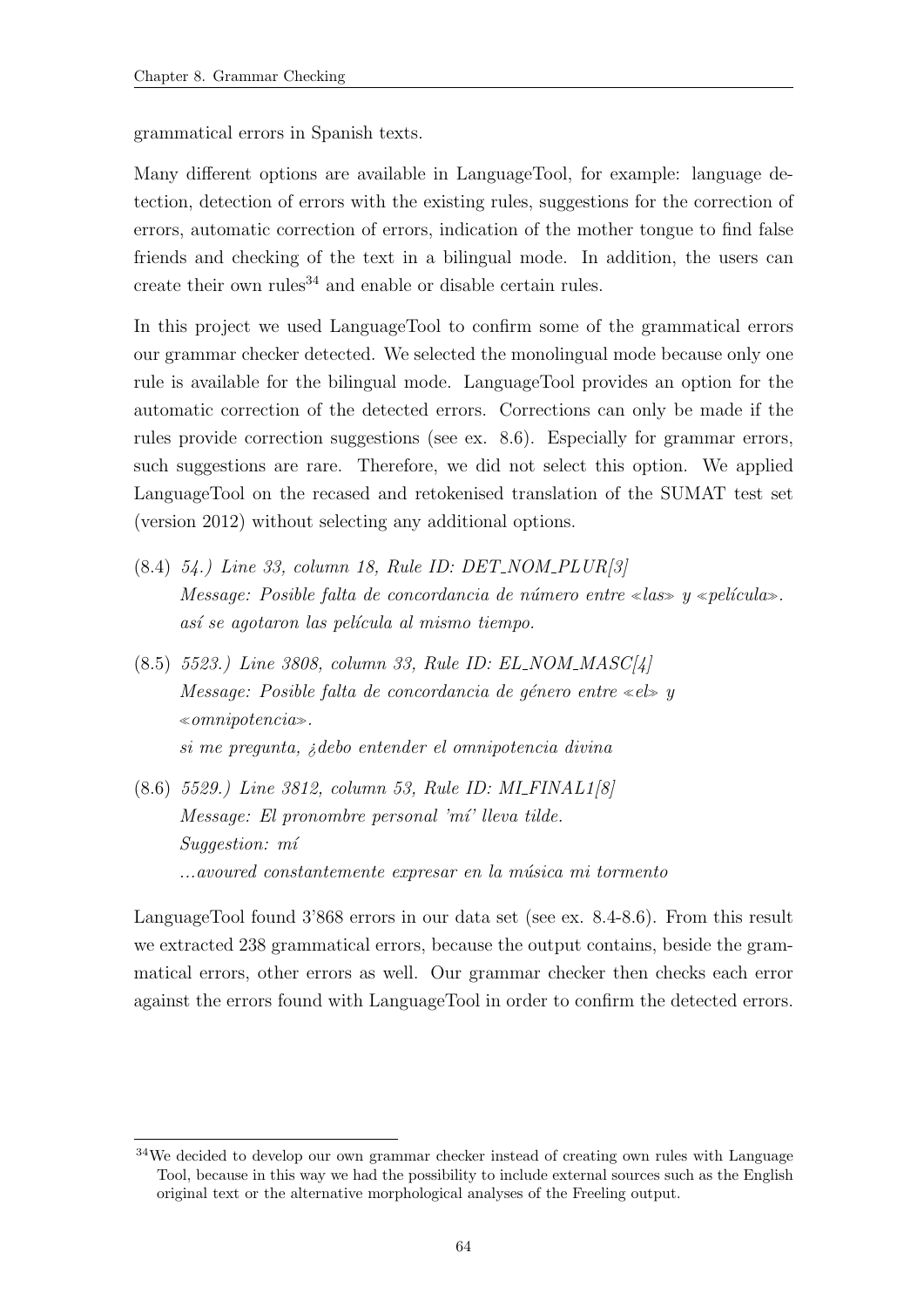grammatical errors in Spanish texts.

Many different options are available in LanguageTool, for example: language detection, detection of errors with the existing rules, suggestions for the correction of errors, automatic correction of errors, indication of the mother tongue to find false friends and checking of the text in a bilingual mode. In addition, the users can create their own rules[34] and enable or disable certain rules.

In this project we used LanguageTool to confirm some of the grammatical errors our grammar checker detected. We selected the monolingual mode because only one rule is available for the bilingual mode. LanguageTool provides an option for the automatic correction of the detected errors. Corrections can only be made if the rules provide correction suggestions (see ex. 8.6). Especially for grammar errors, such suggestions are rare. Therefore, we did not select this option. We applied LanguageTool on the recased and retokenised translation of the SUMAT test set (version 2012) without selecting any additional options.

(8.4) *54.) Line 33, column 18, Rule ID: DET_NOM_PLUR[3]*
*Message: Posible falta de concordancia de número entre ≪las≫ y ≪película≫.*
*así se agotaron las película al mismo tiempo.*

(8.5) *5523.) Line 3808, column 33, Rule ID: EL_NOM_MASC[4]*
*Message: Posible falta de concordancia de género entre ≪el≫ y ≪omnipotencia≫.*
*si me pregunta, ¿debo entender el omnipotencia divina*

(8.6) *5529.) Line 3812, column 53, Rule ID: MI_FINAL1[8]*
*Message: El pronombre personal 'mí' lleva tilde.*
*Suggestion: mí*
*...avoured constantemente expresar en la música mi tormento*

LanguageTool found 3'868 errors in our data set (see ex. 8.4-8.6). From this result we extracted 238 grammatical errors, because the output contains, beside the grammatical errors, other errors as well. Our grammar checker then checks each error against the errors found with LanguageTool in order to confirm the detected errors.

[34]We decided to develop our own grammar checker instead of creating own rules with Language Tool, because in this way we had the possibility to include external sources such as the English original text or the alternative morphological analyses of the Freeling output.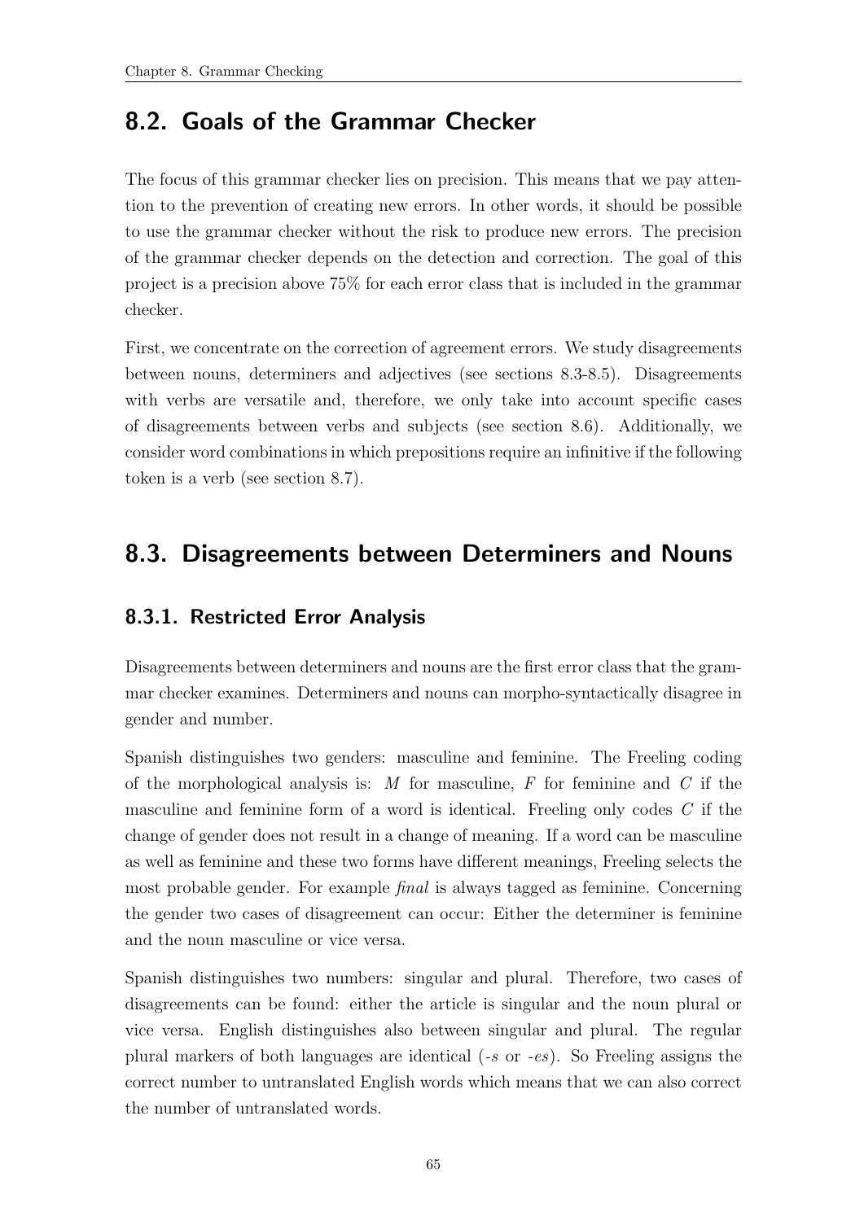## 8.2. Goals of the Grammar Checker

The focus of this grammar checker lies on precision. This means that we pay attention to the prevention of creating new errors. In other words, it should be possible to use the grammar checker without the risk to produce new errors. The precision of the grammar checker depends on the detection and correction. The goal of this project is a precision above 75% for each error class that is included in the grammar checker.

First, we concentrate on the correction of agreement errors. We study disagreements between nouns, determiners and adjectives (see sections 8.3-8.5). Disagreements with verbs are versatile and, therefore, we only take into account specific cases of disagreements between verbs and subjects (see section 8.6). Additionally, we consider word combinations in which prepositions require an infinitive if the following token is a verb (see section 8.7).

## 8.3. Disagreements between Determiners and Nouns

### 8.3.1. Restricted Error Analysis

Disagreements between determiners and nouns are the first error class that the grammar checker examines. Determiners and nouns can morpho-syntactically disagree in gender and number.

Spanish distinguishes two genders: masculine and feminine. The Freeling coding of the morphological analysis is: *M* for masculine, *F* for feminine and *C* if the masculine and feminine form of a word is identical. Freeling only codes *C* if the change of gender does not result in a change of meaning. If a word can be masculine as well as feminine and these two forms have different meanings, Freeling selects the most probable gender. For example *final* is always tagged as feminine. Concerning the gender two cases of disagreement can occur: Either the determiner is feminine and the noun masculine or vice versa.

Spanish distinguishes two numbers: singular and plural. Therefore, two cases of disagreements can be found: either the article is singular and the noun plural or vice versa. English distinguishes also between singular and plural. The regular plural markers of both languages are identical (*-s* or *-es*). So Freeling assigns the correct number to untranslated English words which means that we can also correct the number of untranslated words.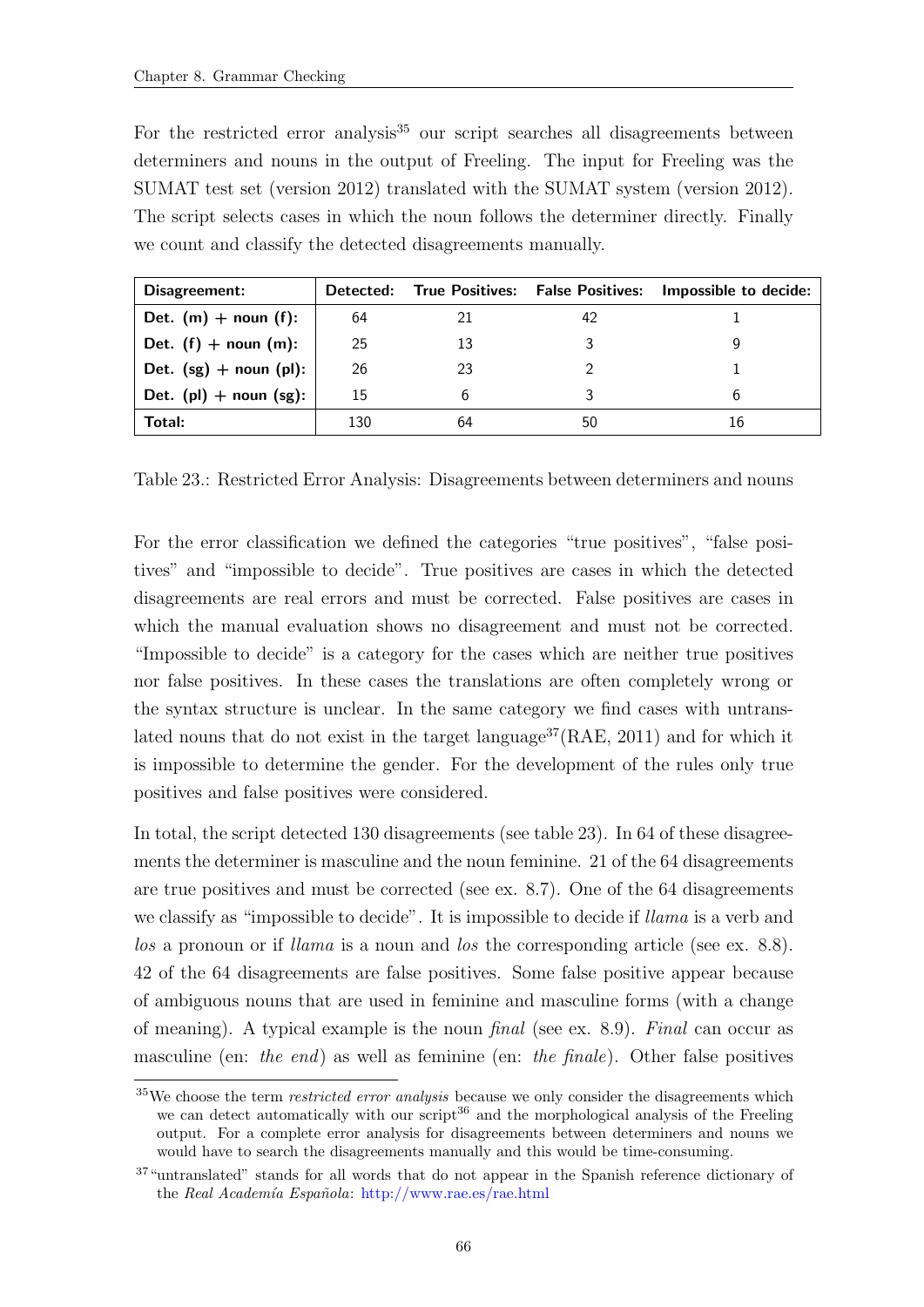For the restricted error analysis[35] our script searches all disagreements between determiners and nouns in the output of Freeling. The input for Freeling was the SUMAT test set (version 2012) translated with the SUMAT system (version 2012). The script selects cases in which the noun follows the determiner directly. Finally we count and classify the detected disagreements manually.

| Disagreement: | Detected: | True Positives: | False Positives: | Impossible to decide: |
|---|---|---|---|---|
| **Det. (m) + noun (f):** | 64 | 21 | 42 | 1 |
| **Det. (f) + noun (m):** | 25 | 13 | 3 | 9 |
| **Det. (sg) + noun (pl):** | 26 | 23 | 2 | 1 |
| **Det. (pl) + noun (sg):** | 15 | 6 | 3 | 6 |
| **Total:** | 130 | 64 | 50 | 16 |

Table 23.: Restricted Error Analysis: Disagreements between determiners and nouns

For the error classification we defined the categories "true positives", "false positives" and "impossible to decide". True positives are cases in which the detected disagreements are real errors and must be corrected. False positives are cases in which the manual evaluation shows no disagreement and must not be corrected. "Impossible to decide" is a category for the cases which are neither true positives nor false positives. In these cases the translations are often completely wrong or the syntax structure is unclear. In the same category we find cases with untranslated nouns that do not exist in the target language[37](RAE, 2011) and for which it is impossible to determine the gender. For the development of the rules only true positives and false positives were considered.

In total, the script detected 130 disagreements (see table 23). In 64 of these disagreements the determiner is masculine and the noun feminine. 21 of the 64 disagreements are true positives and must be corrected (see ex. 8.7). One of the 64 disagreements we classify as "impossible to decide". It is impossible to decide if *llama* is a verb and *los* a pronoun or if *llama* is a noun and *los* the corresponding article (see ex. 8.8). 42 of the 64 disagreements are false positives. Some false positive appear because of ambiguous nouns that are used in feminine and masculine forms (with a change of meaning). A typical example is the noun *final* (see ex. 8.9). *Final* can occur as masculine (en: *the end*) as well as feminine (en: *the finale*). Other false positives

[35]We choose the term *restricted error analysis* because we only consider the disagreements which we can detect automatically with our script[36] and the morphological analysis of the Freeling output. For a complete error analysis for disagreements between determiners and nouns we would have to search the disagreements manually and this would be time-consuming.

[37]"untranslated" stands for all words that do not appear in the Spanish reference dictionary of the *Real Academía Española*: http://www.rae.es/rae.html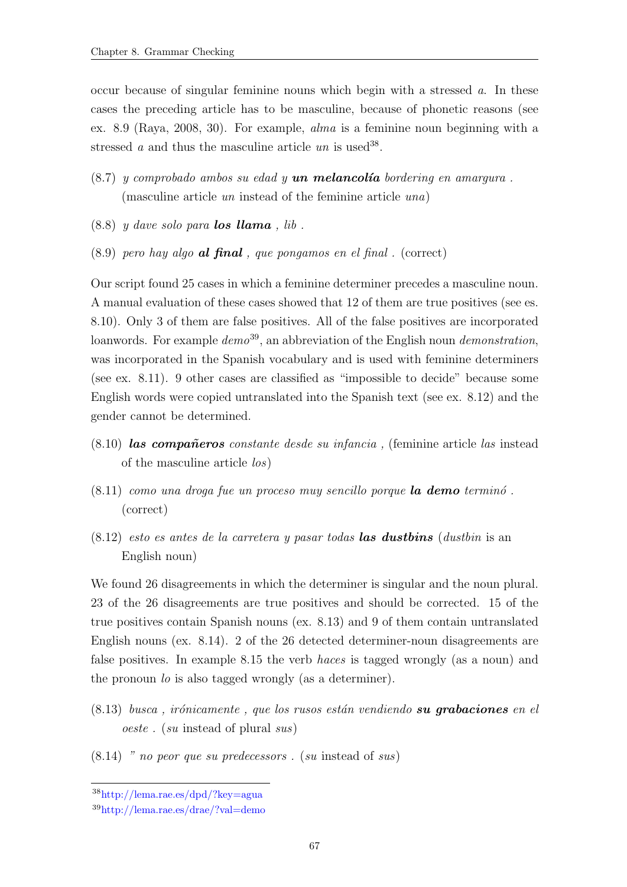occur because of singular feminine nouns which begin with a stressed *a*. In these cases the preceding article has to be masculine, because of phonetic reasons (see ex. 8.9 (Raya, 2008, 30). For example, *alma* is a feminine noun beginning with a stressed *a* and thus the masculine article *un* is used[38].

(8.7) *y comprobado ambos su edad y* ***un melancolía*** *bordering en amargura .* (masculine article *un* instead of the feminine article *una*)

(8.8) *y dave solo para* ***los llama*** *, lib .*

(8.9) *pero hay algo* ***al final*** *, que pongamos en el final .* (correct)

Our script found 25 cases in which a feminine determiner precedes a masculine noun. A manual evaluation of these cases showed that 12 of them are true positives (see es. 8.10). Only 3 of them are false positives. All of the false positives are incorporated loanwords. For example *demo*[39], an abbreviation of the English noun *demonstration*, was incorporated in the Spanish vocabulary and is used with feminine determiners (see ex. 8.11). 9 other cases are classified as "impossible to decide" because some English words were copied untranslated into the Spanish text (see ex. 8.12) and the gender cannot be determined.

(8.10) ***las compañeros*** *constante desde su infancia ,* (feminine article *las* instead of the masculine article *los*)

(8.11) *como una droga fue un proceso muy sencillo porque* ***la demo*** *terminó .* (correct)

(8.12) *esto es antes de la carretera y pasar todas* ***las dustbins*** (*dustbin* is an English noun)

We found 26 disagreements in which the determiner is singular and the noun plural. 23 of the 26 disagreements are true positives and should be corrected. 15 of the true positives contain Spanish nouns (ex. 8.13) and 9 of them contain untranslated English nouns (ex. 8.14). 2 of the 26 detected determiner-noun disagreements are false positives. In example 8.15 the verb *haces* is tagged wrongly (as a noun) and the pronoun *lo* is also tagged wrongly (as a determiner).

(8.13) *busca , irónicamente , que los rusos están vendiendo* ***su grabaciones*** *en el oeste .* (*su* instead of plural *sus*)

(8.14) *" no peor que su predecessors .* (*su* instead of *sus*)

[38] http://lema.rae.es/dpd/?key=agua

[39] http://lema.rae.es/drae/?val=demo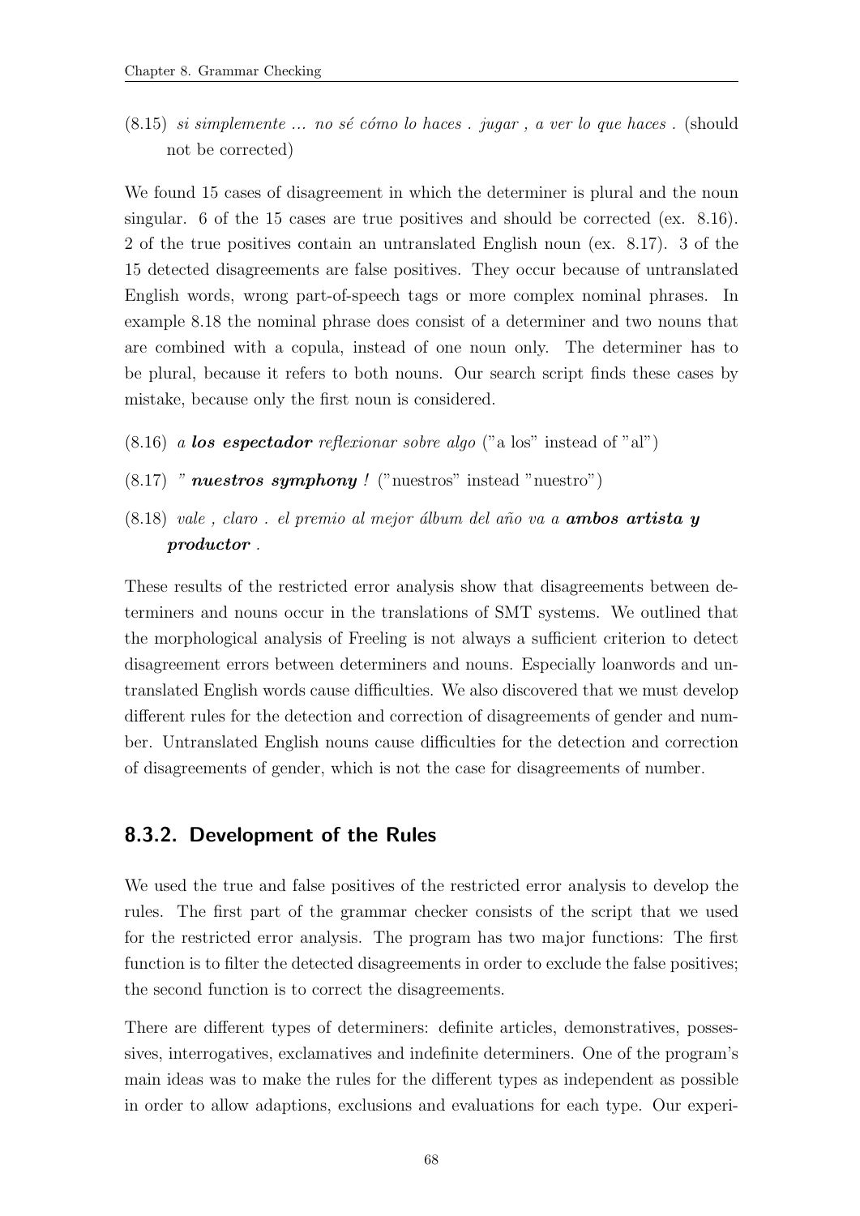(8.15) *si simplemente ... no sé cómo lo haces . jugar , a ver lo que haces .* (should not be corrected)

We found 15 cases of disagreement in which the determiner is plural and the noun singular. 6 of the 15 cases are true positives and should be corrected (ex. 8.16). 2 of the true positives contain an untranslated English noun (ex. 8.17). 3 of the 15 detected disagreements are false positives. They occur because of untranslated English words, wrong part-of-speech tags or more complex nominal phrases. In example 8.18 the nominal phrase does consist of a determiner and two nouns that are combined with a copula, instead of one noun only. The determiner has to be plural, because it refers to both nouns. Our search script finds these cases by mistake, because only the first noun is considered.

(8.16) *a **los espectador** reflexionar sobre algo* ("a los" instead of "al")

(8.17) *" **nuestros symphony** !* ("nuestros" instead "nuestro")

(8.18) *vale , claro . el premio al mejor álbum del año va a **ambos artista y productor** .*

These results of the restricted error analysis show that disagreements between determiners and nouns occur in the translations of SMT systems. We outlined that the morphological analysis of Freeling is not always a sufficient criterion to detect disagreement errors between determiners and nouns. Especially loanwords and untranslated English words cause difficulties. We also discovered that we must develop different rules for the detection and correction of disagreements of gender and number. Untranslated English nouns cause difficulties for the detection and correction of disagreements of gender, which is not the case for disagreements of number.

### 8.3.2. Development of the Rules

We used the true and false positives of the restricted error analysis to develop the rules. The first part of the grammar checker consists of the script that we used for the restricted error analysis. The program has two major functions: The first function is to filter the detected disagreements in order to exclude the false positives; the second function is to correct the disagreements.

There are different types of determiners: definite articles, demonstratives, possessives, interrogatives, exclamatives and indefinite determiners. One of the program's main ideas was to make the rules for the different types as independent as possible in order to allow adaptions, exclusions and evaluations for each type. Our experi-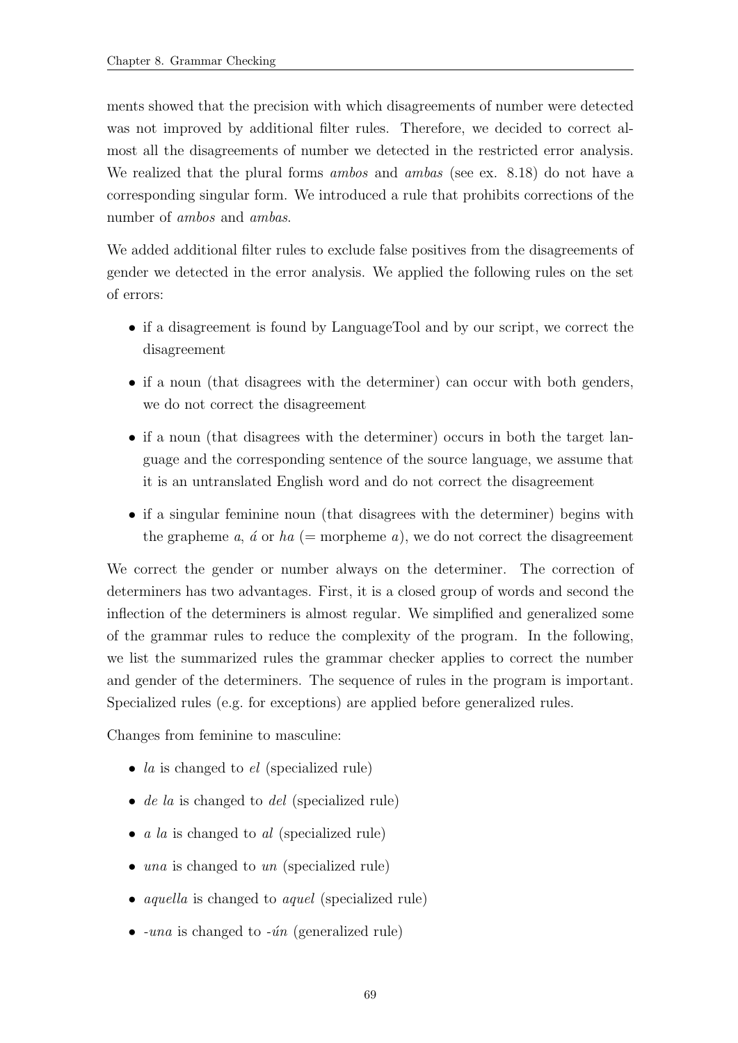ments showed that the precision with which disagreements of number were detected was not improved by additional filter rules. Therefore, we decided to correct almost all the disagreements of number we detected in the restricted error analysis. We realized that the plural forms *ambos* and *ambas* (see ex. 8.18) do not have a corresponding singular form. We introduced a rule that prohibits corrections of the number of *ambos* and *ambas*.

We added additional filter rules to exclude false positives from the disagreements of gender we detected in the error analysis. We applied the following rules on the set of errors:

- if a disagreement is found by LanguageTool and by our script, we correct the disagreement
- if a noun (that disagrees with the determiner) can occur with both genders, we do not correct the disagreement
- if a noun (that disagrees with the determiner) occurs in both the target language and the corresponding sentence of the source language, we assume that it is an untranslated English word and do not correct the disagreement
- if a singular feminine noun (that disagrees with the determiner) begins with the grapheme *a*, *á* or *ha* (= morpheme *a*), we do not correct the disagreement

We correct the gender or number always on the determiner. The correction of determiners has two advantages. First, it is a closed group of words and second the inflection of the determiners is almost regular. We simplified and generalized some of the grammar rules to reduce the complexity of the program. In the following, we list the summarized rules the grammar checker applies to correct the number and gender of the determiners. The sequence of rules in the program is important. Specialized rules (e.g. for exceptions) are applied before generalized rules.

Changes from feminine to masculine:

- *la* is changed to *el* (specialized rule)
- *de la* is changed to *del* (specialized rule)
- *a la* is changed to *al* (specialized rule)
- *una* is changed to *un* (specialized rule)
- *aquella* is changed to *aquel* (specialized rule)
- *-una* is changed to *-ún* (generalized rule)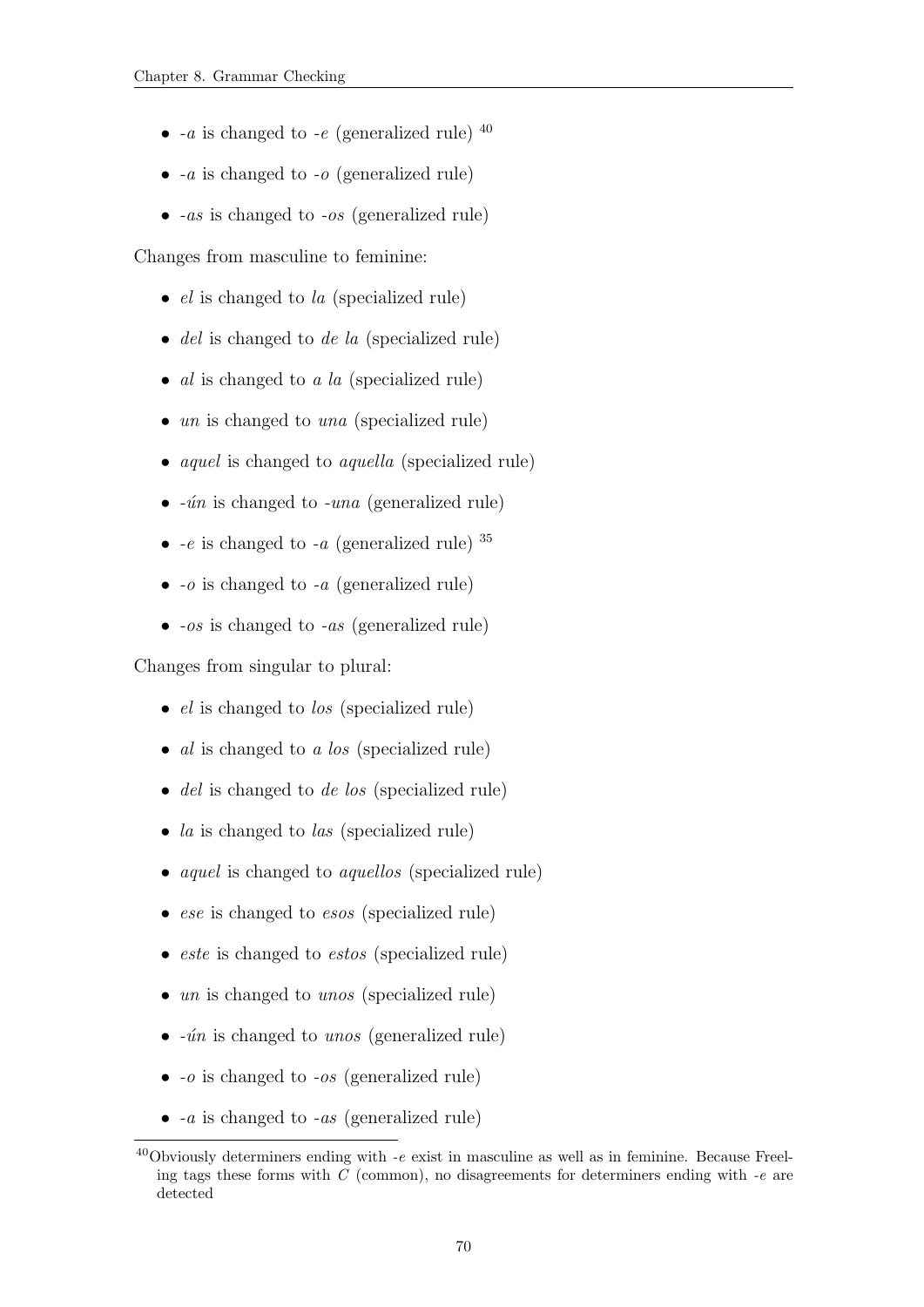- *-a* is changed to *-e* (generalized rule) [40]
- *-a* is changed to *-o* (generalized rule)
- *-as* is changed to *-os* (generalized rule)

Changes from masculine to feminine:

- *el* is changed to *la* (specialized rule)
- *del* is changed to *de la* (specialized rule)
- *al* is changed to *a la* (specialized rule)
- *un* is changed to *una* (specialized rule)
- *aquel* is changed to *aquella* (specialized rule)
- *-ún* is changed to *-una* (generalized rule)
- *-e* is changed to *-a* (generalized rule) [35]
- *-o* is changed to *-a* (generalized rule)
- *-os* is changed to *-as* (generalized rule)

Changes from singular to plural:

- *el* is changed to *los* (specialized rule)
- *al* is changed to *a los* (specialized rule)
- *del* is changed to *de los* (specialized rule)
- *la* is changed to *las* (specialized rule)
- *aquel* is changed to *aquellos* (specialized rule)
- *ese* is changed to *esos* (specialized rule)
- *este* is changed to *estos* (specialized rule)
- *un* is changed to *unos* (specialized rule)
- *-ún* is changed to *unos* (generalized rule)
- *-o* is changed to *-os* (generalized rule)
- *-a* is changed to *-as* (generalized rule)

[40] Obviously determiners ending with *-e* exist in masculine as well as in feminine. Because Freeling tags these forms with *C* (common), no disagreements for determiners ending with *-e* are detected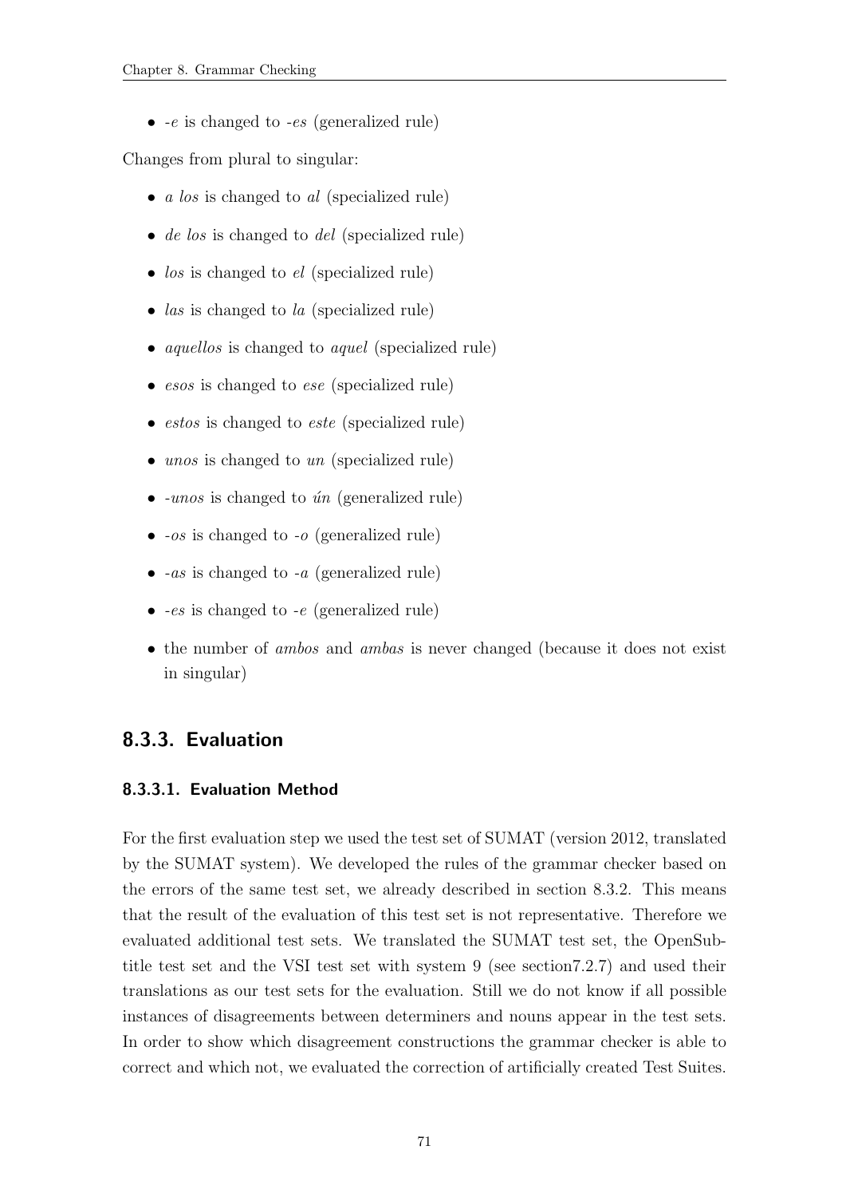- *-e* is changed to *-es* (generalized rule)

Changes from plural to singular:

- *a los* is changed to *al* (specialized rule)
- *de los* is changed to *del* (specialized rule)
- *los* is changed to *el* (specialized rule)
- *las* is changed to *la* (specialized rule)
- *aquellos* is changed to *aquel* (specialized rule)
- *esos* is changed to *ese* (specialized rule)
- *estos* is changed to *este* (specialized rule)
- *unos* is changed to *un* (specialized rule)
- *-unos* is changed to *ún* (generalized rule)
- *-os* is changed to *-o* (generalized rule)
- *-as* is changed to *-a* (generalized rule)
- *-es* is changed to *-e* (generalized rule)
- the number of *ambos* and *ambas* is never changed (because it does not exist in singular)

## 8.3.3. Evaluation

### 8.3.3.1. Evaluation Method

For the first evaluation step we used the test set of SUMAT (version 2012, translated by the SUMAT system). We developed the rules of the grammar checker based on the errors of the same test set, we already described in section 8.3.2. This means that the result of the evaluation of this test set is not representative. Therefore we evaluated additional test sets. We translated the SUMAT test set, the OpenSubtitle test set and the VSI test set with system 9 (see section7.2.7) and used their translations as our test sets for the evaluation. Still we do not know if all possible instances of disagreements between determiners and nouns appear in the test sets. In order to show which disagreement constructions the grammar checker is able to correct and which not, we evaluated the correction of artificially created Test Suites.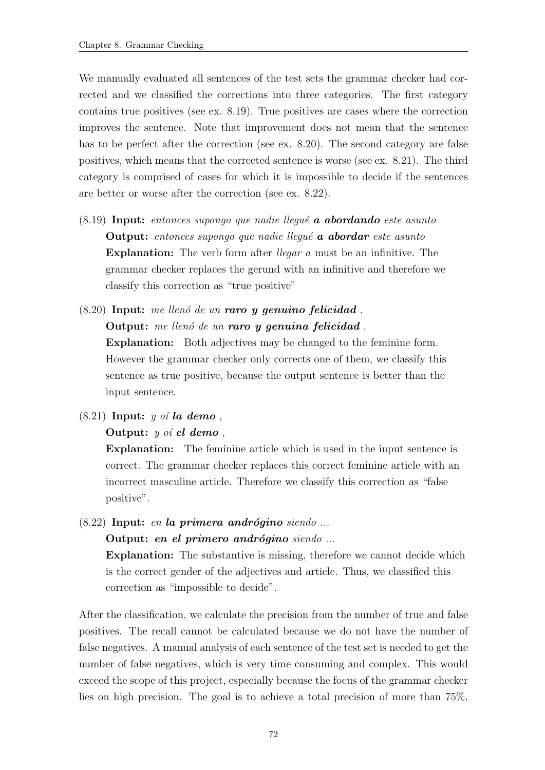We manually evaluated all sentences of the test sets the grammar checker had corrected and we classified the corrections into three categories. The first category contains true positives (see ex. 8.19). True positives are cases where the correction improves the sentence. Note that improvement does not mean that the sentence has to be perfect after the correction (see ex. 8.20). The second category are false positives, which means that the corrected sentence is worse (see ex. 8.21). The third category is comprised of cases for which it is impossible to decide if the sentences are better or worse after the correction (see ex. 8.22).

(8.19) **Input:** *entonces supongo que nadie llegué* ***a abordando*** *este asunto*
**Output:** *entonces supongo que nadie llegué* ***a abordar*** *este asunto*
**Explanation:** The verb form after *llegar a* must be an infinitive. The grammar checker replaces the gerund with an infinitive and therefore we classify this correction as "true positive"

(8.20) **Input:** *me llenó de un* ***raro y genuino felicidad*** *.*
**Output:** *me llenó de un* ***raro y genuina felicidad*** *.*
**Explanation:** Both adjectives may be changed to the feminine form. However the grammar checker only corrects one of them, we classify this sentence as true positive, because the output sentence is better than the input sentence.

(8.21) **Input:** *y oí* ***la demo*** *,*
**Output:** *y oí* ***el demo*** *,*
**Explanation:** The feminine article which is used in the input sentence is correct. The grammar checker replaces this correct feminine article with an incorrect masculine article. Therefore we classify this correction as "false positive".

(8.22) **Input:** *en* ***la primera andrógino*** *siendo ...*
**Output:** ***en el primero andrógino*** *siendo ...*
**Explanation:** The substantive is missing, therefore we cannot decide which is the correct gender of the adjectives and article. Thus, we classified this correction as "impossible to decide".

After the classification, we calculate the precision from the number of true and false positives. The recall cannot be calculated because we do not have the number of false negatives. A manual analysis of each sentence of the test set is needed to get the number of false negatives, which is very time consuming and complex. This would exceed the scope of this project, especially because the focus of the grammar checker lies on high precision. The goal is to achieve a total precision of more than 75%.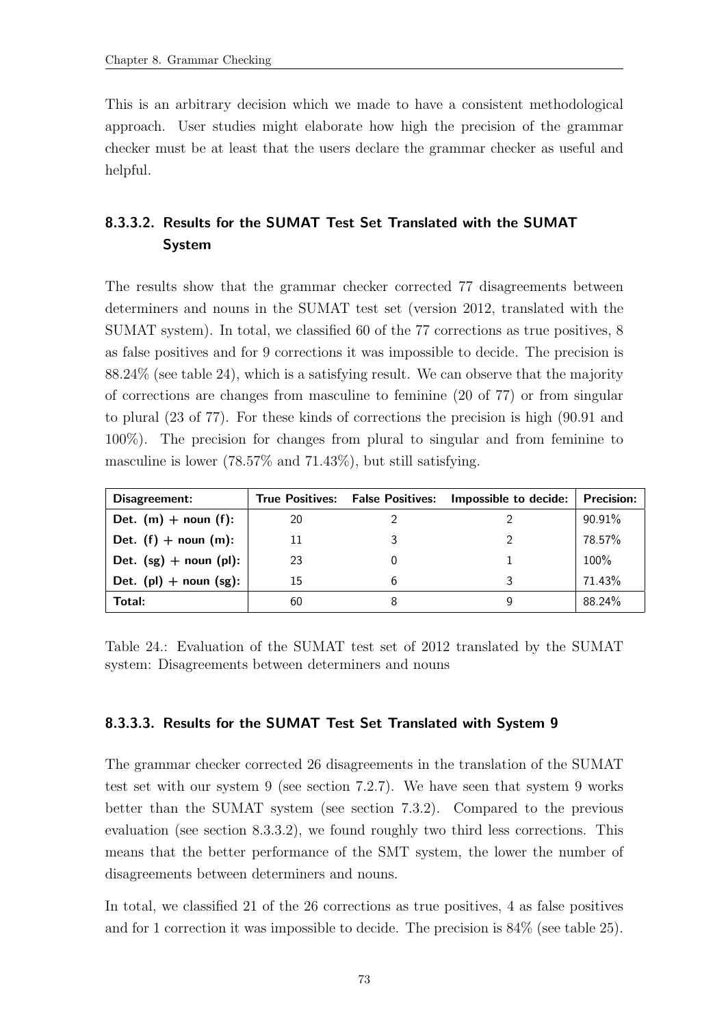This is an arbitrary decision which we made to have a consistent methodological approach. User studies might elaborate how high the precision of the grammar checker must be at least that the users declare the grammar checker as useful and helpful.

#### 8.3.3.2. Results for the SUMAT Test Set Translated with the SUMAT System

The results show that the grammar checker corrected 77 disagreements between determiners and nouns in the SUMAT test set (version 2012, translated with the SUMAT system). In total, we classified 60 of the 77 corrections as true positives, 8 as false positives and for 9 corrections it was impossible to decide. The precision is 88.24% (see table 24), which is a satisfying result. We can observe that the majority of corrections are changes from masculine to feminine (20 of 77) or from singular to plural (23 of 77). For these kinds of corrections the precision is high (90.91 and 100%). The precision for changes from plural to singular and from feminine to masculine is lower (78.57% and 71.43%), but still satisfying.

| Disagreement: | True Positives: | False Positives: | Impossible to decide: | Precision: |
|---|---|---|---|---|
| **Det. (m) + noun (f):** | 20 | 2 | 2 | 90.91% |
| **Det. (f) + noun (m):** | 11 | 3 | 2 | 78.57% |
| **Det. (sg) + noun (pl):** | 23 | 0 | 1 | 100% |
| **Det. (pl) + noun (sg):** | 15 | 6 | 3 | 71.43% |
| **Total:** | 60 | 8 | 9 | 88.24% |

Table 24.: Evaluation of the SUMAT test set of 2012 translated by the SUMAT system: Disagreements between determiners and nouns

#### 8.3.3.3. Results for the SUMAT Test Set Translated with System 9

The grammar checker corrected 26 disagreements in the translation of the SUMAT test set with our system 9 (see section 7.2.7). We have seen that system 9 works better than the SUMAT system (see section 7.3.2). Compared to the previous evaluation (see section 8.3.3.2), we found roughly two third less corrections. This means that the better performance of the SMT system, the lower the number of disagreements between determiners and nouns.

In total, we classified 21 of the 26 corrections as true positives, 4 as false positives and for 1 correction it was impossible to decide. The precision is 84% (see table 25).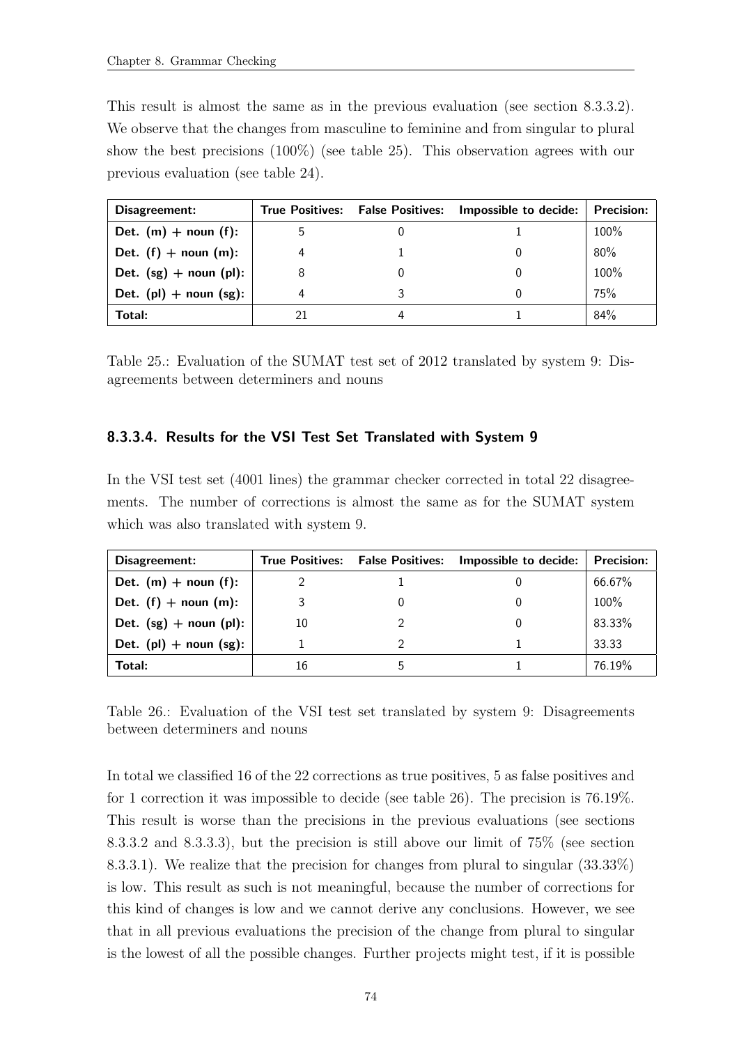This result is almost the same as in the previous evaluation (see section 8.3.3.2). We observe that the changes from masculine to feminine and from singular to plural show the best precisions (100%) (see table 25). This observation agrees with our previous evaluation (see table 24).

| Disagreement: | True Positives: | False Positives: | Impossible to decide: | Precision: |
|---|---|---|---|---|
| **Det. (m) + noun (f):** | 5 | 0 | 1 | 100% |
| **Det. (f) + noun (m):** | 4 | 1 | 0 | 80% |
| **Det. (sg) + noun (pl):** | 8 | 0 | 0 | 100% |
| **Det. (pl) + noun (sg):** | 4 | 3 | 0 | 75% |
| **Total:** | 21 | 4 | 1 | 84% |

Table 25.: Evaluation of the SUMAT test set of 2012 translated by system 9: Disagreements between determiners and nouns

#### 8.3.3.4. Results for the VSI Test Set Translated with System 9

In the VSI test set (4001 lines) the grammar checker corrected in total 22 disagreements. The number of corrections is almost the same as for the SUMAT system which was also translated with system 9.

| Disagreement: | True Positives: | False Positives: | Impossible to decide: | Precision: |
|---|---|---|---|---|
| **Det. (m) + noun (f):** | 2 | 1 | 0 | 66.67% |
| **Det. (f) + noun (m):** | 3 | 0 | 0 | 100% |
| **Det. (sg) + noun (pl):** | 10 | 2 | 0 | 83.33% |
| **Det. (pl) + noun (sg):** | 1 | 2 | 1 | 33.33 |
| **Total:** | 16 | 5 | 1 | 76.19% |

Table 26.: Evaluation of the VSI test set translated by system 9: Disagreements between determiners and nouns

In total we classified 16 of the 22 corrections as true positives, 5 as false positives and for 1 correction it was impossible to decide (see table 26). The precision is 76.19%. This result is worse than the precisions in the previous evaluations (see sections 8.3.3.2 and 8.3.3.3), but the precision is still above our limit of 75% (see section 8.3.3.1). We realize that the precision for changes from plural to singular (33.33%) is low. This result as such is not meaningful, because the number of corrections for this kind of changes is low and we cannot derive any conclusions. However, we see that in all previous evaluations the precision of the change from plural to singular is the lowest of all the possible changes. Further projects might test, if it is possible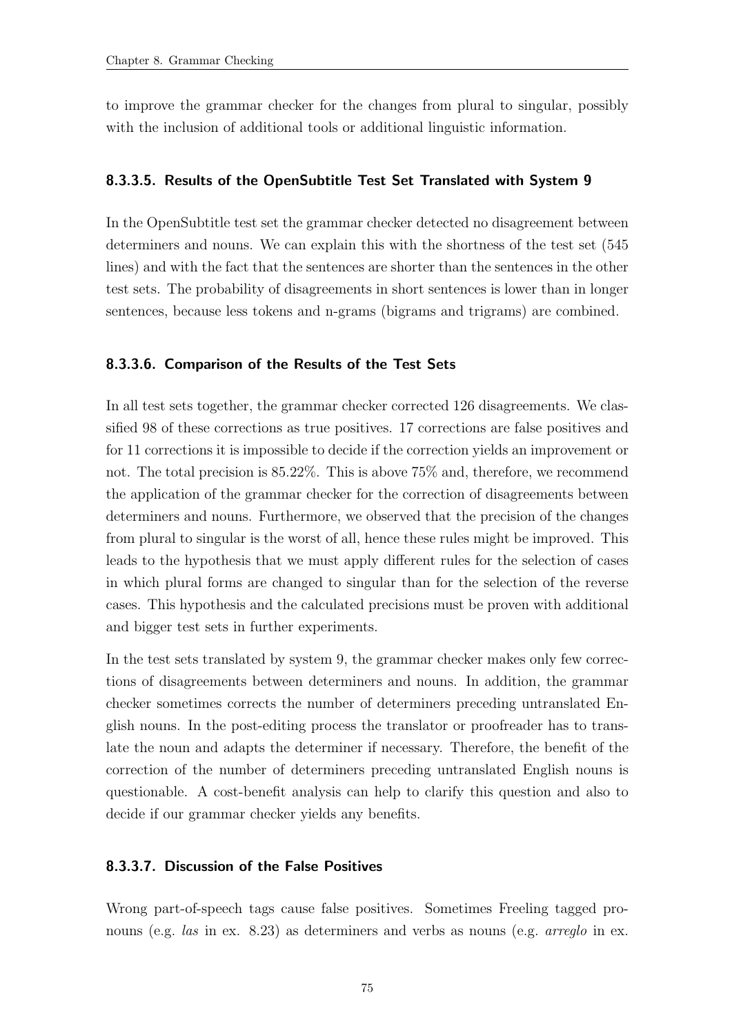to improve the grammar checker for the changes from plural to singular, possibly with the inclusion of additional tools or additional linguistic information.

#### 8.3.3.5. Results of the OpenSubtitle Test Set Translated with System 9

In the OpenSubtitle test set the grammar checker detected no disagreement between determiners and nouns. We can explain this with the shortness of the test set (545 lines) and with the fact that the sentences are shorter than the sentences in the other test sets. The probability of disagreements in short sentences is lower than in longer sentences, because less tokens and n-grams (bigrams and trigrams) are combined.

#### 8.3.3.6. Comparison of the Results of the Test Sets

In all test sets together, the grammar checker corrected 126 disagreements. We classified 98 of these corrections as true positives. 17 corrections are false positives and for 11 corrections it is impossible to decide if the correction yields an improvement or not. The total precision is 85.22%. This is above 75% and, therefore, we recommend the application of the grammar checker for the correction of disagreements between determiners and nouns. Furthermore, we observed that the precision of the changes from plural to singular is the worst of all, hence these rules might be improved. This leads to the hypothesis that we must apply different rules for the selection of cases in which plural forms are changed to singular than for the selection of the reverse cases. This hypothesis and the calculated precisions must be proven with additional and bigger test sets in further experiments.

In the test sets translated by system 9, the grammar checker makes only few corrections of disagreements between determiners and nouns. In addition, the grammar checker sometimes corrects the number of determiners preceding untranslated English nouns. In the post-editing process the translator or proofreader has to translate the noun and adapts the determiner if necessary. Therefore, the benefit of the correction of the number of determiners preceding untranslated English nouns is questionable. A cost-benefit analysis can help to clarify this question and also to decide if our grammar checker yields any benefits.

#### 8.3.3.7. Discussion of the False Positives

Wrong part-of-speech tags cause false positives. Sometimes Freeling tagged pronouns (e.g. *las* in ex. 8.23) as determiners and verbs as nouns (e.g. *arreglo* in ex.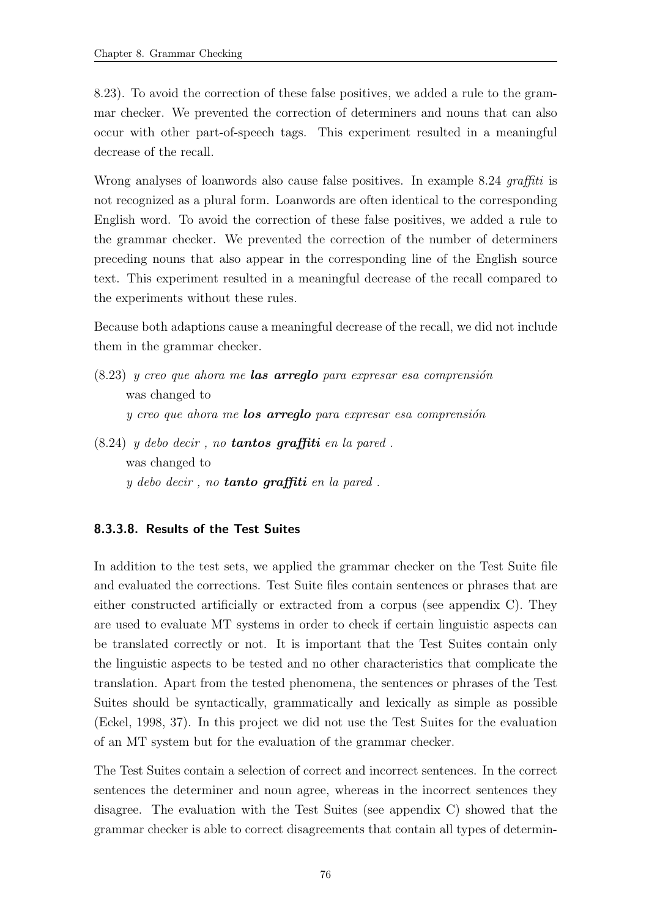8.23). To avoid the correction of these false positives, we added a rule to the grammar checker. We prevented the correction of determiners and nouns that can also occur with other part-of-speech tags. This experiment resulted in a meaningful decrease of the recall.

Wrong analyses of loanwords also cause false positives. In example 8.24 *graffiti* is not recognized as a plural form. Loanwords are often identical to the corresponding English word. To avoid the correction of these false positives, we added a rule to the grammar checker. We prevented the correction of the number of determiners preceding nouns that also appear in the corresponding line of the English source text. This experiment resulted in a meaningful decrease of the recall compared to the experiments without these rules.

Because both adaptions cause a meaningful decrease of the recall, we did not include them in the grammar checker.

(8.23) *y creo que ahora me* ***las arreglo*** *para expresar esa comprensión*
was changed to
*y creo que ahora me* ***los arreglo*** *para expresar esa comprensión*

(8.24) *y debo decir , no* ***tantos graffiti*** *en la pared .*
was changed to
*y debo decir , no* ***tanto graffiti*** *en la pared .*

#### 8.3.3.8. Results of the Test Suites

In addition to the test sets, we applied the grammar checker on the Test Suite file and evaluated the corrections. Test Suite files contain sentences or phrases that are either constructed artificially or extracted from a corpus (see appendix C). They are used to evaluate MT systems in order to check if certain linguistic aspects can be translated correctly or not. It is important that the Test Suites contain only the linguistic aspects to be tested and no other characteristics that complicate the translation. Apart from the tested phenomena, the sentences or phrases of the Test Suites should be syntactically, grammatically and lexically as simple as possible (Eckel, 1998, 37). In this project we did not use the Test Suites for the evaluation of an MT system but for the evaluation of the grammar checker.

The Test Suites contain a selection of correct and incorrect sentences. In the correct sentences the determiner and noun agree, whereas in the incorrect sentences they disagree. The evaluation with the Test Suites (see appendix C) showed that the grammar checker is able to correct disagreements that contain all types of determin-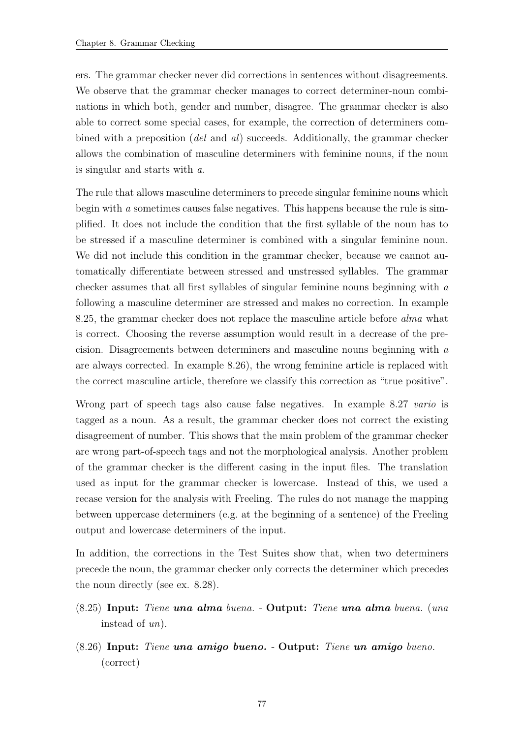ers. The grammar checker never did corrections in sentences without disagreements. We observe that the grammar checker manages to correct determiner-noun combinations in which both, gender and number, disagree. The grammar checker is also able to correct some special cases, for example, the correction of determiners combined with a preposition (*del* and *al*) succeeds. Additionally, the grammar checker allows the combination of masculine determiners with feminine nouns, if the noun is singular and starts with *a*.

The rule that allows masculine determiners to precede singular feminine nouns which begin with *a* sometimes causes false negatives. This happens because the rule is simplified. It does not include the condition that the first syllable of the noun has to be stressed if a masculine determiner is combined with a singular feminine noun. We did not include this condition in the grammar checker, because we cannot automatically differentiate between stressed and unstressed syllables. The grammar checker assumes that all first syllables of singular feminine nouns beginning with *a* following a masculine determiner are stressed and makes no correction. In example 8.25, the grammar checker does not replace the masculine article before *alma* what is correct. Choosing the reverse assumption would result in a decrease of the precision. Disagreements between determiners and masculine nouns beginning with *a* are always corrected. In example 8.26), the wrong feminine article is replaced with the correct masculine article, therefore we classify this correction as "true positive".

Wrong part of speech tags also cause false negatives. In example 8.27 *vario* is tagged as a noun. As a result, the grammar checker does not correct the existing disagreement of number. This shows that the main problem of the grammar checker are wrong part-of-speech tags and not the morphological analysis. Another problem of the grammar checker is the different casing in the input files. The translation used as input for the grammar checker is lowercase. Instead of this, we used a recase version for the analysis with Freeling. The rules do not manage the mapping between uppercase determiners (e.g. at the beginning of a sentence) of the Freeling output and lowercase determiners of the input.

In addition, the corrections in the Test Suites show that, when two determiners precede the noun, the grammar checker only corrects the determiner which precedes the noun directly (see ex. 8.28).

(8.25) **Input:** *Tiene* ***una alma*** *buena.* - **Output:** *Tiene* ***una alma*** *buena.* (*una* instead of *un*).

(8.26) **Input:** *Tiene* ***una amigo bueno.*** - **Output:** *Tiene* ***un amigo*** *bueno.* (correct)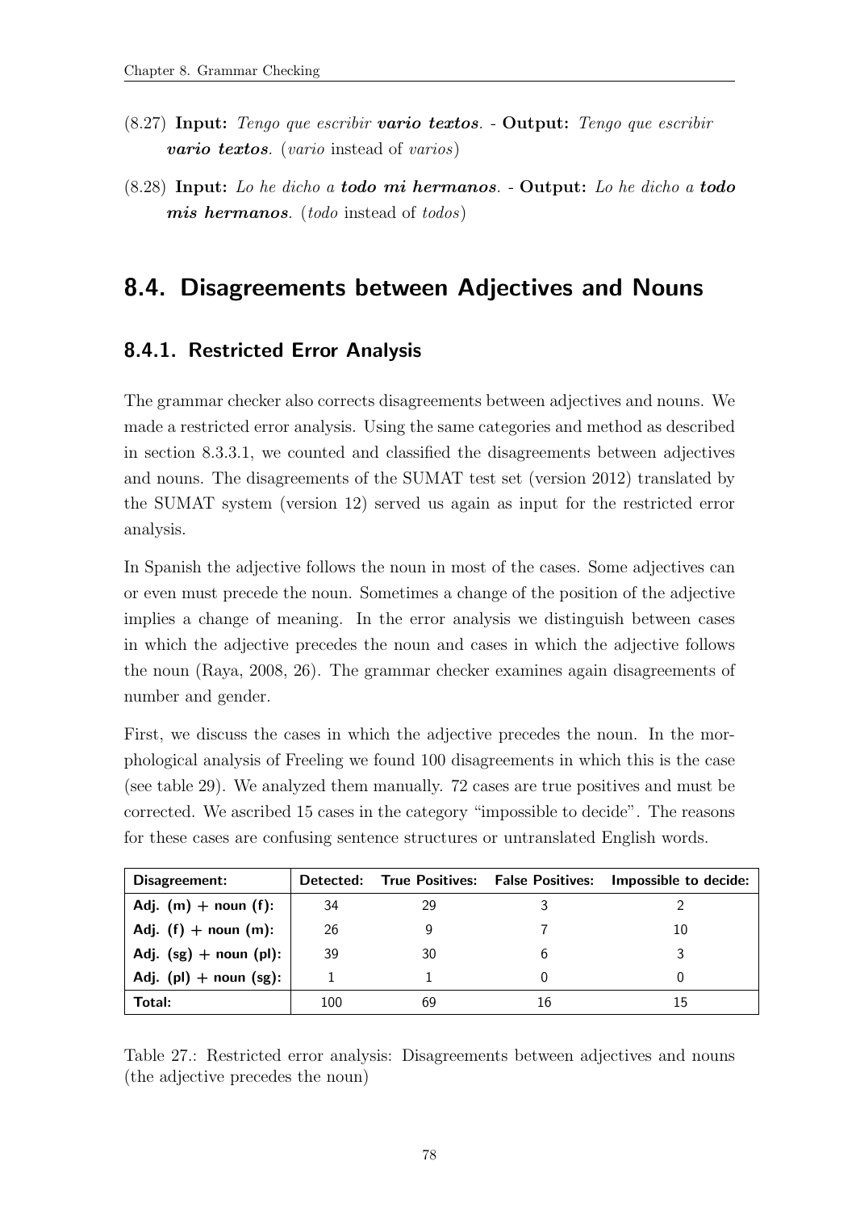(8.27) **Input:** *Tengo que escribir **vario textos**.* - **Output:** *Tengo que escribir **vario textos**.* (*vario* instead of *varios*)

(8.28) **Input:** *Lo he dicho a **todo mi hermanos**.* - **Output:** *Lo he dicho a **todo mis hermanos**.* (*todo* instead of *todos*)

## 8.4. Disagreements between Adjectives and Nouns

### 8.4.1. Restricted Error Analysis

The grammar checker also corrects disagreements between adjectives and nouns. We made a restricted error analysis. Using the same categories and method as described in section 8.3.3.1, we counted and classified the disagreements between adjectives and nouns. The disagreements of the SUMAT test set (version 2012) translated by the SUMAT system (version 12) served us again as input for the restricted error analysis.

In Spanish the adjective follows the noun in most of the cases. Some adjectives can or even must precede the noun. Sometimes a change of the position of the adjective implies a change of meaning. In the error analysis we distinguish between cases in which the adjective precedes the noun and cases in which the adjective follows the noun (Raya, 2008, 26). The grammar checker examines again disagreements of number and gender.

First, we discuss the cases in which the adjective precedes the noun. In the morphological analysis of Freeling we found 100 disagreements in which this is the case (see table 29). We analyzed them manually. 72 cases are true positives and must be corrected. We ascribed 15 cases in the category "impossible to decide". The reasons for these cases are confusing sentence structures or untranslated English words.

| Disagreement: | Detected: | True Positives: | False Positives: | Impossible to decide: |
|---|---|---|---|---|
| **Adj. (m) + noun (f):** | 34 | 29 | 3 | 2 |
| **Adj. (f) + noun (m):** | 26 | 9 | 7 | 10 |
| **Adj. (sg) + noun (pl):** | 39 | 30 | 6 | 3 |
| **Adj. (pl) + noun (sg):** | 1 | 1 | 0 | 0 |
| **Total:** | 100 | 69 | 16 | 15 |

Table 27.: Restricted error analysis: Disagreements between adjectives and nouns (the adjective precedes the noun)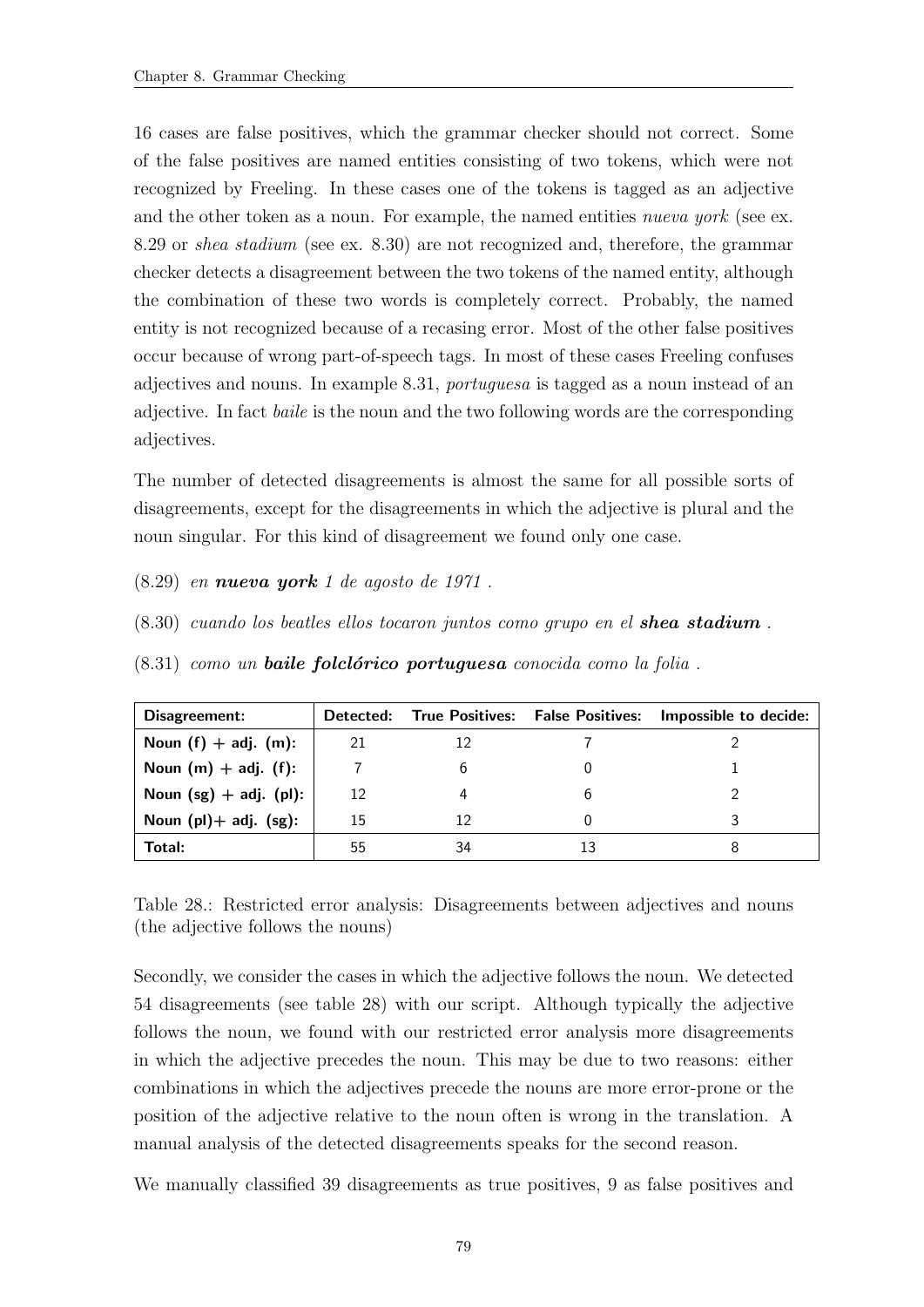16 cases are false positives, which the grammar checker should not correct. Some of the false positives are named entities consisting of two tokens, which were not recognized by Freeling. In these cases one of the tokens is tagged as an adjective and the other token as a noun. For example, the named entities *nueva york* (see ex. 8.29 or *shea stadium* (see ex. 8.30) are not recognized and, therefore, the grammar checker detects a disagreement between the two tokens of the named entity, although the combination of these two words is completely correct. Probably, the named entity is not recognized because of a recasing error. Most of the other false positives occur because of wrong part-of-speech tags. In most of these cases Freeling confuses adjectives and nouns. In example 8.31, *portuguesa* is tagged as a noun instead of an adjective. In fact *baile* is the noun and the two following words are the corresponding adjectives.

The number of detected disagreements is almost the same for all possible sorts of disagreements, except for the disagreements in which the adjective is plural and the noun singular. For this kind of disagreement we found only one case.

(8.29) *en* ***nueva york*** *1 de agosto de 1971 .*

(8.30) *cuando los beatles ellos tocaron juntos como grupo en el* ***shea stadium*** *.*

(8.31) *como un* ***baile folclórico portuguesa*** *conocida como la folia .*

| Disagreement: | Detected: | True Positives: | False Positives: | Impossible to decide: |
|---|---|---|---|---|
| Noun (f) + adj. (m): | 21 | 12 | 7 | 2 |
| Noun (m) + adj. (f): | 7 | 6 | 0 | 1 |
| Noun (sg) + adj. (pl): | 12 | 4 | 6 | 2 |
| Noun (pl)+ adj. (sg): | 15 | 12 | 0 | 3 |
| Total: | 55 | 34 | 13 | 8 |

Table 28.: Restricted error analysis: Disagreements between adjectives and nouns (the adjective follows the nouns)

Secondly, we consider the cases in which the adjective follows the noun. We detected 54 disagreements (see table 28) with our script. Although typically the adjective follows the noun, we found with our restricted error analysis more disagreements in which the adjective precedes the noun. This may be due to two reasons: either combinations in which the adjectives precede the nouns are more error-prone or the position of the adjective relative to the noun often is wrong in the translation. A manual analysis of the detected disagreements speaks for the second reason.

We manually classified 39 disagreements as true positives, 9 as false positives and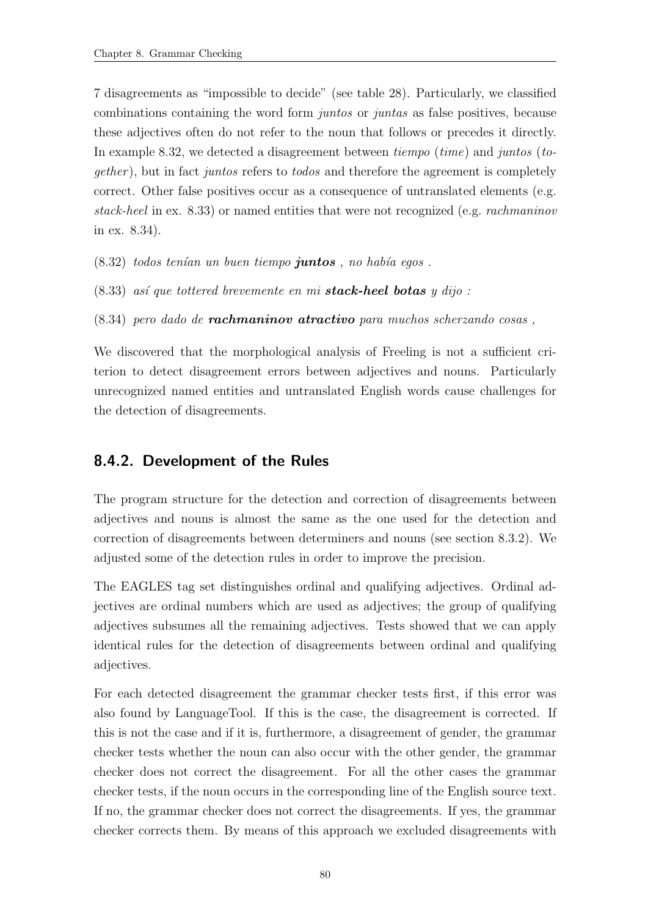7 disagreements as "impossible to decide" (see table 28). Particularly, we classified combinations containing the word form *juntos* or *juntas* as false positives, because these adjectives often do not refer to the noun that follows or precedes it directly. In example 8.32, we detected a disagreement between *tiempo* (*time*) and *juntos* (*together*), but in fact *juntos* refers to *todos* and therefore the agreement is completely correct. Other false positives occur as a consequence of untranslated elements (e.g. *stack-heel* in ex. 8.33) or named entities that were not recognized (e.g. *rachmaninov* in ex. 8.34).

(8.32) *todos tenían un buen tiempo **juntos** , no había egos .*

(8.33) *así que tottered brevemente en mi **stack-heel botas** y dijo :*

(8.34) *pero dado de **rachmaninov atractivo** para muchos scherzando cosas ,*

We discovered that the morphological analysis of Freeling is not a sufficient criterion to detect disagreement errors between adjectives and nouns. Particularly unrecognized named entities and untranslated English words cause challenges for the detection of disagreements.

### 8.4.2. Development of the Rules

The program structure for the detection and correction of disagreements between adjectives and nouns is almost the same as the one used for the detection and correction of disagreements between determiners and nouns (see section 8.3.2). We adjusted some of the detection rules in order to improve the precision.

The EAGLES tag set distinguishes ordinal and qualifying adjectives. Ordinal adjectives are ordinal numbers which are used as adjectives; the group of qualifying adjectives subsumes all the remaining adjectives. Tests showed that we can apply identical rules for the detection of disagreements between ordinal and qualifying adjectives.

For each detected disagreement the grammar checker tests first, if this error was also found by LanguageTool. If this is the case, the disagreement is corrected. If this is not the case and if it is, furthermore, a disagreement of gender, the grammar checker tests whether the noun can also occur with the other gender, the grammar checker does not correct the disagreement. For all the other cases the grammar checker tests, if the noun occurs in the corresponding line of the English source text. If no, the grammar checker does not correct the disagreements. If yes, the grammar checker corrects them. By means of this approach we excluded disagreements with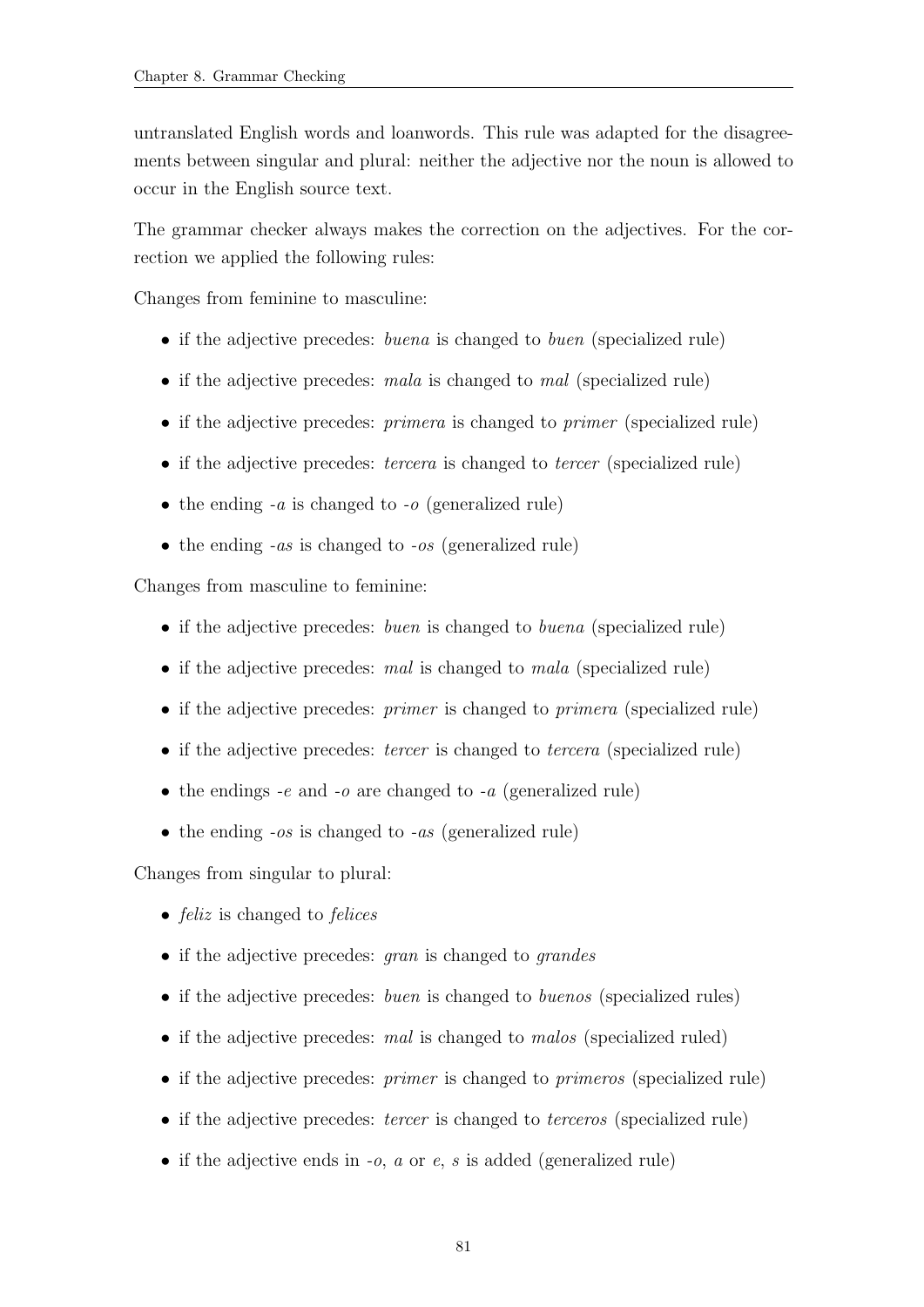untranslated English words and loanwords. This rule was adapted for the disagreements between singular and plural: neither the adjective nor the noun is allowed to occur in the English source text.

The grammar checker always makes the correction on the adjectives. For the correction we applied the following rules:

Changes from feminine to masculine:

- if the adjective precedes: *buena* is changed to *buen* (specialized rule)
- if the adjective precedes: *mala* is changed to *mal* (specialized rule)
- if the adjective precedes: *primera* is changed to *primer* (specialized rule)
- if the adjective precedes: *tercera* is changed to *tercer* (specialized rule)
- the ending *-a* is changed to *-o* (generalized rule)
- the ending *-as* is changed to *-os* (generalized rule)

Changes from masculine to feminine:

- if the adjective precedes: *buen* is changed to *buena* (specialized rule)
- if the adjective precedes: *mal* is changed to *mala* (specialized rule)
- if the adjective precedes: *primer* is changed to *primera* (specialized rule)
- if the adjective precedes: *tercer* is changed to *tercera* (specialized rule)
- the endings *-e* and *-o* are changed to *-a* (generalized rule)
- the ending *-os* is changed to *-as* (generalized rule)

Changes from singular to plural:

- *feliz* is changed to *felices*
- if the adjective precedes: *gran* is changed to *grandes*
- if the adjective precedes: *buen* is changed to *buenos* (specialized rules)
- if the adjective precedes: *mal* is changed to *malos* (specialized ruled)
- if the adjective precedes: *primer* is changed to *primeros* (specialized rule)
- if the adjective precedes: *tercer* is changed to *terceros* (specialized rule)
- if the adjective ends in *-o*, *a* or *e*, *s* is added (generalized rule)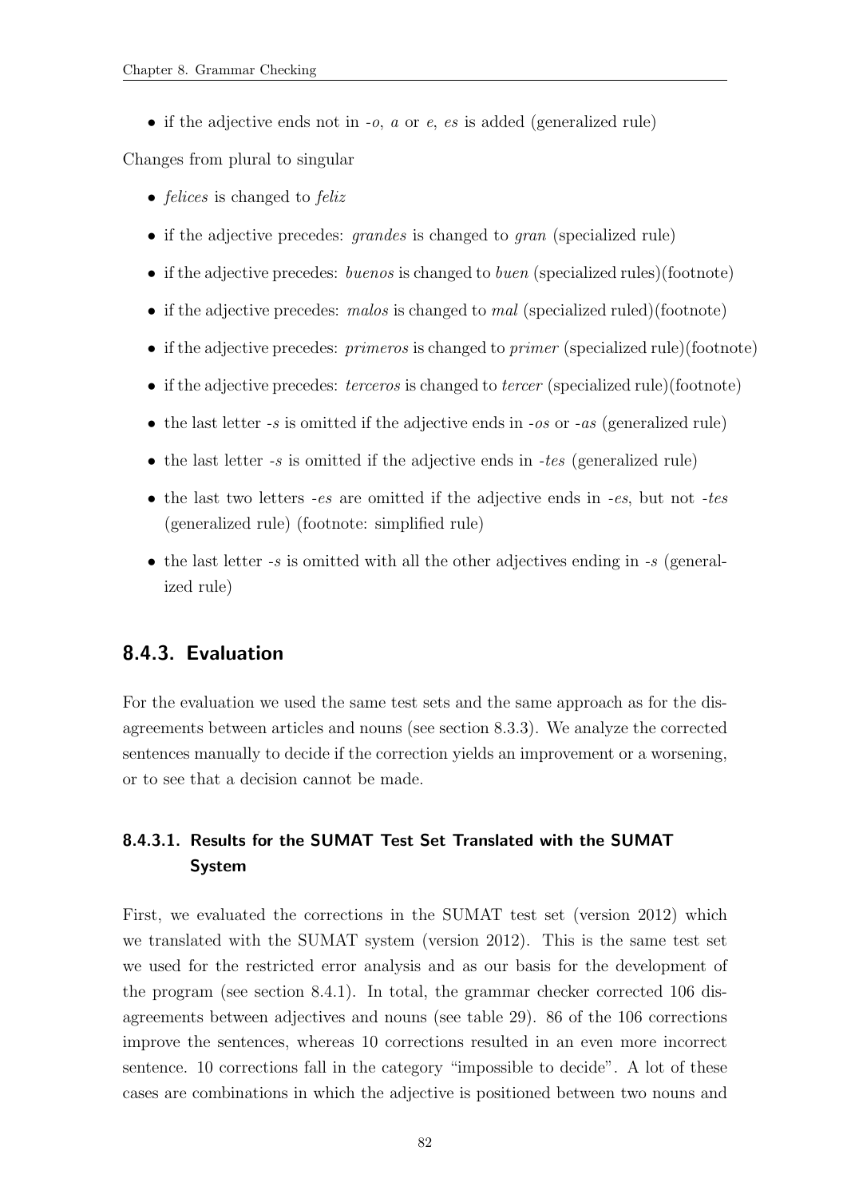- if the adjective ends not in *-o*, *a* or *e*, *es* is added (generalized rule)

Changes from plural to singular

- *felices* is changed to *feliz*
- if the adjective precedes: *grandes* is changed to *gran* (specialized rule)
- if the adjective precedes: *buenos* is changed to *buen* (specialized rules)(footnote)
- if the adjective precedes: *malos* is changed to *mal* (specialized ruled)(footnote)
- if the adjective precedes: *primeros* is changed to *primer* (specialized rule)(footnote)
- if the adjective precedes: *terceros* is changed to *tercer* (specialized rule)(footnote)
- the last letter *-s* is omitted if the adjective ends in *-os* or *-as* (generalized rule)
- the last letter *-s* is omitted if the adjective ends in *-tes* (generalized rule)
- the last two letters *-es* are omitted if the adjective ends in *-es*, but not *-tes* (generalized rule) (footnote: simplified rule)
- the last letter *-s* is omitted with all the other adjectives ending in *-s* (generalized rule)

### 8.4.3. Evaluation

For the evaluation we used the same test sets and the same approach as for the disagreements between articles and nouns (see section 8.3.3). We analyze the corrected sentences manually to decide if the correction yields an improvement or a worsening, or to see that a decision cannot be made.

#### 8.4.3.1. Results for the SUMAT Test Set Translated with the SUMAT System

First, we evaluated the corrections in the SUMAT test set (version 2012) which we translated with the SUMAT system (version 2012). This is the same test set we used for the restricted error analysis and as our basis for the development of the program (see section 8.4.1). In total, the grammar checker corrected 106 disagreements between adjectives and nouns (see table 29). 86 of the 106 corrections improve the sentences, whereas 10 corrections resulted in an even more incorrect sentence. 10 corrections fall in the category "impossible to decide". A lot of these cases are combinations in which the adjective is positioned between two nouns and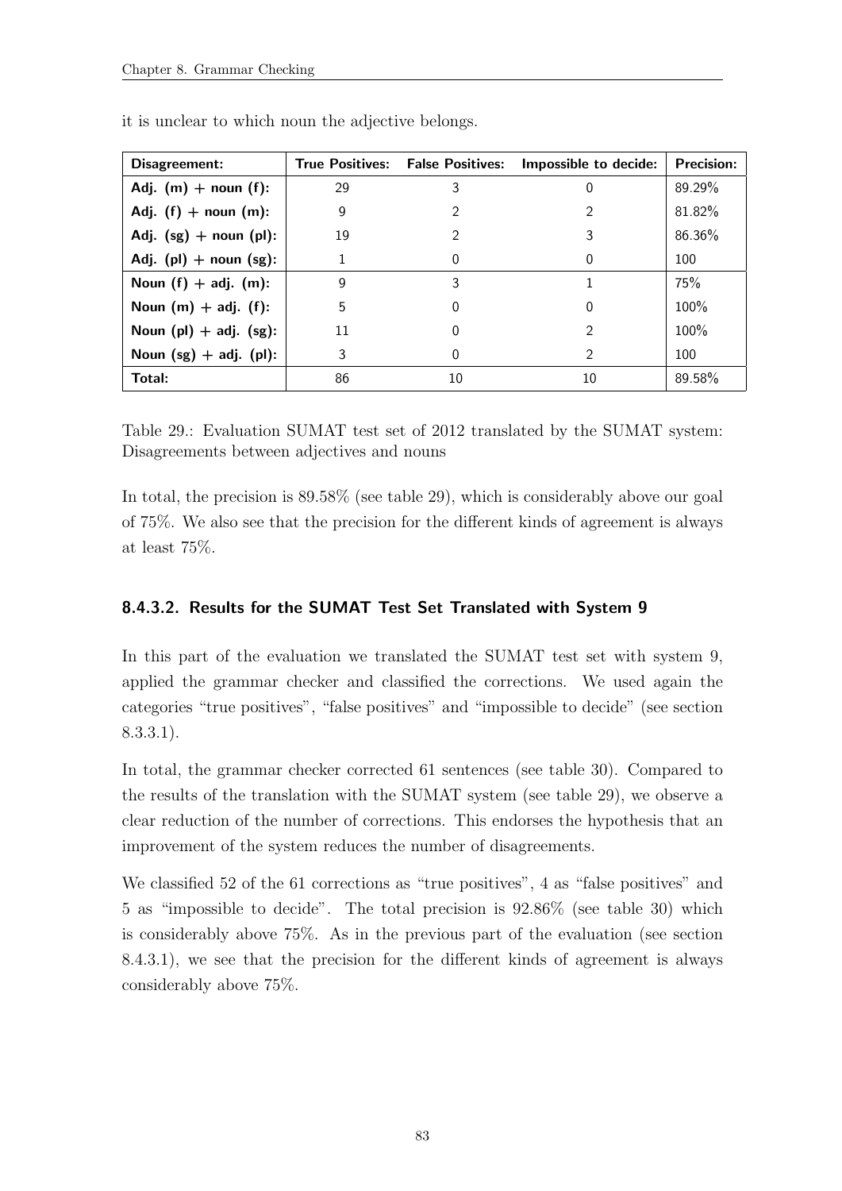it is unclear to which noun the adjective belongs.

| Disagreement: | True Positives: | False Positives: | Impossible to decide: | Precision: |
|---|---|---|---|---|
| **Adj. (m) + noun (f):** | 29 | 3 | 0 | 89.29% |
| **Adj. (f) + noun (m):** | 9 | 2 | 2 | 81.82% |
| **Adj. (sg) + noun (pl):** | 19 | 2 | 3 | 86.36% |
| **Adj. (pl) + noun (sg):** | 1 | 0 | 0 | 100 |
| **Noun (f) + adj. (m):** | 9 | 3 | 1 | 75% |
| **Noun (m) + adj. (f):** | 5 | 0 | 0 | 100% |
| **Noun (pl) + adj. (sg):** | 11 | 0 | 2 | 100% |
| **Noun (sg) + adj. (pl):** | 3 | 0 | 2 | 100 |
| **Total:** | 86 | 10 | 10 | 89.58% |

Table 29.: Evaluation SUMAT test set of 2012 translated by the SUMAT system: Disagreements between adjectives and nouns

In total, the precision is 89.58% (see table 29), which is considerably above our goal of 75%. We also see that the precision for the different kinds of agreement is always at least 75%.

#### 8.4.3.2. Results for the SUMAT Test Set Translated with System 9

In this part of the evaluation we translated the SUMAT test set with system 9, applied the grammar checker and classified the corrections. We used again the categories "true positives", "false positives" and "impossible to decide" (see section 8.3.3.1).

In total, the grammar checker corrected 61 sentences (see table 30). Compared to the results of the translation with the SUMAT system (see table 29), we observe a clear reduction of the number of corrections. This endorses the hypothesis that an improvement of the system reduces the number of disagreements.

We classified 52 of the 61 corrections as "true positives", 4 as "false positives" and 5 as "impossible to decide". The total precision is 92.86% (see table 30) which is considerably above 75%. As in the previous part of the evaluation (see section 8.4.3.1), we see that the precision for the different kinds of agreement is always considerably above 75%.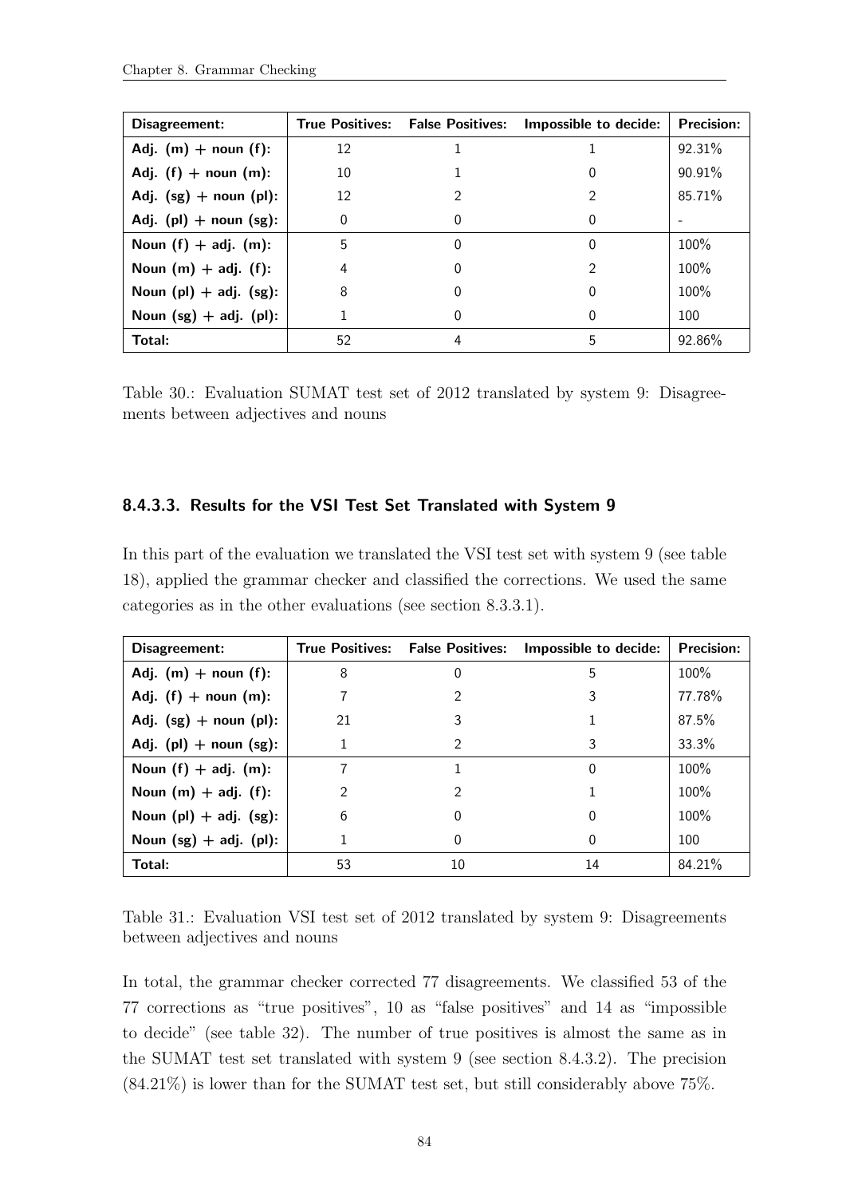| Disagreement: | True Positives: | False Positives: | Impossible to decide: | Precision: |
|---|---|---|---|---|
| **Adj. (m) + noun (f):** | 12 | 1 | 1 | 92.31% |
| **Adj. (f) + noun (m):** | 10 | 1 | 0 | 90.91% |
| **Adj. (sg) + noun (pl):** | 12 | 2 | 2 | 85.71% |
| **Adj. (pl) + noun (sg):** | 0 | 0 | 0 | - |
| **Noun (f) + adj. (m):** | 5 | 0 | 0 | 100% |
| **Noun (m) + adj. (f):** | 4 | 0 | 2 | 100% |
| **Noun (pl) + adj. (sg):** | 8 | 0 | 0 | 100% |
| **Noun (sg) + adj. (pl):** | 1 | 0 | 0 | 100 |
| **Total:** | 52 | 4 | 5 | 92.86% |

Table 30.: Evaluation SUMAT test set of 2012 translated by system 9: Disagreements between adjectives and nouns

#### 8.4.3.3. Results for the VSI Test Set Translated with System 9

In this part of the evaluation we translated the VSI test set with system 9 (see table 18), applied the grammar checker and classified the corrections. We used the same categories as in the other evaluations (see section 8.3.3.1).

| Disagreement: | True Positives: | False Positives: | Impossible to decide: | Precision: |
|---|---|---|---|---|
| **Adj. (m) + noun (f):** | 8 | 0 | 5 | 100% |
| **Adj. (f) + noun (m):** | 7 | 2 | 3 | 77.78% |
| **Adj. (sg) + noun (pl):** | 21 | 3 | 1 | 87.5% |
| **Adj. (pl) + noun (sg):** | 1 | 2 | 3 | 33.3% |
| **Noun (f) + adj. (m):** | 7 | 1 | 0 | 100% |
| **Noun (m) + adj. (f):** | 2 | 2 | 1 | 100% |
| **Noun (pl) + adj. (sg):** | 6 | 0 | 0 | 100% |
| **Noun (sg) + adj. (pl):** | 1 | 0 | 0 | 100 |
| **Total:** | 53 | 10 | 14 | 84.21% |

Table 31.: Evaluation VSI test set of 2012 translated by system 9: Disagreements between adjectives and nouns

In total, the grammar checker corrected 77 disagreements. We classified 53 of the 77 corrections as "true positives", 10 as "false positives" and 14 as "impossible to decide" (see table 32). The number of true positives is almost the same as in the SUMAT test set translated with system 9 (see section 8.4.3.2). The precision (84.21%) is lower than for the SUMAT test set, but still considerably above 75%.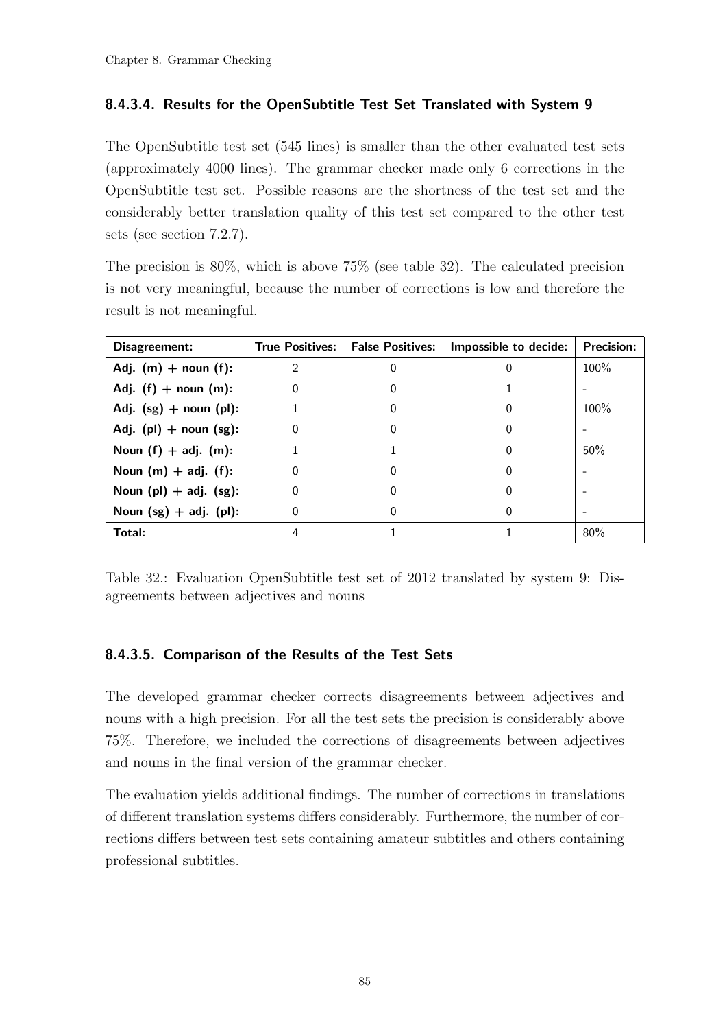#### 8.4.3.4. Results for the OpenSubtitle Test Set Translated with System 9

The OpenSubtitle test set (545 lines) is smaller than the other evaluated test sets (approximately 4000 lines). The grammar checker made only 6 corrections in the OpenSubtitle test set. Possible reasons are the shortness of the test set and the considerably better translation quality of this test set compared to the other test sets (see section 7.2.7).

The precision is 80%, which is above 75% (see table 32). The calculated precision is not very meaningful, because the number of corrections is low and therefore the result is not meaningful.

| Disagreement: | True Positives: | False Positives: | Impossible to decide: | Precision: |
|---|---|---|---|---|
| Adj. (m) + noun (f): | 2 | 0 | 0 | 100% |
| Adj. (f) + noun (m): | 0 | 0 | 1 | - |
| Adj. (sg) + noun (pl): | 1 | 0 | 0 | 100% |
| Adj. (pl) + noun (sg): | 0 | 0 | 0 | - |
| Noun (f) + adj. (m): | 1 | 1 | 0 | 50% |
| Noun (m) + adj. (f): | 0 | 0 | 0 | - |
| Noun (pl) + adj. (sg): | 0 | 0 | 0 | - |
| Noun (sg) + adj. (pl): | 0 | 0 | 0 | - |
| Total: | 4 | 1 | 1 | 80% |

Table 32.: Evaluation OpenSubtitle test set of 2012 translated by system 9: Disagreements between adjectives and nouns

#### 8.4.3.5. Comparison of the Results of the Test Sets

The developed grammar checker corrects disagreements between adjectives and nouns with a high precision. For all the test sets the precision is considerably above 75%. Therefore, we included the corrections of disagreements between adjectives and nouns in the final version of the grammar checker.

The evaluation yields additional findings. The number of corrections in translations of different translation systems differs considerably. Furthermore, the number of corrections differs between test sets containing amateur subtitles and others containing professional subtitles.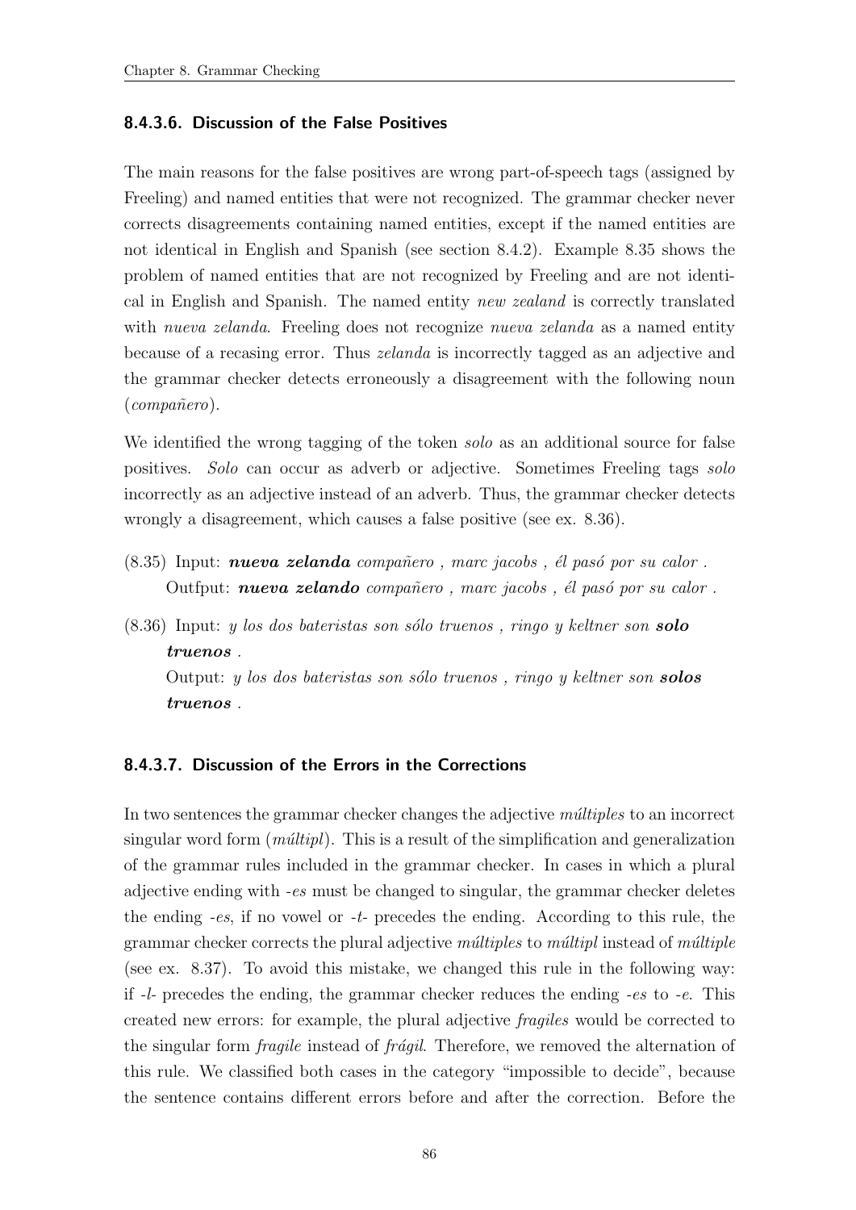#### 8.4.3.6. Discussion of the False Positives

The main reasons for the false positives are wrong part-of-speech tags (assigned by Freeling) and named entities that were not recognized. The grammar checker never corrects disagreements containing named entities, except if the named entities are not identical in English and Spanish (see section 8.4.2). Example 8.35 shows the problem of named entities that are not recognized by Freeling and are not identical in English and Spanish. The named entity *new zealand* is correctly translated with *nueva zelanda*. Freeling does not recognize *nueva zelanda* as a named entity because of a recasing error. Thus *zelanda* is incorrectly tagged as an adjective and the grammar checker detects erroneously a disagreement with the following noun (*compañero*).

We identified the wrong tagging of the token *solo* as an additional source for false positives. *Solo* can occur as adverb or adjective. Sometimes Freeling tags *solo* incorrectly as an adjective instead of an adverb. Thus, the grammar checker detects wrongly a disagreement, which causes a false positive (see ex. 8.36).

(8.35) Input: ***nueva zelanda*** *compañero , marc jacobs , él pasó por su calor .*
Outfput: ***nueva zelando*** *compañero , marc jacobs , él pasó por su calor .*

(8.36) Input: *y los dos bateristas son sólo truenos , ringo y keltner son* ***solo truenos*** *.*
Output: *y los dos bateristas son sólo truenos , ringo y keltner son* ***solos truenos*** *.*

#### 8.4.3.7. Discussion of the Errors in the Corrections

In two sentences the grammar checker changes the adjective *múltiples* to an incorrect singular word form (*múltipl*). This is a result of the simplification and generalization of the grammar rules included in the grammar checker. In cases in which a plural adjective ending with *-es* must be changed to singular, the grammar checker deletes the ending *-es*, if no vowel or *-t-* precedes the ending. According to this rule, the grammar checker corrects the plural adjective *múltiples* to *múltipl* instead of *múltiple* (see ex. 8.37). To avoid this mistake, we changed this rule in the following way: if *-l-* precedes the ending, the grammar checker reduces the ending *-es* to *-e*. This created new errors: for example, the plural adjective *fragiles* would be corrected to the singular form *fragile* instead of *frágil*. Therefore, we removed the alternation of this rule. We classified both cases in the category "impossible to decide", because the sentence contains different errors before and after the correction. Before the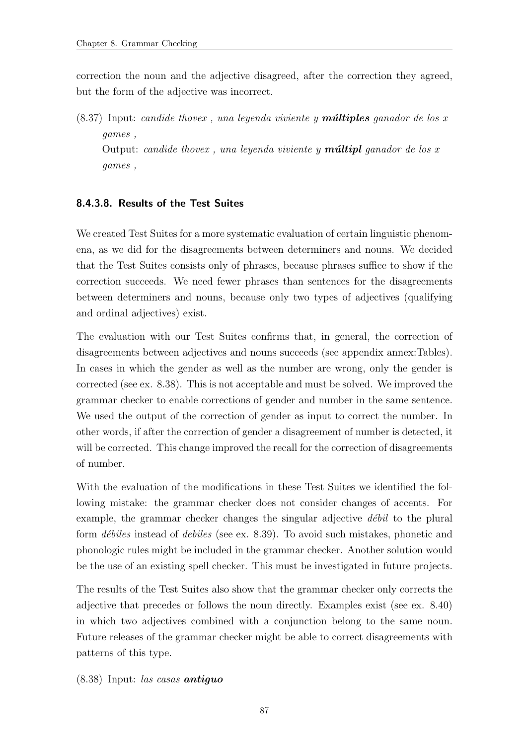correction the noun and the adjective disagreed, after the correction they agreed, but the form of the adjective was incorrect.

(8.37) Input: *candide thovex , una leyenda viviente y* ***múltiples*** *ganador de los x games ,*
Output: *candide thovex , una leyenda viviente y* ***múltipl*** *ganador de los x games ,*

#### 8.4.3.8. Results of the Test Suites

We created Test Suites for a more systematic evaluation of certain linguistic phenomena, as we did for the disagreements between determiners and nouns. We decided that the Test Suites consists only of phrases, because phrases suffice to show if the correction succeeds. We need fewer phrases than sentences for the disagreements between determiners and nouns, because only two types of adjectives (qualifying and ordinal adjectives) exist.

The evaluation with our Test Suites confirms that, in general, the correction of disagreements between adjectives and nouns succeeds (see appendix annex:Tables). In cases in which the gender as well as the number are wrong, only the gender is corrected (see ex. 8.38). This is not acceptable and must be solved. We improved the grammar checker to enable corrections of gender and number in the same sentence. We used the output of the correction of gender as input to correct the number. In other words, if after the correction of gender a disagreement of number is detected, it will be corrected. This change improved the recall for the correction of disagreements of number.

With the evaluation of the modifications in these Test Suites we identified the following mistake: the grammar checker does not consider changes of accents. For example, the grammar checker changes the singular adjective *débil* to the plural form *débiles* instead of *debiles* (see ex. 8.39). To avoid such mistakes, phonetic and phonologic rules might be included in the grammar checker. Another solution would be the use of an existing spell checker. This must be investigated in future projects.

The results of the Test Suites also show that the grammar checker only corrects the adjective that precedes or follows the noun directly. Examples exist (see ex. 8.40) in which two adjectives combined with a conjunction belong to the same noun. Future releases of the grammar checker might be able to correct disagreements with patterns of this type.

(8.38) Input: *las casas* ***antiguo***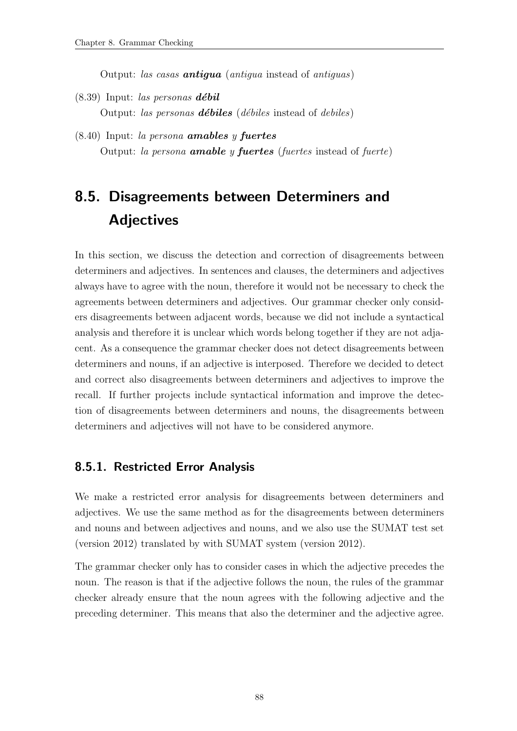Output: *las casas* ***antigua*** (*antigua* instead of *antiguas*)

(8.39) Input: *las personas* ***débil***
Output: *las personas* ***débiles*** (*débiles* instead of *debiles*)

(8.40) Input: *la persona* ***amables*** *y* ***fuertes***
Output: *la persona* ***amable*** *y* ***fuertes*** (*fuertes* instead of *fuerte*)

## 8.5. Disagreements between Determiners and Adjectives

In this section, we discuss the detection and correction of disagreements between determiners and adjectives. In sentences and clauses, the determiners and adjectives always have to agree with the noun, therefore it would not be necessary to check the agreements between determiners and adjectives. Our grammar checker only considers disagreements between adjacent words, because we did not include a syntactical analysis and therefore it is unclear which words belong together if they are not adjacent. As a consequence the grammar checker does not detect disagreements between determiners and nouns, if an adjective is interposed. Therefore we decided to detect and correct also disagreements between determiners and adjectives to improve the recall. If further projects include syntactical information and improve the detection of disagreements between determiners and nouns, the disagreements between determiners and adjectives will not have to be considered anymore.

### 8.5.1. Restricted Error Analysis

We make a restricted error analysis for disagreements between determiners and adjectives. We use the same method as for the disagreements between determiners and nouns and between adjectives and nouns, and we also use the SUMAT test set (version 2012) translated by with SUMAT system (version 2012).

The grammar checker only has to consider cases in which the adjective precedes the noun. The reason is that if the adjective follows the noun, the rules of the grammar checker already ensure that the noun agrees with the following adjective and the preceding determiner. This means that also the determiner and the adjective agree.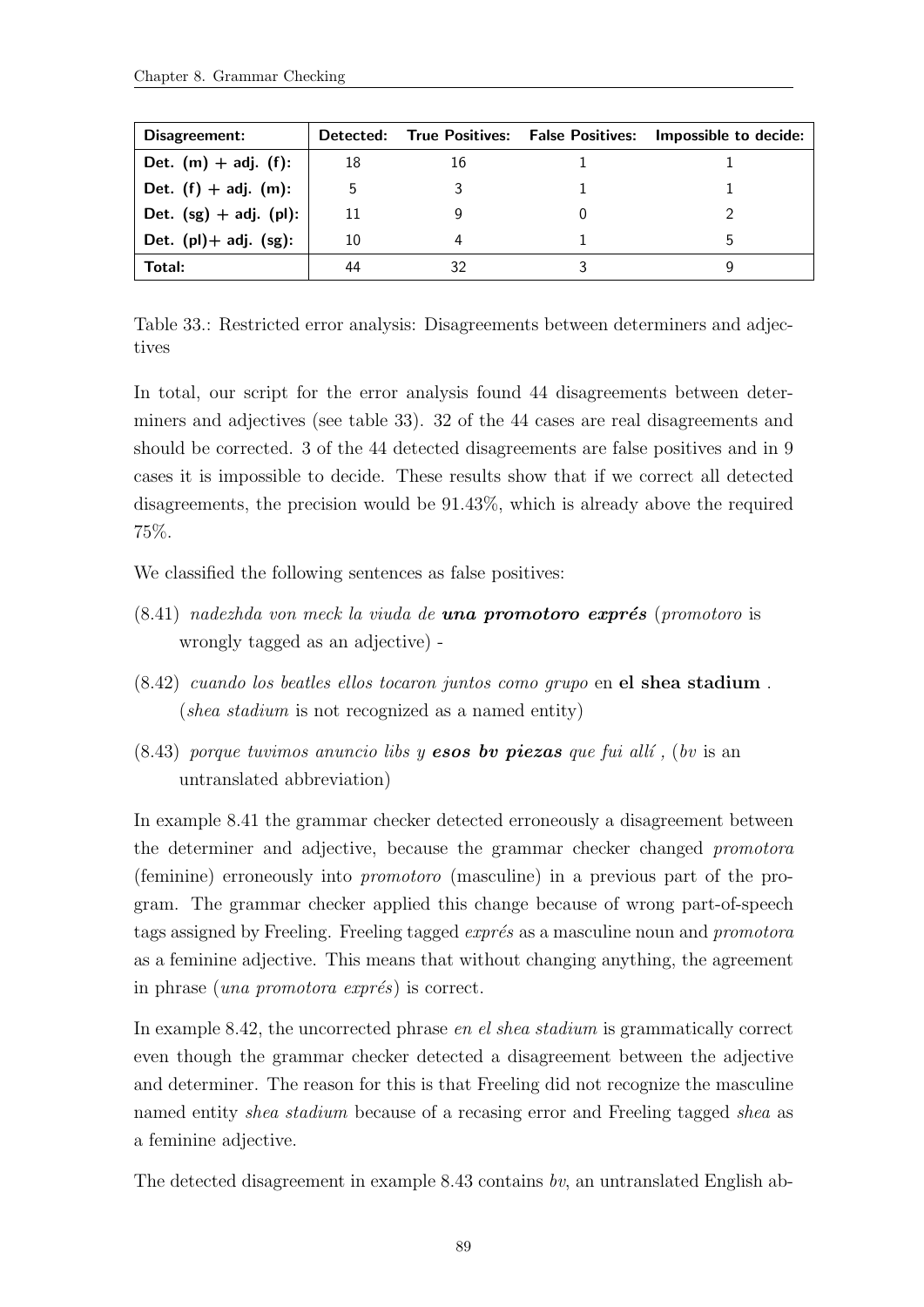| Disagreement: | Detected: | True Positives: | False Positives: | Impossible to decide: |
|---|---|---|---|---|
| Det. (m) + adj. (f): | 18 | 16 | 1 | 1 |
| Det. (f) + adj. (m): | 5 | 3 | 1 | 1 |
| Det. (sg) + adj. (pl): | 11 | 9 | 0 | 2 |
| Det. (pl)+ adj. (sg): | 10 | 4 | 1 | 5 |
| Total: | 44 | 32 | 3 | 9 |

Table 33.: Restricted error analysis: Disagreements between determiners and adjectives

In total, our script for the error analysis found 44 disagreements between determiners and adjectives (see table 33). 32 of the 44 cases are real disagreements and should be corrected. 3 of the 44 detected disagreements are false positives and in 9 cases it is impossible to decide. These results show that if we correct all detected disagreements, the precision would be 91.43%, which is already above the required 75%.

We classified the following sentences as false positives:

(8.41) *nadezhda von meck la viuda de* ***una promotoro exprés*** (*promotoro* is wrongly tagged as an adjective) -

(8.42) *cuando los beatles ellos tocaron juntos como grupo* en **el shea stadium** . (*shea stadium* is not recognized as a named entity)

(8.43) *porque tuvimos anuncio libs y* ***esos bv piezas*** *que fui allí ,* (*bv* is an untranslated abbreviation)

In example 8.41 the grammar checker detected erroneously a disagreement between the determiner and adjective, because the grammar checker changed *promotora* (feminine) erroneously into *promotoro* (masculine) in a previous part of the program. The grammar checker applied this change because of wrong part-of-speech tags assigned by Freeling. Freeling tagged *exprés* as a masculine noun and *promotora* as a feminine adjective. This means that without changing anything, the agreement in phrase (*una promotora exprés*) is correct.

In example 8.42, the uncorrected phrase *en el shea stadium* is grammatically correct even though the grammar checker detected a disagreement between the adjective and determiner. The reason for this is that Freeling did not recognize the masculine named entity *shea stadium* because of a recasing error and Freeling tagged *shea* as a feminine adjective.

The detected disagreement in example 8.43 contains *bv*, an untranslated English ab-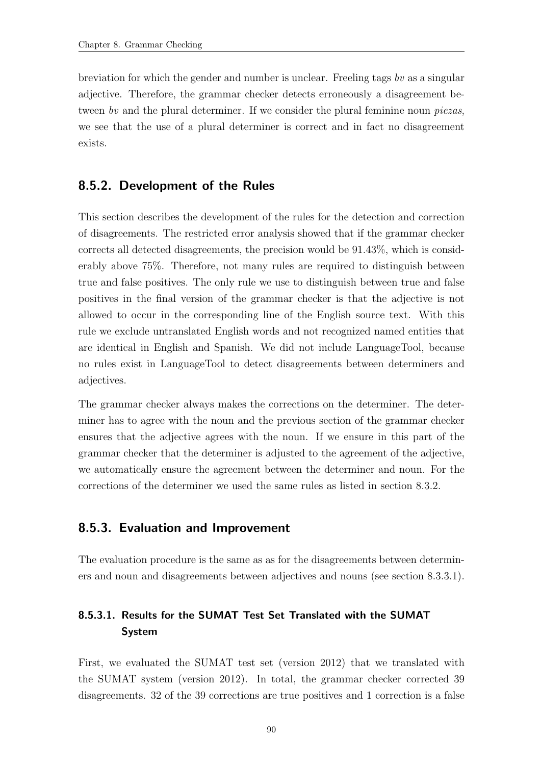breviation for which the gender and number is unclear. Freeling tags *bv* as a singular adjective. Therefore, the grammar checker detects erroneously a disagreement between *bv* and the plural determiner. If we consider the plural feminine noun *piezas*, we see that the use of a plural determiner is correct and in fact no disagreement exists.

### 8.5.2. Development of the Rules

This section describes the development of the rules for the detection and correction of disagreements. The restricted error analysis showed that if the grammar checker corrects all detected disagreements, the precision would be 91.43%, which is considerably above 75%. Therefore, not many rules are required to distinguish between true and false positives. The only rule we use to distinguish between true and false positives in the final version of the grammar checker is that the adjective is not allowed to occur in the corresponding line of the English source text. With this rule we exclude untranslated English words and not recognized named entities that are identical in English and Spanish. We did not include LanguageTool, because no rules exist in LanguageTool to detect disagreements between determiners and adjectives.

The grammar checker always makes the corrections on the determiner. The determiner has to agree with the noun and the previous section of the grammar checker ensures that the adjective agrees with the noun. If we ensure in this part of the grammar checker that the determiner is adjusted to the agreement of the adjective, we automatically ensure the agreement between the determiner and noun. For the corrections of the determiner we used the same rules as listed in section 8.3.2.

### 8.5.3. Evaluation and Improvement

The evaluation procedure is the same as as for the disagreements between determiners and noun and disagreements between adjectives and nouns (see section 8.3.3.1).

#### 8.5.3.1. Results for the SUMAT Test Set Translated with the SUMAT System

First, we evaluated the SUMAT test set (version 2012) that we translated with the SUMAT system (version 2012). In total, the grammar checker corrected 39 disagreements. 32 of the 39 corrections are true positives and 1 correction is a false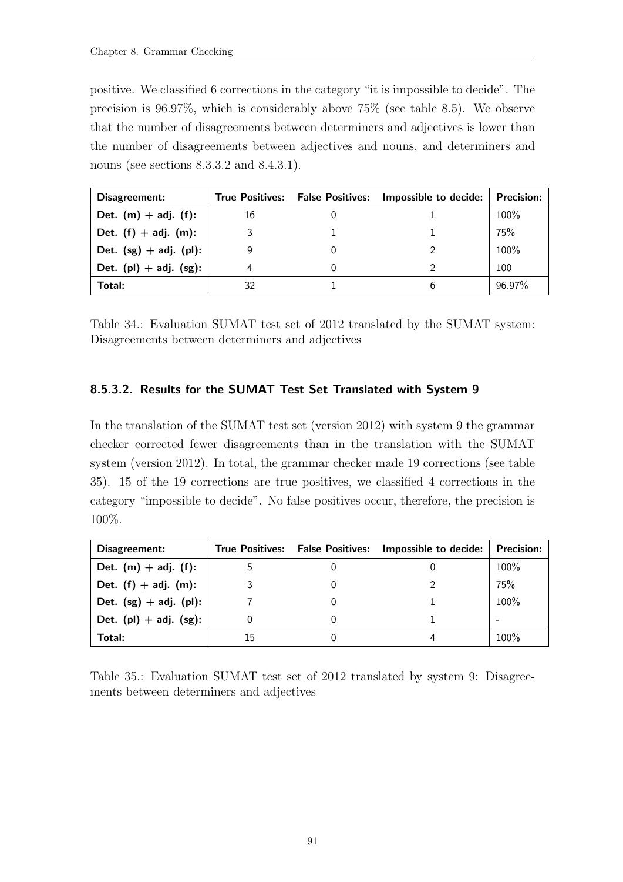positive. We classified 6 corrections in the category "it is impossible to decide". The precision is 96.97%, which is considerably above 75% (see table 8.5). We observe that the number of disagreements between determiners and adjectives is lower than the number of disagreements between adjectives and nouns, and determiners and nouns (see sections 8.3.3.2 and 8.4.3.1).

| Disagreement: | True Positives: | False Positives: | Impossible to decide: | Precision: |
|---|---|---|---|---|
| Det. (m) + adj. (f): | 16 | 0 | 1 | 100% |
| Det. (f) + adj. (m): | 3 | 1 | 1 | 75% |
| Det. (sg) + adj. (pl): | 9 | 0 | 2 | 100% |
| Det. (pl) + adj. (sg): | 4 | 0 | 2 | 100 |
| Total: | 32 | 1 | 6 | 96.97% |

Table 34.: Evaluation SUMAT test set of 2012 translated by the SUMAT system: Disagreements between determiners and adjectives

#### 8.5.3.2. Results for the SUMAT Test Set Translated with System 9

In the translation of the SUMAT test set (version 2012) with system 9 the grammar checker corrected fewer disagreements than in the translation with the SUMAT system (version 2012). In total, the grammar checker made 19 corrections (see table 35). 15 of the 19 corrections are true positives, we classified 4 corrections in the category "impossible to decide". No false positives occur, therefore, the precision is 100%.

| Disagreement: | True Positives: | False Positives: | Impossible to decide: | Precision: |
|---|---|---|---|---|
| Det. (m) + adj. (f): | 5 | 0 | 0 | 100% |
| Det. (f) + adj. (m): | 3 | 0 | 2 | 75% |
| Det. (sg) + adj. (pl): | 7 | 0 | 1 | 100% |
| Det. (pl) + adj. (sg): | 0 | 0 | 1 | - |
| Total: | 15 | 0 | 4 | 100% |

Table 35.: Evaluation SUMAT test set of 2012 translated by system 9: Disagreements between determiners and adjectives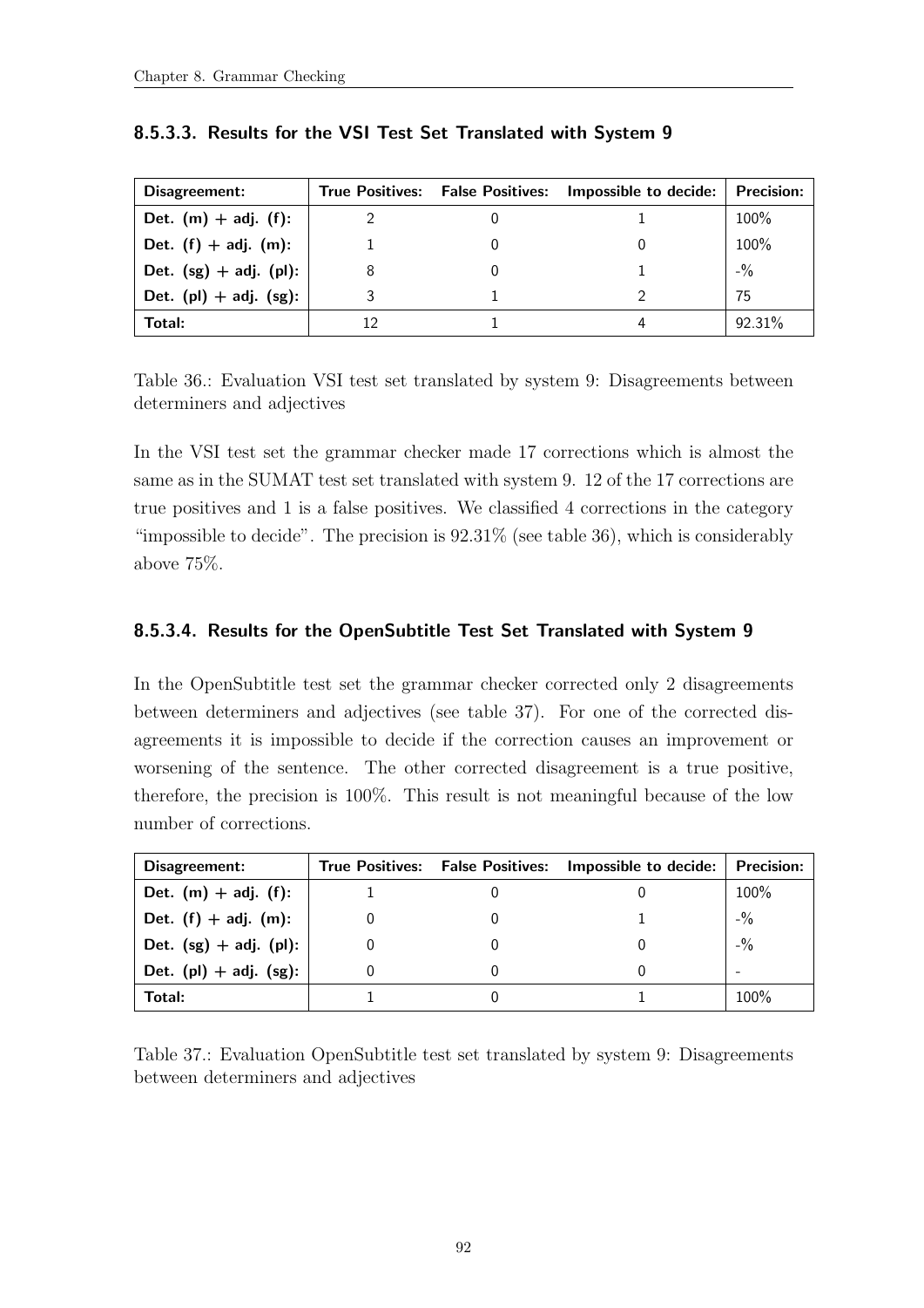### 8.5.3.3. Results for the VSI Test Set Translated with System 9

| Disagreement: | True Positives: | False Positives: | Impossible to decide: | Precision: |
|---|---|---|---|---|
| Det. (m) + adj. (f): | 2 | 0 | 1 | 100% |
| Det. (f) + adj. (m): | 1 | 0 | 0 | 100% |
| Det. (sg) + adj. (pl): | 8 | 0 | 1 | -% |
| Det. (pl) + adj. (sg): | 3 | 1 | 2 | 75 |
| Total: | 12 | 1 | 4 | 92.31% |

Table 36.: Evaluation VSI test set translated by system 9: Disagreements between determiners and adjectives

In the VSI test set the grammar checker made 17 corrections which is almost the same as in the SUMAT test set translated with system 9. 12 of the 17 corrections are true positives and 1 is a false positives. We classified 4 corrections in the category "impossible to decide". The precision is 92.31% (see table 36), which is considerably above 75%.

### 8.5.3.4. Results for the OpenSubtitle Test Set Translated with System 9

In the OpenSubtitle test set the grammar checker corrected only 2 disagreements between determiners and adjectives (see table 37). For one of the corrected disagreements it is impossible to decide if the correction causes an improvement or worsening of the sentence. The other corrected disagreement is a true positive, therefore, the precision is 100%. This result is not meaningful because of the low number of corrections.

| Disagreement: | True Positives: | False Positives: | Impossible to decide: | Precision: |
|---|---|---|---|---|
| Det. (m) + adj. (f): | 1 | 0 | 0 | 100% |
| Det. (f) + adj. (m): | 0 | 0 | 1 | -% |
| Det. (sg) + adj. (pl): | 0 | 0 | 0 | -% |
| Det. (pl) + adj. (sg): | 0 | 0 | 0 | - |
| Total: | 1 | 0 | 1 | 100% |

Table 37.: Evaluation OpenSubtitle test set translated by system 9: Disagreements between determiners and adjectives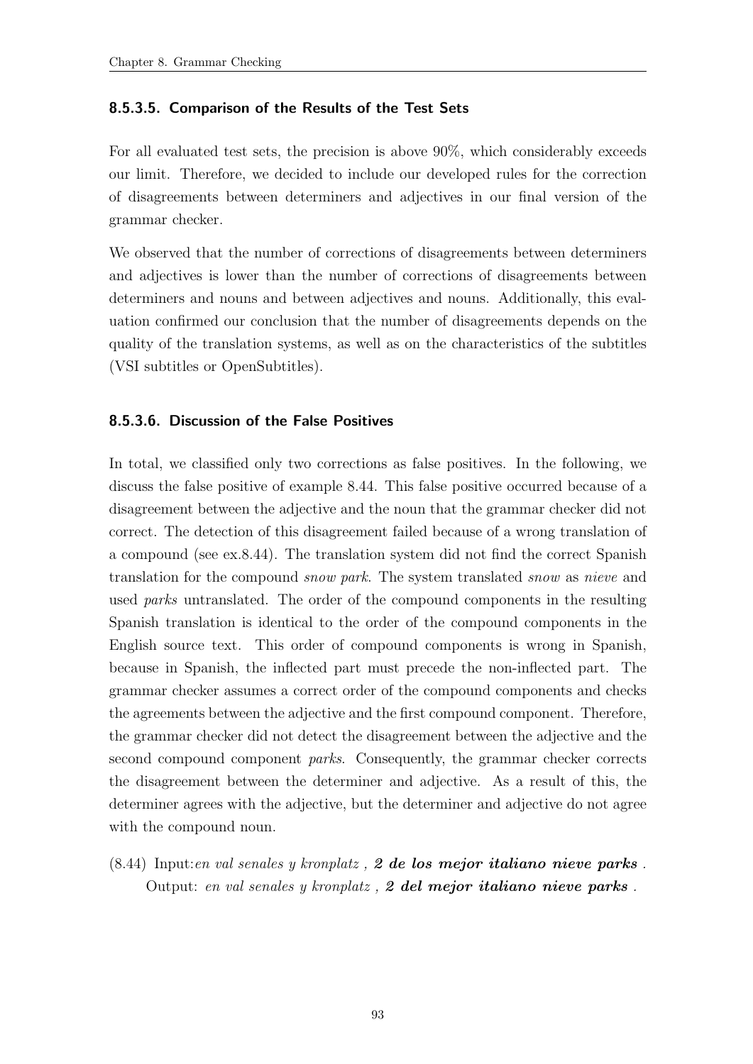#### 8.5.3.5. Comparison of the Results of the Test Sets

For all evaluated test sets, the precision is above 90%, which considerably exceeds our limit. Therefore, we decided to include our developed rules for the correction of disagreements between determiners and adjectives in our final version of the grammar checker.

We observed that the number of corrections of disagreements between determiners and adjectives is lower than the number of corrections of disagreements between determiners and nouns and between adjectives and nouns. Additionally, this evaluation confirmed our conclusion that the number of disagreements depends on the quality of the translation systems, as well as on the characteristics of the subtitles (VSI subtitles or OpenSubtitles).

#### 8.5.3.6. Discussion of the False Positives

In total, we classified only two corrections as false positives. In the following, we discuss the false positive of example 8.44. This false positive occurred because of a disagreement between the adjective and the noun that the grammar checker did not correct. The detection of this disagreement failed because of a wrong translation of a compound (see ex.8.44). The translation system did not find the correct Spanish translation for the compound *snow park*. The system translated *snow* as *nieve* and used *parks* untranslated. The order of the compound components in the resulting Spanish translation is identical to the order of the compound components in the English source text. This order of compound components is wrong in Spanish, because in Spanish, the inflected part must precede the non-inflected part. The grammar checker assumes a correct order of the compound components and checks the agreements between the adjective and the first compound component. Therefore, the grammar checker did not detect the disagreement between the adjective and the second compound component *parks*. Consequently, the grammar checker corrects the disagreement between the determiner and adjective. As a result of this, the determiner agrees with the adjective, but the determiner and adjective do not agree with the compound noun.

(8.44) Input:*en val senales y kronplatz ,* ***2 de los mejor italiano nieve parks*** *.*
Output: *en val senales y kronplatz ,* ***2 del mejor italiano nieve parks*** *.*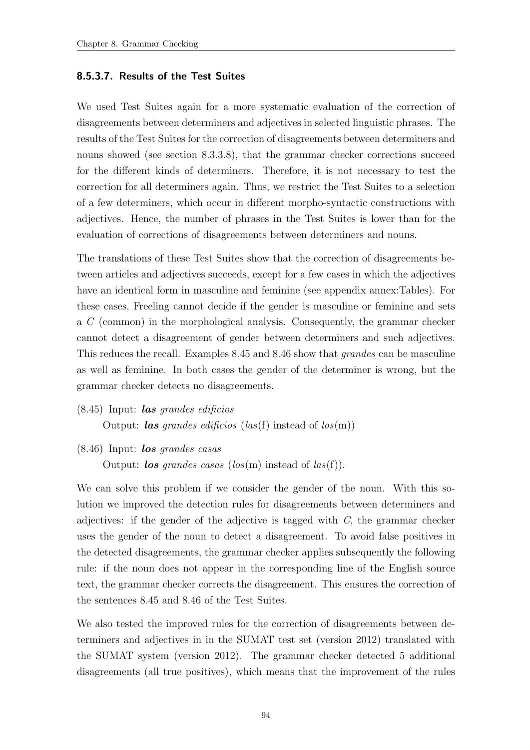#### 8.5.3.7. Results of the Test Suites

We used Test Suites again for a more systematic evaluation of the correction of disagreements between determiners and adjectives in selected linguistic phrases. The results of the Test Suites for the correction of disagreements between determiners and nouns showed (see section 8.3.3.8), that the grammar checker corrections succeed for the different kinds of determiners. Therefore, it is not necessary to test the correction for all determiners again. Thus, we restrict the Test Suites to a selection of a few determiners, which occur in different morpho-syntactic constructions with adjectives. Hence, the number of phrases in the Test Suites is lower than for the evaluation of corrections of disagreements between determiners and nouns.

The translations of these Test Suites show that the correction of disagreements between articles and adjectives succeeds, except for a few cases in which the adjectives have an identical form in masculine and feminine (see appendix annex:Tables). For these cases, Freeling cannot decide if the gender is masculine or feminine and sets a *C* (common) in the morphological analysis. Consequently, the grammar checker cannot detect a disagreement of gender between determiners and such adjectives. This reduces the recall. Examples 8.45 and 8.46 show that *grandes* can be masculine as well as feminine. In both cases the gender of the determiner is wrong, but the grammar checker detects no disagreements.

(8.45) Input: ***las*** *grandes edificios*
Output: ***las*** *grandes edificios* (*las*(f) instead of *los*(m))

(8.46) Input: ***los*** *grandes casas*
Output: ***los*** *grandes casas* (*los*(m) instead of *las*(f)).

We can solve this problem if we consider the gender of the noun. With this solution we improved the detection rules for disagreements between determiners and adjectives: if the gender of the adjective is tagged with *C*, the grammar checker uses the gender of the noun to detect a disagreement. To avoid false positives in the detected disagreements, the grammar checker applies subsequently the following rule: if the noun does not appear in the corresponding line of the English source text, the grammar checker corrects the disagreement. This ensures the correction of the sentences 8.45 and 8.46 of the Test Suites.

We also tested the improved rules for the correction of disagreements between determiners and adjectives in in the SUMAT test set (version 2012) translated with the SUMAT system (version 2012). The grammar checker detected 5 additional disagreements (all true positives), which means that the improvement of the rules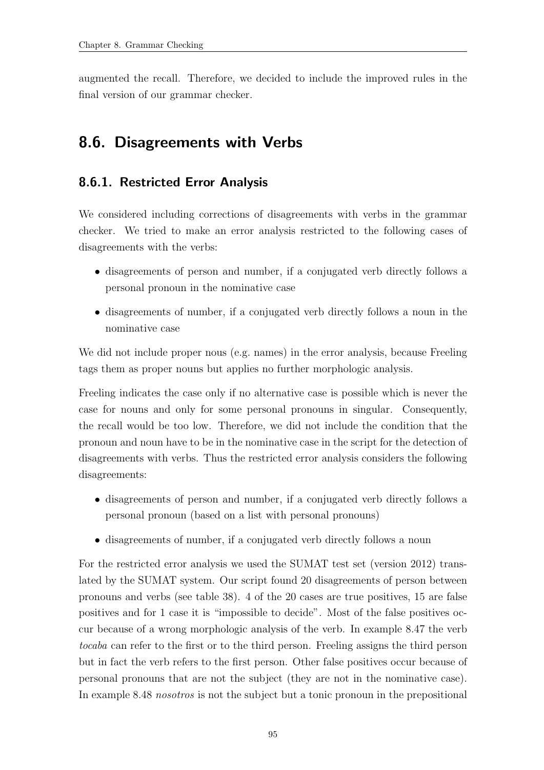augmented the recall. Therefore, we decided to include the improved rules in the final version of our grammar checker.

## 8.6. Disagreements with Verbs

### 8.6.1. Restricted Error Analysis

We considered including corrections of disagreements with verbs in the grammar checker. We tried to make an error analysis restricted to the following cases of disagreements with the verbs:

- disagreements of person and number, if a conjugated verb directly follows a personal pronoun in the nominative case
- disagreements of number, if a conjugated verb directly follows a noun in the nominative case

We did not include proper nous (e.g. names) in the error analysis, because Freeling tags them as proper nouns but applies no further morphologic analysis.

Freeling indicates the case only if no alternative case is possible which is never the case for nouns and only for some personal pronouns in singular. Consequently, the recall would be too low. Therefore, we did not include the condition that the pronoun and noun have to be in the nominative case in the script for the detection of disagreements with verbs. Thus the restricted error analysis considers the following disagreements:

- disagreements of person and number, if a conjugated verb directly follows a personal pronoun (based on a list with personal pronouns)
- disagreements of number, if a conjugated verb directly follows a noun

For the restricted error analysis we used the SUMAT test set (version 2012) translated by the SUMAT system. Our script found 20 disagreements of person between pronouns and verbs (see table 38). 4 of the 20 cases are true positives, 15 are false positives and for 1 case it is "impossible to decide". Most of the false positives occur because of a wrong morphologic analysis of the verb. In example 8.47 the verb *tocaba* can refer to the first or to the third person. Freeling assigns the third person but in fact the verb refers to the first person. Other false positives occur because of personal pronouns that are not the subject (they are not in the nominative case). In example 8.48 *nosotros* is not the subject but a tonic pronoun in the prepositional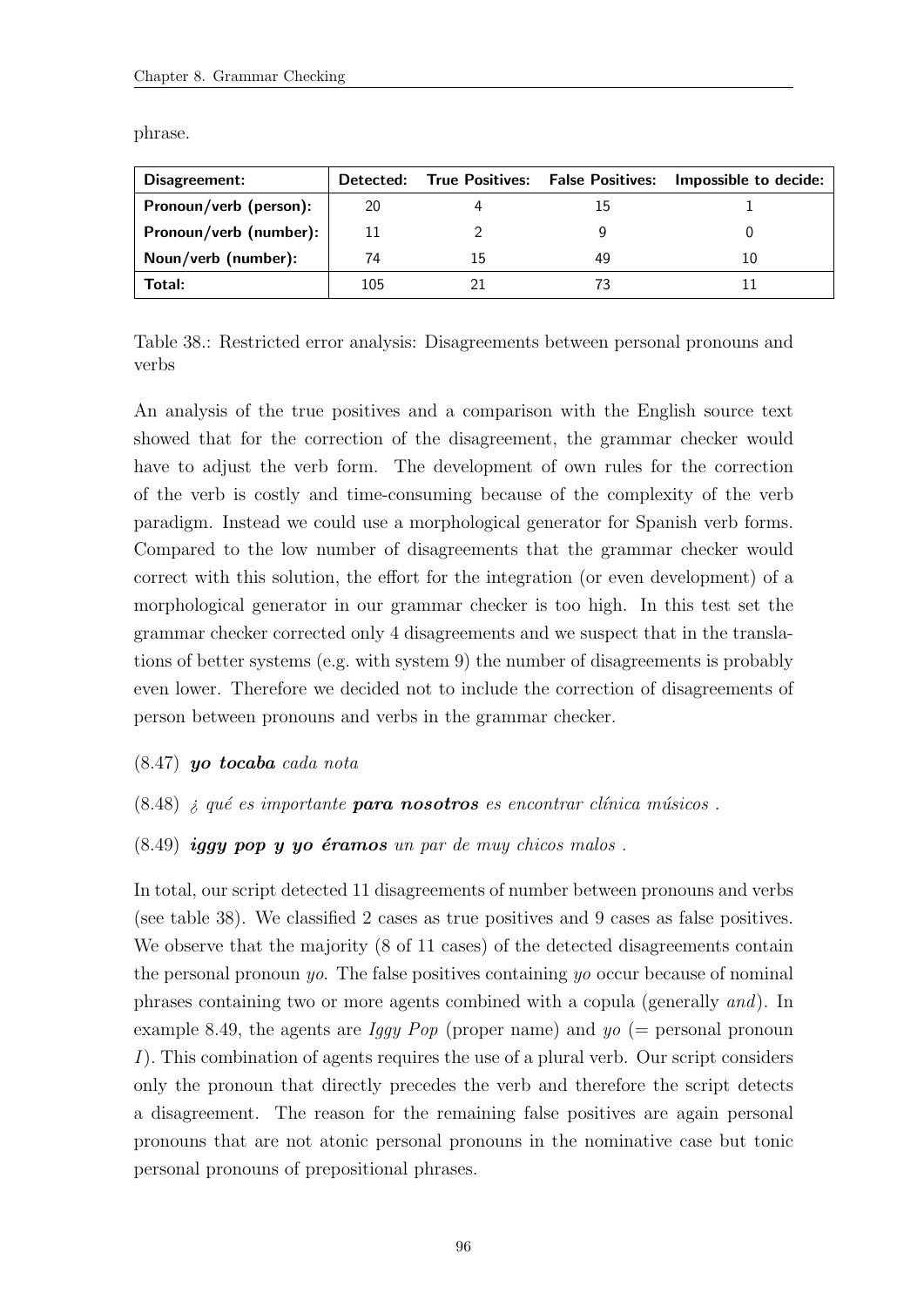phrase.

| Disagreement: | Detected: | True Positives: | False Positives: | Impossible to decide: |
|---|---|---|---|---|
| **Pronoun/verb (person):** | 20 | 4 | 15 | 1 |
| **Pronoun/verb (number):** | 11 | 2 | 9 | 0 |
| **Noun/verb (number):** | 74 | 15 | 49 | 10 |
| **Total:** | 105 | 21 | 73 | 11 |

Table 38.: Restricted error analysis: Disagreements between personal pronouns and verbs

An analysis of the true positives and a comparison with the English source text showed that for the correction of the disagreement, the grammar checker would have to adjust the verb form. The development of own rules for the correction of the verb is costly and time-consuming because of the complexity of the verb paradigm. Instead we could use a morphological generator for Spanish verb forms. Compared to the low number of disagreements that the grammar checker would correct with this solution, the effort for the integration (or even development) of a morphological generator in our grammar checker is too high. In this test set the grammar checker corrected only 4 disagreements and we suspect that in the translations of better systems (e.g. with system 9) the number of disagreements is probably even lower. Therefore we decided not to include the correction of disagreements of person between pronouns and verbs in the grammar checker.

(8.47) ***yo tocaba*** *cada nota*

(8.48) *¿ qué es importante* ***para nosotros*** *es encontrar clínica músicos .*

(8.49) ***iggy pop y yo éramos*** *un par de muy chicos malos .*

In total, our script detected 11 disagreements of number between pronouns and verbs (see table 38). We classified 2 cases as true positives and 9 cases as false positives. We observe that the majority (8 of 11 cases) of the detected disagreements contain the personal pronoun *yo*. The false positives containing *yo* occur because of nominal phrases containing two or more agents combined with a copula (generally *and*). In example 8.49, the agents are *Iggy Pop* (proper name) and *yo* (= personal pronoun *I*). This combination of agents requires the use of a plural verb. Our script considers only the pronoun that directly precedes the verb and therefore the script detects a disagreement. The reason for the remaining false positives are again personal pronouns that are not atonic personal pronouns in the nominative case but tonic personal pronouns of prepositional phrases.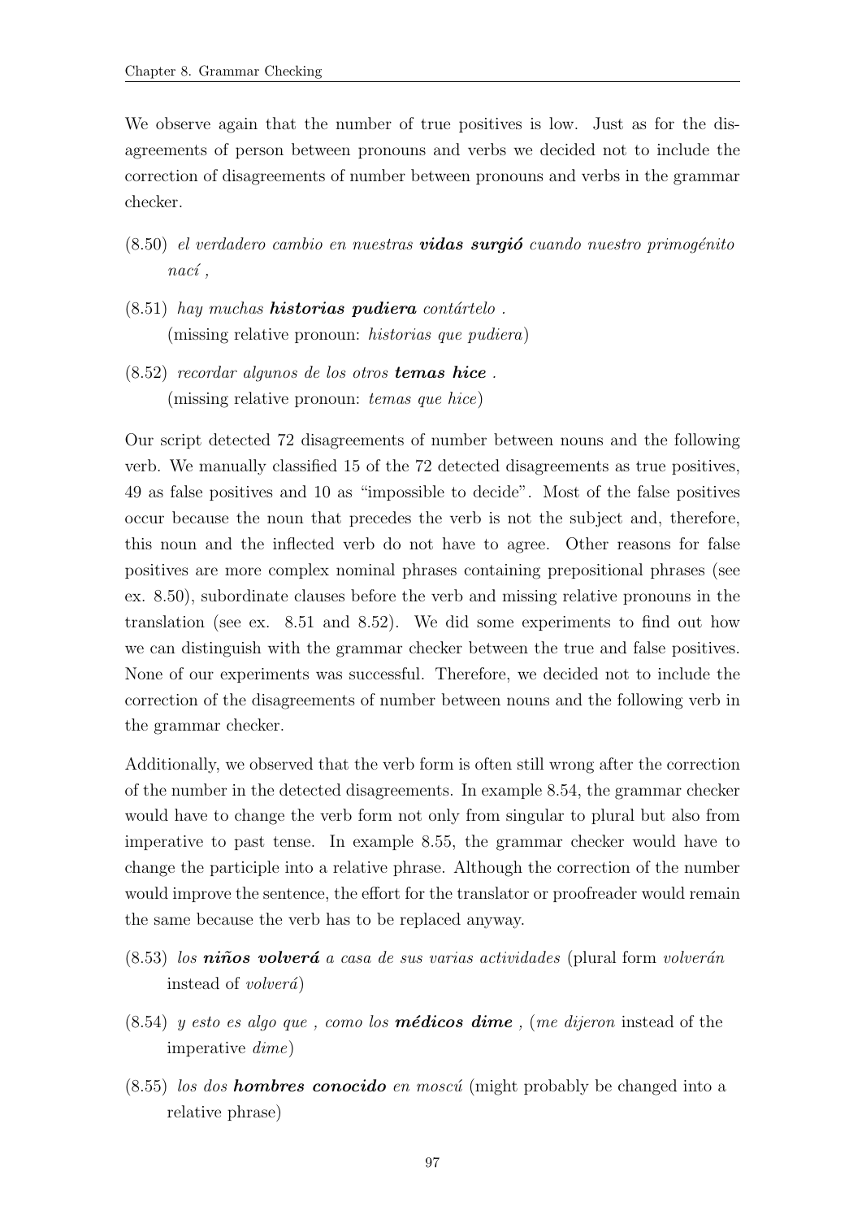We observe again that the number of true positives is low. Just as for the disagreements of person between pronouns and verbs we decided not to include the correction of disagreements of number between pronouns and verbs in the grammar checker.

(8.50) *el verdadero cambio en nuestras* ***vidas surgió*** *cuando nuestro primogénito nací ,*

(8.51) *hay muchas* ***historias pudiera*** *contártelo .*
(missing relative pronoun: *historias que pudiera*)

(8.52) *recordar algunos de los otros* ***temas hice*** *.*
(missing relative pronoun: *temas que hice*)

Our script detected 72 disagreements of number between nouns and the following verb. We manually classified 15 of the 72 detected disagreements as true positives, 49 as false positives and 10 as "impossible to decide". Most of the false positives occur because the noun that precedes the verb is not the subject and, therefore, this noun and the inflected verb do not have to agree. Other reasons for false positives are more complex nominal phrases containing prepositional phrases (see ex. 8.50), subordinate clauses before the verb and missing relative pronouns in the translation (see ex. 8.51 and 8.52). We did some experiments to find out how we can distinguish with the grammar checker between the true and false positives. None of our experiments was successful. Therefore, we decided not to include the correction of the disagreements of number between nouns and the following verb in the grammar checker.

Additionally, we observed that the verb form is often still wrong after the correction of the number in the detected disagreements. In example 8.54, the grammar checker would have to change the verb form not only from singular to plural but also from imperative to past tense. In example 8.55, the grammar checker would have to change the participle into a relative phrase. Although the correction of the number would improve the sentence, the effort for the translator or proofreader would remain the same because the verb has to be replaced anyway.

(8.53) *los* ***niños volverá*** *a casa de sus varias actividades* (plural form *volverán* instead of *volverá*)

(8.54) *y esto es algo que , como los* ***médicos dime*** *,* (*me dijeron* instead of the imperative *dime*)

(8.55) *los dos* ***hombres conocido*** *en moscú* (might probably be changed into a relative phrase)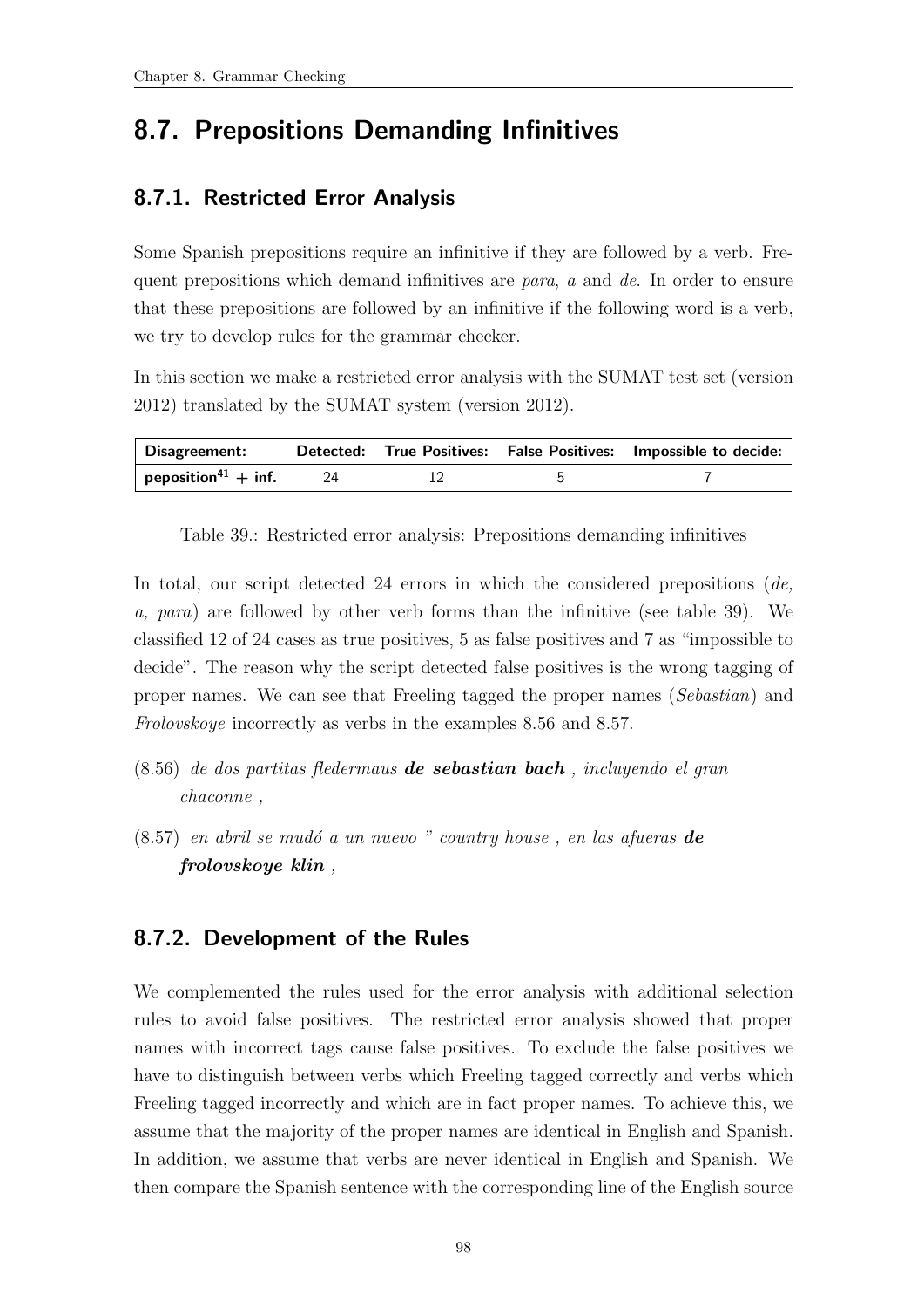## 8.7. Prepositions Demanding Infinitives

### 8.7.1. Restricted Error Analysis

Some Spanish prepositions require an infinitive if they are followed by a verb. Frequent prepositions which demand infinitives are *para*, *a* and *de*. In order to ensure that these prepositions are followed by an infinitive if the following word is a verb, we try to develop rules for the grammar checker.

In this section we make a restricted error analysis with the SUMAT test set (version 2012) translated by the SUMAT system (version 2012).

| Disagreement: | Detected: | True Positives: | False Positives: | Impossible to decide: |
|---|---|---|---|---|
| **peposition[41] + inf.** | 24 | 12 | 5 | 7 |

Table 39.: Restricted error analysis: Prepositions demanding infinitives

In total, our script detected 24 errors in which the considered prepositions (*de, a, para*) are followed by other verb forms than the infinitive (see table 39). We classified 12 of 24 cases as true positives, 5 as false positives and 7 as "impossible to decide". The reason why the script detected false positives is the wrong tagging of proper names. We can see that Freeling tagged the proper names (*Sebastian*) and *Frolovskoye* incorrectly as verbs in the examples 8.56 and 8.57.

(8.56) *de dos partitas fledermaus* ***de sebastian bach*** *, incluyendo el gran chaconne ,*

(8.57) *en abril se mudó a un nuevo " country house , en las afueras* ***de frolovskoye klin*** *,*

### 8.7.2. Development of the Rules

We complemented the rules used for the error analysis with additional selection rules to avoid false positives. The restricted error analysis showed that proper names with incorrect tags cause false positives. To exclude the false positives we have to distinguish between verbs which Freeling tagged correctly and verbs which Freeling tagged incorrectly and which are in fact proper names. To achieve this, we assume that the majority of the proper names are identical in English and Spanish. In addition, we assume that verbs are never identical in English and Spanish. We then compare the Spanish sentence with the corresponding line of the English source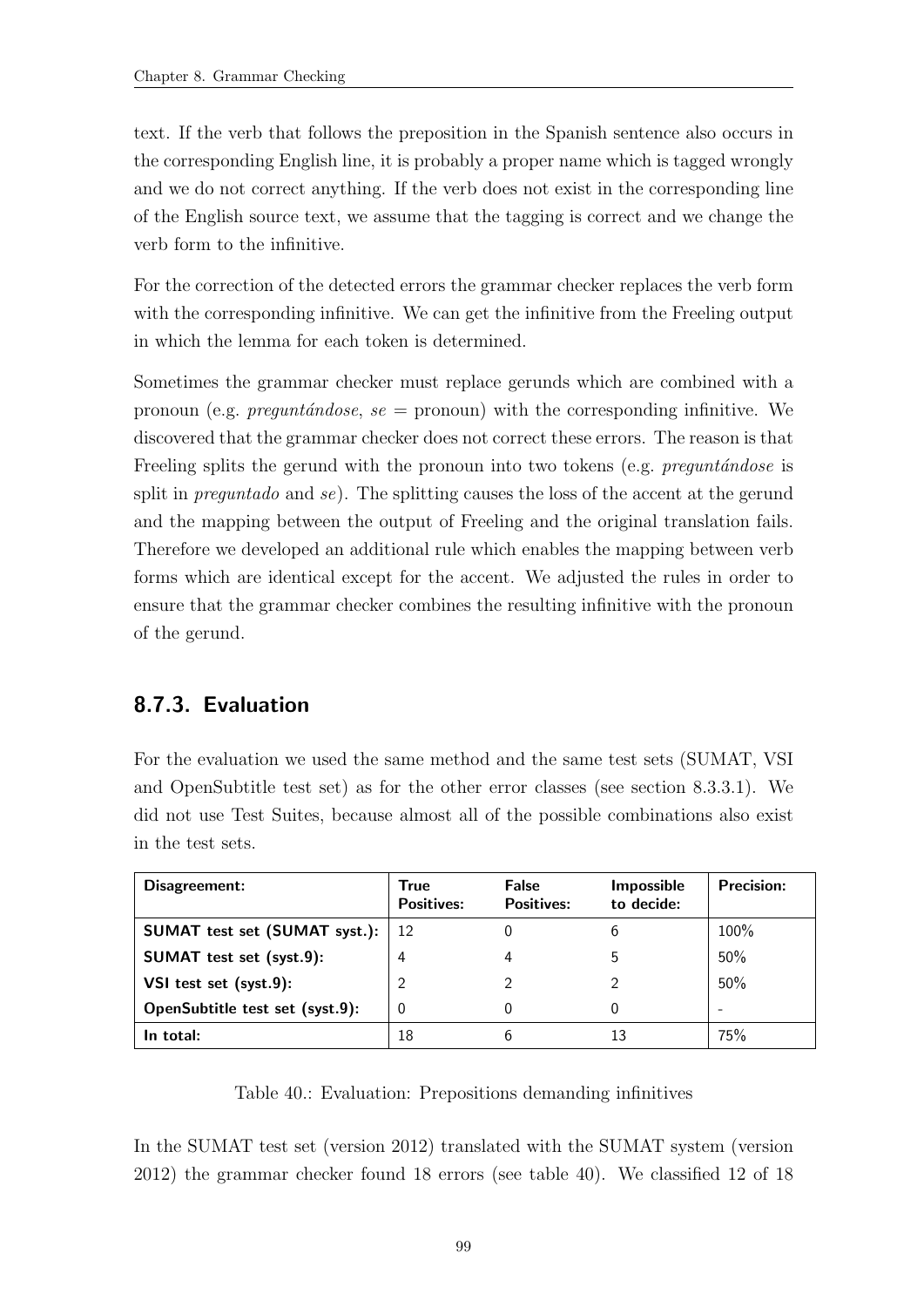text. If the verb that follows the preposition in the Spanish sentence also occurs in the corresponding English line, it is probably a proper name which is tagged wrongly and we do not correct anything. If the verb does not exist in the corresponding line of the English source text, we assume that the tagging is correct and we change the verb form to the infinitive.

For the correction of the detected errors the grammar checker replaces the verb form with the corresponding infinitive. We can get the infinitive from the Freeling output in which the lemma for each token is determined.

Sometimes the grammar checker must replace gerunds which are combined with a pronoun (e.g. *preguntándose*, *se* = pronoun) with the corresponding infinitive. We discovered that the grammar checker does not correct these errors. The reason is that Freeling splits the gerund with the pronoun into two tokens (e.g. *preguntándose* is split in *preguntado* and *se*). The splitting causes the loss of the accent at the gerund and the mapping between the output of Freeling and the original translation fails. Therefore we developed an additional rule which enables the mapping between verb forms which are identical except for the accent. We adjusted the rules in order to ensure that the grammar checker combines the resulting infinitive with the pronoun of the gerund.

### 8.7.3. Evaluation

For the evaluation we used the same method and the same test sets (SUMAT, VSI and OpenSubtitle test set) as for the other error classes (see section 8.3.3.1). We did not use Test Suites, because almost all of the possible combinations also exist in the test sets.

| **Disagreement:** | **True Positives:** | **False Positives:** | **Impossible to decide:** | **Precision:** |
|---|---|---|---|---|
| **SUMAT test set (SUMAT syst.):** | 12 | 0 | 6 | 100% |
| **SUMAT test set (syst.9):** | 4 | 4 | 5 | 50% |
| **VSI test set (syst.9):** | 2 | 2 | 2 | 50% |
| **OpenSubtitle test set (syst.9):** | 0 | 0 | 0 | - |
| **In total:** | 18 | 6 | 13 | 75% |

Table 40.: Evaluation: Prepositions demanding infinitives

In the SUMAT test set (version 2012) translated with the SUMAT system (version 2012) the grammar checker found 18 errors (see table 40). We classified 12 of 18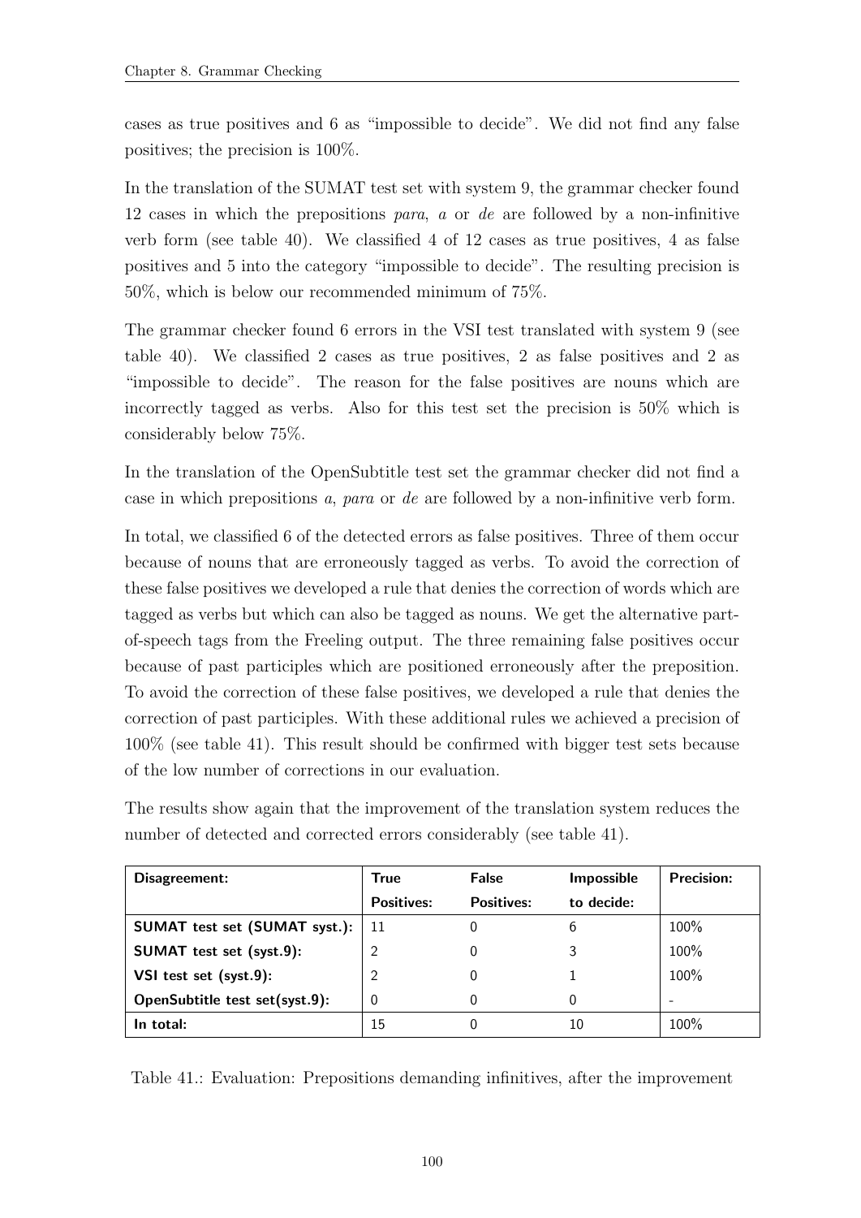cases as true positives and 6 as "impossible to decide". We did not find any false positives; the precision is 100%.

In the translation of the SUMAT test set with system 9, the grammar checker found 12 cases in which the prepositions *para*, *a* or *de* are followed by a non-infinitive verb form (see table 40). We classified 4 of 12 cases as true positives, 4 as false positives and 5 into the category "impossible to decide". The resulting precision is 50%, which is below our recommended minimum of 75%.

The grammar checker found 6 errors in the VSI test translated with system 9 (see table 40). We classified 2 cases as true positives, 2 as false positives and 2 as "impossible to decide". The reason for the false positives are nouns which are incorrectly tagged as verbs. Also for this test set the precision is 50% which is considerably below 75%.

In the translation of the OpenSubtitle test set the grammar checker did not find a case in which prepositions *a*, *para* or *de* are followed by a non-infinitive verb form.

In total, we classified 6 of the detected errors as false positives. Three of them occur because of nouns that are erroneously tagged as verbs. To avoid the correction of these false positives we developed a rule that denies the correction of words which are tagged as verbs but which can also be tagged as nouns. We get the alternative part-of-speech tags from the Freeling output. The three remaining false positives occur because of past participles which are positioned erroneously after the preposition. To avoid the correction of these false positives, we developed a rule that denies the correction of past participles. With these additional rules we achieved a precision of 100% (see table 41). This result should be confirmed with bigger test sets because of the low number of corrections in our evaluation.

The results show again that the improvement of the translation system reduces the number of detected and corrected errors considerably (see table 41).

| **Disagreement:** | **True Positives:** | **False Positives:** | **Impossible to decide:** | **Precision:** |
|---|---|---|---|---|
| **SUMAT test set (SUMAT syst.):** | 11 | 0 | 6 | 100% |
| **SUMAT test set (syst.9):** | 2 | 0 | 3 | 100% |
| **VSI test set (syst.9):** | 2 | 0 | 1 | 100% |
| **OpenSubtitle test set(syst.9):** | 0 | 0 | 0 | - |
| **In total:** | 15 | 0 | 10 | 100% |

Table 41.: Evaluation: Prepositions demanding infinitives, after the improvement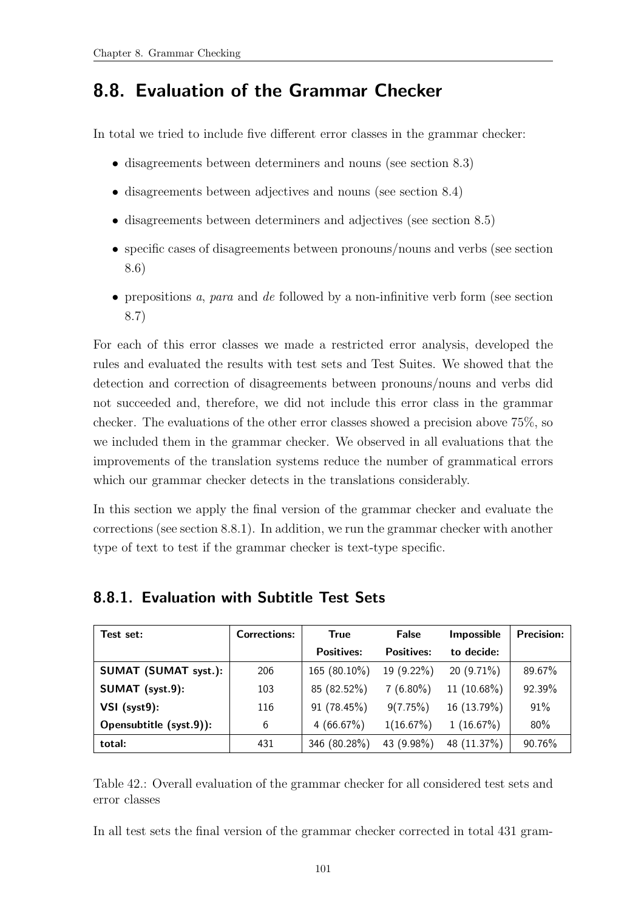## 8.8. Evaluation of the Grammar Checker

In total we tried to include five different error classes in the grammar checker:

- disagreements between determiners and nouns (see section 8.3)
- disagreements between adjectives and nouns (see section 8.4)
- disagreements between determiners and adjectives (see section 8.5)
- specific cases of disagreements between pronouns/nouns and verbs (see section 8.6)
- prepositions *a*, *para* and *de* followed by a non-infinitive verb form (see section 8.7)

For each of this error classes we made a restricted error analysis, developed the rules and evaluated the results with test sets and Test Suites. We showed that the detection and correction of disagreements between pronouns/nouns and verbs did not succeeded and, therefore, we did not include this error class in the grammar checker. The evaluations of the other error classes showed a precision above 75%, so we included them in the grammar checker. We observed in all evaluations that the improvements of the translation systems reduce the number of grammatical errors which our grammar checker detects in the translations considerably.

In this section we apply the final version of the grammar checker and evaluate the corrections (see section 8.8.1). In addition, we run the grammar checker with another type of text to test if the grammar checker is text-type specific.

### 8.8.1. Evaluation with Subtitle Test Sets

| Test set: | Corrections: | True Positives: | False Positives: | Impossible to decide: | Precision: |
|---|---|---|---|---|---|
| **SUMAT (SUMAT syst.):** | 206 | 165 (80.10%) | 19 (9.22%) | 20 (9.71%) | 89.67% |
| **SUMAT (syst.9):** | 103 | 85 (82.52%) | 7 (6.80%) | 11 (10.68%) | 92.39% |
| **VSI (syst9):** | 116 | 91 (78.45%) | 9(7.75%) | 16 (13.79%) | 91% |
| **Opensubtitle (syst.9)):** | 6 | 4 (66.67%) | 1(16.67%) | 1 (16.67%) | 80% |
| **total:** | 431 | 346 (80.28%) | 43 (9.98%) | 48 (11.37%) | 90.76% |

Table 42.: Overall evaluation of the grammar checker for all considered test sets and error classes

In all test sets the final version of the grammar checker corrected in total 431 gram-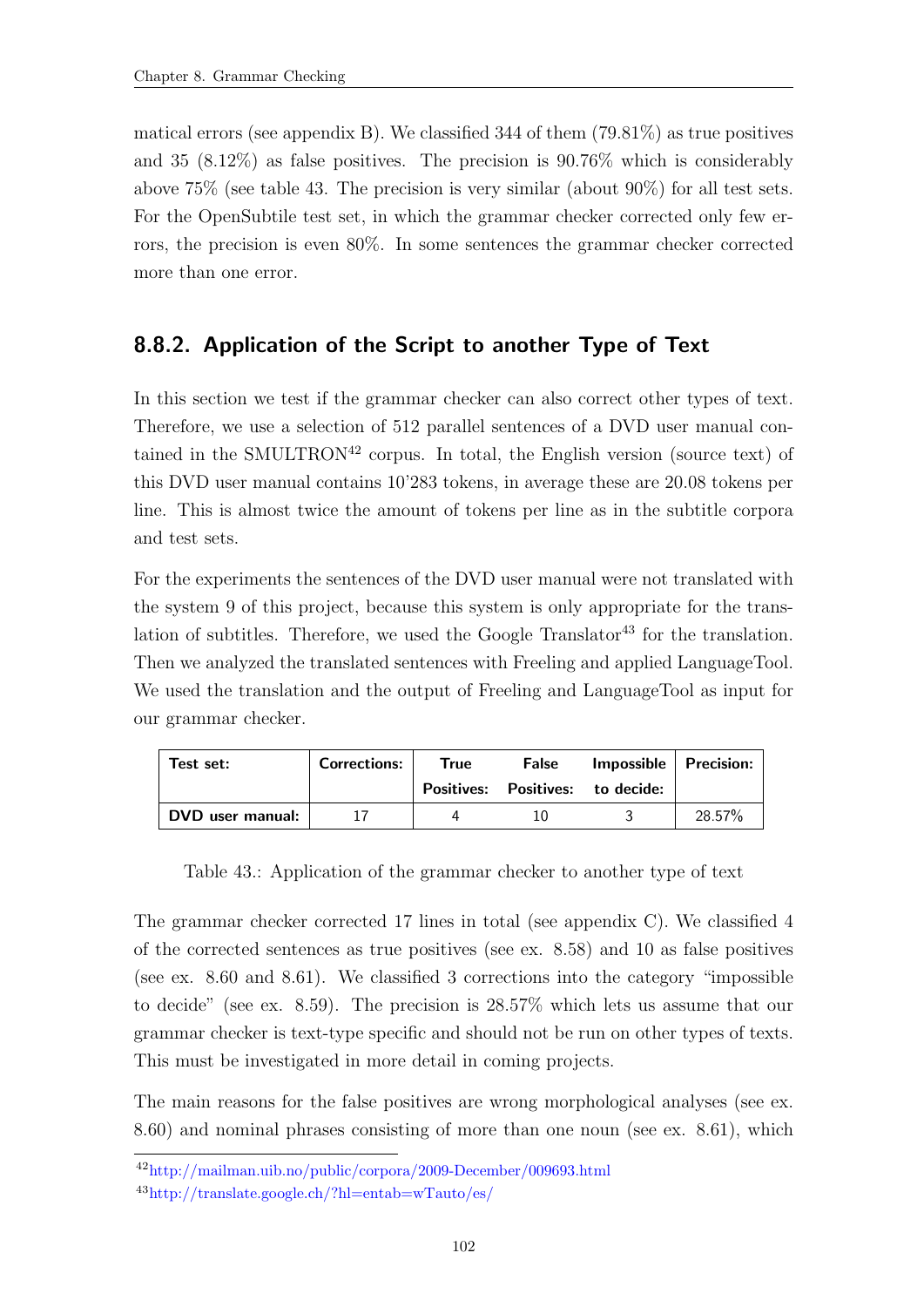matical errors (see appendix B). We classified 344 of them (79.81%) as true positives and 35 (8.12%) as false positives. The precision is 90.76% which is considerably above 75% (see table 43. The precision is very similar (about 90%) for all test sets. For the OpenSubtile test set, in which the grammar checker corrected only few errors, the precision is even 80%. In some sentences the grammar checker corrected more than one error.

### 8.8.2. Application of the Script to another Type of Text

In this section we test if the grammar checker can also correct other types of text. Therefore, we use a selection of 512 parallel sentences of a DVD user manual contained in the SMULTRON[42] corpus. In total, the English version (source text) of this DVD user manual contains 10'283 tokens, in average these are 20.08 tokens per line. This is almost twice the amount of tokens per line as in the subtitle corpora and test sets.

For the experiments the sentences of the DVD user manual were not translated with the system 9 of this project, because this system is only appropriate for the translation of subtitles. Therefore, we used the Google Translator[43] for the translation. Then we analyzed the translated sentences with Freeling and applied LanguageTool. We used the translation and the output of Freeling and LanguageTool as input for our grammar checker.

| Test set: | Corrections: | True Positives: | False Positives: | Impossible to decide: | Precision: |
|---|---|---|---|---|---|
| **DVD user manual:** | 17 | 4 | 10 | 3 | 28.57% |

Table 43.: Application of the grammar checker to another type of text

The grammar checker corrected 17 lines in total (see appendix C). We classified 4 of the corrected sentences as true positives (see ex. 8.58) and 10 as false positives (see ex. 8.60 and 8.61). We classified 3 corrections into the category "impossible to decide" (see ex. 8.59). The precision is 28.57% which lets us assume that our grammar checker is text-type specific and should not be run on other types of texts. This must be investigated in more detail in coming projects.

The main reasons for the false positives are wrong morphological analyses (see ex. 8.60) and nominal phrases consisting of more than one noun (see ex. 8.61), which

[42]http://mailman.uib.no/public/corpora/2009-December/009693.html

[43]http://translate.google.ch/?hl=entab=wTauto/es/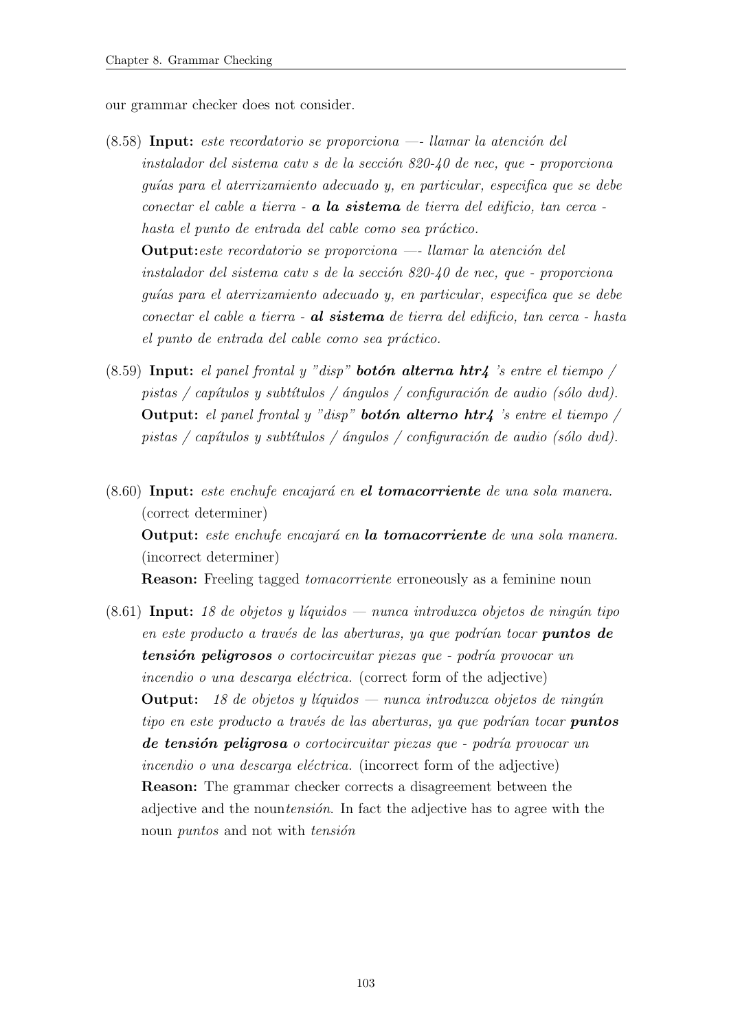our grammar checker does not consider.

(8.58) **Input:** *este recordatorio se proporciona —- llamar la atención del instalador del sistema catv s de la sección 820-40 de nec, que - proporciona guías para el aterrizamiento adecuado y, en particular, especifica que se debe conectar el cable a tierra -* ***a la sistema*** *de tierra del edificio, tan cerca - hasta el punto de entrada del cable como sea práctico.*
**Output:***este recordatorio se proporciona —- llamar la atención del instalador del sistema catv s de la sección 820-40 de nec, que - proporciona guías para el aterrizamiento adecuado y, en particular, especifica que se debe conectar el cable a tierra -* ***al sistema*** *de tierra del edificio, tan cerca - hasta el punto de entrada del cable como sea práctico.*

(8.59) **Input:** *el panel frontal y "disp"* ***botón alterna htr4*** *'s entre el tiempo / pistas / capítulos y subtítulos / ángulos / configuración de audio (sólo dvd).*
**Output:** *el panel frontal y "disp"* ***botón alterno htr4*** *'s entre el tiempo / pistas / capítulos y subtítulos / ángulos / configuración de audio (sólo dvd).*

(8.60) **Input:** *este enchufe encajará en* ***el tomacorriente*** *de una sola manera.* (correct determiner)
**Output:** *este enchufe encajará en* ***la tomacorriente*** *de una sola manera.* (incorrect determiner)
**Reason:** Freeling tagged *tomacorriente* erroneously as a feminine noun

(8.61) **Input:** *18 de objetos y líquidos — nunca introduzca objetos de ningún tipo en este producto a través de las aberturas, ya que podrían tocar* ***puntos de tensión peligrosos*** *o cortocircuitar piezas que - podría provocar un incendio o una descarga eléctrica.* (correct form of the adjective)
**Output:** *18 de objetos y líquidos — nunca introduzca objetos de ningún tipo en este producto a través de las aberturas, ya que podrían tocar* ***puntos de tensión peligrosa*** *o cortocircuitar piezas que - podría provocar un incendio o una descarga eléctrica.* (incorrect form of the adjective)
**Reason:** The grammar checker corrects a disagreement between the adjective and the noun*tensión*. In fact the adjective has to agree with the noun *puntos* and not with *tensión*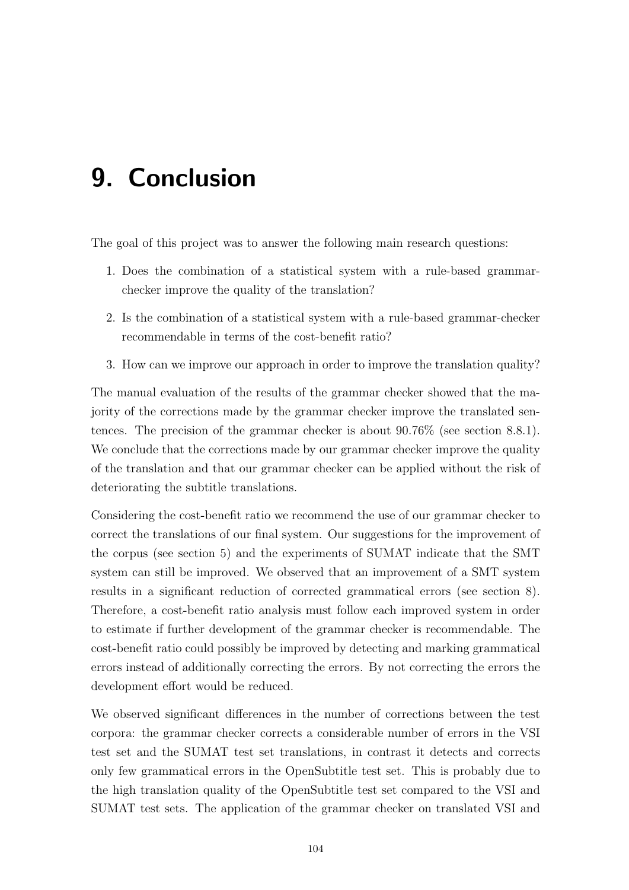# 9. Conclusion

The goal of this project was to answer the following main research questions:

1. Does the combination of a statistical system with a rule-based grammar-checker improve the quality of the translation?
2. Is the combination of a statistical system with a rule-based grammar-checker recommendable in terms of the cost-benefit ratio?
3. How can we improve our approach in order to improve the translation quality?

The manual evaluation of the results of the grammar checker showed that the majority of the corrections made by the grammar checker improve the translated sentences. The precision of the grammar checker is about 90.76% (see section 8.8.1). We conclude that the corrections made by our grammar checker improve the quality of the translation and that our grammar checker can be applied without the risk of deteriorating the subtitle translations.

Considering the cost-benefit ratio we recommend the use of our grammar checker to correct the translations of our final system. Our suggestions for the improvement of the corpus (see section 5) and the experiments of SUMAT indicate that the SMT system can still be improved. We observed that an improvement of a SMT system results in a significant reduction of corrected grammatical errors (see section 8). Therefore, a cost-benefit ratio analysis must follow each improved system in order to estimate if further development of the grammar checker is recommendable. The cost-benefit ratio could possibly be improved by detecting and marking grammatical errors instead of additionally correcting the errors. By not correcting the errors the development effort would be reduced.

We observed significant differences in the number of corrections between the test corpora: the grammar checker corrects a considerable number of errors in the VSI test set and the SUMAT test set translations, in contrast it detects and corrects only few grammatical errors in the OpenSubtitle test set. This is probably due to the high translation quality of the OpenSubtitle test set compared to the VSI and SUMAT test sets. The application of the grammar checker on translated VSI and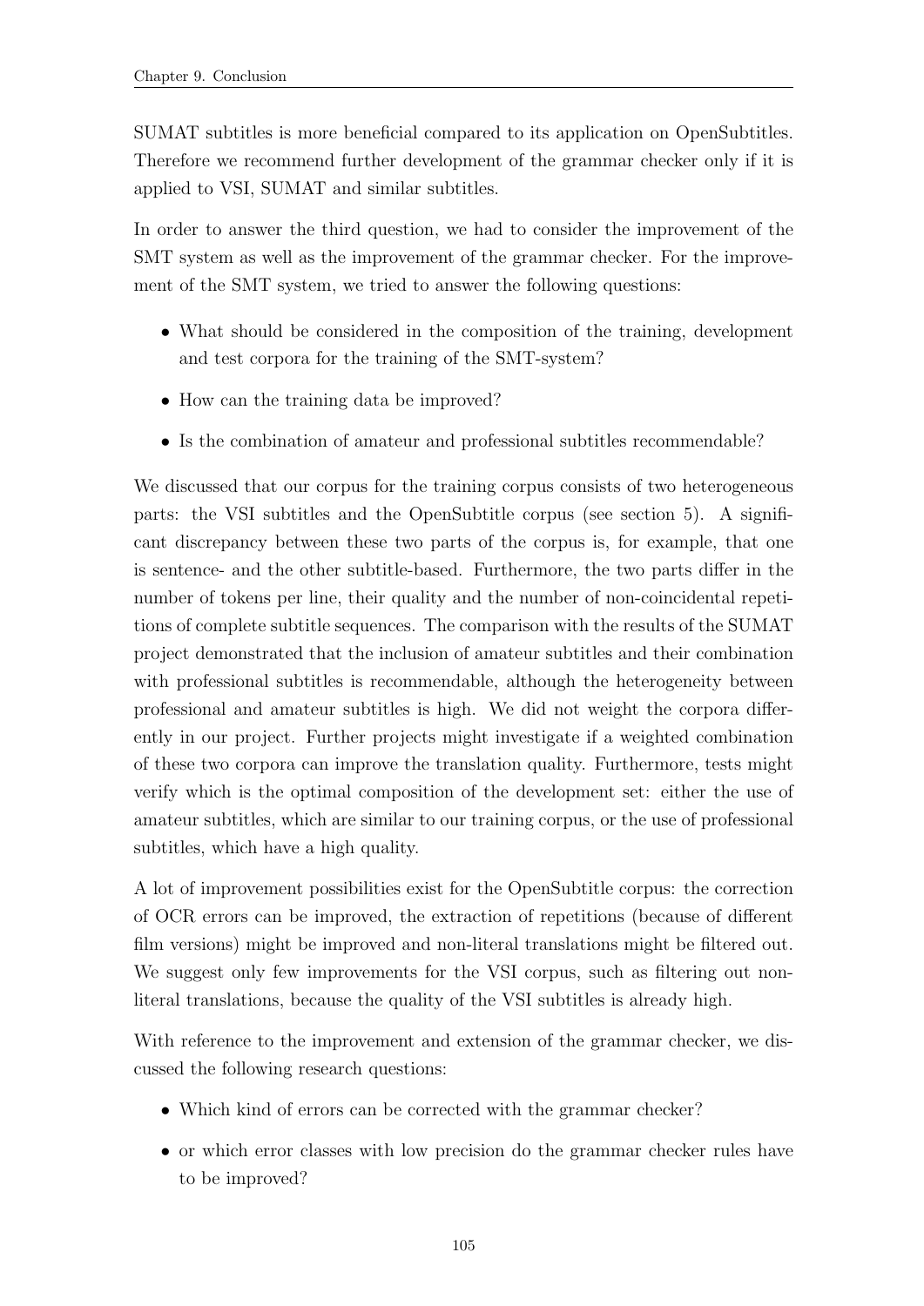SUMAT subtitles is more beneficial compared to its application on OpenSubtitles. Therefore we recommend further development of the grammar checker only if it is applied to VSI, SUMAT and similar subtitles.

In order to answer the third question, we had to consider the improvement of the SMT system as well as the improvement of the grammar checker. For the improvement of the SMT system, we tried to answer the following questions:

- What should be considered in the composition of the training, development and test corpora for the training of the SMT-system?
- How can the training data be improved?
- Is the combination of amateur and professional subtitles recommendable?

We discussed that our corpus for the training corpus consists of two heterogeneous parts: the VSI subtitles and the OpenSubtitle corpus (see section 5). A significant discrepancy between these two parts of the corpus is, for example, that one is sentence- and the other subtitle-based. Furthermore, the two parts differ in the number of tokens per line, their quality and the number of non-coincidental repetitions of complete subtitle sequences. The comparison with the results of the SUMAT project demonstrated that the inclusion of amateur subtitles and their combination with professional subtitles is recommendable, although the heterogeneity between professional and amateur subtitles is high. We did not weight the corpora differently in our project. Further projects might investigate if a weighted combination of these two corpora can improve the translation quality. Furthermore, tests might verify which is the optimal composition of the development set: either the use of amateur subtitles, which are similar to our training corpus, or the use of professional subtitles, which have a high quality.

A lot of improvement possibilities exist for the OpenSubtitle corpus: the correction of OCR errors can be improved, the extraction of repetitions (because of different film versions) might be improved and non-literal translations might be filtered out. We suggest only few improvements for the VSI corpus, such as filtering out non-literal translations, because the quality of the VSI subtitles is already high.

With reference to the improvement and extension of the grammar checker, we discussed the following research questions:

- Which kind of errors can be corrected with the grammar checker?
- or which error classes with low precision do the grammar checker rules have to be improved?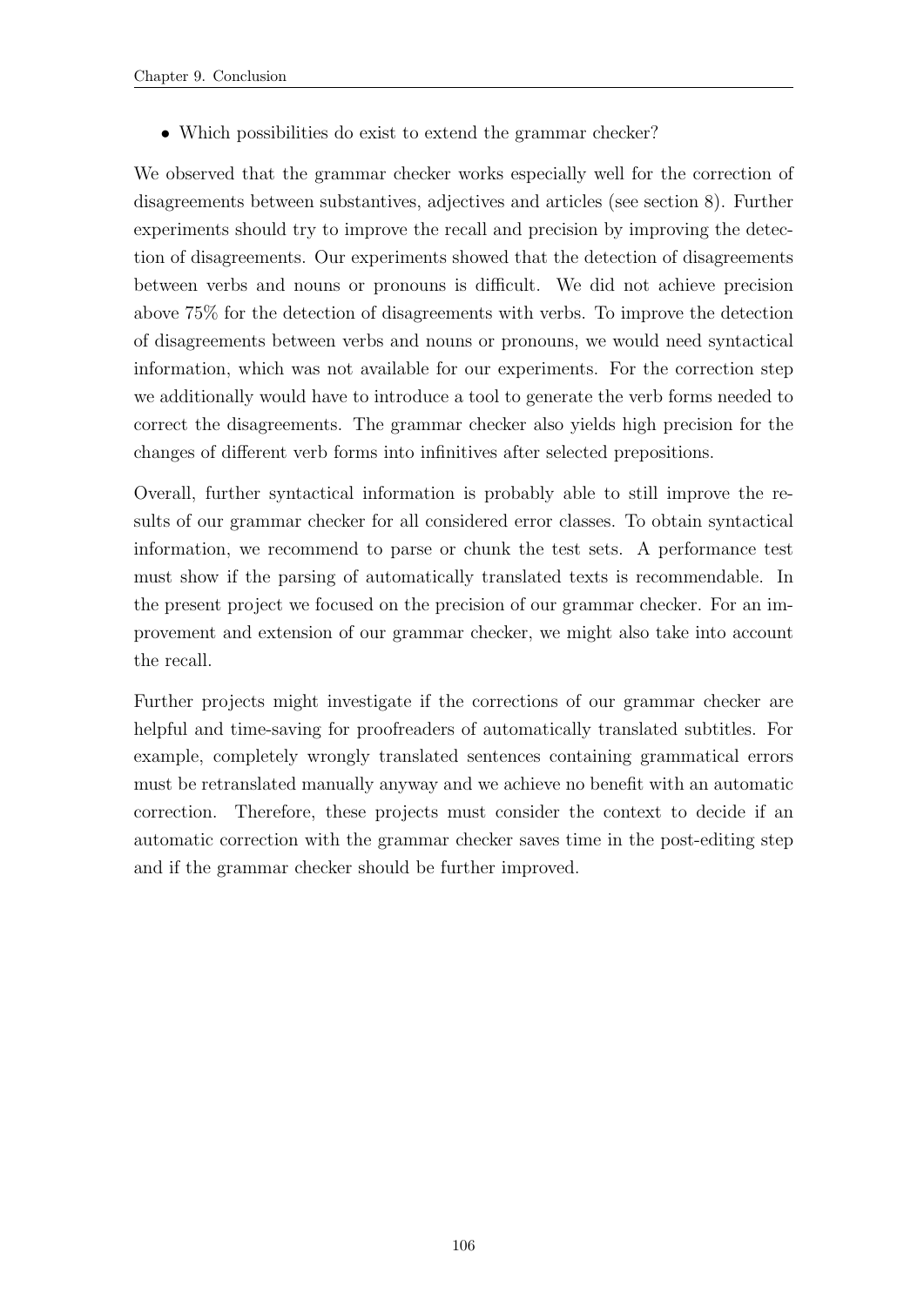- Which possibilities do exist to extend the grammar checker?

We observed that the grammar checker works especially well for the correction of disagreements between substantives, adjectives and articles (see section 8). Further experiments should try to improve the recall and precision by improving the detection of disagreements. Our experiments showed that the detection of disagreements between verbs and nouns or pronouns is difficult. We did not achieve precision above 75% for the detection of disagreements with verbs. To improve the detection of disagreements between verbs and nouns or pronouns, we would need syntactical information, which was not available for our experiments. For the correction step we additionally would have to introduce a tool to generate the verb forms needed to correct the disagreements. The grammar checker also yields high precision for the changes of different verb forms into infinitives after selected prepositions.

Overall, further syntactical information is probably able to still improve the results of our grammar checker for all considered error classes. To obtain syntactical information, we recommend to parse or chunk the test sets. A performance test must show if the parsing of automatically translated texts is recommendable. In the present project we focused on the precision of our grammar checker. For an improvement and extension of our grammar checker, we might also take into account the recall.

Further projects might investigate if the corrections of our grammar checker are helpful and time-saving for proofreaders of automatically translated subtitles. For example, completely wrongly translated sentences containing grammatical errors must be retranslated manually anyway and we achieve no benefit with an automatic correction. Therefore, these projects must consider the context to decide if an automatic correction with the grammar checker saves time in the post-editing step and if the grammar checker should be further improved.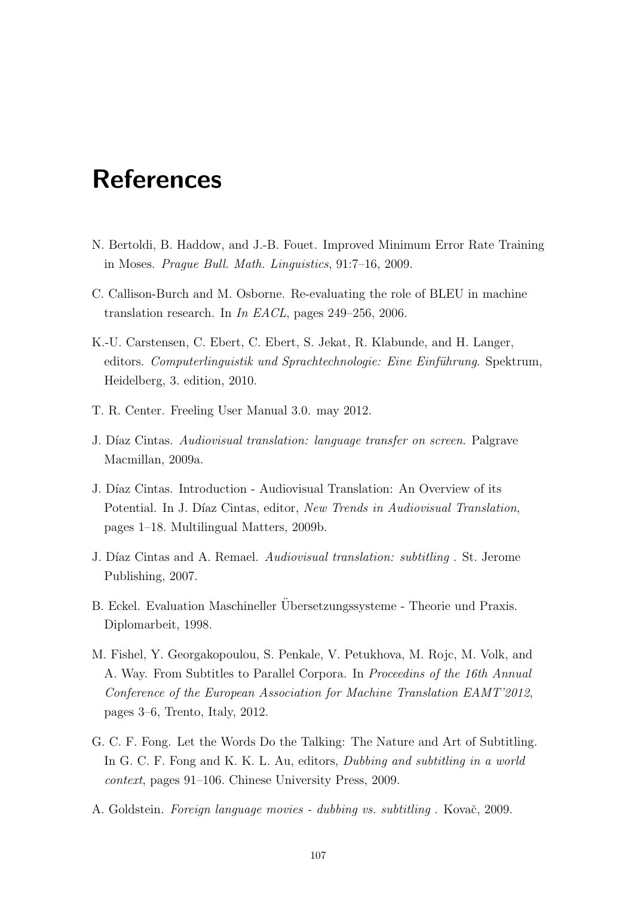# References

N. Bertoldi, B. Haddow, and J.-B. Fouet. Improved Minimum Error Rate Training in Moses. *Prague Bull. Math. Linguistics*, 91:7–16, 2009.

C. Callison-Burch and M. Osborne. Re-evaluating the role of BLEU in machine translation research. In *In EACL*, pages 249–256, 2006.

K.-U. Carstensen, C. Ebert, C. Ebert, S. Jekat, R. Klabunde, and H. Langer, editors. *Computerlinguistik und Sprachtechnologie: Eine Einführung*. Spektrum, Heidelberg, 3. edition, 2010.

T. R. Center. Freeling User Manual 3.0. may 2012.

J. Díaz Cintas. *Audiovisual translation: language transfer on screen*. Palgrave Macmillan, 2009a.

J. Díaz Cintas. Introduction - Audiovisual Translation: An Overview of its Potential. In J. Díaz Cintas, editor, *New Trends in Audiovisual Translation*, pages 1–18. Multilingual Matters, 2009b.

J. Díaz Cintas and A. Remael. *Audiovisual translation: subtitling* . St. Jerome Publishing, 2007.

B. Eckel. Evaluation Maschineller Übersetzungssysteme - Theorie und Praxis. Diplomarbeit, 1998.

M. Fishel, Y. Georgakopoulou, S. Penkale, V. Petukhova, M. Rojc, M. Volk, and A. Way. From Subtitles to Parallel Corpora. In *Proceedins of the 16th Annual Conference of the European Association for Machine Translation EAMT'2012*, pages 3–6, Trento, Italy, 2012.

G. C. F. Fong. Let the Words Do the Talking: The Nature and Art of Subtitling. In G. C. F. Fong and K. K. L. Au, editors, *Dubbing and subtitling in a world context*, pages 91–106. Chinese University Press, 2009.

A. Goldstein. *Foreign language movies - dubbing vs. subtitling* . Kovač, 2009.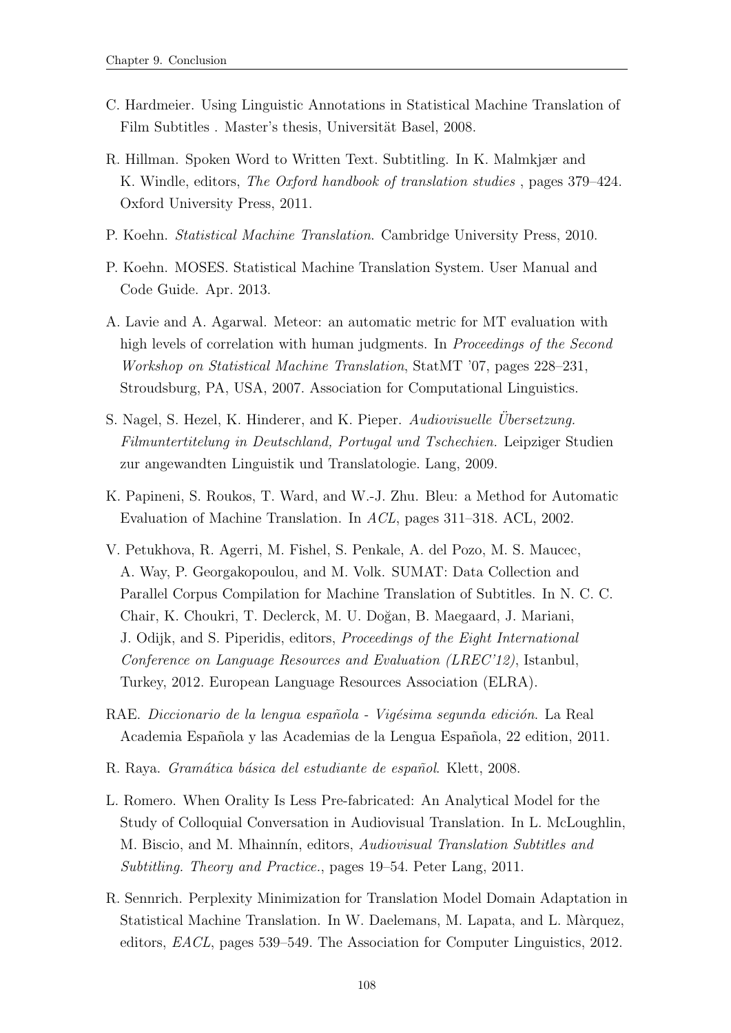C. Hardmeier. Using Linguistic Annotations in Statistical Machine Translation of Film Subtitles . Master's thesis, Universität Basel, 2008.

R. Hillman. Spoken Word to Written Text. Subtitling. In K. Malmkjær and K. Windle, editors, *The Oxford handbook of translation studies* , pages 379–424. Oxford University Press, 2011.

P. Koehn. *Statistical Machine Translation*. Cambridge University Press, 2010.

P. Koehn. MOSES. Statistical Machine Translation System. User Manual and Code Guide. Apr. 2013.

A. Lavie and A. Agarwal. Meteor: an automatic metric for MT evaluation with high levels of correlation with human judgments. In *Proceedings of the Second Workshop on Statistical Machine Translation*, StatMT '07, pages 228–231, Stroudsburg, PA, USA, 2007. Association for Computational Linguistics.

S. Nagel, S. Hezel, K. Hinderer, and K. Pieper. *Audiovisuelle Übersetzung. Filmuntertitelung in Deutschland, Portugal und Tschechien.* Leipziger Studien zur angewandten Linguistik und Translatologie. Lang, 2009.

K. Papineni, S. Roukos, T. Ward, and W.-J. Zhu. Bleu: a Method for Automatic Evaluation of Machine Translation. In *ACL*, pages 311–318. ACL, 2002.

V. Petukhova, R. Agerri, M. Fishel, S. Penkale, A. del Pozo, M. S. Maucec, A. Way, P. Georgakopoulou, and M. Volk. SUMAT: Data Collection and Parallel Corpus Compilation for Machine Translation of Subtitles. In N. C. C. Chair, K. Choukri, T. Declerck, M. U. Doğan, B. Maegaard, J. Mariani, J. Odijk, and S. Piperidis, editors, *Proceedings of the Eight International Conference on Language Resources and Evaluation (LREC'12)*, Istanbul, Turkey, 2012. European Language Resources Association (ELRA).

RAE. *Diccionario de la lengua española - Vigésima segunda edición*. La Real Academia Española y las Academias de la Lengua Española, 22 edition, 2011.

R. Raya. *Gramática básica del estudiante de español*. Klett, 2008.

L. Romero. When Orality Is Less Pre-fabricated: An Analytical Model for the Study of Colloquial Conversation in Audiovisual Translation. In L. McLoughlin, M. Biscio, and M. Mhainnín, editors, *Audiovisual Translation Subtitles and Subtitling. Theory and Practice.*, pages 19–54. Peter Lang, 2011.

R. Sennrich. Perplexity Minimization for Translation Model Domain Adaptation in Statistical Machine Translation. In W. Daelemans, M. Lapata, and L. Màrquez, editors, *EACL*, pages 539–549. The Association for Computer Linguistics, 2012.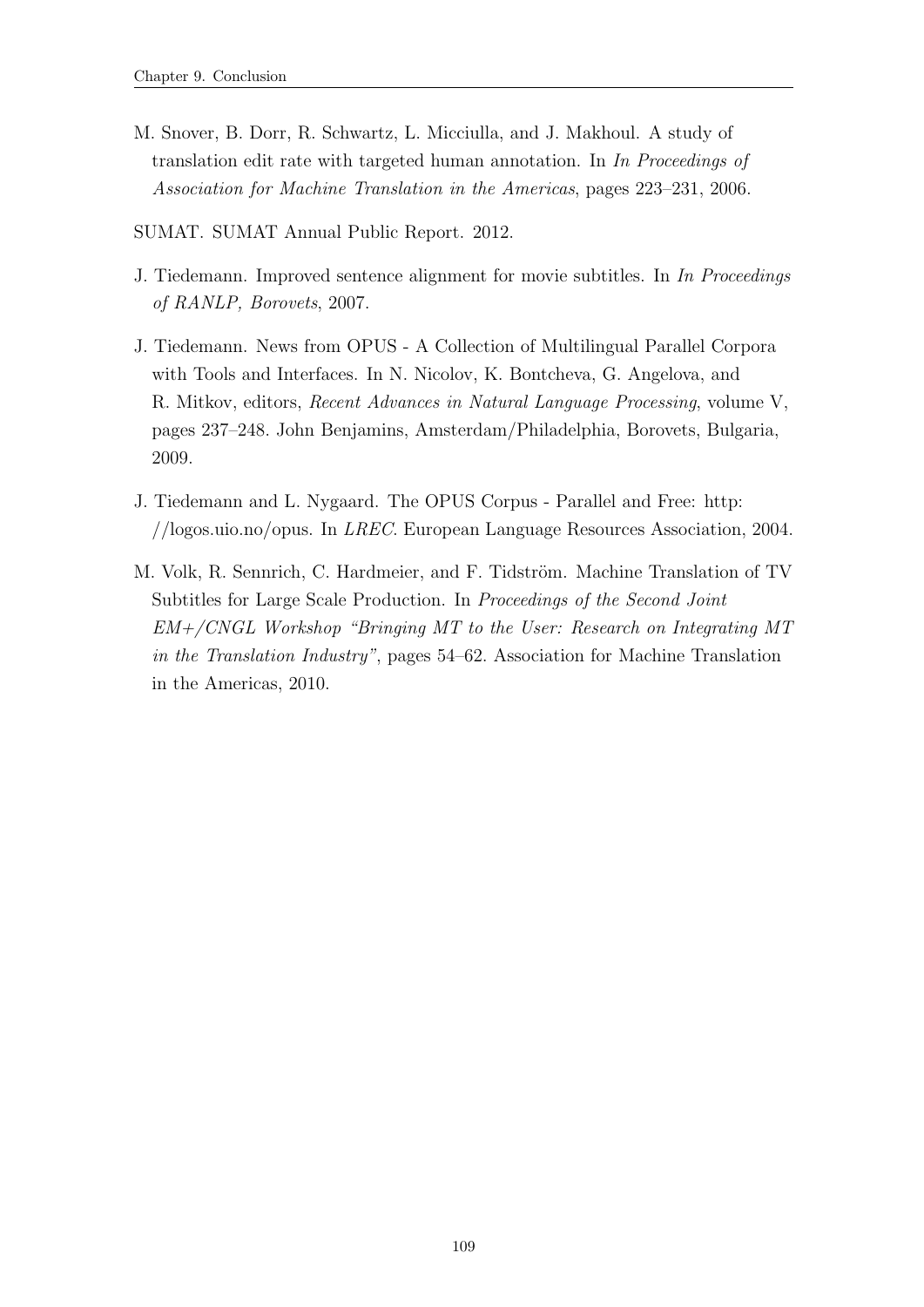M. Snover, B. Dorr, R. Schwartz, L. Micciulla, and J. Makhoul. A study of translation edit rate with targeted human annotation. In *In Proceedings of Association for Machine Translation in the Americas*, pages 223–231, 2006.

SUMAT. SUMAT Annual Public Report. 2012.

J. Tiedemann. Improved sentence alignment for movie subtitles. In *In Proceedings of RANLP, Borovets*, 2007.

J. Tiedemann. News from OPUS - A Collection of Multilingual Parallel Corpora with Tools and Interfaces. In N. Nicolov, K. Bontcheva, G. Angelova, and R. Mitkov, editors, *Recent Advances in Natural Language Processing*, volume V, pages 237–248. John Benjamins, Amsterdam/Philadelphia, Borovets, Bulgaria, 2009.

J. Tiedemann and L. Nygaard. The OPUS Corpus - Parallel and Free: http://logos.uio.no/opus. In *LREC*. European Language Resources Association, 2004.

M. Volk, R. Sennrich, C. Hardmeier, and F. Tidström. Machine Translation of TV Subtitles for Large Scale Production. In *Proceedings of the Second Joint EM+/CNGL Workshop "Bringing MT to the User: Research on Integrating MT in the Translation Industry"*, pages 54–62. Association for Machine Translation in the Americas, 2010.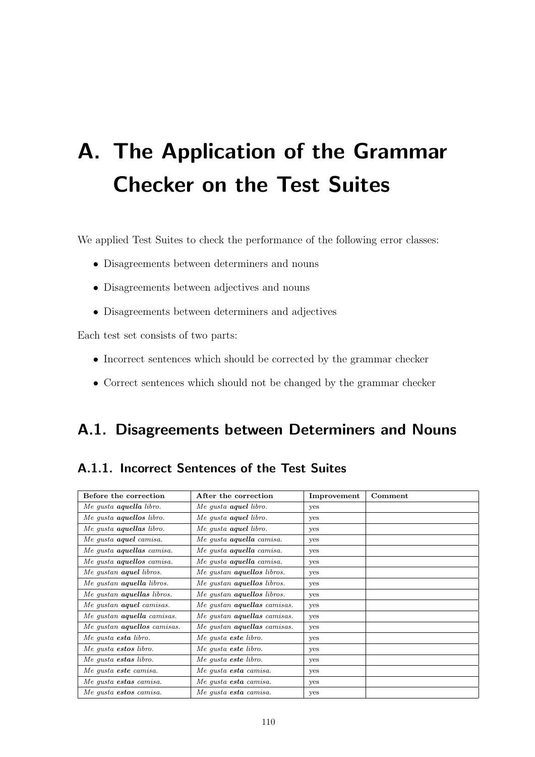# A. The Application of the Grammar Checker on the Test Suites

We applied Test Suites to check the performance of the following error classes:

- Disagreements between determiners and nouns
- Disagreements between adjectives and nouns
- Disagreements between determiners and adjectives

Each test set consists of two parts:

- Incorrect sentences which should be corrected by the grammar checker
- Correct sentences which should not be changed by the grammar checker

## A.1. Disagreements between Determiners and Nouns

### A.1.1. Incorrect Sentences of the Test Suites

| Before the correction | After the correction | Improvement | Comment |
|---|---|---|---|
| *Me gusta **aquella** libro.* | *Me gusta **aquel** libro.* | yes | |
| *Me gusta **aquellos** libro.* | *Me gusta **aquel** libro.* | yes | |
| *Me gusta **aquellas** libro.* | *Me gusta **aquel** libro.* | yes | |
| *Me gusta **aquel** camisa.* | *Me gusta **aquella** camisa.* | yes | |
| *Me gusta **aquellas** camisa.* | *Me gusta **aquella** camisa.* | yes | |
| *Me gusta **aquellos** camisa.* | *Me gusta **aquella** camisa.* | yes | |
| *Me gustan **aquel** libros.* | *Me gustan **aquellos** libros.* | yes | |
| *Me gustan **aquella** libros.* | *Me gustan **aquellos** libros.* | yes | |
| *Me gustan **aquellas** libros.* | *Me gustan **aquellos** libros.* | yes | |
| *Me gustan **aquel** camisas.* | *Me gustan **aquellas** camisas.* | yes | |
| *Me gustan **aquella** camisas.* | *Me gustan **aquellas** camisas.* | yes | |
| *Me gustan **aquellos** camisas.* | *Me gustan **aquellas** camisas.* | yes | |
| *Me gusta **esta** libro.* | *Me gusta **este** libro.* | yes | |
| *Me gusta **estos** libro.* | *Me gusta **este** libro.* | yes | |
| *Me gusta **estas** libro.* | *Me gusta **este** libro.* | yes | |
| *Me gusta **este** camisa.* | *Me gusta **esta** camisa.* | yes | |
| *Me gusta **estas** camisa.* | *Me gusta **esta** camisa.* | yes | |
| *Me gusta **estos** camisa.* | *Me gusta **esta** camisa.* | yes | |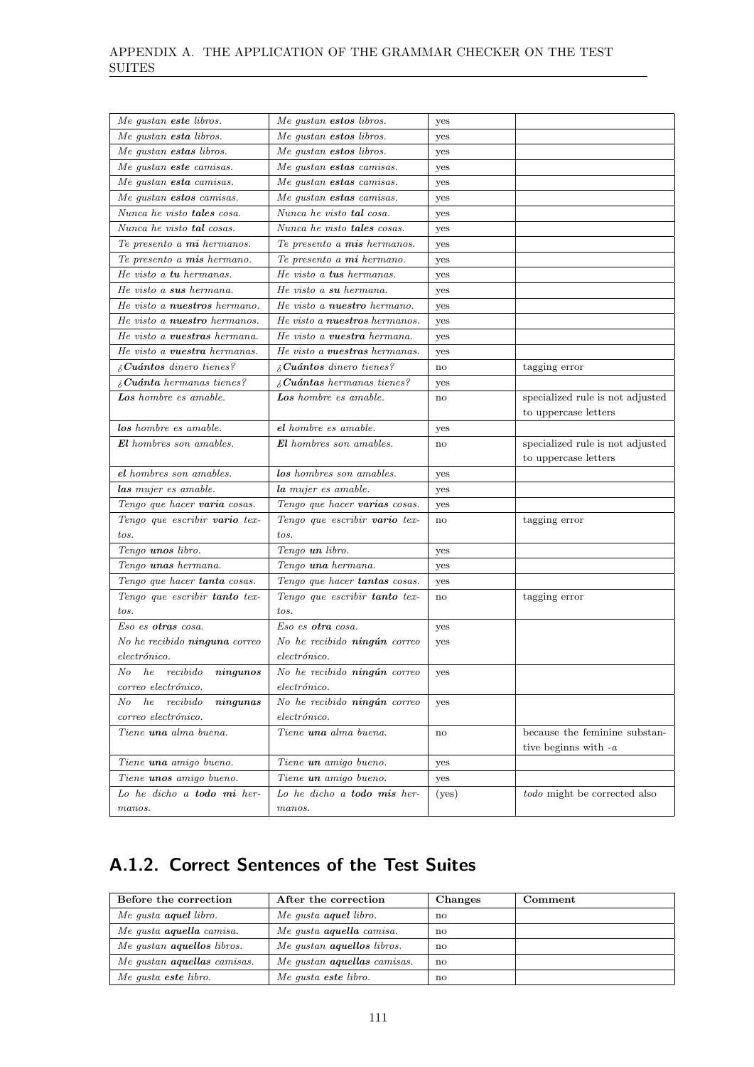| | | | |
|---|---|---|---|
| *Me gustan **este** libros.* | *Me gustan **estos** libros.* | yes | |
| *Me gustan **esta** libros.* | *Me gustan **estos** libros.* | yes | |
| *Me gustan **estas** libros.* | *Me gustan **estos** libros.* | yes | |
| *Me gustan **este** camisas.* | *Me gustan **estas** camisas.* | yes | |
| *Me gustan **esta** camisas.* | *Me gustan **estas** camisas.* | yes | |
| *Me gustan **estos** camisas.* | *Me gustan **estas** camisas.* | yes | |
| *Nunca he visto **tales** cosa.* | *Nunca he visto **tal** cosa.* | yes | |
| *Nunca he visto **tal** cosas.* | *Nunca he visto **tales** cosas.* | yes | |
| *Te presento a **mi** hermanos.* | *Te presento a **mis** hermanos.* | yes | |
| *Te presento a **mis** hermano.* | *Te presento a **mi** hermano.* | yes | |
| *He visto a **tu** hermanas.* | *He visto a **tus** hermanas.* | yes | |
| *He visto a **sus** hermana.* | *He visto a **su** hermana.* | yes | |
| *He visto a **nuestros** hermano.* | *He visto a **nuestro** hermano.* | yes | |
| *He visto a **nuestro** hermanos.* | *He visto a **nuestros** hermanos.* | yes | |
| *He visto a **vuestras** hermana.* | *He visto a **vuestra** hermana.* | yes | |
| *He visto a **vuestra** hermanas.* | *He visto a **vuestras** hermanas.* | yes | |
| *¿**Cuántos** dinero tienes?* | *¿**Cuántos** dinero tienes?* | no | tagging error |
| *¿**Cuánta** hermanas tienes?* | *¿**Cuántas** hermanas tienes?* | yes | |
| ***Los** hombre es amable.* | ***Los** hombre es amable.* | no | specialized rule is not adjusted to uppercase letters |
| ***los** hombre es amable.* | ***el** hombre es amable.* | yes | |
| ***El** hombres son amables.* | ***El** hombres son amables.* | no | specialized rule is not adjusted to uppercase letters |
| ***el** hombres son amables.* | ***los** hombres son amables.* | yes | |
| ***las** mujer es amable.* | ***la** mujer es amable.* | yes | |
| *Tengo que hacer **varia** cosas.* | *Tengo que hacer **varias** cosas.* | yes | |
| *Tengo que escribir **vario** textos.* | *Tengo que escribir **vario** textos.* | no | tagging error |
| *Tengo **unos** libro.* | *Tengo **un** libro.* | yes | |
| *Tengo **unas** hermana.* | *Tengo **una** hermana.* | yes | |
| *Tengo que hacer **tanta** cosas.* | *Tengo que hacer **tantas** cosas.* | yes | |
| *Tengo que escribir **tanto** textos.* | *Tengo que escribir **tanto** textos.* | no | tagging error |
| *Eso es **otras** cosa.* | *Eso es **otra** cosa.* | yes | |
| *No he recibido **ninguna** correo electrónico.* | *No he recibido **ningún** correo electrónico.* | yes | |
| *No he recibido **ningunos** correo electrónico.* | *No he recibido **ningún** correo electrónico.* | yes | |
| *No he recibido **ningunas** correo electrónico.* | *No he recibido **ningún** correo electrónico.* | yes | |
| *Tiene **una** alma buena.* | *Tiene **una** alma buena.* | no | because the feminine substantive beginns with *-a* |
| *Tiene **una** amigo bueno.* | *Tiene **un** amigo bueno.* | yes | |
| *Tiene **unos** amigo bueno.* | *Tiene **un** amigo bueno.* | yes | |
| *Lo he dicho a **todo mi** hermanos.* | *Lo he dicho a **todo mis** hermanos.* | (yes) | *todo* might be corrected also |

## A.1.2. Correct Sentences of the Test Suites

| Before the correction | After the correction | Changes | Comment |
|---|---|---|---|
| *Me gusta **aquel** libro.* | *Me gusta **aquel** libro.* | no | |
| *Me gusta **aquella** camisa.* | *Me gusta **aquella** camisa.* | no | |
| *Me gustan **aquellos** libros.* | *Me gustan **aquellos** libros.* | no | |
| *Me gustan **aquellas** camisas.* | *Me gustan **aquellas** camisas.* | no | |
| *Me gusta **este** libro.* | *Me gusta **este** libro.* | no | |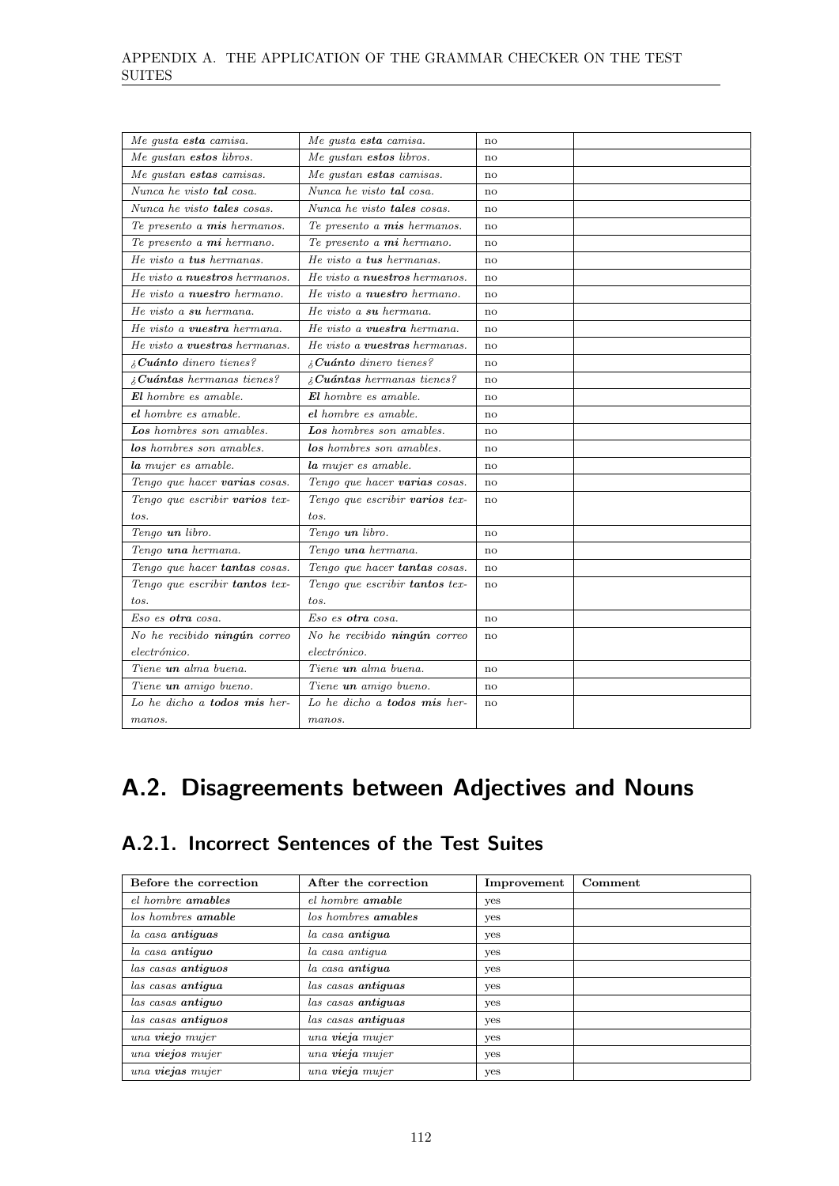| | | | |
|---|---|---|---|
| *Me gusta **esta** camisa.* | *Me gusta **esta** camisa.* | no | |
| *Me gustan **estos** libros.* | *Me gustan **estos** libros.* | no | |
| *Me gustan **estas** camisas.* | *Me gustan **estas** camisas.* | no | |
| *Nunca he visto **tal** cosa.* | *Nunca he visto **tal** cosa.* | no | |
| *Nunca he visto **tales** cosas.* | *Nunca he visto **tales** cosas.* | no | |
| *Te presento a **mis** hermanos.* | *Te presento a **mis** hermanos.* | no | |
| *Te presento a **mi** hermano.* | *Te presento a **mi** hermano.* | no | |
| *He visto a **tus** hermanas.* | *He visto a **tus** hermanas.* | no | |
| *He visto a **nuestros** hermanos.* | *He visto a **nuestros** hermanos.* | no | |
| *He visto a **nuestro** hermano.* | *He visto a **nuestro** hermano.* | no | |
| *He visto a **su** hermana.* | *He visto a **su** hermana.* | no | |
| *He visto a **vuestra** hermana.* | *He visto a **vuestra** hermana.* | no | |
| *He visto a **vuestras** hermanas.* | *He visto a **vuestras** hermanas.* | no | |
| *¿**Cuánto** dinero tienes?* | *¿**Cuánto** dinero tienes?* | no | |
| *¿**Cuántas** hermanas tienes?* | *¿**Cuántas** hermanas tienes?* | no | |
| ***El** hombre es amable.* | ***El** hombre es amable.* | no | |
| ***el** hombre es amable.* | ***el** hombre es amable.* | no | |
| ***Los** hombres son amables.* | ***Los** hombres son amables.* | no | |
| ***los** hombres son amables.* | ***los** hombres son amables.* | no | |
| ***la** mujer es amable.* | ***la** mujer es amable.* | no | |
| *Tengo que hacer **varias** cosas.* | *Tengo que hacer **varias** cosas.* | no | |
| *Tengo que escribir **varios** textos.* | *Tengo que escribir **varios** textos.* | no | |
| *Tengo **un** libro.* | *Tengo **un** libro.* | no | |
| *Tengo **una** hermana.* | *Tengo **una** hermana.* | no | |
| *Tengo que hacer **tantas** cosas.* | *Tengo que hacer **tantas** cosas.* | no | |
| *Tengo que escribir **tantos** textos.* | *Tengo que escribir **tantos** textos.* | no | |
| *Eso es **otra** cosa.* | *Eso es **otra** cosa.* | no | |
| *No he recibido **ningún** correo electrónico.* | *No he recibido **ningún** correo electrónico.* | no | |
| *Tiene **un** alma buena.* | *Tiene **un** alma buena.* | no | |
| *Tiene **un** amigo bueno.* | *Tiene **un** amigo bueno.* | no | |
| *Lo he dicho a **todos mis** hermanos.* | *Lo he dicho a **todos mis** hermanos.* | no | |

# A.2. Disagreements between Adjectives and Nouns

## A.2.1. Incorrect Sentences of the Test Suites

| Before the correction | After the correction | Improvement | Comment |
|---|---|---|---|
| *el hombre **amables*** | *el hombre **amable*** | yes | |
| *los hombres **amable*** | *los hombres **amables*** | yes | |
| *la casa **antiguas*** | *la casa **antigua*** | yes | |
| *la casa **antiguo*** | *la casa antigua* | yes | |
| *las casas **antiguos*** | *la casa **antigua*** | yes | |
| *las casas **antigua*** | *las casas **antiguas*** | yes | |
| *las casas **antiguo*** | *las casas **antiguas*** | yes | |
| *las casas **antiguos*** | *las casas **antiguas*** | yes | |
| *una **viejo** mujer* | *una **vieja** mujer* | yes | |
| *una **viejos** mujer* | *una **vieja** mujer* | yes | |
| *una **viejas** mujer* | *una **vieja** mujer* | yes | |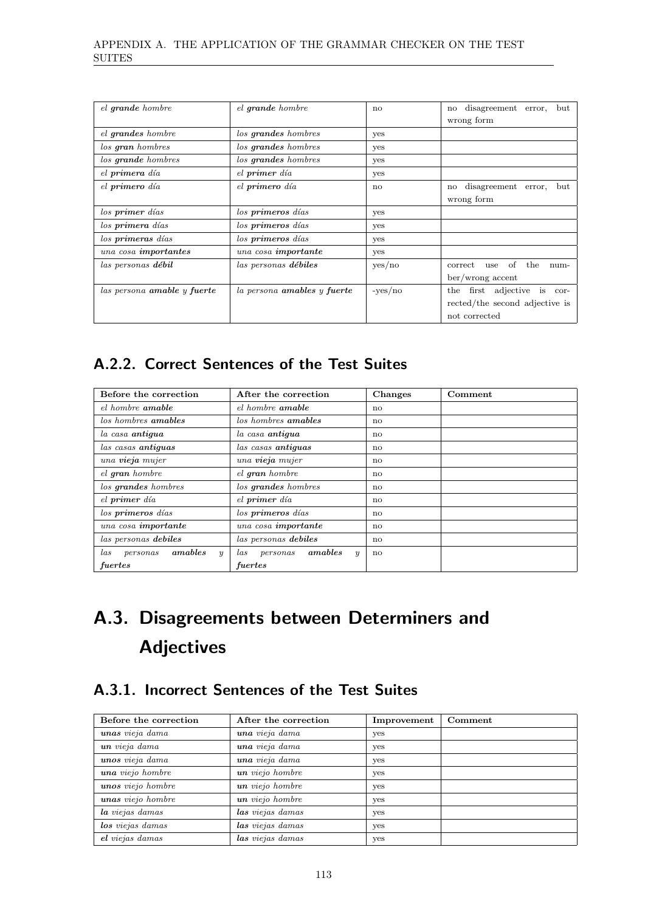| | | | |
|---|---|---|---|
| *el **grande** hombre* | *el **grande** hombre* | no | no disagreement error, but wrong form |
| *el **grandes** hombre* | *los **grandes** hombres* | yes | |
| *los **gran** hombres* | *los **grandes** hombres* | yes | |
| *los **grande** hombres* | *los **grandes** hombres* | yes | |
| *el **primera** día* | *el **primer** día* | yes | |
| *el **primero** día* | *el **primero** día* | no | no disagreement error, but wrong form |
| *los **primer** días* | *los **primeros** días* | yes | |
| *los **primera** días* | *los **primeros** días* | yes | |
| *los **primeras** días* | *los **primeros** días* | yes | |
| *una cosa **importantes*** | *una cosa **importante*** | yes | |
| *las personas **débil*** | *las personas **débiles*** | yes/no | correct use of the number/wrong accent |
| *las persona **amable** y **fuerte*** | *la persona **amables** y **fuerte*** | -yes/no | the first adjective is corrected/the second adjective is not corrected |

## A.2.2. Correct Sentences of the Test Suites

| Before the correction | After the correction | Changes | Comment |
|---|---|---|---|
| *el hombre **amable*** | *el hombre **amable*** | no | |
| *los hombres **amables*** | *los hombres **amables*** | no | |
| *la casa **antigua*** | *la casa **antigua*** | no | |
| *las casas **antiguas*** | *las casas **antiguas*** | no | |
| *una **vieja** mujer* | *una **vieja** mujer* | no | |
| *el **gran** hombre* | *el **gran** hombre* | no | |
| *los **grandes** hombres* | *los **grandes** hombres* | no | |
| *el **primer** día* | *el **primer** día* | no | |
| *los **primeros** días* | *los **primeros** días* | no | |
| *una cosa **importante*** | *una cosa **importante*** | no | |
| *las personas **debiles*** | *las personas **debiles*** | no | |
| *las personas **amables** y **fuertes*** | *las personas **amables** y **fuertes*** | no | |

# A.3. Disagreements between Determiners and Adjectives

## A.3.1. Incorrect Sentences of the Test Suites

| Before the correction | After the correction | Improvement | Comment |
|---|---|---|---|
| ***unas** vieja dama* | ***una** vieja dama* | yes | |
| ***un** vieja dama* | ***una** vieja dama* | yes | |
| ***unos** vieja dama* | ***una** vieja dama* | yes | |
| ***una** viejo hombre* | ***un** viejo hombre* | yes | |
| ***unos** viejo hombre* | ***un** viejo hombre* | yes | |
| ***unas** viejo hombre* | ***un** viejo hombre* | yes | |
| ***la** viejas damas* | ***las** viejas damas* | yes | |
| ***los** viejas damas* | ***las** viejas damas* | yes | |
| ***el** viejas damas* | ***las** viejas damas* | yes | |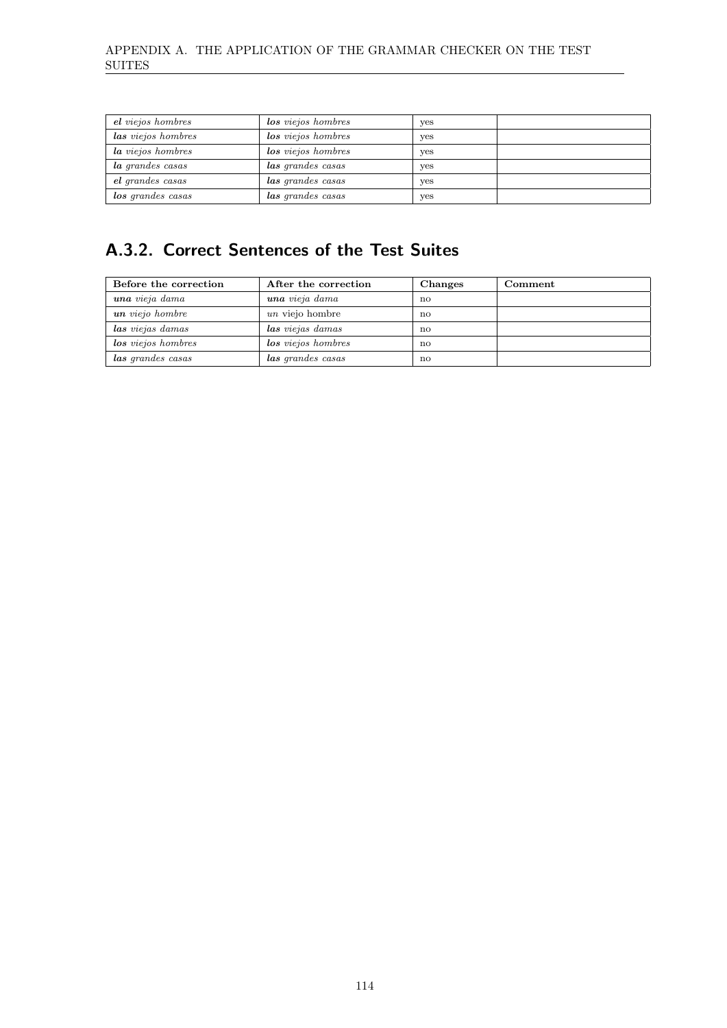| | | | |
|---|---|---|---|
| ***el*** *viejos hombres* | ***los*** *viejos hombres* | yes | |
| ***las*** *viejos hombres* | ***los*** *viejos hombres* | yes | |
| ***la*** *viejos hombres* | ***los*** *viejos hombres* | yes | |
| ***la*** *grandes casas* | ***las*** *grandes casas* | yes | |
| ***el*** *grandes casas* | ***las*** *grandes casas* | yes | |
| ***los*** *grandes casas* | ***las*** *grandes casas* | yes | |

## A.3.2. Correct Sentences of the Test Suites

| Before the correction | After the correction | Changes | Comment |
|---|---|---|---|
| ***una*** *vieja dama* | ***una*** *vieja dama* | no | |
| ***un*** *viejo hombre* | *un* viejo hombre | no | |
| ***las*** *viejas damas* | ***las*** *viejas damas* | no | |
| ***los*** *viejos hombres* | ***los*** *viejos hombres* | no | |
| ***las*** *grandes casas* | ***las*** *grandes casas* | no | |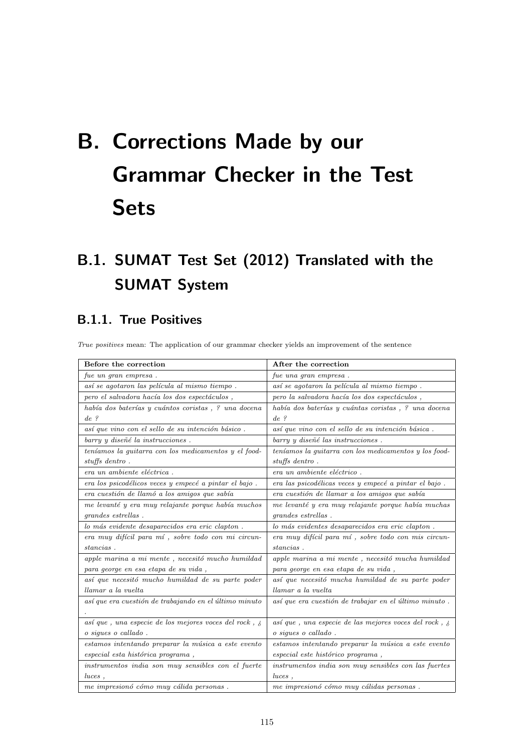# B. Corrections Made by our Grammar Checker in the Test Sets

## B.1. SUMAT Test Set (2012) Translated with the SUMAT System

### B.1.1. True Positives

*True positives* mean: The application of our grammar checker yields an improvement of the sentence

| Before the correction | After the correction |
|---|---|
| *fue un gran empresa .* | *fue una gran empresa .* |
| *así se agotaron las película al mismo tiempo .* | *así se agotaron la película al mismo tiempo .* |
| *pero el salvadora hacía los dos espectáculos ,* | *pero la salvadora hacía los dos espectáculos ,* |
| *había dos baterías y cuántos coristas , ? una docena de ?* | *había dos baterías y cuántas coristas , ? una docena de ?* |
| *así que vino con el sello de su intención básico .* | *así que vino con el sello de su intención básica .* |
| *barry y diseñé la instrucciones .* | *barry y diseñé las instrucciones .* |
| *teníamos la guitarra con los medicamentos y el food-stuffs dentro .* | *teníamos la guitarra con los medicamentos y los food-stuffs dentro .* |
| *era un ambiente eléctrica .* | *era un ambiente eléctrico .* |
| *era los psicodélicos veces y empecé a pintar el bajo .* | *era las psicodélicas veces y empecé a pintar el bajo .* |
| *era cuestión de llamó a los amigos que sabía* | *era cuestión de llamar a los amigos que sabía* |
| *me levanté y era muy relajante porque había muchos grandes estrellas .* | *me levanté y era muy relajante porque había muchas grandes estrellas .* |
| *lo más evidente desaparecidos era eric clapton .* | *lo más evidentes desaparecidos era eric clapton .* |
| *era muy difícil para mí , sobre todo con mi circunstancias .* | *era muy difícil para mí , sobre todo con mis circunstancias .* |
| *apple marina a mi mente , necesitó mucho humildad para george en esa etapa de su vida ,* | *apple marina a mi mente , necesitó mucha humildad para george en esa etapa de su vida ,* |
| *así que necesitó mucho humildad de su parte poder llamar a la vuelta* | *así que necesitó mucha humildad de su parte poder llamar a la vuelta* |
| *así que era cuestión de trabajando en el último minuto .* | *así que era cuestión de trabajar en el último minuto .* |
| *así que , una especie de los mejores voces del rock , ¿ o sigues o callado .* | *así que , una especie de las mejores voces del rock , ¿ o sigues o callado .* |
| *estamos intentando preparar la música a este evento especial esta histórica programa ,* | *estamos intentando preparar la música a este evento especial este histórico programa ,* |
| *instrumentos india son muy sensibles con el fuerte luces ,* | *instrumentos india son muy sensibles con las fuertes luces ,* |
| *me impresionó cómo muy cálida personas .* | *me impresionó cómo muy cálidas personas .* |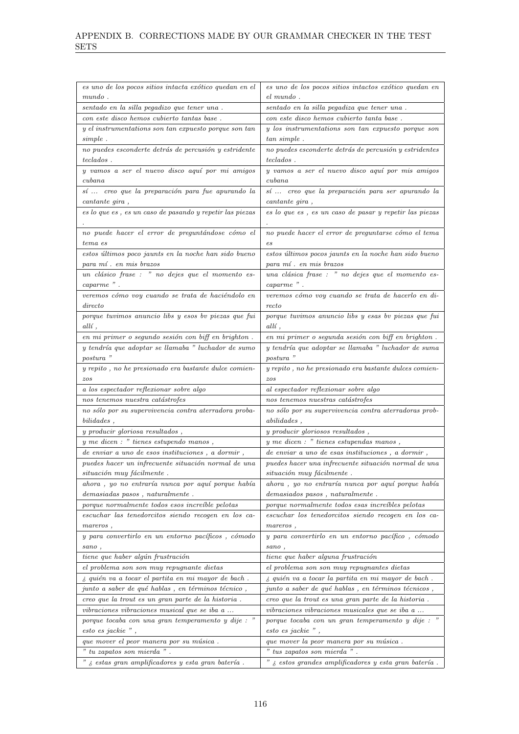| | |
|---|---|
| *es uno de los pocos sitios intacta exótico quedan en el mundo .* | *es uno de los pocos sitios intactos exótico quedan en el mundo .* |
| *sentado en la silla pegadizo que tener una .* | *sentado en la silla pegadiza que tener una .* |
| *con este disco hemos cubierto tantas base .* | *con este disco hemos cubierto tanta base .* |
| *y el instrumentations son tan expuesto porque son tan simple .* | *y los instrumentations son tan expuesto porque son tan simple .* |
| *no puedes esconderte detrás de percusión y estridente teclados .* | *no puedes esconderte detrás de percusión y estridentes teclados .* |
| *y vamos a ser el nuevo disco aquí por mi amigos cubana* | *y vamos a ser el nuevo disco aquí por mis amigos cubana* |
| *sí ... creo que la preparación para fue apurando la cantante gira ,* | *sí ... creo que la preparación para ser apurando la cantante gira ,* |
| *es lo que es , es un caso de pasando y repetir las piezas .* | *es lo que es , es un caso de pasar y repetir las piezas .* |
| *no puede hacer el error de preguntándose cómo el tema es* | *no puede hacer el error de preguntarse cómo el tema es* |
| *estos últimos poco jaunts en la noche han sido bueno para mí . en mis brazos* | *estos últimos pocos jaunts en la noche han sido bueno para mí . en mis brazos* |
| *un clásico frase : " no dejes que el momento escaparme " .* | *una clásica frase : " no dejes que el momento escaparme " .* |
| *veremos cómo voy cuando se trata de haciéndolo en directo* | *veremos cómo voy cuando se trata de hacerlo en directo* |
| *porque tuvimos anuncio libs y esos bv piezas que fui allí ,* | *porque tuvimos anuncio libs y esas bv piezas que fui allí ,* |
| *en mi primer o segundo sesión con biff en brighton .* | *en mi primer o segunda sesión con biff en brighton .* |
| *y tendría que adoptar se llamaba " luchador de sumo postura "* | *y tendría que adoptar se llamaba " luchador de suma postura "* |
| *y repito , no he presionado era bastante dulce comienzos* | *y repito , no he presionado era bastante dulces comienzos* |
| *a los espectador reflexionar sobre algo* | *al espectador reflexionar sobre algo* |
| *nos tenemos nuestra catástrofes* | *nos tenemos nuestras catástrofes* |
| *no sólo por su supervivencia contra aterradora probabilidades ,* | *no sólo por su supervivencia contra aterradoras probabilidades ,* |
| *y producir gloriosa resultados ,* | *y producir gloriosos resultados ,* |
| *y me dicen : " tienes estupendo manos ,* | *y me dicen : " tienes estupendas manos ,* |
| *de enviar a uno de esos instituciones , a dormir ,* | *de enviar a uno de esas instituciones , a dormir ,* |
| *puedes hacer un infrecuente situación normal de una situación muy fácilmente .* | *puedes hacer una infrecuente situación normal de una situación muy fácilmente .* |
| *ahora , yo no entraría nunca por aquí porque había demasiadas pasos , naturalmente .* | *ahora , yo no entraría nunca por aquí porque había demasiados pasos , naturalmente .* |
| *porque normalmente todos esos increíble pelotas* | *porque normalmente todos esas increíbles pelotas* |
| *escuchar las tenedorcitos siendo recogen en los cameros ,* | *escuchar los tenedorcitos siendo recogen en los cameros ,* |
| *y para convertirlo en un entorno pacíficos , cómodo sano ,* | *y para convertirlo en un entorno pacífico , cómodo sano ,* |
| *tiene que haber algún frustración* | *tiene que haber alguna frustración* |
| *el problema son son muy repugnante dietas* | *el problema son son muy repugnantes dietas* |
| *¿ quién va a tocar el partita en mi mayor de bach .* | *¿ quién va a tocar la partita en mi mayor de bach .* |
| *junto a saber de qué hablas , en términos técnico ,* | *junto a saber de qué hablas , en términos técnicos ,* |
| *creo que la trout es un gran parte de la historia .* | *creo que la trout es una gran parte de la historia .* |
| *vibraciones vibraciones musical que se iba a ...* | *vibraciones vibraciones musicales que se iba a ...* |
| *porque tocaba con una gran temperamento y dije : " esto es jackie " ,* | *porque tocaba con un gran temperamento y dije : " esto es jackie " ,* |
| *que mover el peor manera por su música .* | *que mover la peor manera por su música .* |
| *" tu zapatos son mierda " .* | *" tus zapatos son mierda " .* |
| *" ¿ estas gran amplificadores y esta gran batería .* | *" ¿ estos grandes amplificadores y esta gran batería .* |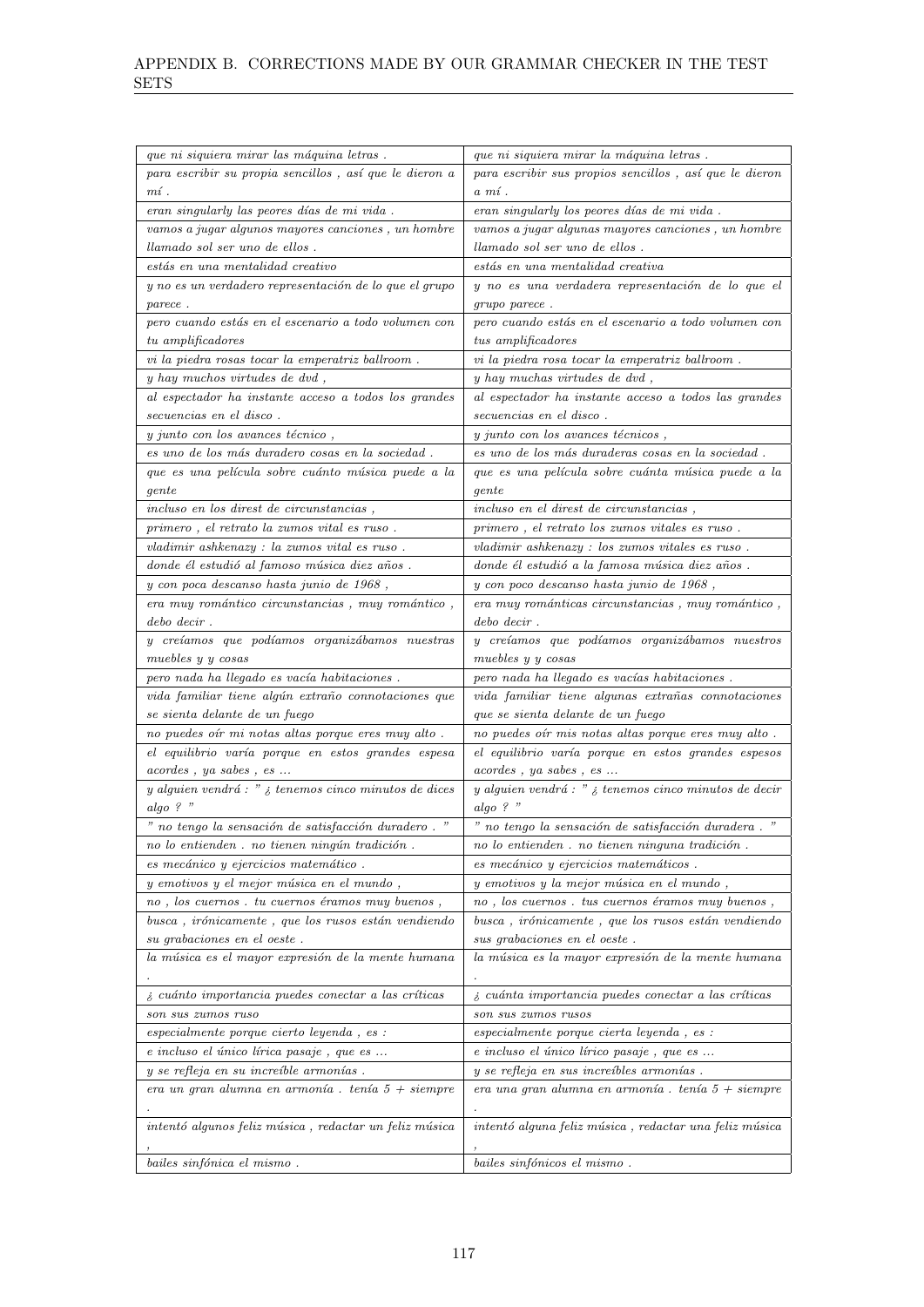| | |
|---|---|
| *que ni siquiera mirar las máquina letras .* | *que ni siquiera mirar la máquina letras .* |
| *para escribir su propia sencillos , así que le dieron a mí .* | *para escribir sus propios sencillos , así que le dieron a mí .* |
| *eran singularly las peores días de mi vida .* | *eran singularly los peores días de mi vida .* |
| *vamos a jugar algunos mayores canciones , un hombre llamado sol ser uno de ellos .* | *vamos a jugar algunas mayores canciones , un hombre llamado sol ser uno de ellos .* |
| *estás en una mentalidad creativo* | *estás en una mentalidad creativa* |
| *y no es un verdadero representación de lo que el grupo parece .* | *y no es una verdadera representación de lo que el grupo parece .* |
| *pero cuando estás en el escenario a todo volumen con tu amplificadores* | *pero cuando estás en el escenario a todo volumen con tus amplificadores* |
| *vi la piedra rosas tocar la emperatriz ballroom .* | *vi la piedra rosa tocar la emperatriz ballroom .* |
| *y hay muchos virtudes de dvd ,* | *y hay muchas virtudes de dvd ,* |
| *al espectador ha instante acceso a todos los grandes secuencias en el disco .* | *al espectador ha instante acceso a todos las grandes secuencias en el disco .* |
| *y junto con los avances técnico ,* | *y junto con los avances técnicos ,* |
| *es uno de los más duradero cosas en la sociedad .* | *es uno de los más duraderas cosas en la sociedad .* |
| *que es una película sobre cuánto música puede a la gente* | *que es una película sobre cuánta música puede a la gente* |
| *incluso en los direst de circunstancias ,* | *incluso en el direst de circunstancias ,* |
| *primero , el retrato la zumos vital es ruso .* | *primero , el retrato los zumos vitales es ruso .* |
| *vladimir ashkenazy : la zumos vital es ruso .* | *vladimir ashkenazy : los zumos vitales es ruso .* |
| *donde él estudió al famoso música diez años .* | *donde él estudió a la famosa música diez años .* |
| *y con poca descanso hasta junio de 1968 ,* | *y con poco descanso hasta junio de 1968 ,* |
| *era muy romántico circunstancias , muy romántico , debo decir .* | *era muy románticas circunstancias , muy romántico , debo decir .* |
| *y creíamos que podíamos organizábamos nuestras muebles y y cosas* | *y creíamos que podíamos organizábamos nuestros muebles y y cosas* |
| *pero nada ha llegado es vacía habitaciones .* | *pero nada ha llegado es vacías habitaciones .* |
| *vida familiar tiene algún extraño connotaciones que se sienta delante de un fuego* | *vida familiar tiene algunas extrañas connotaciones que se sienta delante de un fuego* |
| *no puedes oír mi notas altas porque eres muy alto .* | *no puedes oír mis notas altas porque eres muy alto .* |
| *el equilibrio varía porque en estos grandes espesa acordes , ya sabes , es ...* | *el equilibrio varía porque en estos grandes espesos acordes , ya sabes , es ...* |
| *y alguien vendrá : " ¿ tenemos cinco minutos de dices algo ? "* | *y alguien vendrá : " ¿ tenemos cinco minutos de decir algo ? "* |
| *" no tengo la sensación de satisfacción duradero . "* | *" no tengo la sensación de satisfacción duradera . "* |
| *no lo entienden . no tienen ningún tradición .* | *no lo entienden . no tienen ninguna tradición .* |
| *es mecánico y ejercicios matemático .* | *es mecánico y ejercicios matemáticos .* |
| *y emotivos y el mejor música en el mundo ,* | *y emotivos y la mejor música en el mundo ,* |
| *no , los cuernos . tu cuernos éramos muy buenos ,* | *no , los cuernos . tus cuernos éramos muy buenos ,* |
| *busca , irónicamente , que los rusos están vendiendo su grabaciones en el oeste .* | *busca , irónicamente , que los rusos están vendiendo sus grabaciones en el oeste .* |
| *la música es el mayor expresión de la mente humana .* | *la música es la mayor expresión de la mente humana .* |
| *¿ cuánto importancia puedes conectar a las críticas* | *¿ cuánta importancia puedes conectar a las críticas* |
| *son sus zumos ruso* | *son sus zumos rusos* |
| *especialmente porque cierto leyenda , es :* | *especialmente porque cierta leyenda , es :* |
| *e incluso el único lírica pasaje , que es ...* | *e incluso el único lírico pasaje , que es ...* |
| *y se refleja en su increíble armonías .* | *y se refleja en sus increíbles armonías .* |
| *era un gran alumna en armonía . tenía 5 + siempre .* | *era una gran alumna en armonía . tenía 5 + siempre .* |
| *intentó algunos feliz música , redactar un feliz música ,* | *intentó alguna feliz música , redactar una feliz música ,* |
| *bailes sinfónica el mismo .* | *bailes sinfónicos el mismo .* |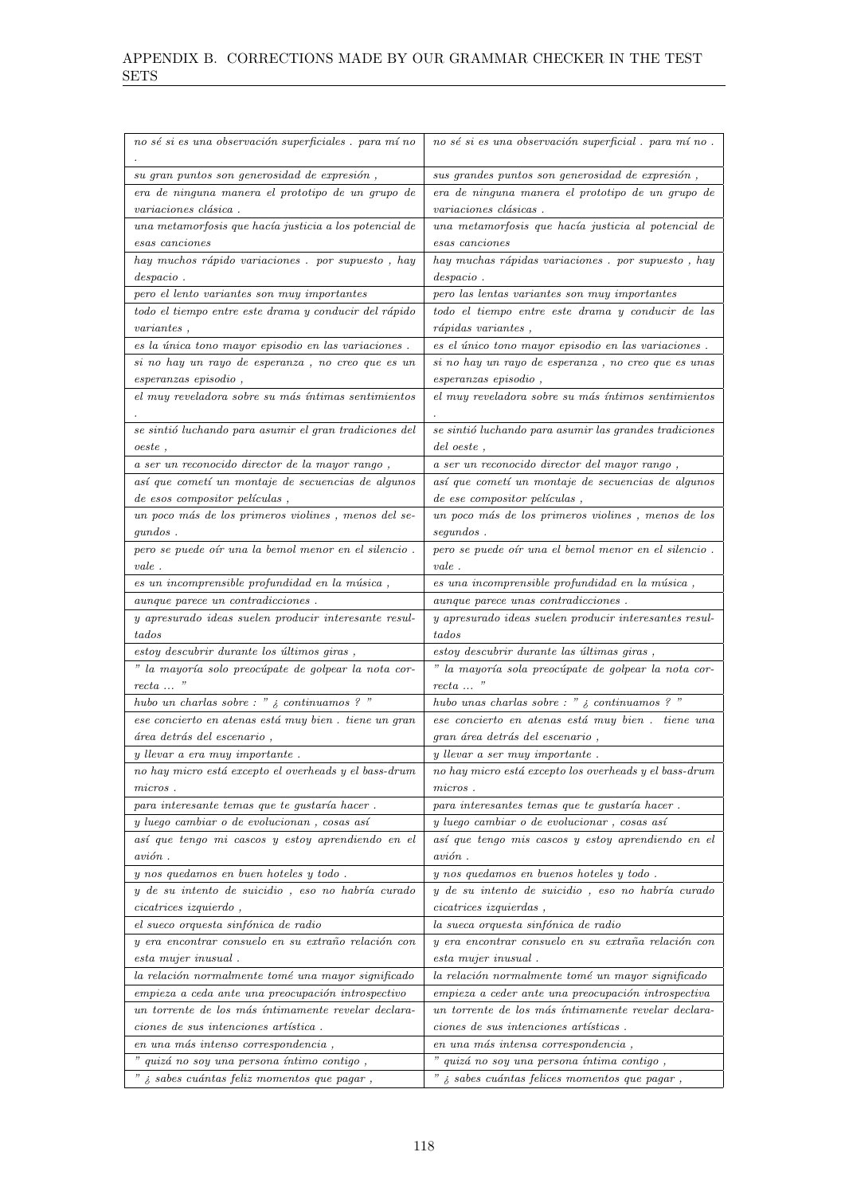| | |
|---|---|
| *no sé si es una observación superficiales . para mí no .* | *no sé si es una observación superficial . para mí no .* |
| *su gran puntos son generosidad de expresión ,* | *sus grandes puntos son generosidad de expresión ,* |
| *era de ninguna manera el prototipo de un grupo de variaciones clásica .* | *era de ninguna manera el prototipo de un grupo de variaciones clásicas .* |
| *una metamorfosis que hacía justicia a los potencial de esas canciones* | *una metamorfosis que hacía justicia al potencial de esas canciones* |
| *hay muchos rápido variaciones . por supuesto , hay despacio .* | *hay muchas rápidas variaciones . por supuesto , hay despacio .* |
| *pero el lento variantes son muy importantes* | *pero las lentas variantes son muy importantes* |
| *todo el tiempo entre este drama y conducir del rápido variantes ,* | *todo el tiempo entre este drama y conducir de las rápidas variantes ,* |
| *es la única tono mayor episodio en las variaciones .* | *es el único tono mayor episodio en las variaciones .* |
| *si no hay un rayo de esperanza , no creo que es un esperanzas episodio ,* | *si no hay un rayo de esperanza , no creo que es unas esperanzas episodio ,* |
| *el muy reveladora sobre su más íntimas sentimientos .* | *el muy reveladora sobre su más íntimos sentimientos .* |
| *se sintió luchando para asumir el gran tradiciones del oeste ,* | *se sintió luchando para asumir las grandes tradiciones del oeste ,* |
| *a ser un reconocido director de la mayor rango ,* | *a ser un reconocido director del mayor rango ,* |
| *así que cometí un montaje de secuencias de algunos de esos compositor películas ,* | *así que cometí un montaje de secuencias de algunos de ese compositor películas ,* |
| *un poco más de los primeros violines , menos del segundos .* | *un poco más de los primeros violines , menos de los segundos .* |
| *pero se puede oír una la bemol menor en el silencio . vale .* | *pero se puede oír una el bemol menor en el silencio . vale .* |
| *es un incomprensible profundidad en la música ,* | *es una incomprensible profundidad en la música ,* |
| *aunque parece un contradicciones .* | *aunque parece unas contradicciones .* |
| *y apresurado ideas suelen producir interesante resultados* | *y apresurado ideas suelen producir interesantes resultados* |
| *estoy descubrir durante los últimos giras ,* | *estoy descubrir durante las últimas giras ,* |
| *" la mayoría solo preocúpate de golpear la nota correcta ... "* | *" la mayoría sola preocúpate de golpear la nota correcta ... "* |
| *hubo un charlas sobre : " ¿ continuamos ? "* | *hubo unas charlas sobre : " ¿ continuamos ? "* |
| *ese concierto en atenas está muy bien . tiene un gran área detrás del escenario ,* | *ese concierto en atenas está muy bien . tiene una gran área detrás del escenario ,* |
| *y llevar a era muy importante .* | *y llevar a ser muy importante .* |
| *no hay micro está excepto el overheads y el bass-drum micros .* | *no hay micro está excepto los overheads y el bass-drum micros .* |
| *para interesante temas que te gustaría hacer .* | *para interesantes temas que te gustaría hacer .* |
| *y luego cambiar o de evolucionan , cosas así* | *y luego cambiar o de evolucionar , cosas así* |
| *así que tengo mi cascos y estoy aprendiendo en el avión .* | *así que tengo mis cascos y estoy aprendiendo en el avión .* |
| *y nos quedamos en buen hoteles y todo .* | *y nos quedamos en buenos hoteles y todo .* |
| *y de su intento de suicidio , eso no habría curado cicatrices izquierdo ,* | *y de su intento de suicidio , eso no habría curado cicatrices izquierdas ,* |
| *el sueco orquesta sinfónica de radio* | *la sueca orquesta sinfónica de radio* |
| *y era encontrar consuelo en su extraño relación con esta mujer inusual .* | *y era encontrar consuelo en su extraña relación con esta mujer inusual .* |
| *la relación normalmente tomé una mayor significado* | *la relación normalmente tomé un mayor significado* |
| *empieza a ceda ante una preocupación introspectivo* | *empieza a ceder ante una preocupación introspectiva* |
| *un torrente de los más íntimamente revelar declaraciones de sus intenciones artística .* | *un torrente de los más íntimamente revelar declaraciones de sus intenciones artísticas .* |
| *en una más intenso correspondencia ,* | *en una más intensa correspondencia ,* |
| *" quizá no soy una persona íntimo contigo ,* | *" quizá no soy una persona íntima contigo ,* |
| *" ¿ sabes cuántas feliz momentos que pagar ,* | *" ¿ sabes cuántas felices momentos que pagar ,* |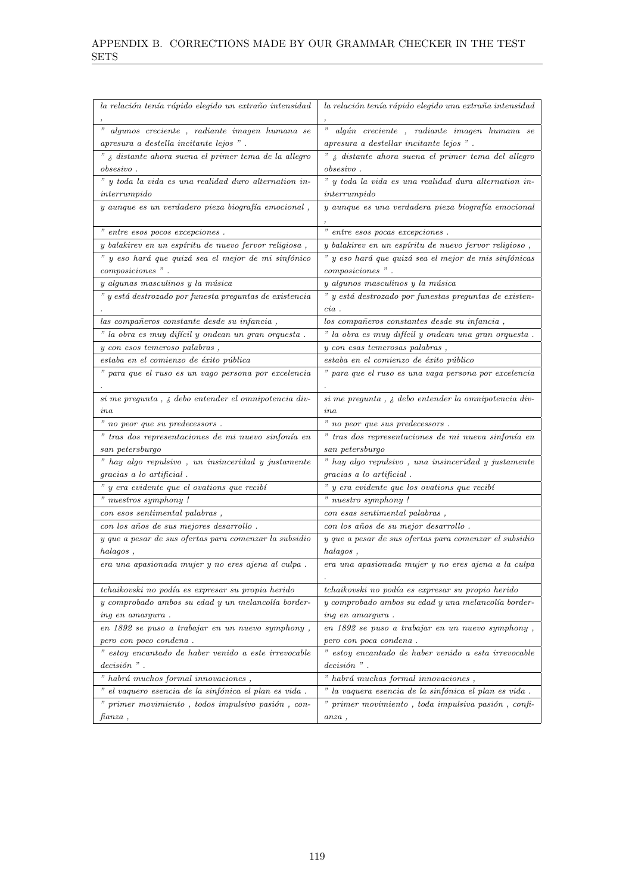| la relación tenía rápido elegido un extraño intensidad , | la relación tenía rápido elegido una extraña intensidad , |
|---|---|
| " algunos creciente , radiante imagen humana se apresura a destella incitante lejos " . | " algún creciente , radiante imagen humana se apresura a destellar incitante lejos " . |
| " ¿ distante ahora suena el primer tema de la allegro obsesivo . | " ¿ distante ahora suena el primer tema del allegro obsesivo . |
| " y toda la vida es una realidad duro alternation ininterrumpido | " y toda la vida es una realidad dura alternation ininterrumpido |
| y aunque es un verdadero pieza biografía emocional , | y aunque es una verdadera pieza biografía emocional , |
| " entre esos pocos excepciones . | " entre esos pocas excepciones . |
| y balakirev en un espíritu de nuevo fervor religiosa , | y balakirev en un espíritu de nuevo fervor religioso , |
| " y eso hará que quizá sea el mejor de mi sinfónico composiciones " . | " y eso hará que quizá sea el mejor de mis sinfónicas composiciones " . |
| y algunas masculinos y la música | y algunos masculinos y la música |
| " y está destrozado por funesta preguntas de existencia . | " y está destrozado por funestas preguntas de existencia . |
| las compañeros constante desde su infancia , | los compañeros constantes desde su infancia , |
| " la obra es muy difícil y ondean un gran orquesta . | " la obra es muy difícil y ondean una gran orquesta . |
| y con esos temeroso palabras , | y con esas temerosas palabras , |
| estaba en el comienzo de éxito pública | estaba en el comienzo de éxito público |
| " para que el ruso es un vago persona por excelencia . | " para que el ruso es una vaga persona por excelencia . |
| si me pregunta , ¿ debo entender el omnipotencia divina | si me pregunta , ¿ debo entender la omnipotencia divina |
| " no peor que su predecessors . | " no peor que sus predecessors . |
| " tras dos representaciones de mi nuevo sinfonía en san petersburgo | " tras dos representaciones de mi nueva sinfonía en san petersburgo |
| " hay algo repulsivo , un insinceridad y justamente gracias a lo artificial . | " hay algo repulsivo , una insinceridad y justamente gracias a lo artificial . |
| " y era evidente que el ovations que recibí | " y era evidente que los ovations que recibí |
| " nuestros symphony ! | " nuestro symphony ! |
| con esos sentimental palabras , | con esas sentimental palabras , |
| con los años de sus mejores desarrollo . | con los años de su mejor desarrollo . |
| y que a pesar de sus ofertas para comenzar la subsidio halagos , | y que a pesar de sus ofertas para comenzar el subsidio halagos , |
| era una apasionada mujer y no eres ajena al culpa . | era una apasionada mujer y no eres ajena a la culpa . |
| tchaikovski no podía es expresar su propia herido | tchaikovski no podía es expresar su propio herido |
| y comprobado ambos su edad y un melancolía bordering en amargura . | y comprobado ambos su edad y una melancolía bordering en amargura . |
| en 1892 se puso a trabajar en un nuevo symphony , pero con poco condena . | en 1892 se puso a trabajar en un nuevo symphony , pero con poca condena . |
| " estoy encantado de haber venido a este irrevocable decisión " . | " estoy encantado de haber venido a esta irrevocable decisión " . |
| " habrá muchos formal innovaciones , | " habrá muchas formal innovaciones , |
| " el vaquero esencia de la sinfónica el plan es vida . | " la vaquera esencia de la sinfónica el plan es vida . |
| " primer movimiento , todos impulsivo pasión , confianza , | " primer movimiento , toda impulsiva pasión , confianza , |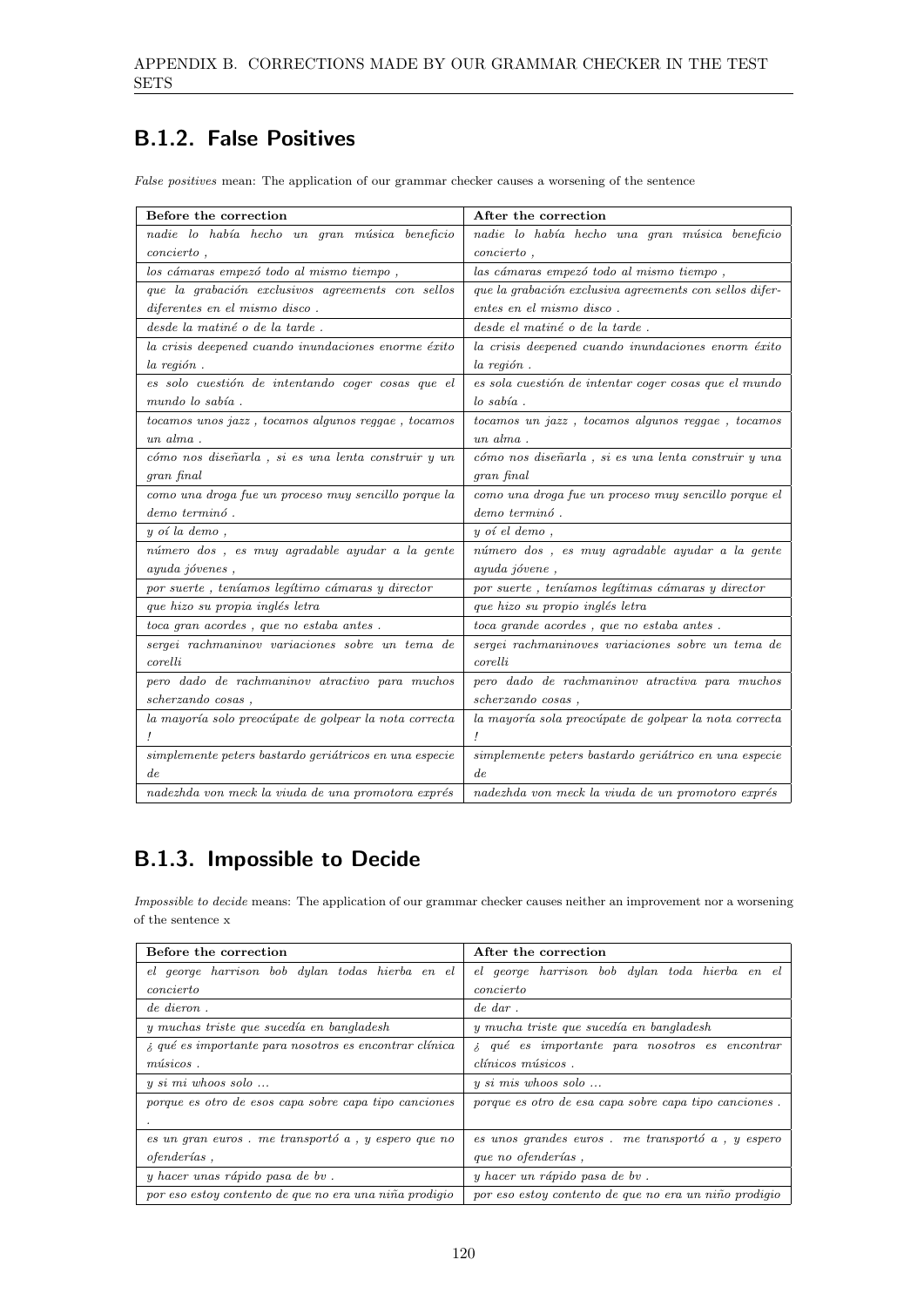## B.1.2. False Positives

*False positives* mean: The application of our grammar checker causes a worsening of the sentence

| Before the correction | After the correction |
|---|---|
| *nadie lo había hecho un gran música beneficio concierto ,* | *nadie lo había hecho una gran música beneficio concierto ,* |
| *los cámaras empezó todo al mismo tiempo ,* | *las cámaras empezó todo al mismo tiempo ,* |
| *que la grabación exclusivos agreements con sellos diferentes en el mismo disco .* | *que la grabación exclusiva agreements con sellos diferentes en el mismo disco .* |
| *desde la matiné o de la tarde .* | *desde el matiné o de la tarde .* |
| *la crisis deepened cuando inundaciones enorme éxito la región .* | *la crisis deepened cuando inundaciones enorm éxito la región .* |
| *es solo cuestión de intentando coger cosas que el mundo lo sabía .* | *es sola cuestión de intentar coger cosas que el mundo lo sabía .* |
| *tocamos unos jazz , tocamos algunos reggae , tocamos un alma .* | *tocamos un jazz , tocamos algunos reggae , tocamos un alma .* |
| *cómo nos diseñarla , si es una lenta construir y un gran final* | *cómo nos diseñarla , si es una lenta construir y una gran final* |
| *como una droga fue un proceso muy sencillo porque la demo terminó .* | *como una droga fue un proceso muy sencillo porque el demo terminó .* |
| *y oí la demo ,* | *y oí el demo ,* |
| *número dos , es muy agradable ayudar a la gente ayuda jóvenes ,* | *número dos , es muy agradable ayudar a la gente ayuda jóvene ,* |
| *por suerte , teníamos legítimo cámaras y director* | *por suerte , teníamos legítimas cámaras y director* |
| *que hizo su propia inglés letra* | *que hizo su propio inglés letra* |
| *toca gran acordes , que no estaba antes .* | *toca grande acordes , que no estaba antes .* |
| *sergei rachmaninov variaciones sobre un tema de corelli* | *sergei rachmaninoves variaciones sobre un tema de corelli* |
| *pero dado de rachmaninov atractivo para muchos scherzando cosas ,* | *pero dado de rachmaninov atractiva para muchos scherzando cosas ,* |
| *la mayoría solo preocúpate de golpear la nota correcta !* | *la mayoría sola preocúpate de golpear la nota correcta !* |
| *simplemente peters bastardo geriátricos en una especie de* | *simplemente peters bastardo geriátrico en una especie de* |
| *nadezhda von meck la viuda de una promotora exprés* | *nadezhda von meck la viuda de un promotoro exprés* |

## B.1.3. Impossible to Decide

*Impossible to decide* means: The application of our grammar checker causes neither an improvement nor a worsening of the sentence x

| Before the correction | After the correction |
|---|---|
| *el george harrison bob dylan todas hierba en el concierto* | *el george harrison bob dylan toda hierba en el concierto* |
| *de dieron .* | *de dar .* |
| *y muchas triste que sucedía en bangladesh* | *y mucha triste que sucedía en bangladesh* |
| *¿ qué es importante para nosotros es encontrar clínica músicos .* | *¿ qué es importante para nosotros es encontrar clínicos músicos .* |
| *y si mi whoos solo ...* | *y si mis whoos solo ...* |
| *porque es otro de esos capa sobre capa tipo canciones .* | *porque es otro de esa capa sobre capa tipo canciones .* |
| *es un gran euros . me transportó a , y espero que no ofenderías ,* | *es unos grandes euros . me transportó a , y espero que no ofenderías ,* |
| *y hacer unas rápido pasa de bv .* | *y hacer un rápido pasa de bv .* |
| *por eso estoy contento de que no era una niña prodigio* | *por eso estoy contento de que no era un niño prodigio* |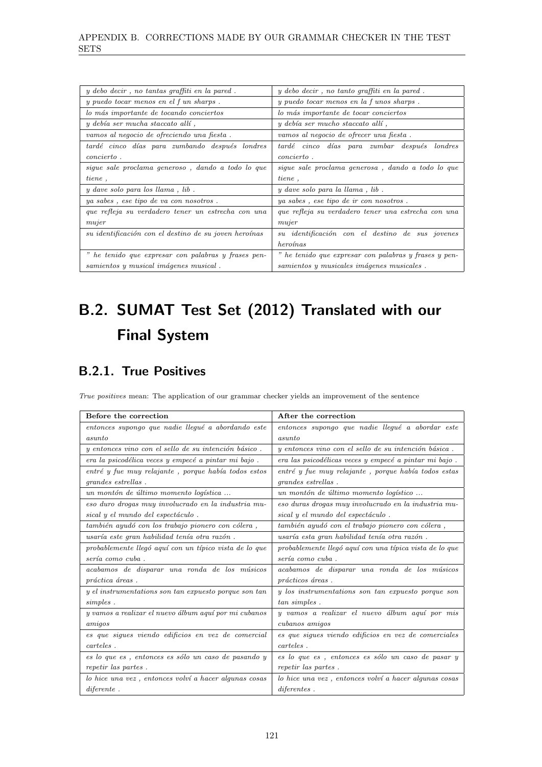| | |
|---|---|
| *y debo decir , no tantas graffiti en la pared .* | *y debo decir , no tanto graffiti en la pared .* |
| *y puedo tocar menos en el f un sharps .* | *y puedo tocar menos en la f unos sharps .* |
| *lo más importante de tocando conciertos* | *lo más importante de tocar conciertos* |
| *y debía ser mucha staccato allí ,* | *y debía ser mucho staccato allí ,* |
| *vamos al negocio de ofreciendo una fiesta .* | *vamos al negocio de ofrecer una fiesta .* |
| *tardé cinco días para zumbando después londres concierto .* | *tardé cinco días para zumbar después londres concierto .* |
| *sigue sale proclama generoso , dando a todo lo que tiene ,* | *sigue sale proclama generosa , dando a todo lo que tiene ,* |
| *y dave solo para los llama , lib .* | *y dave solo para la llama , lib .* |
| *ya sabes , ese tipo de va con nosotros .* | *ya sabes , ese tipo de ir con nosotros .* |
| *que refleja su verdadero tener un estrecha con una mujer* | *que refleja su verdadero tener una estrecha con una mujer* |
| *su identificación con el destino de su joven heroínas* | *su identificación con el destino de sus jovenes heroínas* |
| *" he tenido que expresar con palabras y frases pensamientos y musical imágenes musical .* | *" he tenido que expresar con palabras y frases y pensamientos y musicales imágenes musicales .* |

# B.2. SUMAT Test Set (2012) Translated with our Final System

## B.2.1. True Positives

*True positives* mean: The application of our grammar checker yields an improvement of the sentence

| Before the correction | After the correction |
|---|---|
| *entonces supongo que nadie llegué a abordando este asunto* | *entonces supongo que nadie llegué a abordar este asunto* |
| *y entonces vino con el sello de su intención básico .* | *y entonces vino con el sello de su intención básica .* |
| *era la psicodélica veces y empecé a pintar mi bajo .* | *era las psicodélicas veces y empecé a pintar mi bajo .* |
| *entré y fue muy relajante , porque había todos estos grandes estrellas .* | *entré y fue muy relajante , porque había todos estas grandes estrellas .* |
| *un montón de último momento logística ...* | *un montón de último momento logístico ...* |
| *eso duro drogas muy involucrado en la industria musical y el mundo del espectáculo .* | *eso duras drogas muy involucrado en la industria musical y el mundo del espectáculo .* |
| *también ayudó con los trabajo pionero con cólera ,* | *también ayudó con el trabajo pionero con cólera ,* |
| *usaría este gran habilidad tenía otra razón .* | *usaría esta gran habilidad tenía otra razón .* |
| *probablemente llegó aquí con un típico vista de lo que sería como cuba .* | *probablemente llegó aquí con una típica vista de lo que sería como cuba .* |
| *acabamos de disparar una ronda de los músicos práctica áreas .* | *acabamos de disparar una ronda de los músicos prácticos áreas .* |
| *y el instrumentations son tan expuesto porque son tan simples .* | *y los instrumentations son tan expuesto porque son tan simples .* |
| *y vamos a realizar el nuevo álbum aquí por mi cubanos amigos* | *y vamos a realizar el nuevo álbum aquí por mis cubanos amigos* |
| *es que sigues viendo edificios en vez de comercial carteles .* | *es que sigues viendo edificios en vez de comerciales carteles .* |
| *es lo que es , entonces es sólo un caso de pasando y repetir las partes .* | *es lo que es , entonces es sólo un caso de pasar y repetir las partes .* |
| *lo hice una vez , entonces volví a hacer algunas cosas diferente .* | *lo hice una vez , entonces volví a hacer algunas cosas diferentes .* |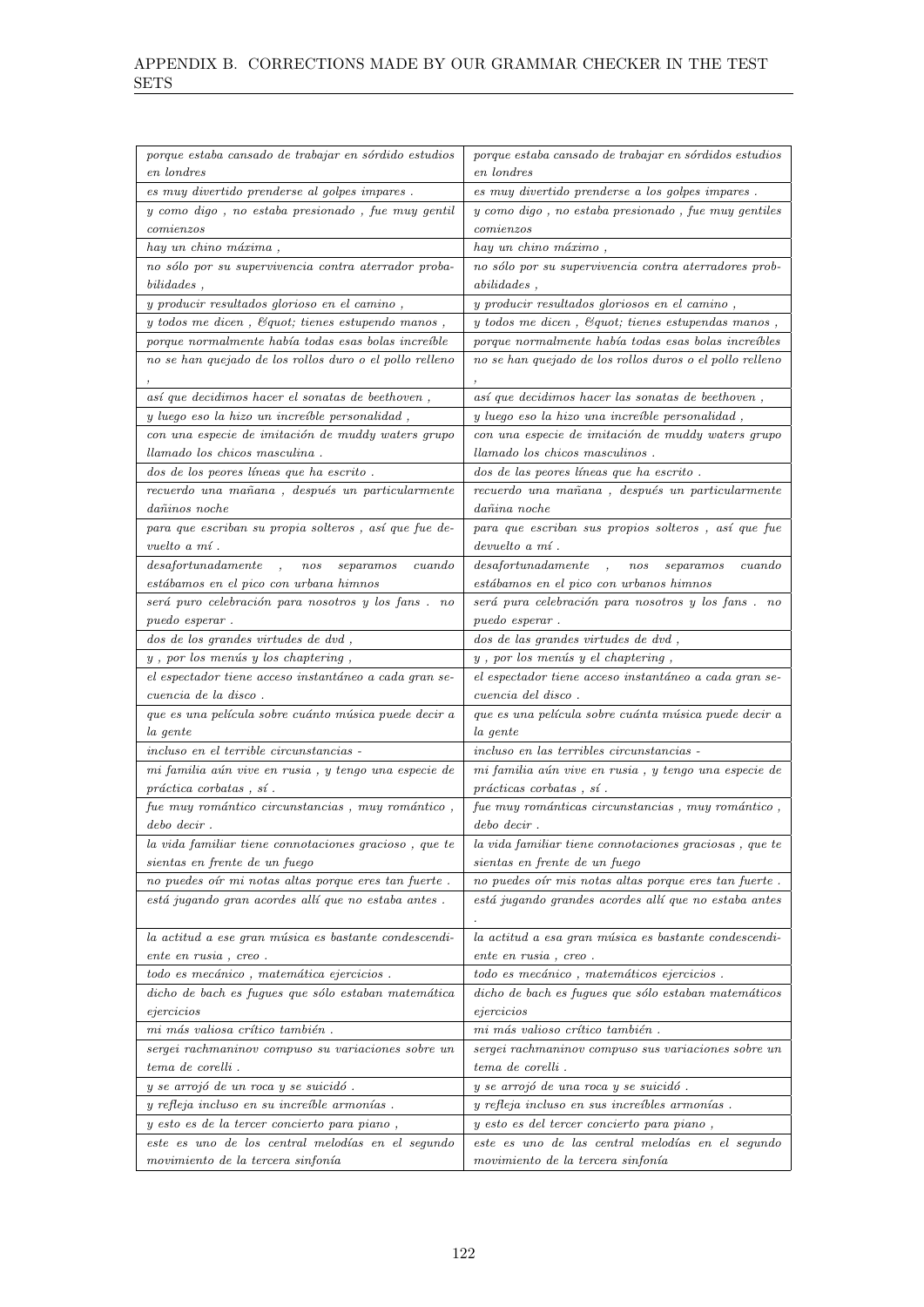| | |
|---|---|
| porque estaba cansado de trabajar en sórdido estudios en londres | porque estaba cansado de trabajar en sórdidos estudios en londres |
| es muy divertido prenderse al golpes impares . | es muy divertido prenderse a los golpes impares . |
| y como digo , no estaba presionado , fue muy gentil comienzos | y como digo , no estaba presionado , fue muy gentiles comienzos |
| hay un chino máxima , | hay un chino máximo , |
| no sólo por su supervivencia contra aterrador probabilidades , | no sólo por su supervivencia contra aterradores probabilidades , |
| y producir resultados glorioso en el camino , | y producir resultados gloriosos en el camino , |
| y todos me dicen , &quot; tienes estupendo manos , | y todos me dicen , &quot; tienes estupendas manos , |
| porque normalmente había todas esas bolas increíble | porque normalmente había todas esas bolas increíbles |
| no se han quejado de los rollos duro o el pollo relleno , | no se han quejado de los rollos duros o el pollo relleno , |
| así que decidimos hacer el sonatas de beethoven , | así que decidimos hacer las sonatas de beethoven , |
| y luego eso la hizo un increíble personalidad , | y luego eso la hizo una increíble personalidad , |
| con una especie de imitación de muddy waters grupo llamado los chicos masculina . | con una especie de imitación de muddy waters grupo llamado los chicos masculinos . |
| dos de los peores líneas que ha escrito . | dos de las peores líneas que ha escrito . |
| recuerdo una mañana , después un particularmente dañinos noche | recuerdo una mañana , después un particularmente dañina noche |
| para que escriban su propia solteros , así que fue devuelto a mí . | para que escriban sus propios solteros , así que fue devuelto a mí . |
| desafortunadamente , nos separamos cuando estábamos en el pico con urbana himnos | desafortunadamente , nos separamos cuando estábamos en el pico con urbanos himnos |
| será puro celebración para nosotros y los fans . no puedo esperar . | será pura celebración para nosotros y los fans . no puedo esperar . |
| dos de los grandes virtudes de dvd , | dos de las grandes virtudes de dvd , |
| y , por los menús y los chaptering , | y , por los menús y el chaptering , |
| el espectador tiene acceso instantáneo a cada gran secuencia de la disco . | el espectador tiene acceso instantáneo a cada gran secuencia del disco . |
| que es una película sobre cuánto música puede decir a la gente | que es una película sobre cuánta música puede decir a la gente |
| incluso en el terrible circunstancias - | incluso en las terribles circunstancias - |
| mi familia aún vive en rusia , y tengo una especie de práctica corbatas , sí . | mi familia aún vive en rusia , y tengo una especie de prácticas corbatas , sí . |
| fue muy romántico circunstancias , muy romántico , debo decir . | fue muy románticas circunstancias , muy romántico , debo decir . |
| la vida familiar tiene connotaciones gracioso , que te sientas en frente de un fuego | la vida familiar tiene connotaciones graciosas , que te sientas en frente de un fuego |
| no puedes oír mi notas altas porque eres tan fuerte . | no puedes oír mis notas altas porque eres tan fuerte . |
| está jugando gran acordes allí que no estaba antes . | está jugando grandes acordes allí que no estaba antes . |
| la actitud a ese gran música es bastante condescendiente en rusia , creo . | la actitud a esa gran música es bastante condescendiente en rusia , creo . |
| todo es mecánico , matemática ejercicios . | todo es mecánico , matemáticos ejercicios . |
| dicho de bach es fugues que sólo estaban matemática ejercicios | dicho de bach es fugues que sólo estaban matemáticos ejercicios |
| mi más valiosa crítico también . | mi más valioso crítico también . |
| sergei rachmaninov compuso su variaciones sobre un tema de corelli . | sergei rachmaninov compuso sus variaciones sobre un tema de corelli . |
| y se arrojó de un roca y se suicidó . | y se arrojó de una roca y se suicidó . |
| y refleja incluso en su increíble armonías . | y refleja incluso en sus increíbles armonías . |
| y esto es de la tercer concierto para piano , | y esto es del tercer concierto para piano , |
| este es uno de los central melodías en el segundo movimiento de la tercera sinfonía | este es uno de las central melodías en el segundo movimiento de la tercera sinfonía |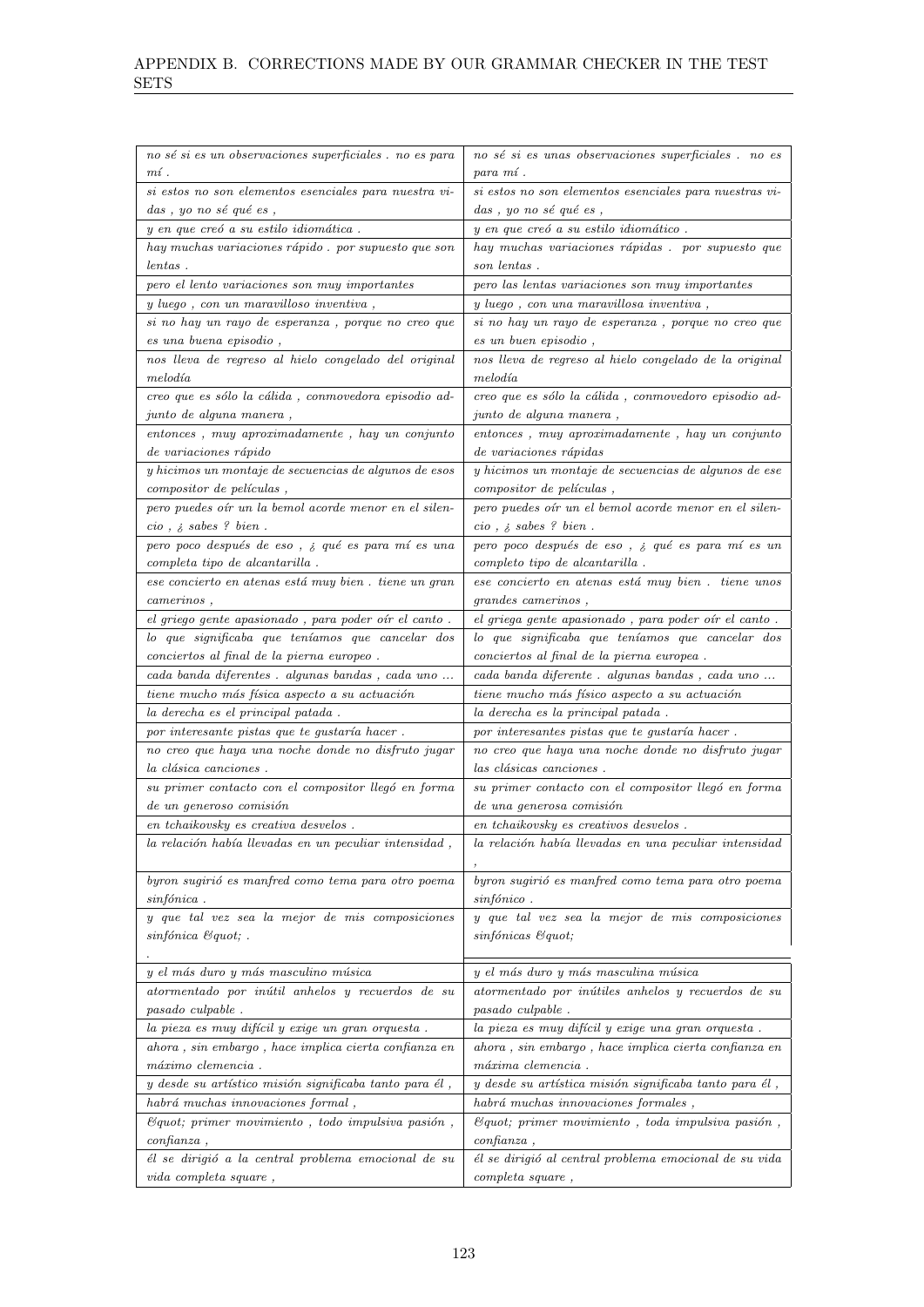| | |
|---|---|
| *no sé si es un observaciones superficiales . no es para mí .* | *no sé si es unas observaciones superficiales . no es para mí .* |
| *si estos no son elementos esenciales para nuestra vidas , yo no sé qué es ,* | *si estos no son elementos esenciales para nuestras vidas , yo no sé qué es ,* |
| *y en que creó a su estilo idiomática .* | *y en que creó a su estilo idiomático .* |
| *hay muchas variaciones rápido . por supuesto que son lentas .* | *hay muchas variaciones rápidas . por supuesto que son lentas .* |
| *pero el lento variaciones son muy importantes* | *pero las lentas variaciones son muy importantes* |
| *y luego , con un maravilloso inventiva ,* | *y luego , con una maravillosa inventiva ,* |
| *si no hay un rayo de esperanza , porque no creo que es una buena episodio ,* | *si no hay un rayo de esperanza , porque no creo que es un buen episodio ,* |
| *nos lleva de regreso al hielo congelado del original melodía* | *nos lleva de regreso al hielo congelado de la original melodía* |
| *creo que es sólo la cálida , conmovedora episodio adjunto de alguna manera ,* | *creo que es sólo la cálida , conmovedoro episodio adjunto de alguna manera ,* |
| *entonces , muy aproximadamente , hay un conjunto de variaciones rápido* | *entonces , muy aproximadamente , hay un conjunto de variaciones rápidas* |
| *y hicimos un montaje de secuencias de algunos de esos compositor de películas ,* | *y hicimos un montaje de secuencias de algunos de ese compositor de películas ,* |
| *pero puedes oír un la bemol acorde menor en el silencio , ¿ sabes ? bien .* | *pero puedes oír un el bemol acorde menor en el silencio , ¿ sabes ? bien .* |
| *pero poco después de eso , ¿ qué es para mí es una completa tipo de alcantarilla .* | *pero poco después de eso , ¿ qué es para mí es un completo tipo de alcantarilla .* |
| *ese concierto en atenas está muy bien . tiene un gran camerinos ,* | *ese concierto en atenas está muy bien . tiene unos grandes camerinos ,* |
| *el griego gente apasionado , para poder oír el canto .* | *el griega gente apasionado , para poder oír el canto .* |
| *lo que significaba que teníamos que cancelar dos conciertos al final de la pierna europeo .* | *lo que significaba que teníamos que cancelar dos conciertos al final de la pierna europea .* |
| *cada banda diferentes . algunas bandas , cada uno ...* | *cada banda diferente . algunas bandas , cada uno ...* |
| *tiene mucho más física aspecto a su actuación* | *tiene mucho más físico aspecto a su actuación* |
| *la derecha es el principal patada .* | *la derecha es la principal patada .* |
| *por interesante pistas que te gustaría hacer .* | *por interesantes pistas que te gustaría hacer .* |
| *no creo que haya una noche donde no disfruto jugar la clásica canciones .* | *no creo que haya una noche donde no disfruto jugar las clásicas canciones .* |
| *su primer contacto con el compositor llegó en forma de un generoso comisión* | *su primer contacto con el compositor llegó en forma de una generosa comisión* |
| *en tchaikovsky es creativa desvelos .* | *en tchaikovsky es creativos desvelos .* |
| *la relación había llevadas en un peculiar intensidad ,* | *la relación había llevadas en una peculiar intensidad ,* |
| *byron sugirió es manfred como tema para otro poema sinfónica .* | *byron sugirió es manfred como tema para otro poema sinfónico .* |
| *y que tal vez sea la mejor de mis composiciones sinfónica &quot; . .* | *y que tal vez sea la mejor de mis composiciones sinfónicas &quot;* |
| *y el más duro y más masculino música* | *y el más duro y más masculina música* |
| *atormentado por inútil anhelos y recuerdos de su pasado culpable .* | *atormentado por inútiles anhelos y recuerdos de su pasado culpable .* |
| *la pieza es muy difícil y exige un gran orquesta .* | *la pieza es muy difícil y exige una gran orquesta .* |
| *ahora , sin embargo , hace implica cierta confianza en máximo clemencia .* | *ahora , sin embargo , hace implica cierta confianza en máxima clemencia .* |
| *y desde su artístico misión significaba tanto para él ,* | *y desde su artística misión significaba tanto para él ,* |
| *habrá muchas innovaciones formal ,* | *habrá muchas innovaciones formales ,* |
| *&quot; primer movimiento , todo impulsiva pasión , confianza ,* | *&quot; primer movimiento , toda impulsiva pasión , confianza ,* |
| *él se dirigió a la central problema emocional de su vida completa square ,* | *él se dirigió al central problema emocional de su vida completa square ,* |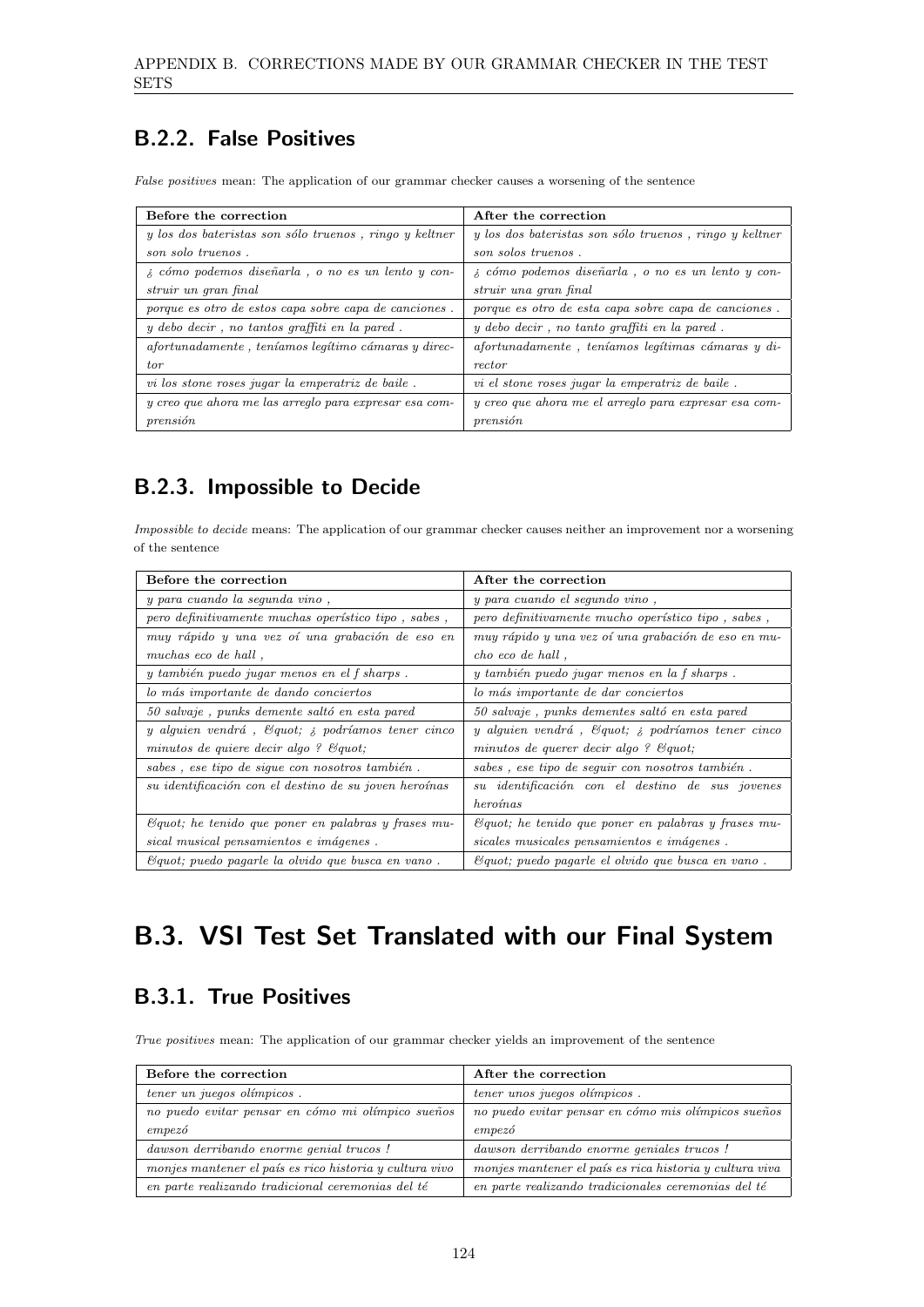## B.2.2. False Positives

*False positives* mean: The application of our grammar checker causes a worsening of the sentence

| Before the correction | After the correction |
|---|---|
| *y los dos bateristas son sólo truenos , ringo y keltner son solo truenos .* | *y los dos bateristas son sólo truenos , ringo y keltner son solos truenos .* |
| *¿ cómo podemos diseñarla , o no es un lento y construir un gran final* | *¿ cómo podemos diseñarla , o no es un lento y construir una gran final* |
| *porque es otro de estos capa sobre capa de canciones .* | *porque es otro de esta capa sobre capa de canciones .* |
| *y debo decir , no tantos graffiti en la pared .* | *y debo decir , no tanto graffiti en la pared .* |
| *afortunadamente , teníamos legítimo cámaras y director* | *afortunadamente , teníamos legítimas cámaras y director* |
| *vi los stone roses jugar la emperatriz de baile .* | *vi el stone roses jugar la emperatriz de baile .* |
| *y creo que ahora me las arreglo para expresar esa comprensión* | *y creo que ahora me el arreglo para expresar esa comprensión* |

## B.2.3. Impossible to Decide

*Impossible to decide* means: The application of our grammar checker causes neither an improvement nor a worsening of the sentence

| Before the correction | After the correction |
|---|---|
| *y para cuando la segunda vino ,* | *y para cuando el segundo vino ,* |
| *pero definitivamente muchas operístico tipo , sabes ,* | *pero definitivamente mucho operístico tipo , sabes ,* |
| *muy rápido y una vez oí una grabación de eso en muchas eco de hall ,* | *muy rápido y una vez oí una grabación de eso en mucho eco de hall ,* |
| *y también puedo jugar menos en el f sharps .* | *y también puedo jugar menos en la f sharps .* |
| *lo más importante de dando conciertos* | *lo más importante de dar conciertos* |
| *50 salvaje , punks demente saltó en esta pared* | *50 salvaje , punks dementes saltó en esta pared* |
| *y alguien vendrá , &quot; ¿ podríamos tener cinco minutos de quiere decir algo ? &quot;* | *y alguien vendrá , &quot; ¿ podríamos tener cinco minutos de querer decir algo ? &quot;* |
| *sabes , ese tipo de sigue con nosotros también .* | *sabes , ese tipo de seguir con nosotros también .* |
| *su identificación con el destino de su joven heroínas* | *su identificación con el destino de sus jovenes heroínas* |
| *&quot; he tenido que poner en palabras y frases musical musical pensamientos e imágenes .* | *&quot; he tenido que poner en palabras y frases musicales musicales pensamientos e imágenes .* |
| *&quot; puedo pagarle la olvido que busca en vano .* | *&quot; puedo pagarle el olvido que busca en vano .* |

# B.3. VSI Test Set Translated with our Final System

## B.3.1. True Positives

*True positives* mean: The application of our grammar checker yields an improvement of the sentence

| Before the correction | After the correction |
|---|---|
| *tener un juegos olímpicos .* | *tener unos juegos olímpicos .* |
| *no puedo evitar pensar en cómo mi olímpico sueños empezó* | *no puedo evitar pensar en cómo mis olímpicos sueños empezó* |
| *dawson derribando enorme genial trucos !* | *dawson derribando enorme geniales trucos !* |
| *monjes mantener el país es rico historia y cultura vivo* | *monjes mantener el país es rica historia y cultura viva* |
| *en parte realizando tradicional ceremonias del té* | *en parte realizando tradicionales ceremonias del té* |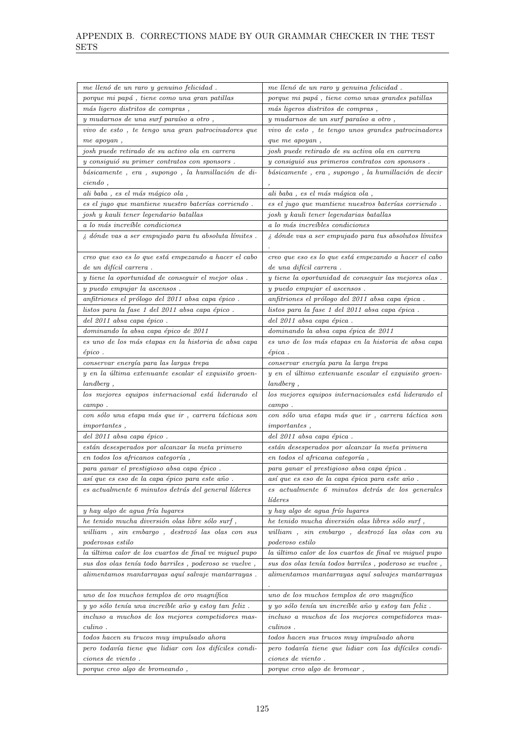| | |
|---|---|
| *me llenó de un raro y genuino felicidad .* | *me llenó de un raro y genuina felicidad .* |
| *porque mi papá , tiene como una gran patillas* | *porque mi papá , tiene como unas grandes patillas* |
| *más ligero distritos de compras ,* | *más ligeros distritos de compras ,* |
| *y mudarnos de una surf paraíso a otro ,* | *y mudarnos de un surf paraíso a otro ,* |
| *vivo de esto , te tengo una gran patrocinadores que me apoyan ,* | *vivo de esto , te tengo unos grandes patrocinadores que me apoyan ,* |
| *josh puede retirado de su activo ola en carrera* | *josh puede retirado de su activa ola en carrera* |
| *y consiguió su primer contratos con sponsors .* | *y consiguió sus primeros contratos con sponsors .* |
| *básicamente , era , supongo , la humillación de diciendo ,* | *básicamente , era , supongo , la humillación de decir ,* |
| *ali baba , es el más mágico ola ,* | *ali baba , es el más mágica ola ,* |
| *es el jugo que mantiene nuestro baterías corriendo .* | *es el jugo que mantiene nuestros baterías corriendo .* |
| *josh y kauli tener legendario batallas* | *josh y kauli tener legendarias batallas* |
| *a lo más increíble condiciones* | *a lo más increíbles condiciones* |
| *¿ dónde vas a ser empujado para tu absoluta límites .* | *¿ dónde vas a ser empujado para tus absolutos límites .* |
| *creo que eso es lo que está empezando a hacer el cabo de un difícil carrera .* | *creo que eso es lo que está empezando a hacer el cabo de una difícil carrera .* |
| *y tiene la oportunidad de conseguir el mejor olas .* | *y tiene la oportunidad de conseguir las mejores olas .* |
| *y puedo empujar la ascensos .* | *y puedo empujar el ascensos .* |
| *anfitriones el prólogo del 2011 absa capa épico .* | *anfitriones el prólogo del 2011 absa capa épica .* |
| *listos para la fase 1 del 2011 absa capa épico .* | *listos para la fase 1 del 2011 absa capa épica .* |
| *del 2011 absa capa épico .* | *del 2011 absa capa épica .* |
| *dominando la absa capa épico de 2011* | *dominando la absa capa épica de 2011* |
| *es uno de los más etapas en la historia de absa capa épico .* | *es uno de los más etapas en la historia de absa capa épica .* |
| *conservar energía para las largas trepa* | *conservar energía para la larga trepa* |
| *y en la última extenuante escalar el exquisito groenlandberg ,* | *y en el último extenuante escalar el exquisito groenlandberg ,* |
| *los mejores equipos internacional está liderando el campo .* | *los mejores equipos internacionales está liderando el campo .* |
| *con sólo una etapa más que ir , carrera tácticas son importantes ,* | *con sólo una etapa más que ir , carrera táctica son importantes ,* |
| *del 2011 absa capa épico .* | *del 2011 absa capa épica .* |
| *están desesperados por alcanzar la meta primero* | *están desesperados por alcanzar la meta primera* |
| *en todos los africanos categoría ,* | *en todos el africana categoría ,* |
| *para ganar el prestigioso absa capa épico .* | *para ganar el prestigioso absa capa épica .* |
| *así que es eso de la capa épico para este año .* | *así que es eso de la capa épica para este año .* |
| *es actualmente 6 minutos detrás del general líderes* | *es actualmente 6 minutos detrás de los generales líderes* |
| *y hay algo de agua fría lugares* | *y hay algo de agua frío lugares* |
| *he tenido mucha diversión olas libre sólo surf ,* | *he tenido mucha diversión olas libres sólo surf ,* |
| *william , sin embargo , destrozó las olas con sus poderosas estilo* | *william , sin embargo , destrozó las olas con su poderoso estilo* |
| *la última calor de los cuartos de final ve miguel pupo* | *la último calor de los cuartos de final ve miguel pupo* |
| *sus dos olas tenía todo barriles , poderoso se vuelve ,* | *sus dos olas tenía todos barriles , poderoso se vuelve ,* |
| *alimentamos mantarrayas aquí salvaje mantarrayas .* | *alimentamos mantarrayas aquí salvajes mantarrayas .* |
| *uno de los muchos templos de oro magnífica* | *uno de los muchos templos de oro magnífico* |
| *y yo sólo tenía una increíble año y estoy tan feliz .* | *y yo sólo tenía un increíble año y estoy tan feliz .* |
| *incluso a muchos de los mejores competidores masculino .* | *incluso a muchos de los mejores competidores masculinos .* |
| *todos hacen su trucos muy impulsado ahora* | *todos hacen sus trucos muy impulsado ahora* |
| *pero todavía tiene que lidiar con los difíciles condiciones de viento .* | *pero todavía tiene que lidiar con las difíciles condiciones de viento .* |
| *porque creo algo de bromeando ,* | *porque creo algo de bromear ,* |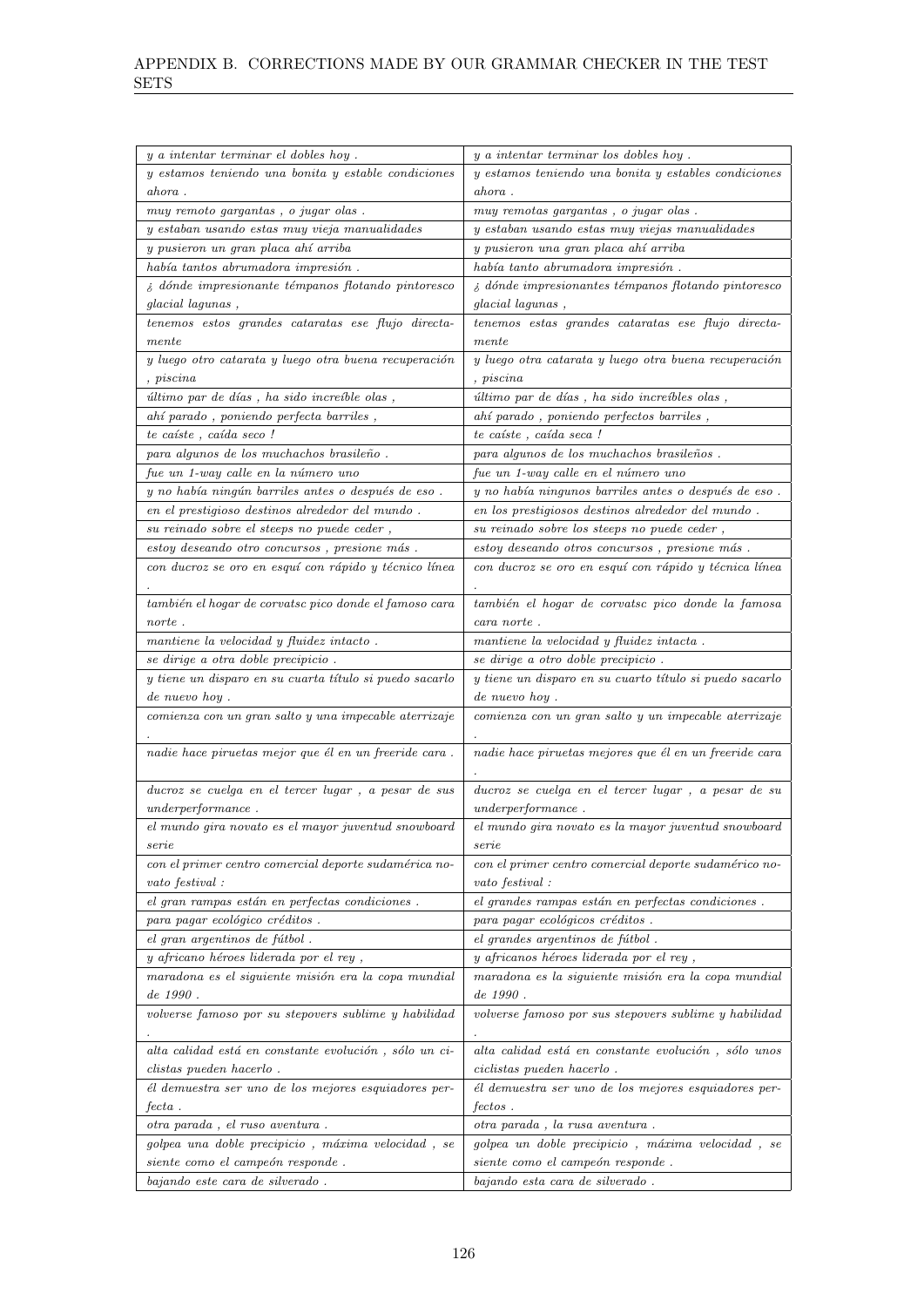| | |
|---|---|
| *y a intentar terminar el dobles hoy .* | *y a intentar terminar los dobles hoy .* |
| *y estamos teniendo una bonita y estable condiciones ahora .* | *y estamos teniendo una bonita y estables condiciones ahora .* |
| *muy remoto gargantas , o jugar olas .* | *muy remotas gargantas , o jugar olas .* |
| *y estaban usando estas muy vieja manualidades* | *y estaban usando estas muy viejas manualidades* |
| *y pusieron un gran placa ahí arriba* | *y pusieron una gran placa ahí arriba* |
| *había tantos abrumadora impresión .* | *había tanto abrumadora impresión .* |
| *¿ dónde impresionante témpanos flotando pintoresco glacial lagunas ,* | *¿ dónde impresionantes témpanos flotando pintoresco glacial lagunas ,* |
| *tenemos estos grandes cataratas ese flujo directamente* | *tenemos estas grandes cataratas ese flujo directamente* |
| *y luego otro catarata y luego otra buena recuperación , piscina* | *y luego otra catarata y luego otra buena recuperación , piscina* |
| *último par de días , ha sido increíble olas ,* | *último par de días , ha sido increíbles olas ,* |
| *ahí parado , poniendo perfecta barriles ,* | *ahí parado , poniendo perfectos barriles ,* |
| *te caíste , caída seco !* | *te caíste , caída seca !* |
| *para algunos de los muchachos brasileño .* | *para algunos de los muchachos brasileños .* |
| *fue un 1-way calle en la número uno* | *fue un 1-way calle en el número uno* |
| *y no había ningún barriles antes o después de eso .* | *y no había ningunos barriles antes o después de eso .* |
| *en el prestigioso destinos alrededor del mundo .* | *en los prestigiosos destinos alrededor del mundo .* |
| *su reinado sobre el steeps no puede ceder ,* | *su reinado sobre los steeps no puede ceder ,* |
| *estoy deseando otro concursos , presione más .* | *estoy deseando otros concursos , presione más .* |
| *con ducroz se oro en esquí con rápido y técnico línea .* | *con ducroz se oro en esquí con rápido y técnica línea .* |
| *también el hogar de corvatsc pico donde el famoso cara norte .* | *también el hogar de corvatsc pico donde la famosa cara norte .* |
| *mantiene la velocidad y fluidez intacto .* | *mantiene la velocidad y fluidez intacta .* |
| *se dirige a otra doble precipicio .* | *se dirige a otro doble precipicio .* |
| *y tiene un disparo en su cuarta título si puedo sacarlo de nuevo hoy .* | *y tiene un disparo en su cuarto título si puedo sacarlo de nuevo hoy .* |
| *comienza con un gran salto y una impecable aterrizaje .* | *comienza con un gran salto y un impecable aterrizaje .* |
| *nadie hace piruetas mejor que él en un freeride cara .* | *nadie hace piruetas mejores que él en un freeride cara .* |
| *ducroz se cuelga en el tercer lugar , a pesar de sus underperformance .* | *ducroz se cuelga en el tercer lugar , a pesar de su underperformance .* |
| *el mundo gira novato es el mayor juventud snowboard serie* | *el mundo gira novato es la mayor juventud snowboard serie* |
| *con el primer centro comercial deporte sudamérica novato festival :* | *con el primer centro comercial deporte sudamérico novato festival :* |
| *el gran rampas están en perfectas condiciones .* | *el grandes rampas están en perfectas condiciones .* |
| *para pagar ecológico créditos .* | *para pagar ecológicos créditos .* |
| *el gran argentinos de fútbol .* | *el grandes argentinos de fútbol .* |
| *y africano héroes liderada por el rey ,* | *y africanos héroes liderada por el rey ,* |
| *maradona es el siguiente misión era la copa mundial de 1990 .* | *maradona es la siguiente misión era la copa mundial de 1990 .* |
| *volverse famoso por su stepovers sublime y habilidad .* | *volverse famoso por sus stepovers sublime y habilidad .* |
| *alta calidad está en constante evolución , sólo un ciclistas pueden hacerlo .* | *alta calidad está en constante evolución , sólo unos ciclistas pueden hacerlo .* |
| *él demuestra ser uno de los mejores esquiadores perfecta .* | *él demuestra ser uno de los mejores esquiadores perfectos .* |
| *otra parada , el ruso aventura .* | *otra parada , la rusa aventura .* |
| *golpea una doble precipicio , máxima velocidad , se siente como el campeón responde .* | *golpea un doble precipicio , máxima velocidad , se siente como el campeón responde .* |
| *bajando este cara de silverado .* | *bajando esta cara de silverado .* |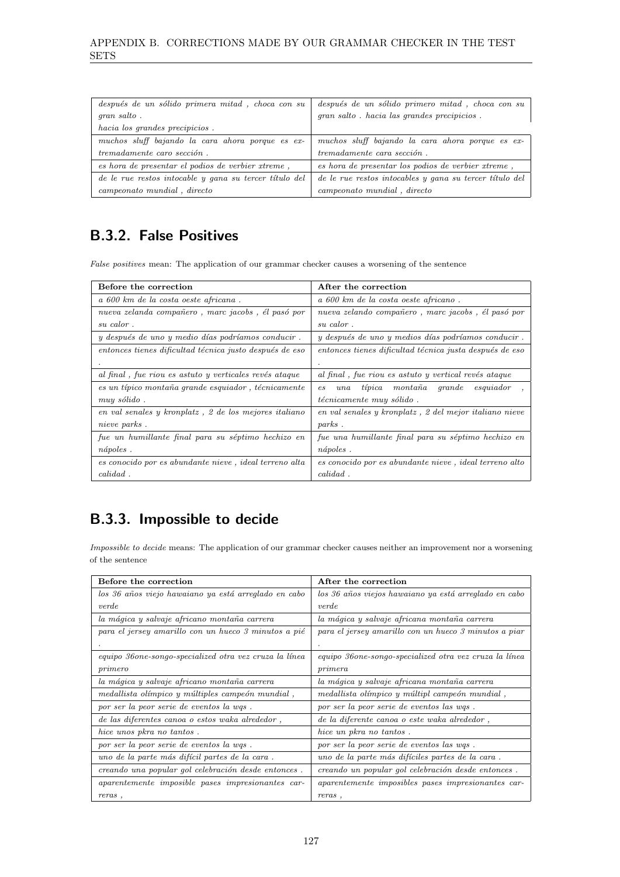| | |
|---|---|
| *después de un sólido primera mitad , choca con su gran salto .* *hacia los grandes precipicios .* | *después de un sólido primero mitad , choca con su gran salto . hacia las grandes precipicios .* |
| *muchos sluff bajando la cara ahora porque es extremadamente caro sección .* | *muchos sluff bajando la cara ahora porque es extremadamente cara sección .* |
| *es hora de presentar el podios de verbier xtreme ,* | *es hora de presentar los podios de verbier xtreme ,* |
| *de le rue restos intocable y gana su tercer título del campeonato mundial , directo* | *de le rue restos intocables y gana su tercer título del campeonato mundial , directo* |

## B.3.2. False Positives

*False positives* mean: The application of our grammar checker causes a worsening of the sentence

| Before the correction | After the correction |
|---|---|
| *a 600 km de la costa oeste africana .* | *a 600 km de la costa oeste africano .* |
| *nueva zelanda compañero , marc jacobs , él pasó por su calor .* | *nueva zelando compañero , marc jacobs , él pasó por su calor .* |
| *y después de uno y medio días podríamos conducir .* | *y después de uno y medios días podríamos conducir .* |
| *entonces tienes dificultad técnica justo después de eso .* | *entonces tienes dificultad técnica justa después de eso .* |
| *al final , fue riou es astuto y verticales revés ataque* | *al final , fue riou es astuto y vertical revés ataque* |
| *es un típico montaña grande esquiador , técnicamente muy sólido .* | *es una típica montaña grande esquiador , técnicamente muy sólido .* |
| *en val senales y kronplatz , 2 de los mejores italiano nieve parks .* | *en val senales y kronplatz , 2 del mejor italiano nieve parks .* |
| *fue un humillante final para su séptimo hechizo en nápoles .* | *fue una humillante final para su séptimo hechizo en nápoles .* |
| *es conocido por es abundante nieve , ideal terreno alta calidad .* | *es conocido por es abundante nieve , ideal terreno alto calidad .* |

## B.3.3. Impossible to decide

*Impossible to decide* means: The application of our grammar checker causes neither an improvement nor a worsening of the sentence

| Before the correction | After the correction |
|---|---|
| *los 36 años viejo hawaiano ya está arreglado en cabo verde* | *los 36 años viejos hawaiano ya está arreglado en cabo verde* |
| *la mágica y salvaje africano montaña carrera* | *la mágica y salvaje africana montaña carrera* |
| *para el jersey amarillo con un hueco 3 minutos a pié .* | *para el jersey amarillo con un hueco 3 minutos a piar .* |
| *equipo 36one-songo-specialized otra vez cruza la línea primero* | *equipo 36one-songo-specialized otra vez cruza la línea primera* |
| *la mágica y salvaje africano montaña carrera* | *la mágica y salvaje africana montaña carrera* |
| *medallista olímpico y múltiples campeón mundial ,* | *medallista olímpico y múltipl campeón mundial ,* |
| *por ser la peor serie de eventos la wqs .* | *por ser la peor serie de eventos las wqs .* |
| *de las diferentes canoa o estos waka alrededor ,* | *de la diferente canoa o este waka alrededor ,* |
| *hice unos pkra no tantos .* | *hice un pkra no tantos .* |
| *por ser la peor serie de eventos la wqs .* | *por ser la peor serie de eventos las wqs .* |
| *uno de la parte más difícil partes de la cara .* | *uno de la parte más difíciles partes de la cara .* |
| *creando una popular gol celebración desde entonces .* | *creando un popular gol celebración desde entonces .* |
| *aparentemente imposible pases impresionantes carreras ,* | *aparentemente imposibles pases impresionantes carreras ,* |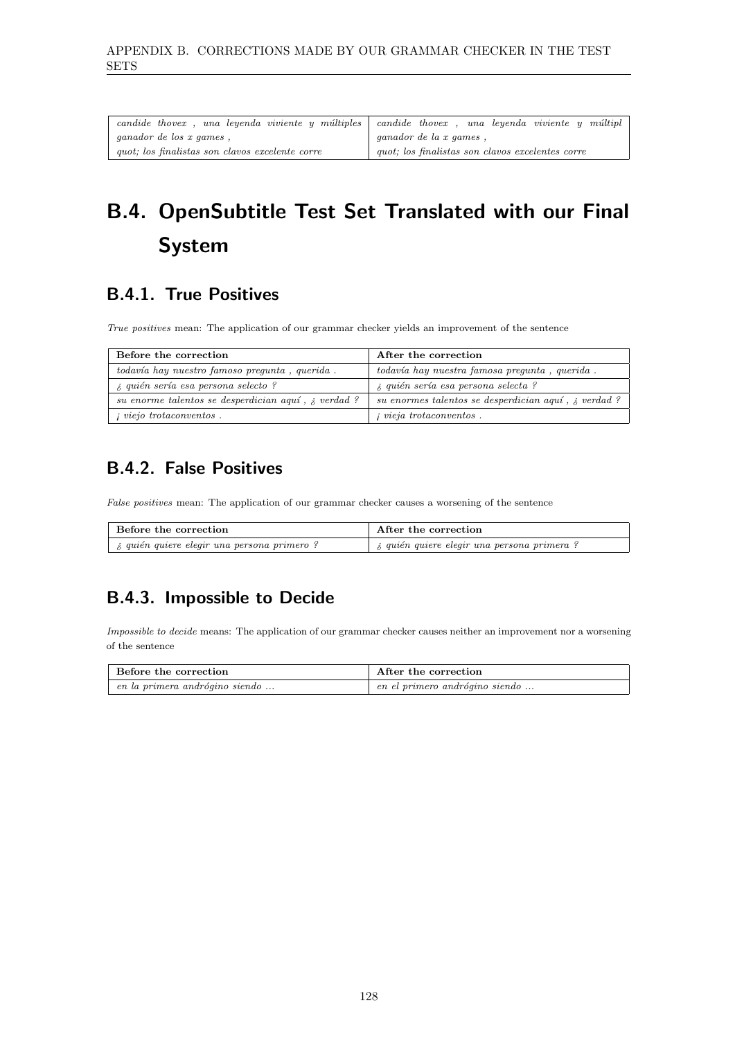| | |
|---|---|
| *candide thovex , una leyenda viviente y múltiples ganador de los x games ,* | *candide thovex , una leyenda viviente y múltipl ganador de la x games ,* |
| *quot; los finalistas son clavos excelente corre* | *quot; los finalistas son clavos excelentes corre* |

# B.4. OpenSubtitle Test Set Translated with our Final System

## B.4.1. True Positives

*True positives* mean: The application of our grammar checker yields an improvement of the sentence

| Before the correction | After the correction |
|---|---|
| *todavía hay nuestro famoso pregunta , querida .* | *todavía hay nuestra famosa pregunta , querida .* |
| *¿ quién sería esa persona selecto ?* | *¿ quién sería esa persona selecta ?* |
| *su enorme talentos se desperdician aquí , ¿ verdad ?* | *su enormes talentos se desperdician aquí , ¿ verdad ?* |
| *¡ viejo trotaconventos .* | *¡ vieja trotaconventos .* |

## B.4.2. False Positives

*False positives* mean: The application of our grammar checker causes a worsening of the sentence

| Before the correction | After the correction |
|---|---|
| *¿ quién quiere elegir una persona primero ?* | *¿ quién quiere elegir una persona primera ?* |

## B.4.3. Impossible to Decide

*Impossible to decide* means: The application of our grammar checker causes neither an improvement nor a worsening of the sentence

| Before the correction | After the correction |
|---|---|
| *en la primera andrógino siendo ...* | *en el primero andrógino siendo ...* |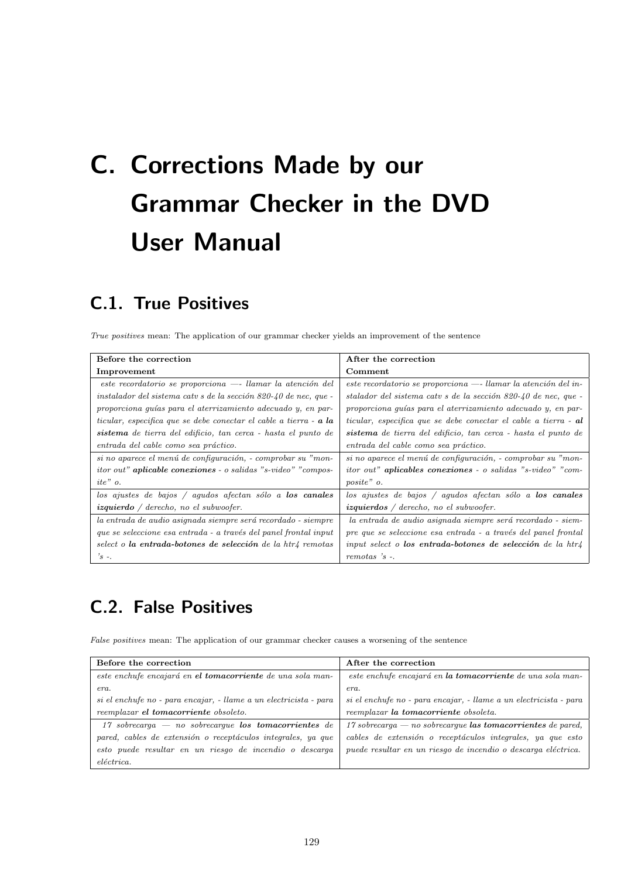# C. Corrections Made by our Grammar Checker in the DVD User Manual

## C.1. True Positives

*True positives* mean: The application of our grammar checker yields an improvement of the sentence

| Before the correction<br>Improvement | After the correction<br>Comment |
|---|---|
| *este recordatorio se proporciona —- llamar la atención del instalador del sistema catv s de la sección 820-40 de nec, que - proporciona guías para el aterrizamiento adecuado y, en particular, especifica que se debe conectar el cable a tierra -* ***a la sistema*** *de tierra del edificio, tan cerca - hasta el punto de entrada del cable como sea práctico.* | *este recordatorio se proporciona —- llamar la atención del instalador del sistema catv s de la sección 820-40 de nec, que - proporciona guías para el aterrizamiento adecuado y, en particular, especifica que se debe conectar el cable a tierra -* ***al sistema*** *de tierra del edificio, tan cerca - hasta el punto de entrada del cable como sea práctico.* |
| *si no aparece el menú de configuración, - comprobar su "monitor out"* ***aplicable conexiones*** *- o salidas "s-video" "composite" o.* | *si no aparece el menú de configuración, - comprobar su "monitor out"* ***aplicables conexiones*** *- o salidas "s-video" "composite" o.* |
| *los ajustes de bajos / agudos afectan sólo a* ***los canales izquierdo*** */ derecho, no el subwoofer.* | *los ajustes de bajos / agudos afectan sólo a* ***los canales izquierdos*** */ derecho, no el subwoofer.* |
| *la entrada de audio asignada siempre será recordado - siempre que se seleccione esa entrada - a través del panel frontal input select o* ***la entrada-botones de selección*** *de la htr4 remotas 's -.* | *la entrada de audio asignada siempre será recordado - siempre que se seleccione esa entrada - a través del panel frontal input select o* ***los entrada-botones de selección*** *de la htr4 remotas 's -.* |

## C.2. False Positives

*False positives* mean: The application of our grammar checker causes a worsening of the sentence

| Before the correction | After the correction |
|---|---|
| *este enchufe encajará en* ***el tomacorriente*** *de una sola manera.*<br>*si el enchufe no - para encajar, - llame a un electricista - para reemplazar* ***el tomacorriente*** *obsoleto.* | *este enchufe encajará en* ***la tomacorriente*** *de una sola manera.*<br>*si el enchufe no - para encajar, - llame a un electricista - para reemplazar* ***la tomacorriente*** *obsoleta.* |
| *17 sobrecarga — no sobrecargue* ***los tomacorrientes*** *de pared, cables de extensión o receptáculos integrales, ya que esto puede resultar en un riesgo de incendio o descarga eléctrica.* | *17 sobrecarga — no sobrecargue* ***las tomacorrientes*** *de pared, cables de extensión o receptáculos integrales, ya que esto puede resultar en un riesgo de incendio o descarga eléctrica.* |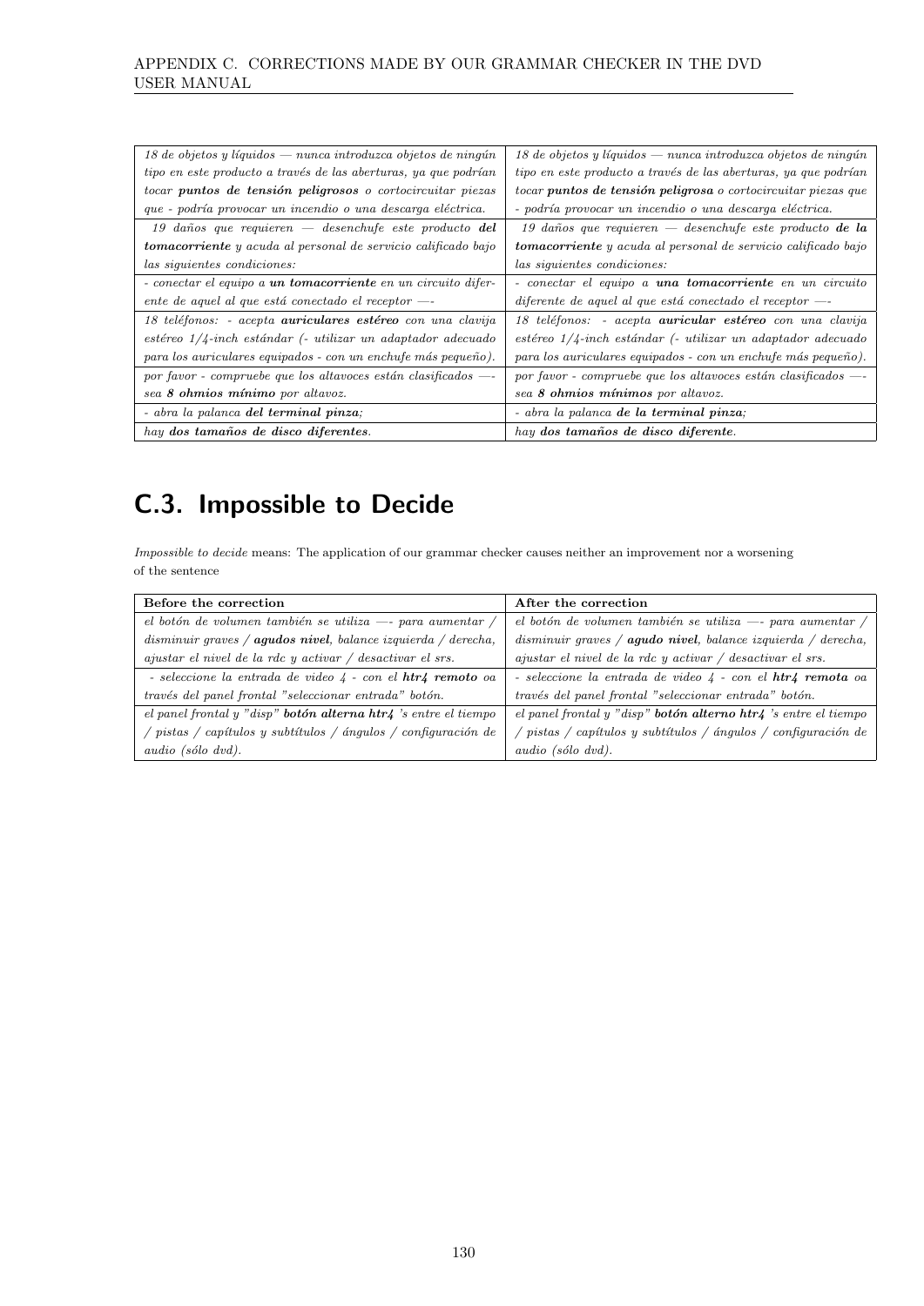| | |
|---|---|
| *18 de objetos y líquidos — nunca introduzca objetos de ningún tipo en este producto a través de las aberturas, ya que podrían tocar **puntos de tensión peligrosos** o cortocircuitar piezas que - podría provocar un incendio o una descarga eléctrica.* | *18 de objetos y líquidos — nunca introduzca objetos de ningún tipo en este producto a través de las aberturas, ya que podrían tocar **puntos de tensión peligrosa** o cortocircuitar piezas que - podría provocar un incendio o una descarga eléctrica.* |
| *19 daños que requieren — desenchufe este producto **del tomacorriente** y acuda al personal de servicio calificado bajo las siguientes condiciones:* | *19 daños que requieren — desenchufe este producto **de la tomacorriente** y acuda al personal de servicio calificado bajo las siguientes condiciones:* |
| *- conectar el equipo a **un tomacorriente** en un circuito diferente de aquel al que está conectado el receptor —-* | *- conectar el equipo a **una tomacorriente** en un circuito diferente de aquel al que está conectado el receptor —-* |
| *18 teléfonos: - acepta **auriculares estéreo** con una clavija estéreo 1/4-inch estándar (- utilizar un adaptador adecuado para los auriculares equipados - con un enchufe más pequeño).* | *18 teléfonos: - acepta **auricular estéreo** con una clavija estéreo 1/4-inch estándar (- utilizar un adaptador adecuado para los auriculares equipados - con un enchufe más pequeño).* |
| *por favor - compruebe que los altavoces están clasificados —- sea **8 ohmios mínimo** por altavoz.* | *por favor - compruebe que los altavoces están clasificados —- sea **8 ohmios mínimos** por altavoz.* |
| *- abra la palanca **del terminal pinza**;* | *- abra la palanca **de la terminal pinza**;* |
| *hay **dos tamaños de disco diferentes**.* | *hay **dos tamaños de disco diferente**.* |

## C.3. Impossible to Decide

*Impossible to decide* means: The application of our grammar checker causes neither an improvement nor a worsening of the sentence

| Before the correction | After the correction |
|---|---|
| *el botón de volumen también se utiliza —- para aumentar / disminuir graves / **agudos nivel**, balance izquierda / derecha, ajustar el nivel de la rdc y activar / desactivar el srs.* | *el botón de volumen también se utiliza —- para aumentar / disminuir graves / **agudo nivel**, balance izquierda / derecha, ajustar el nivel de la rdc y activar / desactivar el srs.* |
| *- seleccione la entrada de video 4 - con el **htr4 remoto** oa través del panel frontal "seleccionar entrada" botón.* | *- seleccione la entrada de video 4 - con el **htr4 remota** oa través del panel frontal "seleccionar entrada" botón.* |
| *el panel frontal y "disp" **botón alterna htr4** 's entre el tiempo / pistas / capítulos y subtítulos / ángulos / configuración de audio (sólo dvd).* | *el panel frontal y "disp" **botón alterno htr4** 's entre el tiempo / pistas / capítulos y subtítulos / ángulos / configuración de audio (sólo dvd).* |